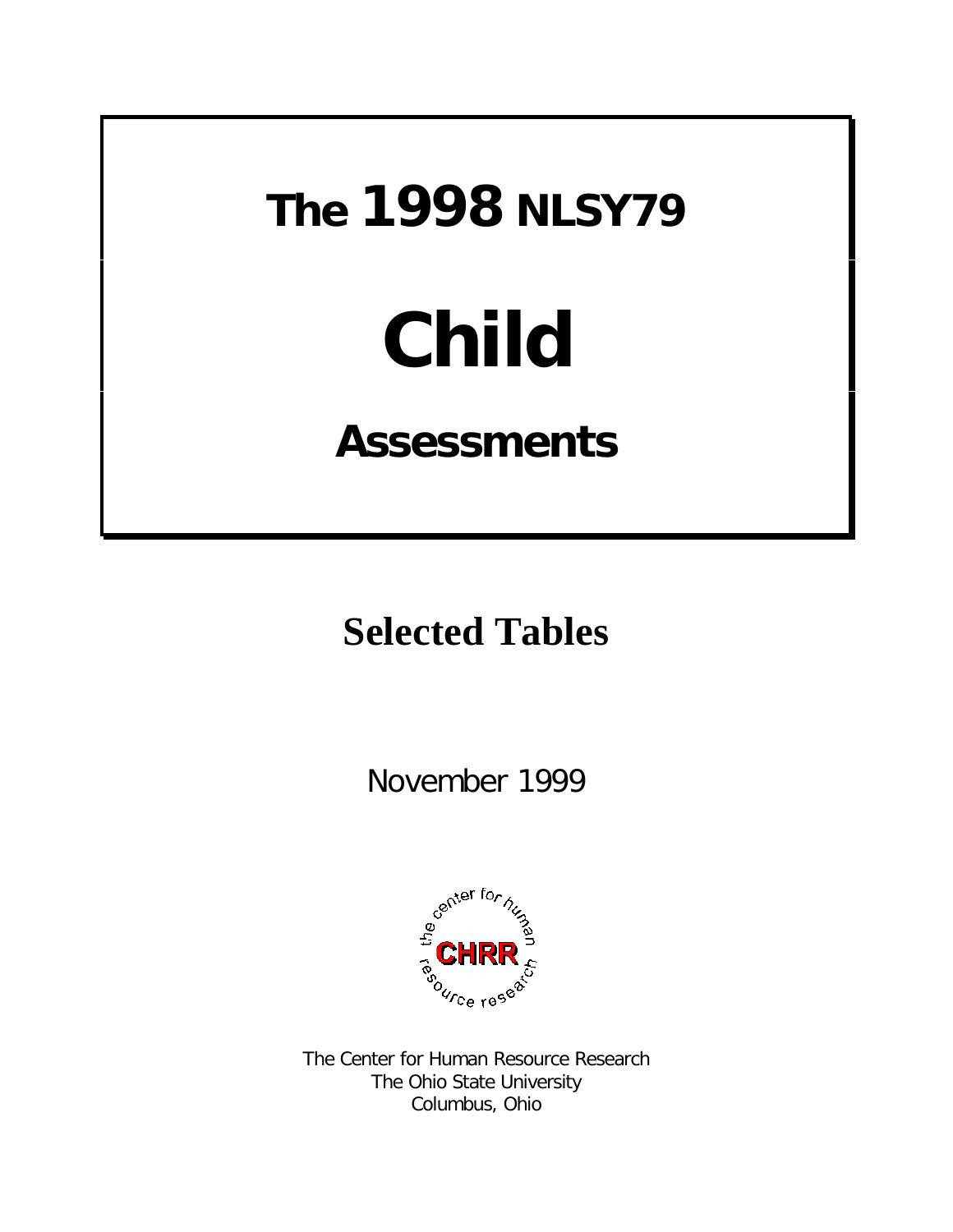# The 1998 NLSY79

# Child

# Assessments

## Selected Tables

November 1999

The Center for Human Resource Research
The Ohio State University
Columbus, Ohio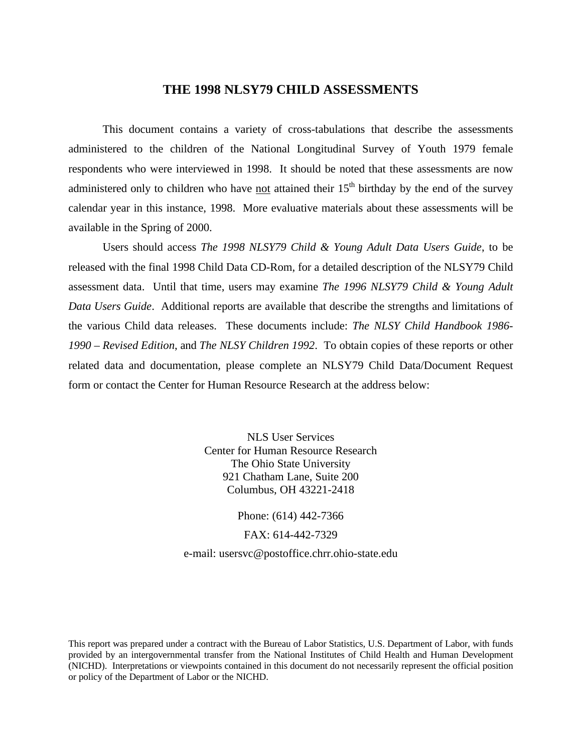# THE 1998 NLSY79 CHILD ASSESSMENTS

This document contains a variety of cross-tabulations that describe the assessments administered to the children of the National Longitudinal Survey of Youth 1979 female respondents who were interviewed in 1998. It should be noted that these assessments are now administered only to children who have not attained their 15th birthday by the end of the survey calendar year in this instance, 1998. More evaluative materials about these assessments will be available in the Spring of 2000.

Users should access *The 1998 NLSY79 Child & Young Adult Data Users Guide*, to be released with the final 1998 Child Data CD-Rom, for a detailed description of the NLSY79 Child assessment data. Until that time, users may examine *The 1996 NLSY79 Child & Young Adult Data Users Guide*. Additional reports are available that describe the strengths and limitations of the various Child data releases. These documents include: *The NLSY Child Handbook 1986-1990 – Revised Edition*, and *The NLSY Children 1992*. To obtain copies of these reports or other related data and documentation, please complete an NLSY79 Child Data/Document Request form or contact the Center for Human Resource Research at the address below:

NLS User Services
Center for Human Resource Research
The Ohio State University
921 Chatham Lane, Suite 200
Columbus, OH 43221-2418

Phone: (614) 442-7366

FAX: 614-442-7329

e-mail: usersvc@postoffice.chrr.ohio-state.edu

This report was prepared under a contract with the Bureau of Labor Statistics, U.S. Department of Labor, with funds provided by an intergovernmental transfer from the National Institutes of Child Health and Human Development (NICHD). Interpretations or viewpoints contained in this document do not necessarily represent the official position or policy of the Department of Labor or the NICHD.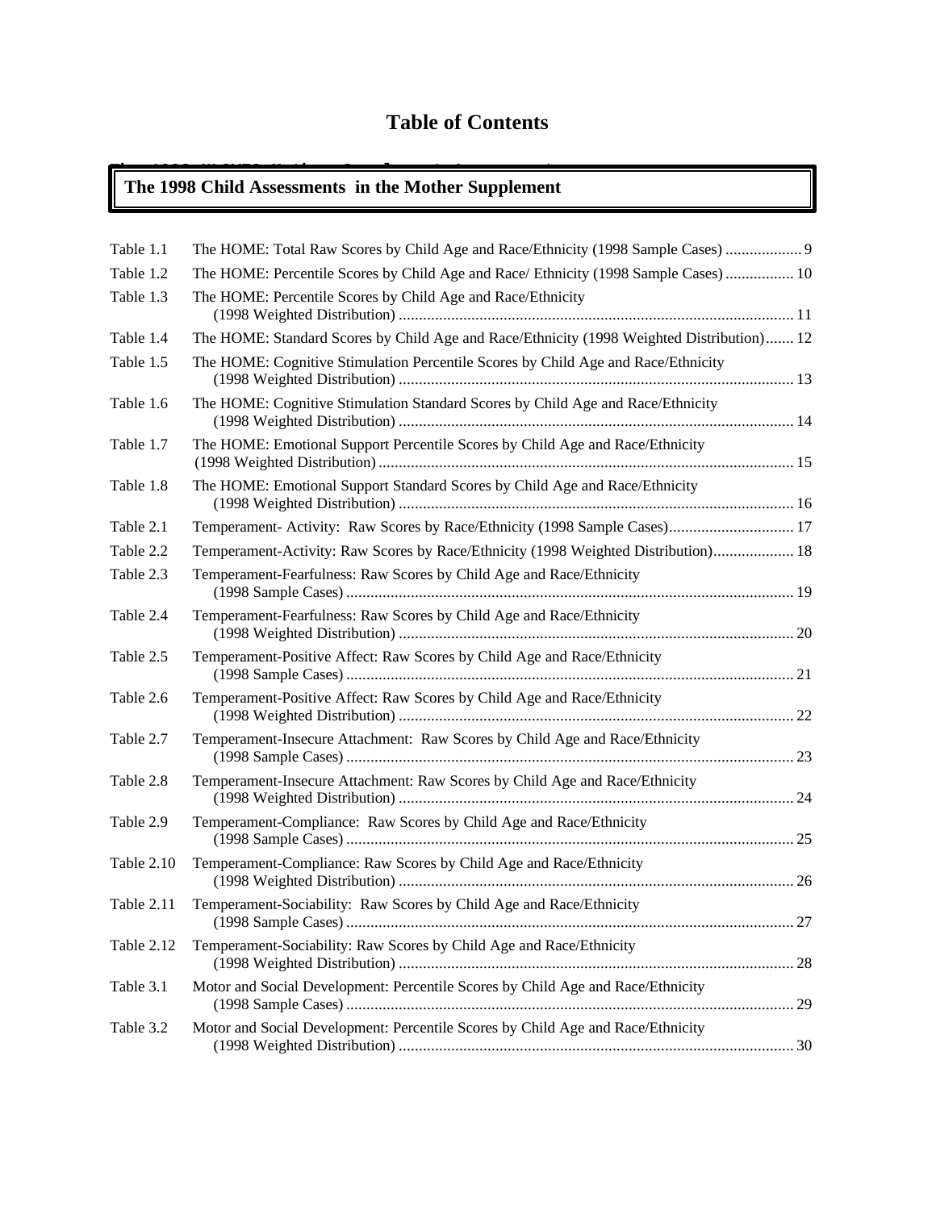# Table of Contents

## The 1998 Child Assessments in the Mother Supplement

| | | |
|---|---|---|
| Table 1.1 | The HOME: Total Raw Scores by Child Age and Race/Ethnicity (1998 Sample Cases) | 9 |
| Table 1.2 | The HOME: Percentile Scores by Child Age and Race/ Ethnicity (1998 Sample Cases) | 10 |
| Table 1.3 | The HOME: Percentile Scores by Child Age and Race/Ethnicity (1998 Weighted Distribution) | 11 |
| Table 1.4 | The HOME: Standard Scores by Child Age and Race/Ethnicity (1998 Weighted Distribution) | 12 |
| Table 1.5 | The HOME: Cognitive Stimulation Percentile Scores by Child Age and Race/Ethnicity (1998 Weighted Distribution) | 13 |
| Table 1.6 | The HOME: Cognitive Stimulation Standard Scores by Child Age and Race/Ethnicity (1998 Weighted Distribution) | 14 |
| Table 1.7 | The HOME: Emotional Support Percentile Scores by Child Age and Race/Ethnicity (1998 Weighted Distribution) | 15 |
| Table 1.8 | The HOME: Emotional Support Standard Scores by Child Age and Race/Ethnicity (1998 Weighted Distribution) | 16 |
| Table 2.1 | Temperament- Activity: Raw Scores by Race/Ethnicity (1998 Sample Cases) | 17 |
| Table 2.2 | Temperament-Activity: Raw Scores by Race/Ethnicity (1998 Weighted Distribution) | 18 |
| Table 2.3 | Temperament-Fearfulness: Raw Scores by Child Age and Race/Ethnicity (1998 Sample Cases) | 19 |
| Table 2.4 | Temperament-Fearfulness: Raw Scores by Child Age and Race/Ethnicity (1998 Weighted Distribution) | 20 |
| Table 2.5 | Temperament-Positive Affect: Raw Scores by Child Age and Race/Ethnicity (1998 Sample Cases) | 21 |
| Table 2.6 | Temperament-Positive Affect: Raw Scores by Child Age and Race/Ethnicity (1998 Weighted Distribution) | 22 |
| Table 2.7 | Temperament-Insecure Attachment: Raw Scores by Child Age and Race/Ethnicity (1998 Sample Cases) | 23 |
| Table 2.8 | Temperament-Insecure Attachment: Raw Scores by Child Age and Race/Ethnicity (1998 Weighted Distribution) | 24 |
| Table 2.9 | Temperament-Compliance: Raw Scores by Child Age and Race/Ethnicity (1998 Sample Cases) | 25 |
| Table 2.10 | Temperament-Compliance: Raw Scores by Child Age and Race/Ethnicity (1998 Weighted Distribution) | 26 |
| Table 2.11 | Temperament-Sociability: Raw Scores by Child Age and Race/Ethnicity (1998 Sample Cases) | 27 |
| Table 2.12 | Temperament-Sociability: Raw Scores by Child Age and Race/Ethnicity (1998 Weighted Distribution) | 28 |
| Table 3.1 | Motor and Social Development: Percentile Scores by Child Age and Race/Ethnicity (1998 Sample Cases) | 29 |
| Table 3.2 | Motor and Social Development: Percentile Scores by Child Age and Race/Ethnicity (1998 Weighted Distribution) | 30 |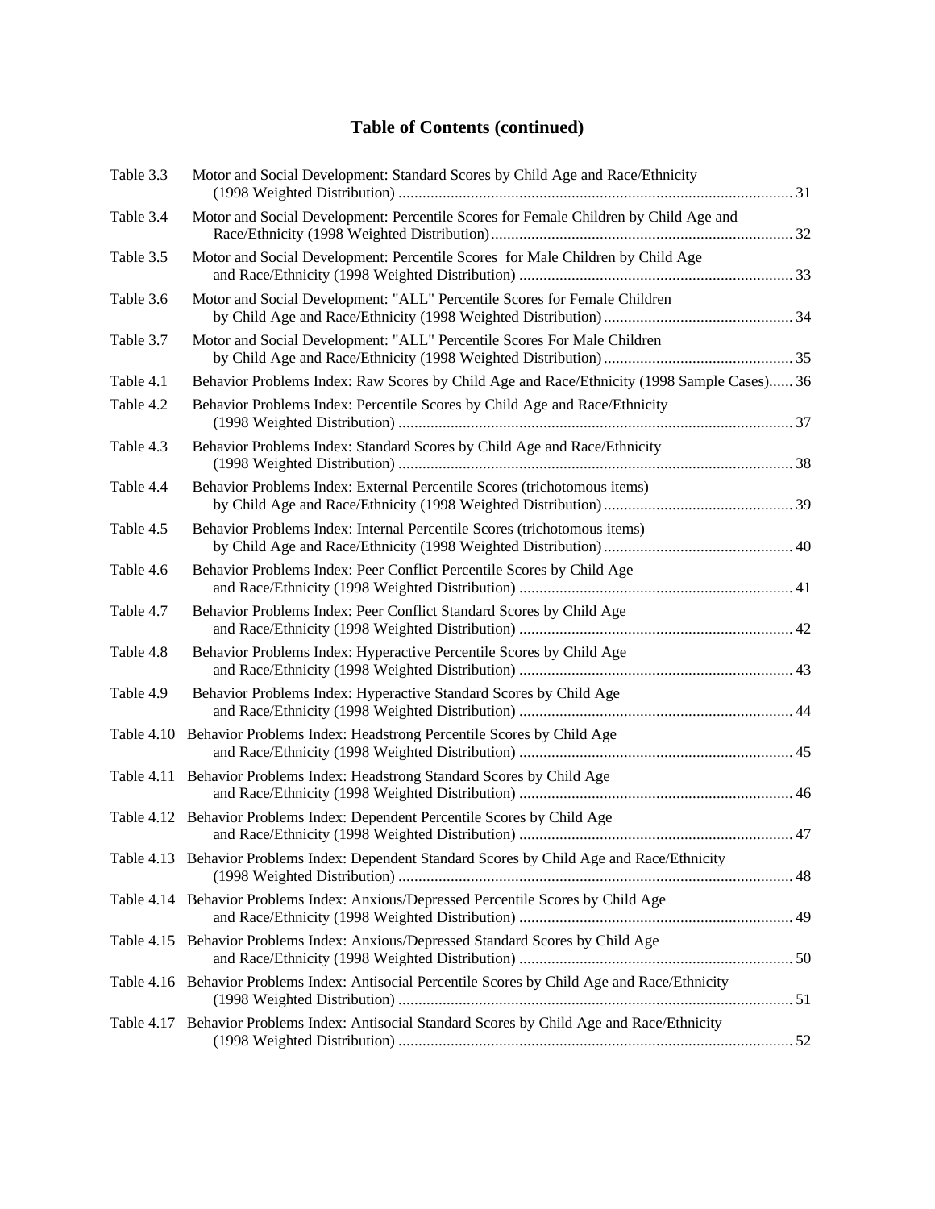## Table of Contents (continued)

| | | |
|---|---|---|
| Table 3.3 | Motor and Social Development: Standard Scores by Child Age and Race/Ethnicity (1998 Weighted Distribution) | 31 |
| Table 3.4 | Motor and Social Development: Percentile Scores for Female Children by Child Age and Race/Ethnicity (1998 Weighted Distribution) | 32 |
| Table 3.5 | Motor and Social Development: Percentile Scores for Male Children by Child Age and Race/Ethnicity (1998 Weighted Distribution) | 33 |
| Table 3.6 | Motor and Social Development: "ALL" Percentile Scores for Female Children by Child Age and Race/Ethnicity (1998 Weighted Distribution) | 34 |
| Table 3.7 | Motor and Social Development: "ALL" Percentile Scores For Male Children by Child Age and Race/Ethnicity (1998 Weighted Distribution) | 35 |
| Table 4.1 | Behavior Problems Index: Raw Scores by Child Age and Race/Ethnicity (1998 Sample Cases) | 36 |
| Table 4.2 | Behavior Problems Index: Percentile Scores by Child Age and Race/Ethnicity (1998 Weighted Distribution) | 37 |
| Table 4.3 | Behavior Problems Index: Standard Scores by Child Age and Race/Ethnicity (1998 Weighted Distribution) | 38 |
| Table 4.4 | Behavior Problems Index: External Percentile Scores (trichotomous items) by Child Age and Race/Ethnicity (1998 Weighted Distribution) | 39 |
| Table 4.5 | Behavior Problems Index: Internal Percentile Scores (trichotomous items) by Child Age and Race/Ethnicity (1998 Weighted Distribution) | 40 |
| Table 4.6 | Behavior Problems Index: Peer Conflict Percentile Scores by Child Age and Race/Ethnicity (1998 Weighted Distribution) | 41 |
| Table 4.7 | Behavior Problems Index: Peer Conflict Standard Scores by Child Age and Race/Ethnicity (1998 Weighted Distribution) | 42 |
| Table 4.8 | Behavior Problems Index: Hyperactive Percentile Scores by Child Age and Race/Ethnicity (1998 Weighted Distribution) | 43 |
| Table 4.9 | Behavior Problems Index: Hyperactive Standard Scores by Child Age and Race/Ethnicity (1998 Weighted Distribution) | 44 |
| Table 4.10 | Behavior Problems Index: Headstrong Percentile Scores by Child Age and Race/Ethnicity (1998 Weighted Distribution) | 45 |
| Table 4.11 | Behavior Problems Index: Headstrong Standard Scores by Child Age and Race/Ethnicity (1998 Weighted Distribution) | 46 |
| Table 4.12 | Behavior Problems Index: Dependent Percentile Scores by Child Age and Race/Ethnicity (1998 Weighted Distribution) | 47 |
| Table 4.13 | Behavior Problems Index: Dependent Standard Scores by Child Age and Race/Ethnicity (1998 Weighted Distribution) | 48 |
| Table 4.14 | Behavior Problems Index: Anxious/Depressed Percentile Scores by Child Age and Race/Ethnicity (1998 Weighted Distribution) | 49 |
| Table 4.15 | Behavior Problems Index: Anxious/Depressed Standard Scores by Child Age and Race/Ethnicity (1998 Weighted Distribution) | 50 |
| Table 4.16 | Behavior Problems Index: Antisocial Percentile Scores by Child Age and Race/Ethnicity (1998 Weighted Distribution) | 51 |
| Table 4.17 | Behavior Problems Index: Antisocial Standard Scores by Child Age and Race/Ethnicity (1998 Weighted Distribution) | 52 |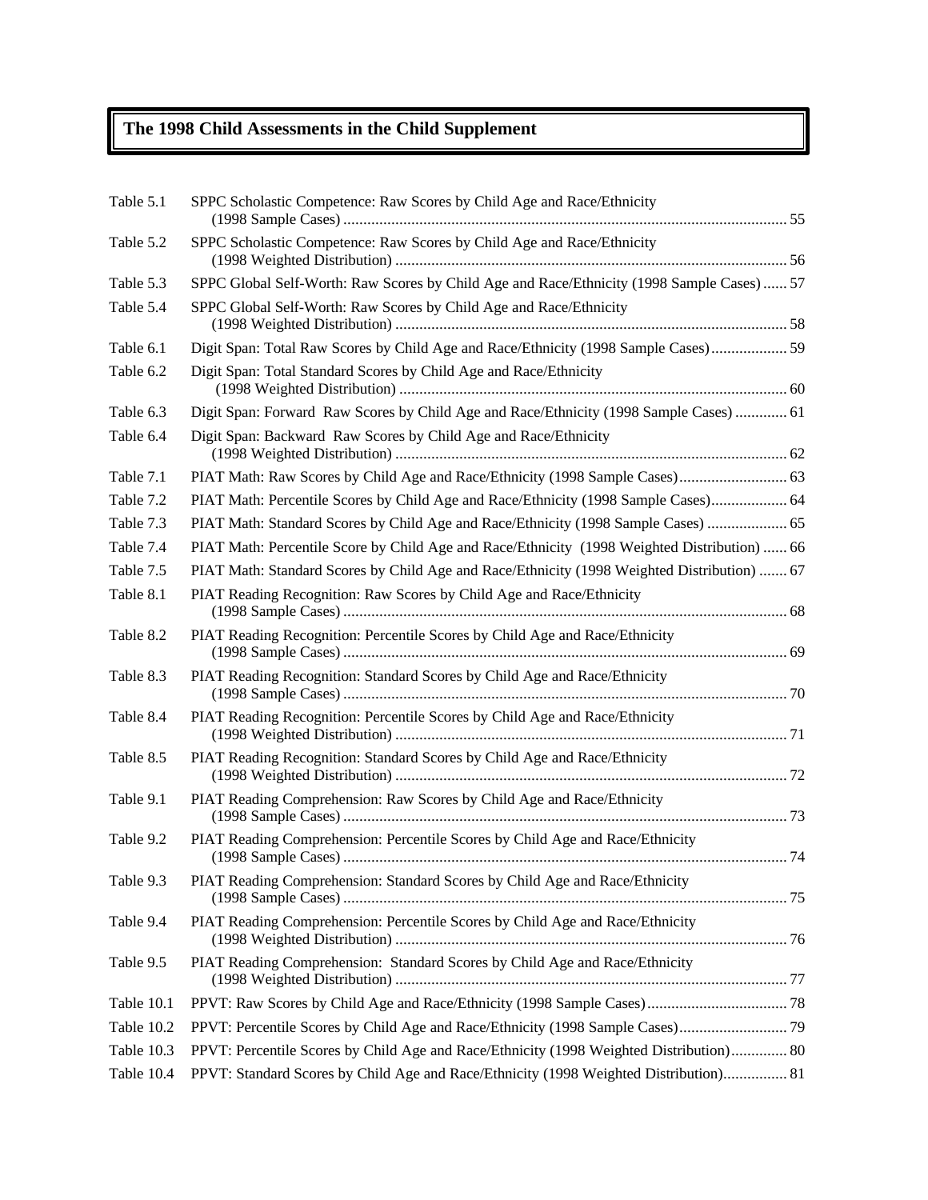## The 1998 Child Assessments in the Child Supplement

| | | |
|---|---|---|
| Table 5.1 | SPPC Scholastic Competence: Raw Scores by Child Age and Race/Ethnicity (1998 Sample Cases) | 55 |
| Table 5.2 | SPPC Scholastic Competence: Raw Scores by Child Age and Race/Ethnicity (1998 Weighted Distribution) | 56 |
| Table 5.3 | SPPC Global Self-Worth: Raw Scores by Child Age and Race/Ethnicity (1998 Sample Cases) | 57 |
| Table 5.4 | SPPC Global Self-Worth: Raw Scores by Child Age and Race/Ethnicity (1998 Weighted Distribution) | 58 |
| Table 6.1 | Digit Span: Total Raw Scores by Child Age and Race/Ethnicity (1998 Sample Cases) | 59 |
| Table 6.2 | Digit Span: Total Standard Scores by Child Age and Race/Ethnicity (1998 Weighted Distribution) | 60 |
| Table 6.3 | Digit Span: Forward Raw Scores by Child Age and Race/Ethnicity (1998 Sample Cases) | 61 |
| Table 6.4 | Digit Span: Backward Raw Scores by Child Age and Race/Ethnicity (1998 Weighted Distribution) | 62 |
| Table 7.1 | PIAT Math: Raw Scores by Child Age and Race/Ethnicity (1998 Sample Cases) | 63 |
| Table 7.2 | PIAT Math: Percentile Scores by Child Age and Race/Ethnicity (1998 Sample Cases) | 64 |
| Table 7.3 | PIAT Math: Standard Scores by Child Age and Race/Ethnicity (1998 Sample Cases) | 65 |
| Table 7.4 | PIAT Math: Percentile Score by Child Age and Race/Ethnicity (1998 Weighted Distribution) | 66 |
| Table 7.5 | PIAT Math: Standard Scores by Child Age and Race/Ethnicity (1998 Weighted Distribution) | 67 |
| Table 8.1 | PIAT Reading Recognition: Raw Scores by Child Age and Race/Ethnicity (1998 Sample Cases) | 68 |
| Table 8.2 | PIAT Reading Recognition: Percentile Scores by Child Age and Race/Ethnicity (1998 Sample Cases) | 69 |
| Table 8.3 | PIAT Reading Recognition: Standard Scores by Child Age and Race/Ethnicity (1998 Sample Cases) | 70 |
| Table 8.4 | PIAT Reading Recognition: Percentile Scores by Child Age and Race/Ethnicity (1998 Weighted Distribution) | 71 |
| Table 8.5 | PIAT Reading Recognition: Standard Scores by Child Age and Race/Ethnicity (1998 Weighted Distribution) | 72 |
| Table 9.1 | PIAT Reading Comprehension: Raw Scores by Child Age and Race/Ethnicity (1998 Sample Cases) | 73 |
| Table 9.2 | PIAT Reading Comprehension: Percentile Scores by Child Age and Race/Ethnicity (1998 Sample Cases) | 74 |
| Table 9.3 | PIAT Reading Comprehension: Standard Scores by Child Age and Race/Ethnicity (1998 Sample Cases) | 75 |
| Table 9.4 | PIAT Reading Comprehension: Percentile Scores by Child Age and Race/Ethnicity (1998 Weighted Distribution) | 76 |
| Table 9.5 | PIAT Reading Comprehension: Standard Scores by Child Age and Race/Ethnicity (1998 Weighted Distribution) | 77 |
| Table 10.1 | PPVT: Raw Scores by Child Age and Race/Ethnicity (1998 Sample Cases) | 78 |
| Table 10.2 | PPVT: Percentile Scores by Child Age and Race/Ethnicity (1998 Sample Cases) | 79 |
| Table 10.3 | PPVT: Percentile Scores by Child Age and Race/Ethnicity (1998 Weighted Distribution) | 80 |
| Table 10.4 | PPVT: Standard Scores by Child Age and Race/Ethnicity (1998 Weighted Distribution) | 81 |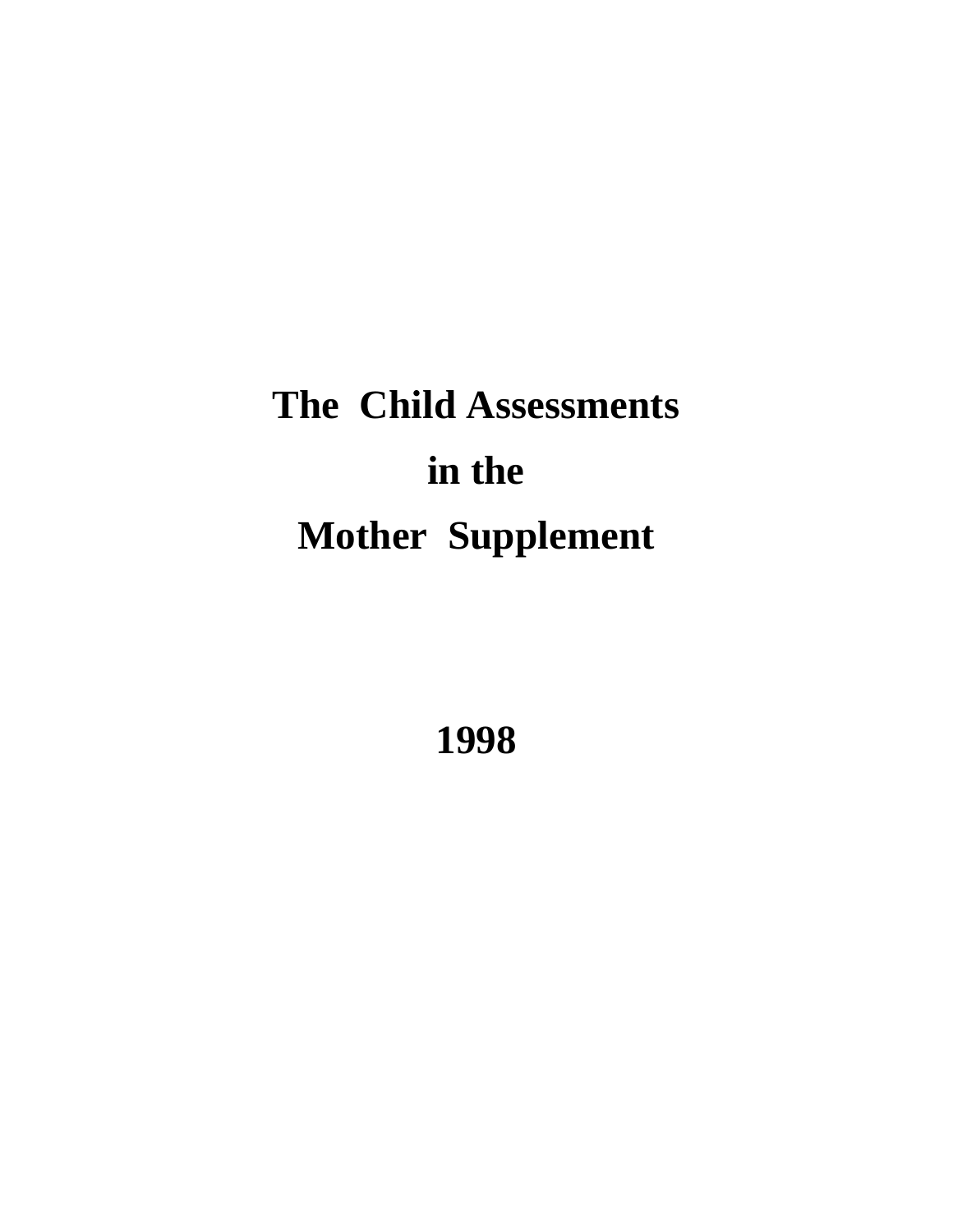# The Child Assessments in the Mother Supplement

# 1998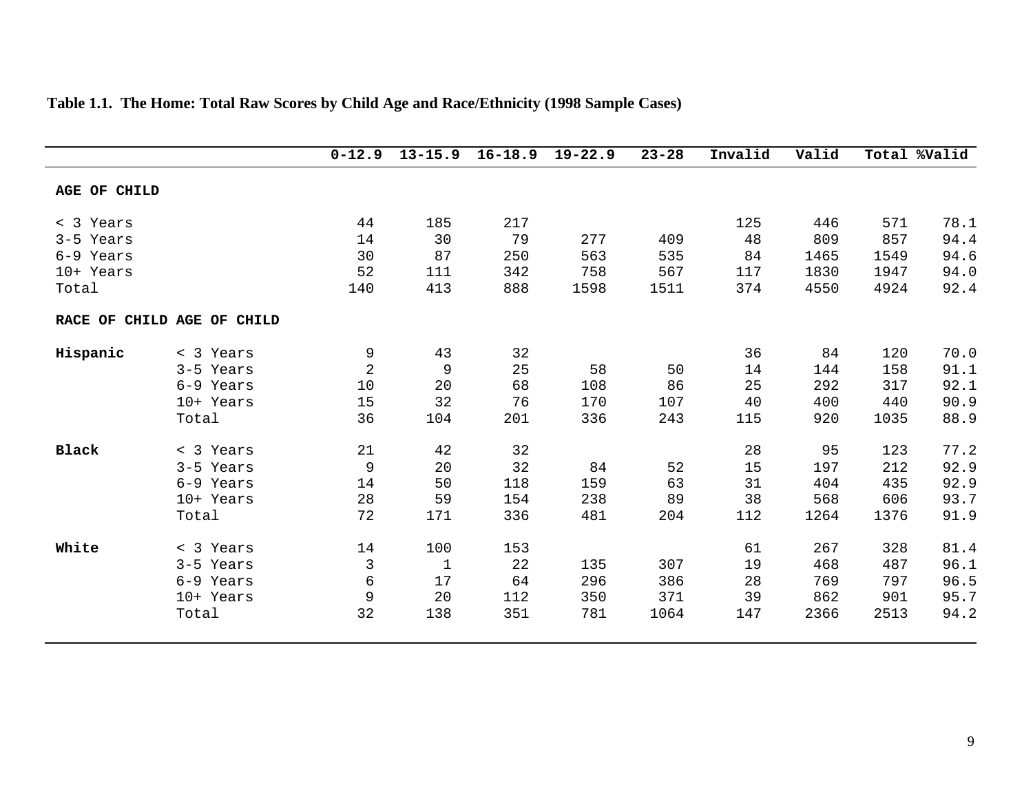**Table 1.1. The Home: Total Raw Scores by Child Age and Race/Ethnicity (1998 Sample Cases)**

| | | 0-12.9 | 13-15.9 | 16-18.9 | 19-22.9 | 23-28 | Invalid | Valid | Total | %Valid |
|---|---|---|---|---|---|---|---|---|---|---|
| **AGE OF CHILD** | | | | | | | | | | |
| < 3 Years | | 44 | 185 | 217 | | | 125 | 446 | 571 | 78.1 |
| 3-5 Years | | 14 | 30 | 79 | 277 | 409 | 48 | 809 | 857 | 94.4 |
| 6-9 Years | | 30 | 87 | 250 | 563 | 535 | 84 | 1465 | 1549 | 94.6 |
| 10+ Years | | 52 | 111 | 342 | 758 | 567 | 117 | 1830 | 1947 | 94.0 |
| Total | | 140 | 413 | 888 | 1598 | 1511 | 374 | 4550 | 4924 | 92.4 |
| **RACE OF CHILD** | **AGE OF CHILD** | | | | | | | | | |
| **Hispanic** | < 3 Years | 9 | 43 | 32 | | | 36 | 84 | 120 | 70.0 |
| | 3-5 Years | 2 | 9 | 25 | 58 | 50 | 14 | 144 | 158 | 91.1 |
| | 6-9 Years | 10 | 20 | 68 | 108 | 86 | 25 | 292 | 317 | 92.1 |
| | 10+ Years | 15 | 32 | 76 | 170 | 107 | 40 | 400 | 440 | 90.9 |
| | Total | 36 | 104 | 201 | 336 | 243 | 115 | 920 | 1035 | 88.9 |
| **Black** | < 3 Years | 21 | 42 | 32 | | | 28 | 95 | 123 | 77.2 |
| | 3-5 Years | 9 | 20 | 32 | 84 | 52 | 15 | 197 | 212 | 92.9 |
| | 6-9 Years | 14 | 50 | 118 | 159 | 63 | 31 | 404 | 435 | 92.9 |
| | 10+ Years | 28 | 59 | 154 | 238 | 89 | 38 | 568 | 606 | 93.7 |
| | Total | 72 | 171 | 336 | 481 | 204 | 112 | 1264 | 1376 | 91.9 |
| **White** | < 3 Years | 14 | 100 | 153 | | | 61 | 267 | 328 | 81.4 |
| | 3-5 Years | 3 | 1 | 22 | 135 | 307 | 19 | 468 | 487 | 96.1 |
| | 6-9 Years | 6 | 17 | 64 | 296 | 386 | 28 | 769 | 797 | 96.5 |
| | 10+ Years | 9 | 20 | 112 | 350 | 371 | 39 | 862 | 901 | 95.7 |
| | Total | 32 | 138 | 351 | 781 | 1064 | 147 | 2366 | 2513 | 94.2 |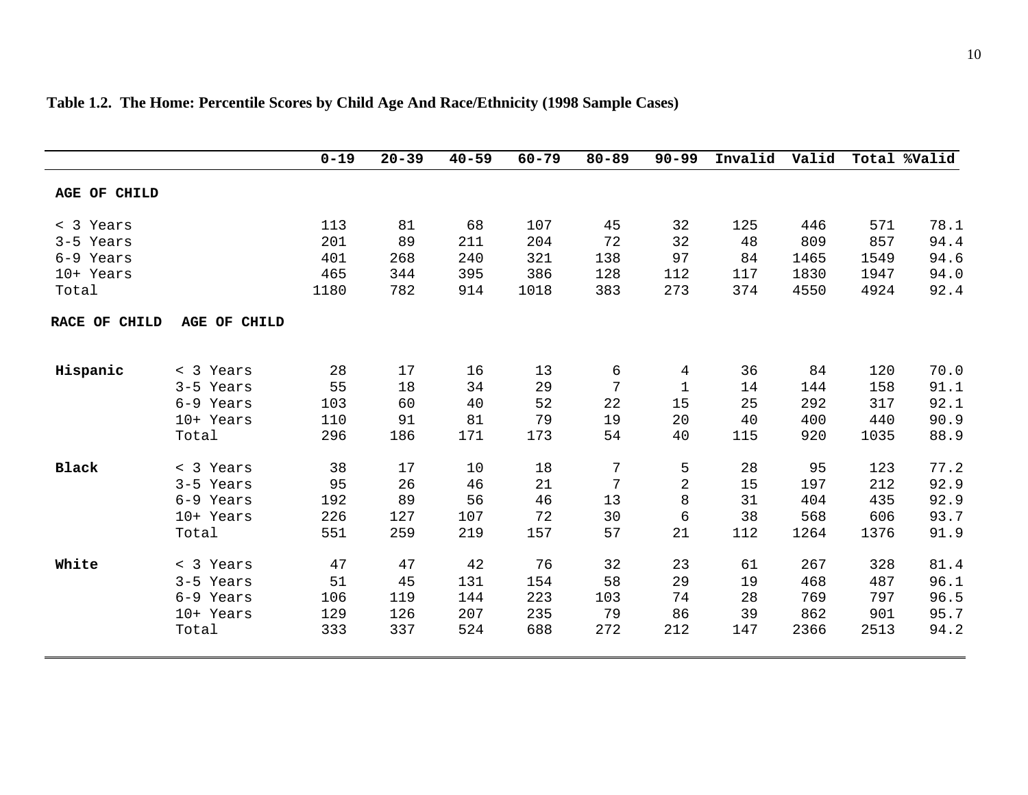**Table 1.2. The Home: Percentile Scores by Child Age And Race/Ethnicity (1998 Sample Cases)**

| | | 0-19 | 20-39 | 40-59 | 60-79 | 80-89 | 90-99 | Invalid | Valid | Total | %Valid |
|---|---|---|---|---|---|---|---|---|---|---|---|
| **AGE OF CHILD** | | | | | | | | | | | |
| < 3 Years | | 113 | 81 | 68 | 107 | 45 | 32 | 125 | 446 | 571 | 78.1 |
| 3-5 Years | | 201 | 89 | 211 | 204 | 72 | 32 | 48 | 809 | 857 | 94.4 |
| 6-9 Years | | 401 | 268 | 240 | 321 | 138 | 97 | 84 | 1465 | 1549 | 94.6 |
| 10+ Years | | 465 | 344 | 395 | 386 | 128 | 112 | 117 | 1830 | 1947 | 94.0 |
| Total | | 1180 | 782 | 914 | 1018 | 383 | 273 | 374 | 4550 | 4924 | 92.4 |
| **RACE OF CHILD** | **AGE OF CHILD** | | | | | | | | | | |
| **Hispanic** | < 3 Years | 28 | 17 | 16 | 13 | 6 | 4 | 36 | 84 | 120 | 70.0 |
| | 3-5 Years | 55 | 18 | 34 | 29 | 7 | 1 | 14 | 144 | 158 | 91.1 |
| | 6-9 Years | 103 | 60 | 40 | 52 | 22 | 15 | 25 | 292 | 317 | 92.1 |
| | 10+ Years | 110 | 91 | 81 | 79 | 19 | 20 | 40 | 400 | 440 | 90.9 |
| | Total | 296 | 186 | 171 | 173 | 54 | 40 | 115 | 920 | 1035 | 88.9 |
| **Black** | < 3 Years | 38 | 17 | 10 | 18 | 7 | 5 | 28 | 95 | 123 | 77.2 |
| | 3-5 Years | 95 | 26 | 46 | 21 | 7 | 2 | 15 | 197 | 212 | 92.9 |
| | 6-9 Years | 192 | 89 | 56 | 46 | 13 | 8 | 31 | 404 | 435 | 92.9 |
| | 10+ Years | 226 | 127 | 107 | 72 | 30 | 6 | 38 | 568 | 606 | 93.7 |
| | Total | 551 | 259 | 219 | 157 | 57 | 21 | 112 | 1264 | 1376 | 91.9 |
| **White** | < 3 Years | 47 | 47 | 42 | 76 | 32 | 23 | 61 | 267 | 328 | 81.4 |
| | 3-5 Years | 51 | 45 | 131 | 154 | 58 | 29 | 19 | 468 | 487 | 96.1 |
| | 6-9 Years | 106 | 119 | 144 | 223 | 103 | 74 | 28 | 769 | 797 | 96.5 |
| | 10+ Years | 129 | 126 | 207 | 235 | 79 | 86 | 39 | 862 | 901 | 95.7 |
| | Total | 333 | 337 | 524 | 688 | 272 | 212 | 147 | 2366 | 2513 | 94.2 |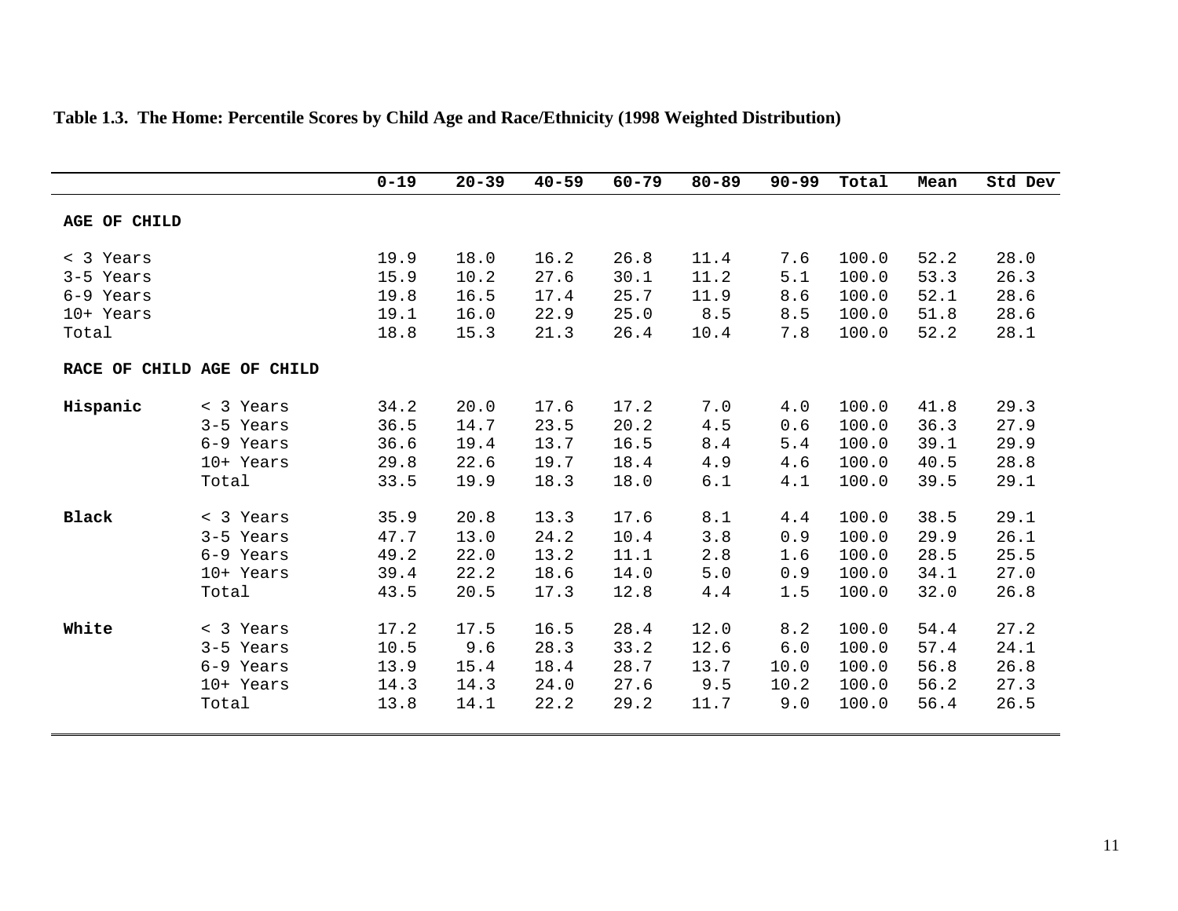**Table 1.3. The Home: Percentile Scores by Child Age and Race/Ethnicity (1998 Weighted Distribution)**

| | | 0-19 | 20-39 | 40-59 | 60-79 | 80-89 | 90-99 | Total | Mean | Std Dev |
|---|---|---|---|---|---|---|---|---|---|---|
| **AGE OF CHILD** | | | | | | | | | | |
| < 3 Years | | 19.9 | 18.0 | 16.2 | 26.8 | 11.4 | 7.6 | 100.0 | 52.2 | 28.0 |
| 3-5 Years | | 15.9 | 10.2 | 27.6 | 30.1 | 11.2 | 5.1 | 100.0 | 53.3 | 26.3 |
| 6-9 Years | | 19.8 | 16.5 | 17.4 | 25.7 | 11.9 | 8.6 | 100.0 | 52.1 | 28.6 |
| 10+ Years | | 19.1 | 16.0 | 22.9 | 25.0 | 8.5 | 8.5 | 100.0 | 51.8 | 28.6 |
| Total | | 18.8 | 15.3 | 21.3 | 26.4 | 10.4 | 7.8 | 100.0 | 52.2 | 28.1 |
| **RACE OF CHILD** | **AGE OF CHILD** | | | | | | | | | |
| **Hispanic** | < 3 Years | 34.2 | 20.0 | 17.6 | 17.2 | 7.0 | 4.0 | 100.0 | 41.8 | 29.3 |
| | 3-5 Years | 36.5 | 14.7 | 23.5 | 20.2 | 4.5 | 0.6 | 100.0 | 36.3 | 27.9 |
| | 6-9 Years | 36.6 | 19.4 | 13.7 | 16.5 | 8.4 | 5.4 | 100.0 | 39.1 | 29.9 |
| | 10+ Years | 29.8 | 22.6 | 19.7 | 18.4 | 4.9 | 4.6 | 100.0 | 40.5 | 28.8 |
| | Total | 33.5 | 19.9 | 18.3 | 18.0 | 6.1 | 4.1 | 100.0 | 39.5 | 29.1 |
| **Black** | < 3 Years | 35.9 | 20.8 | 13.3 | 17.6 | 8.1 | 4.4 | 100.0 | 38.5 | 29.1 |
| | 3-5 Years | 47.7 | 13.0 | 24.2 | 10.4 | 3.8 | 0.9 | 100.0 | 29.9 | 26.1 |
| | 6-9 Years | 49.2 | 22.0 | 13.2 | 11.1 | 2.8 | 1.6 | 100.0 | 28.5 | 25.5 |
| | 10+ Years | 39.4 | 22.2 | 18.6 | 14.0 | 5.0 | 0.9 | 100.0 | 34.1 | 27.0 |
| | Total | 43.5 | 20.5 | 17.3 | 12.8 | 4.4 | 1.5 | 100.0 | 32.0 | 26.8 |
| **White** | < 3 Years | 17.2 | 17.5 | 16.5 | 28.4 | 12.0 | 8.2 | 100.0 | 54.4 | 27.2 |
| | 3-5 Years | 10.5 | 9.6 | 28.3 | 33.2 | 12.6 | 6.0 | 100.0 | 57.4 | 24.1 |
| | 6-9 Years | 13.9 | 15.4 | 18.4 | 28.7 | 13.7 | 10.0 | 100.0 | 56.8 | 26.8 |
| | 10+ Years | 14.3 | 14.3 | 24.0 | 27.6 | 9.5 | 10.2 | 100.0 | 56.2 | 27.3 |
| | Total | 13.8 | 14.1 | 22.2 | 29.2 | 11.7 | 9.0 | 100.0 | 56.4 | 26.5 |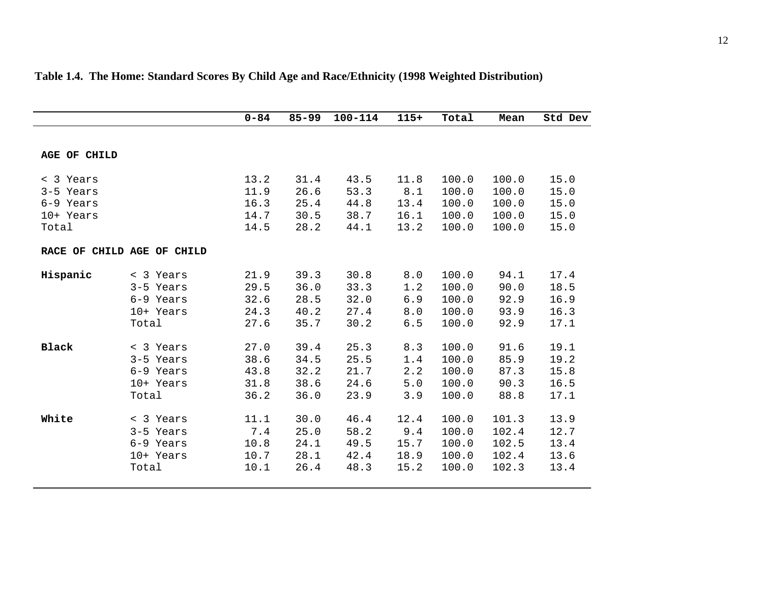**Table 1.4. The Home: Standard Scores By Child Age and Race/Ethnicity (1998 Weighted Distribution)**

| | | 0-84 | 85-99 | 100-114 | 115+ | Total | Mean | Std Dev |
|---|---|---|---|---|---|---|---|---|
| **AGE OF CHILD** | | | | | | | | |
| < 3 Years | | 13.2 | 31.4 | 43.5 | 11.8 | 100.0 | 100.0 | 15.0 |
| 3-5 Years | | 11.9 | 26.6 | 53.3 | 8.1 | 100.0 | 100.0 | 15.0 |
| 6-9 Years | | 16.3 | 25.4 | 44.8 | 13.4 | 100.0 | 100.0 | 15.0 |
| 10+ Years | | 14.7 | 30.5 | 38.7 | 16.1 | 100.0 | 100.0 | 15.0 |
| Total | | 14.5 | 28.2 | 44.1 | 13.2 | 100.0 | 100.0 | 15.0 |
| **RACE OF CHILD** | **AGE OF CHILD** | | | | | | | |
| **Hispanic** | < 3 Years | 21.9 | 39.3 | 30.8 | 8.0 | 100.0 | 94.1 | 17.4 |
| | 3-5 Years | 29.5 | 36.0 | 33.3 | 1.2 | 100.0 | 90.0 | 18.5 |
| | 6-9 Years | 32.6 | 28.5 | 32.0 | 6.9 | 100.0 | 92.9 | 16.9 |
| | 10+ Years | 24.3 | 40.2 | 27.4 | 8.0 | 100.0 | 93.9 | 16.3 |
| | Total | 27.6 | 35.7 | 30.2 | 6.5 | 100.0 | 92.9 | 17.1 |
| **Black** | < 3 Years | 27.0 | 39.4 | 25.3 | 8.3 | 100.0 | 91.6 | 19.1 |
| | 3-5 Years | 38.6 | 34.5 | 25.5 | 1.4 | 100.0 | 85.9 | 19.2 |
| | 6-9 Years | 43.8 | 32.2 | 21.7 | 2.2 | 100.0 | 87.3 | 15.8 |
| | 10+ Years | 31.8 | 38.6 | 24.6 | 5.0 | 100.0 | 90.3 | 16.5 |
| | Total | 36.2 | 36.0 | 23.9 | 3.9 | 100.0 | 88.8 | 17.1 |
| **White** | < 3 Years | 11.1 | 30.0 | 46.4 | 12.4 | 100.0 | 101.3 | 13.9 |
| | 3-5 Years | 7.4 | 25.0 | 58.2 | 9.4 | 100.0 | 102.4 | 12.7 |
| | 6-9 Years | 10.8 | 24.1 | 49.5 | 15.7 | 100.0 | 102.5 | 13.4 |
| | 10+ Years | 10.7 | 28.1 | 42.4 | 18.9 | 100.0 | 102.4 | 13.6 |
| | Total | 10.1 | 26.4 | 48.3 | 15.2 | 100.0 | 102.3 | 13.4 |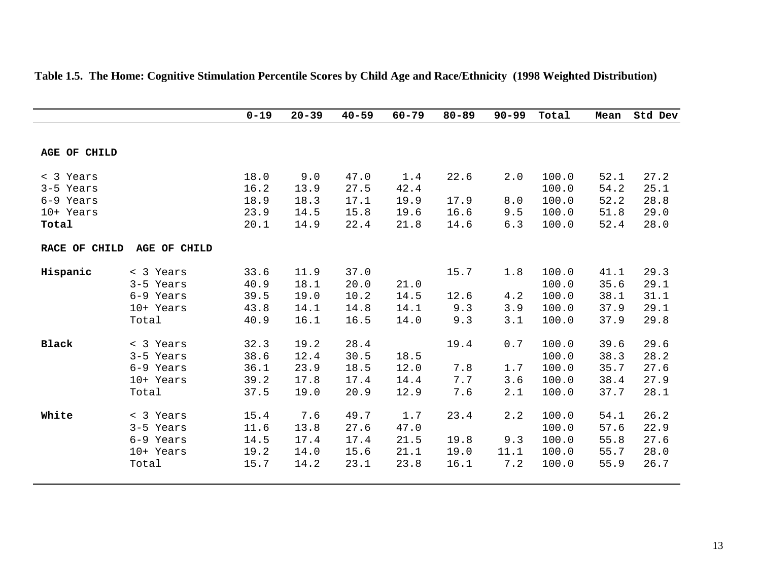**Table 1.5. The Home: Cognitive Stimulation Percentile Scores by Child Age and Race/Ethnicity (1998 Weighted Distribution)**

| | | 0-19 | 20-39 | 40-59 | 60-79 | 80-89 | 90-99 | Total | Mean | Std Dev |
|---|---|---|---|---|---|---|---|---|---|---|
| **AGE OF CHILD** | | | | | | | | | | |
| < 3 Years | | 18.0 | 9.0 | 47.0 | 1.4 | 22.6 | 2.0 | 100.0 | 52.1 | 27.2 |
| 3-5 Years | | 16.2 | 13.9 | 27.5 | 42.4 | | | 100.0 | 54.2 | 25.1 |
| 6-9 Years | | 18.9 | 18.3 | 17.1 | 19.9 | 17.9 | 8.0 | 100.0 | 52.2 | 28.8 |
| 10+ Years | | 23.9 | 14.5 | 15.8 | 19.6 | 16.6 | 9.5 | 100.0 | 51.8 | 29.0 |
| **Total** | | 20.1 | 14.9 | 22.4 | 21.8 | 14.6 | 6.3 | 100.0 | 52.4 | 28.0 |
| **RACE OF CHILD** | **AGE OF CHILD** | | | | | | | | | |
| **Hispanic** | < 3 Years | 33.6 | 11.9 | 37.0 | | 15.7 | 1.8 | 100.0 | 41.1 | 29.3 |
| | 3-5 Years | 40.9 | 18.1 | 20.0 | 21.0 | | | 100.0 | 35.6 | 29.1 |
| | 6-9 Years | 39.5 | 19.0 | 10.2 | 14.5 | 12.6 | 4.2 | 100.0 | 38.1 | 31.1 |
| | 10+ Years | 43.8 | 14.1 | 14.8 | 14.1 | 9.3 | 3.9 | 100.0 | 37.9 | 29.1 |
| | Total | 40.9 | 16.1 | 16.5 | 14.0 | 9.3 | 3.1 | 100.0 | 37.9 | 29.8 |
| **Black** | < 3 Years | 32.3 | 19.2 | 28.4 | | 19.4 | 0.7 | 100.0 | 39.6 | 29.6 |
| | 3-5 Years | 38.6 | 12.4 | 30.5 | 18.5 | | | 100.0 | 38.3 | 28.2 |
| | 6-9 Years | 36.1 | 23.9 | 18.5 | 12.0 | 7.8 | 1.7 | 100.0 | 35.7 | 27.6 |
| | 10+ Years | 39.2 | 17.8 | 17.4 | 14.4 | 7.7 | 3.6 | 100.0 | 38.4 | 27.9 |
| | Total | 37.5 | 19.0 | 20.9 | 12.9 | 7.6 | 2.1 | 100.0 | 37.7 | 28.1 |
| **White** | < 3 Years | 15.4 | 7.6 | 49.7 | 1.7 | 23.4 | 2.2 | 100.0 | 54.1 | 26.2 |
| | 3-5 Years | 11.6 | 13.8 | 27.6 | 47.0 | | | 100.0 | 57.6 | 22.9 |
| | 6-9 Years | 14.5 | 17.4 | 17.4 | 21.5 | 19.8 | 9.3 | 100.0 | 55.8 | 27.6 |
| | 10+ Years | 19.2 | 14.0 | 15.6 | 21.1 | 19.0 | 11.1 | 100.0 | 55.7 | 28.0 |
| | Total | 15.7 | 14.2 | 23.1 | 23.8 | 16.1 | 7.2 | 100.0 | 55.9 | 26.7 |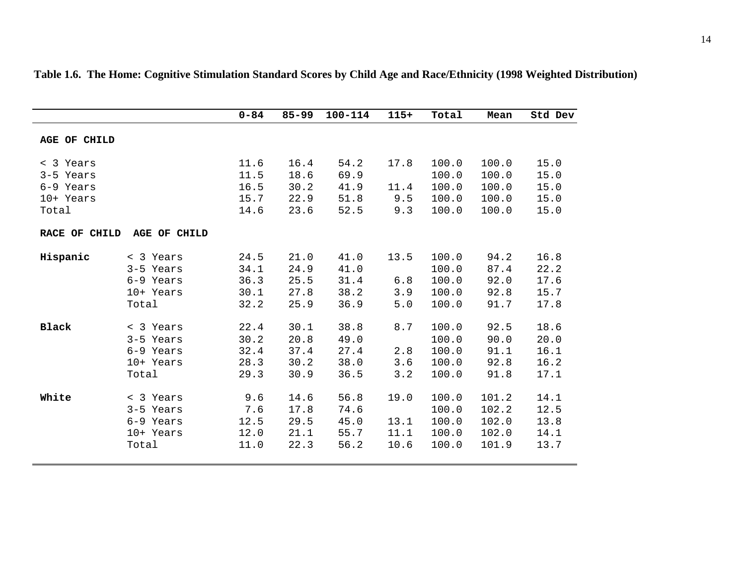**Table 1.6. The Home: Cognitive Stimulation Standard Scores by Child Age and Race/Ethnicity (1998 Weighted Distribution)**

| | | 0-84 | 85-99 | 100-114 | 115+ | Total | Mean | Std Dev |
|---|---|---|---|---|---|---|---|---|
| **AGE OF CHILD** | | | | | | | | |
| < 3 Years | | 11.6 | 16.4 | 54.2 | 17.8 | 100.0 | 100.0 | 15.0 |
| 3-5 Years | | 11.5 | 18.6 | 69.9 | | 100.0 | 100.0 | 15.0 |
| 6-9 Years | | 16.5 | 30.2 | 41.9 | 11.4 | 100.0 | 100.0 | 15.0 |
| 10+ Years | | 15.7 | 22.9 | 51.8 | 9.5 | 100.0 | 100.0 | 15.0 |
| Total | | 14.6 | 23.6 | 52.5 | 9.3 | 100.0 | 100.0 | 15.0 |
| **RACE OF CHILD** | **AGE OF CHILD** | | | | | | | |
| **Hispanic** | < 3 Years | 24.5 | 21.0 | 41.0 | 13.5 | 100.0 | 94.2 | 16.8 |
| | 3-5 Years | 34.1 | 24.9 | 41.0 | | 100.0 | 87.4 | 22.2 |
| | 6-9 Years | 36.3 | 25.5 | 31.4 | 6.8 | 100.0 | 92.0 | 17.6 |
| | 10+ Years | 30.1 | 27.8 | 38.2 | 3.9 | 100.0 | 92.8 | 15.7 |
| | Total | 32.2 | 25.9 | 36.9 | 5.0 | 100.0 | 91.7 | 17.8 |
| **Black** | < 3 Years | 22.4 | 30.1 | 38.8 | 8.7 | 100.0 | 92.5 | 18.6 |
| | 3-5 Years | 30.2 | 20.8 | 49.0 | | 100.0 | 90.0 | 20.0 |
| | 6-9 Years | 32.4 | 37.4 | 27.4 | 2.8 | 100.0 | 91.1 | 16.1 |
| | 10+ Years | 28.3 | 30.2 | 38.0 | 3.6 | 100.0 | 92.8 | 16.2 |
| | Total | 29.3 | 30.9 | 36.5 | 3.2 | 100.0 | 91.8 | 17.1 |
| **White** | < 3 Years | 9.6 | 14.6 | 56.8 | 19.0 | 100.0 | 101.2 | 14.1 |
| | 3-5 Years | 7.6 | 17.8 | 74.6 | | 100.0 | 102.2 | 12.5 |
| | 6-9 Years | 12.5 | 29.5 | 45.0 | 13.1 | 100.0 | 102.0 | 13.8 |
| | 10+ Years | 12.0 | 21.1 | 55.7 | 11.1 | 100.0 | 102.0 | 14.1 |
| | Total | 11.0 | 22.3 | 56.2 | 10.6 | 100.0 | 101.9 | 13.7 |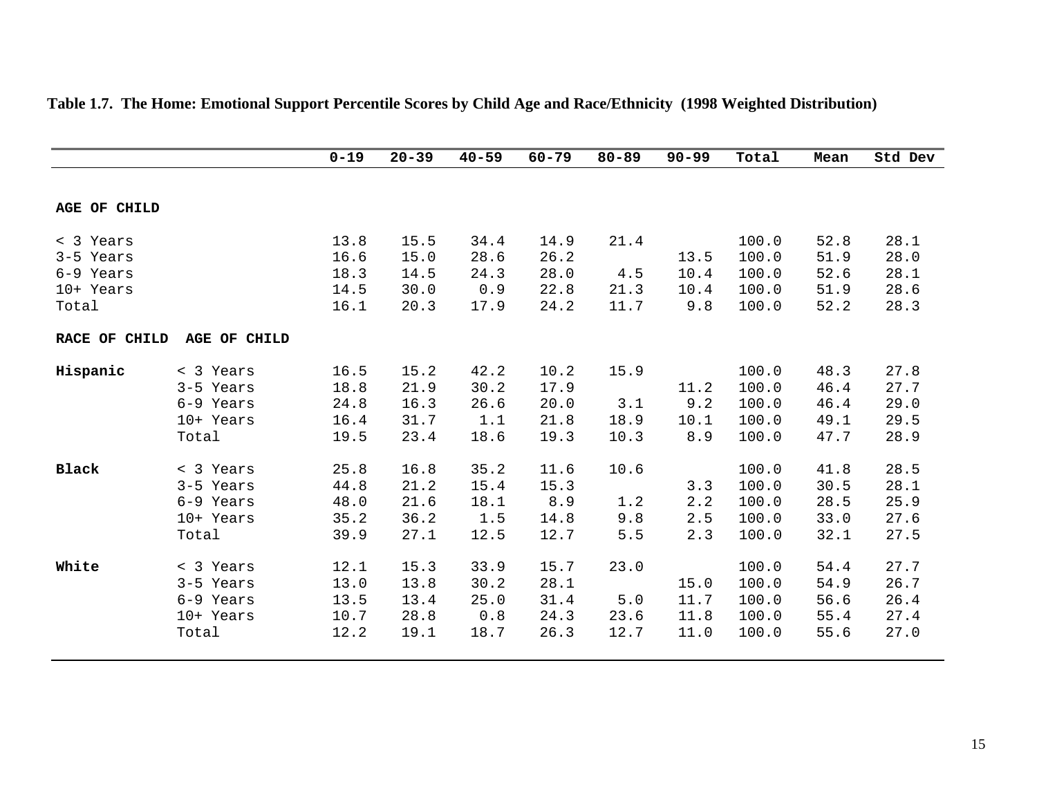**Table 1.7. The Home: Emotional Support Percentile Scores by Child Age and Race/Ethnicity (1998 Weighted Distribution)**

| | | 0-19 | 20-39 | 40-59 | 60-79 | 80-89 | 90-99 | Total | Mean | Std Dev |
|---|---|---|---|---|---|---|---|---|---|---|
| **AGE OF CHILD** | | | | | | | | | | |
| < 3 Years | | 13.8 | 15.5 | 34.4 | 14.9 | 21.4 | | 100.0 | 52.8 | 28.1 |
| 3-5 Years | | 16.6 | 15.0 | 28.6 | 26.2 | | 13.5 | 100.0 | 51.9 | 28.0 |
| 6-9 Years | | 18.3 | 14.5 | 24.3 | 28.0 | 4.5 | 10.4 | 100.0 | 52.6 | 28.1 |
| 10+ Years | | 14.5 | 30.0 | 0.9 | 22.8 | 21.3 | 10.4 | 100.0 | 51.9 | 28.6 |
| Total | | 16.1 | 20.3 | 17.9 | 24.2 | 11.7 | 9.8 | 100.0 | 52.2 | 28.3 |
| **RACE OF CHILD** | **AGE OF CHILD** | | | | | | | | | |
| **Hispanic** | < 3 Years | 16.5 | 15.2 | 42.2 | 10.2 | 15.9 | | 100.0 | 48.3 | 27.8 |
| | 3-5 Years | 18.8 | 21.9 | 30.2 | 17.9 | | 11.2 | 100.0 | 46.4 | 27.7 |
| | 6-9 Years | 24.8 | 16.3 | 26.6 | 20.0 | 3.1 | 9.2 | 100.0 | 46.4 | 29.0 |
| | 10+ Years | 16.4 | 31.7 | 1.1 | 21.8 | 18.9 | 10.1 | 100.0 | 49.1 | 29.5 |
| | Total | 19.5 | 23.4 | 18.6 | 19.3 | 10.3 | 8.9 | 100.0 | 47.7 | 28.9 |
| **Black** | < 3 Years | 25.8 | 16.8 | 35.2 | 11.6 | 10.6 | | 100.0 | 41.8 | 28.5 |
| | 3-5 Years | 44.8 | 21.2 | 15.4 | 15.3 | | 3.3 | 100.0 | 30.5 | 28.1 |
| | 6-9 Years | 48.0 | 21.6 | 18.1 | 8.9 | 1.2 | 2.2 | 100.0 | 28.5 | 25.9 |
| | 10+ Years | 35.2 | 36.2 | 1.5 | 14.8 | 9.8 | 2.5 | 100.0 | 33.0 | 27.6 |
| | Total | 39.9 | 27.1 | 12.5 | 12.7 | 5.5 | 2.3 | 100.0 | 32.1 | 27.5 |
| **White** | < 3 Years | 12.1 | 15.3 | 33.9 | 15.7 | 23.0 | | 100.0 | 54.4 | 27.7 |
| | 3-5 Years | 13.0 | 13.8 | 30.2 | 28.1 | | 15.0 | 100.0 | 54.9 | 26.7 |
| | 6-9 Years | 13.5 | 13.4 | 25.0 | 31.4 | 5.0 | 11.7 | 100.0 | 56.6 | 26.4 |
| | 10+ Years | 10.7 | 28.8 | 0.8 | 24.3 | 23.6 | 11.8 | 100.0 | 55.4 | 27.4 |
| | Total | 12.2 | 19.1 | 18.7 | 26.3 | 12.7 | 11.0 | 100.0 | 55.6 | 27.0 |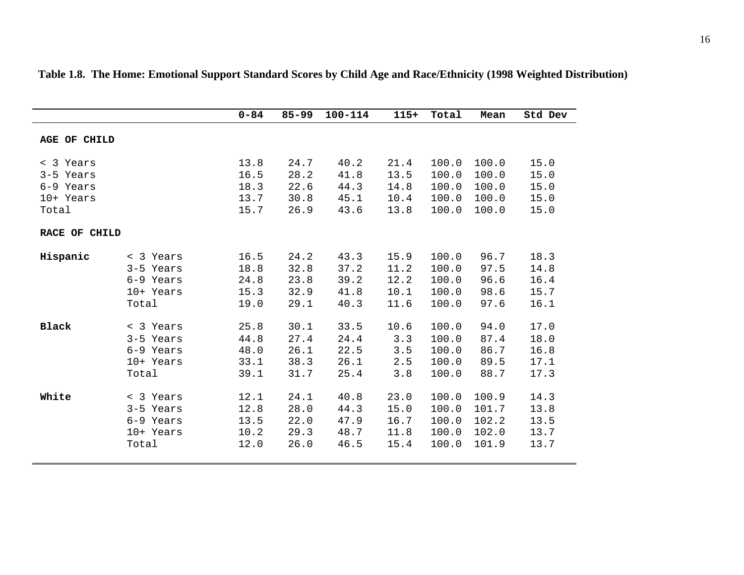**Table 1.8. The Home: Emotional Support Standard Scores by Child Age and Race/Ethnicity (1998 Weighted Distribution)**

| | | 0-84 | 85-99 | 100-114 | 115+ | Total | Mean | Std Dev |
|---|---|---|---|---|---|---|---|---|
| **AGE OF CHILD** | | | | | | | | |
| < 3 Years | | 13.8 | 24.7 | 40.2 | 21.4 | 100.0 | 100.0 | 15.0 |
| 3-5 Years | | 16.5 | 28.2 | 41.8 | 13.5 | 100.0 | 100.0 | 15.0 |
| 6-9 Years | | 18.3 | 22.6 | 44.3 | 14.8 | 100.0 | 100.0 | 15.0 |
| 10+ Years | | 13.7 | 30.8 | 45.1 | 10.4 | 100.0 | 100.0 | 15.0 |
| Total | | 15.7 | 26.9 | 43.6 | 13.8 | 100.0 | 100.0 | 15.0 |
| **RACE OF CHILD** | | | | | | | | |
| **Hispanic** | < 3 Years | 16.5 | 24.2 | 43.3 | 15.9 | 100.0 | 96.7 | 18.3 |
| | 3-5 Years | 18.8 | 32.8 | 37.2 | 11.2 | 100.0 | 97.5 | 14.8 |
| | 6-9 Years | 24.8 | 23.8 | 39.2 | 12.2 | 100.0 | 96.6 | 16.4 |
| | 10+ Years | 15.3 | 32.9 | 41.8 | 10.1 | 100.0 | 98.6 | 15.7 |
| | Total | 19.0 | 29.1 | 40.3 | 11.6 | 100.0 | 97.6 | 16.1 |
| **Black** | < 3 Years | 25.8 | 30.1 | 33.5 | 10.6 | 100.0 | 94.0 | 17.0 |
| | 3-5 Years | 44.8 | 27.4 | 24.4 | 3.3 | 100.0 | 87.4 | 18.0 |
| | 6-9 Years | 48.0 | 26.1 | 22.5 | 3.5 | 100.0 | 86.7 | 16.8 |
| | 10+ Years | 33.1 | 38.3 | 26.1 | 2.5 | 100.0 | 89.5 | 17.1 |
| | Total | 39.1 | 31.7 | 25.4 | 3.8 | 100.0 | 88.7 | 17.3 |
| **White** | < 3 Years | 12.1 | 24.1 | 40.8 | 23.0 | 100.0 | 100.9 | 14.3 |
| | 3-5 Years | 12.8 | 28.0 | 44.3 | 15.0 | 100.0 | 101.7 | 13.8 |
| | 6-9 Years | 13.5 | 22.0 | 47.9 | 16.7 | 100.0 | 102.2 | 13.5 |
| | 10+ Years | 10.2 | 29.3 | 48.7 | 11.8 | 100.0 | 102.0 | 13.7 |
| | Total | 12.0 | 26.0 | 46.5 | 15.4 | 100.0 | 101.9 | 13.7 |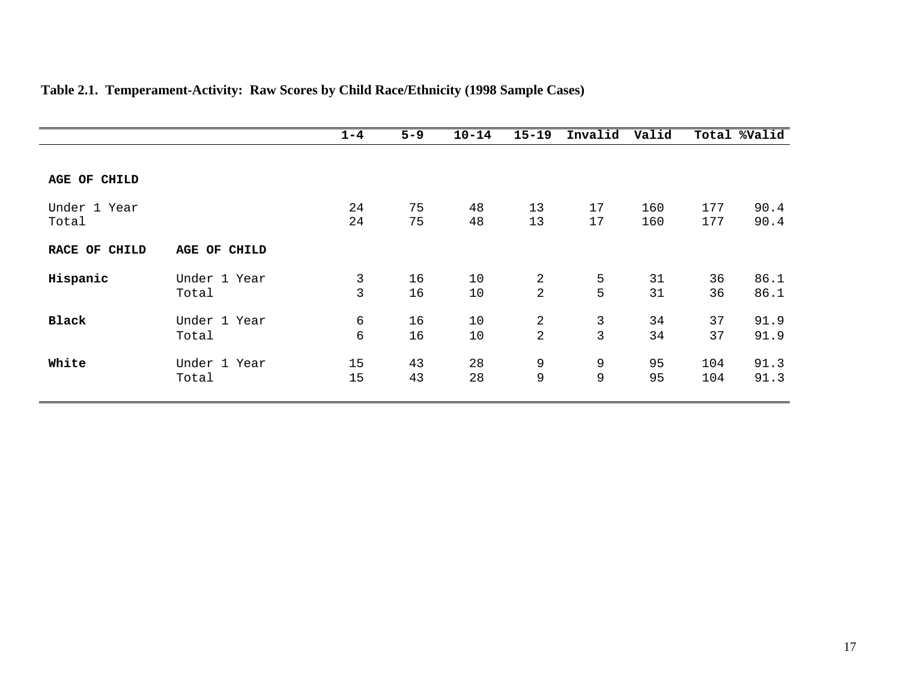**Table 2.1. Temperament-Activity: Raw Scores by Child Race/Ethnicity (1998 Sample Cases)**

| | | 1-4 | 5-9 | 10-14 | 15-19 | Invalid | Valid | Total | %Valid |
|---|---|---|---|---|---|---|---|---|---|
| **AGE OF CHILD** | | | | | | | | | |
| Under 1 Year | | 24 | 75 | 48 | 13 | 17 | 160 | 177 | 90.4 |
| Total | | 24 | 75 | 48 | 13 | 17 | 160 | 177 | 90.4 |
| **RACE OF CHILD** | **AGE OF CHILD** | | | | | | | | |
| **Hispanic** | Under 1 Year | 3 | 16 | 10 | 2 | 5 | 31 | 36 | 86.1 |
| | Total | 3 | 16 | 10 | 2 | 5 | 31 | 36 | 86.1 |
| **Black** | Under 1 Year | 6 | 16 | 10 | 2 | 3 | 34 | 37 | 91.9 |
| | Total | 6 | 16 | 10 | 2 | 3 | 34 | 37 | 91.9 |
| **White** | Under 1 Year | 15 | 43 | 28 | 9 | 9 | 95 | 104 | 91.3 |
| | Total | 15 | 43 | 28 | 9 | 9 | 95 | 104 | 91.3 |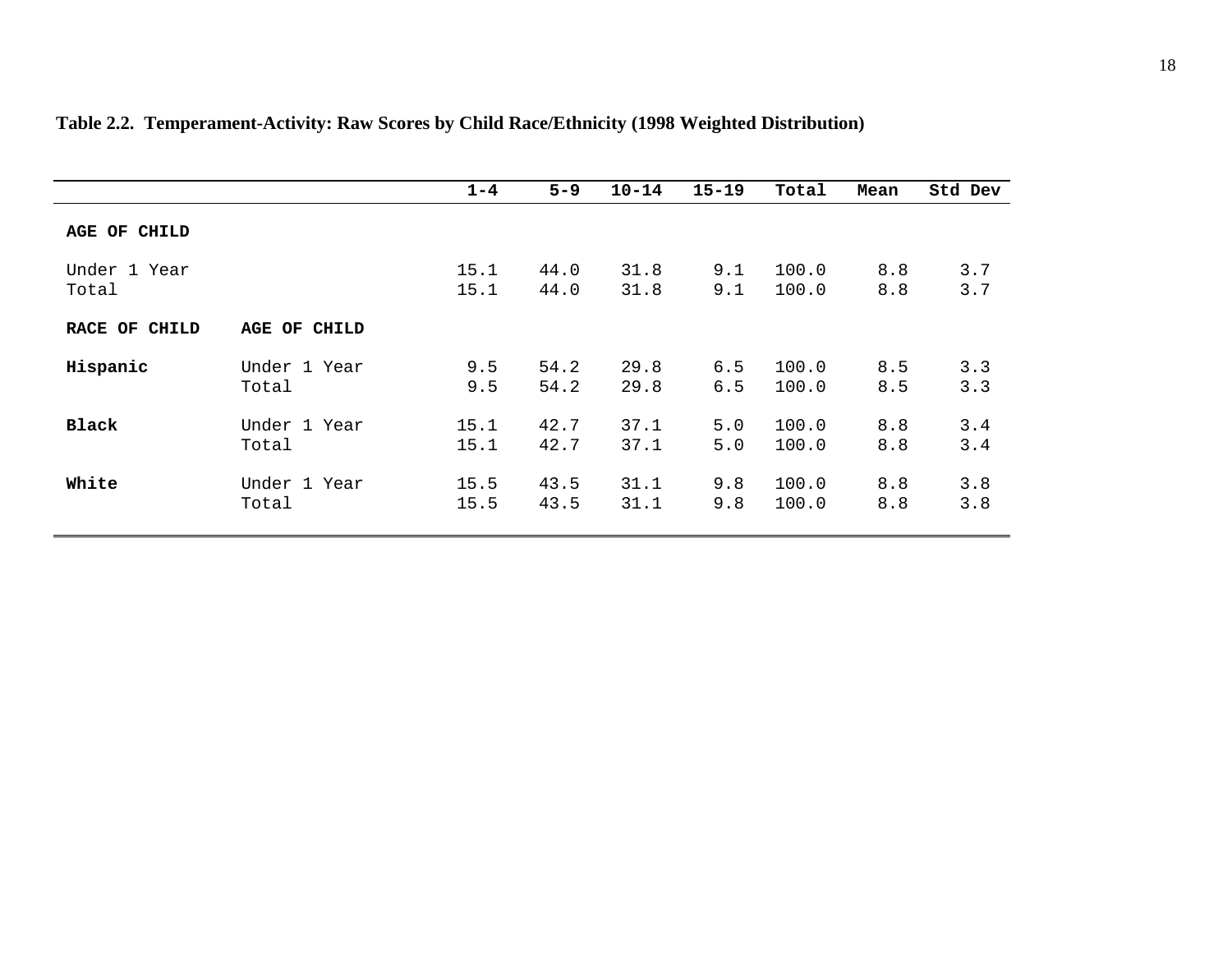**Table 2.2. Temperament-Activity: Raw Scores by Child Race/Ethnicity (1998 Weighted Distribution)**

| | | 1-4 | 5-9 | 10-14 | 15-19 | Total | Mean | Std Dev |
|---|---|---|---|---|---|---|---|---|
| **AGE OF CHILD** | | | | | | | | |
| Under 1 Year | | 15.1 | 44.0 | 31.8 | 9.1 | 100.0 | 8.8 | 3.7 |
| Total | | 15.1 | 44.0 | 31.8 | 9.1 | 100.0 | 8.8 | 3.7 |
| **RACE OF CHILD** | **AGE OF CHILD** | | | | | | | |
| **Hispanic** | Under 1 Year | 9.5 | 54.2 | 29.8 | 6.5 | 100.0 | 8.5 | 3.3 |
| | Total | 9.5 | 54.2 | 29.8 | 6.5 | 100.0 | 8.5 | 3.3 |
| **Black** | Under 1 Year | 15.1 | 42.7 | 37.1 | 5.0 | 100.0 | 8.8 | 3.4 |
| | Total | 15.1 | 42.7 | 37.1 | 5.0 | 100.0 | 8.8 | 3.4 |
| **White** | Under 1 Year | 15.5 | 43.5 | 31.1 | 9.8 | 100.0 | 8.8 | 3.8 |
| | Total | 15.5 | 43.5 | 31.1 | 9.8 | 100.0 | 8.8 | 3.8 |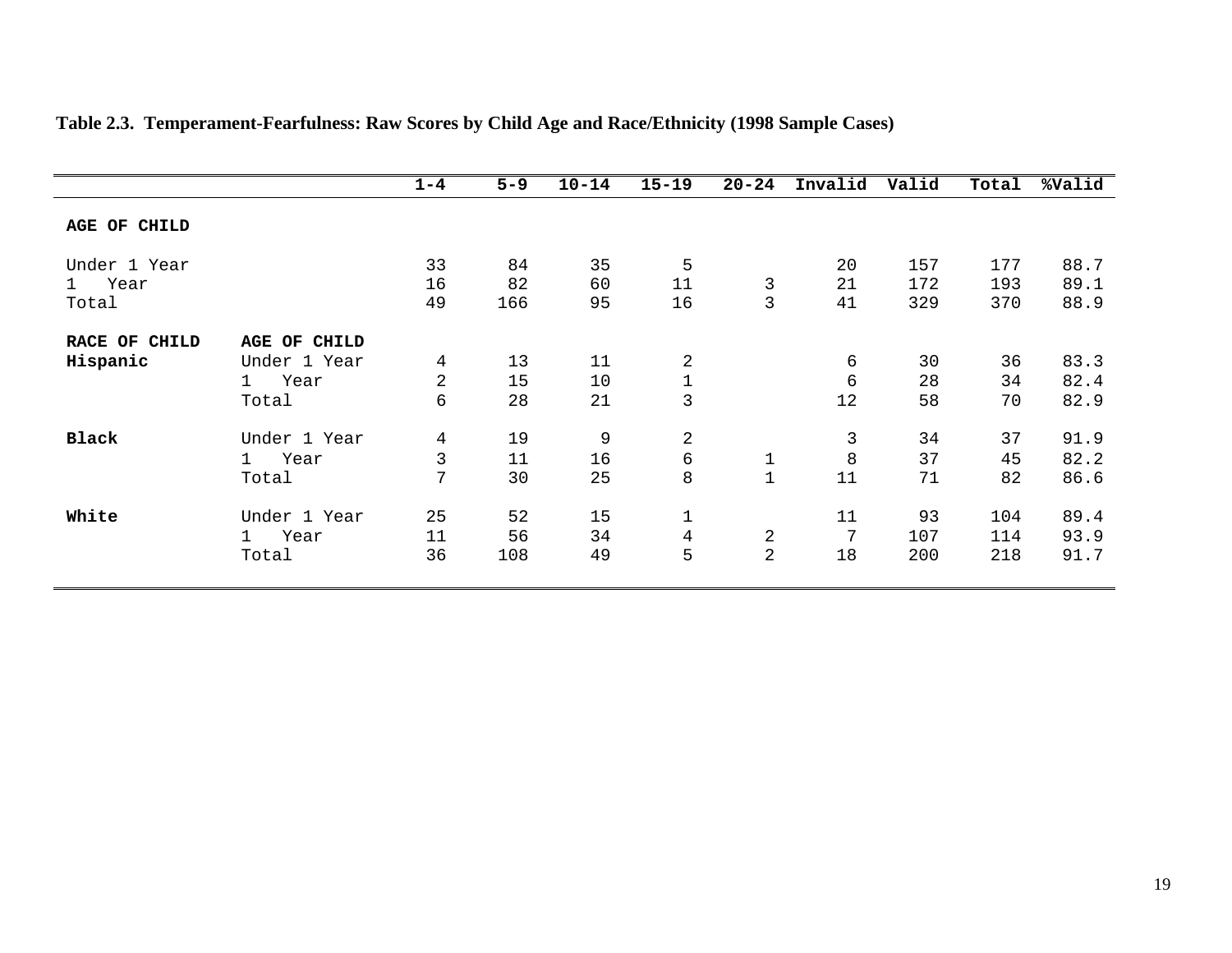**Table 2.3. Temperament-Fearfulness: Raw Scores by Child Age and Race/Ethnicity (1998 Sample Cases)**

| | | 1-4 | 5-9 | 10-14 | 15-19 | 20-24 | Invalid | Valid | Total | %Valid |
|---|---|---|---|---|---|---|---|---|---|---|
| **AGE OF CHILD** | | | | | | | | | | |
| Under 1 Year | | 33 | 84 | 35 | 5 | | 20 | 157 | 177 | 88.7 |
| 1 Year | | 16 | 82 | 60 | 11 | 3 | 21 | 172 | 193 | 89.1 |
| Total | | 49 | 166 | 95 | 16 | 3 | 41 | 329 | 370 | 88.9 |
| **RACE OF CHILD** | **AGE OF CHILD** | | | | | | | | | |
| **Hispanic** | Under 1 Year | 4 | 13 | 11 | 2 | | 6 | 30 | 36 | 83.3 |
| | 1 Year | 2 | 15 | 10 | 1 | | 6 | 28 | 34 | 82.4 |
| | Total | 6 | 28 | 21 | 3 | | 12 | 58 | 70 | 82.9 |
| **Black** | Under 1 Year | 4 | 19 | 9 | 2 | | 3 | 34 | 37 | 91.9 |
| | 1 Year | 3 | 11 | 16 | 6 | 1 | 8 | 37 | 45 | 82.2 |
| | Total | 7 | 30 | 25 | 8 | 1 | 11 | 71 | 82 | 86.6 |
| **White** | Under 1 Year | 25 | 52 | 15 | 1 | | 11 | 93 | 104 | 89.4 |
| | 1 Year | 11 | 56 | 34 | 4 | 2 | 7 | 107 | 114 | 93.9 |
| | Total | 36 | 108 | 49 | 5 | 2 | 18 | 200 | 218 | 91.7 |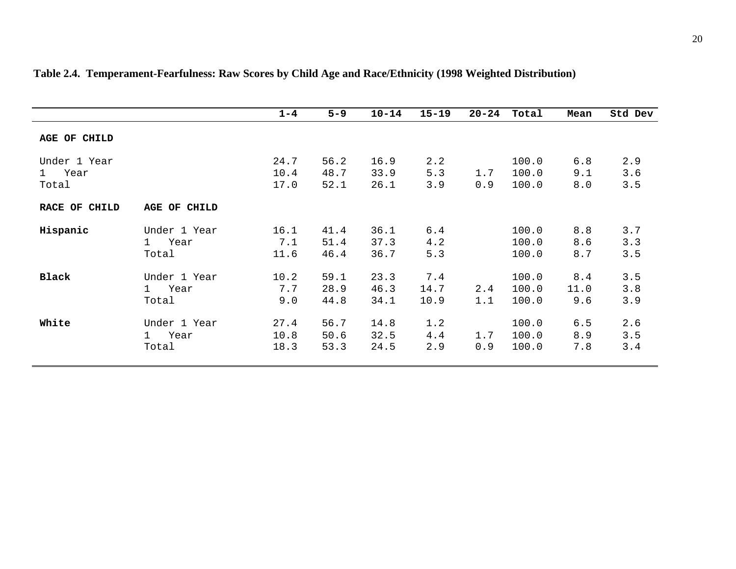**Table 2.4. Temperament-Fearfulness: Raw Scores by Child Age and Race/Ethnicity (1998 Weighted Distribution)**

| | | 1-4 | 5-9 | 10-14 | 15-19 | 20-24 | Total | Mean | Std Dev |
|---|---|---|---|---|---|---|---|---|---|
| **AGE OF CHILD** | | | | | | | | | |
| Under 1 Year | | 24.7 | 56.2 | 16.9 | 2.2 | | 100.0 | 6.8 | 2.9 |
| 1 Year | | 10.4 | 48.7 | 33.9 | 5.3 | 1.7 | 100.0 | 9.1 | 3.6 |
| Total | | 17.0 | 52.1 | 26.1 | 3.9 | 0.9 | 100.0 | 8.0 | 3.5 |
| **RACE OF CHILD** | **AGE OF CHILD** | | | | | | | | |
| **Hispanic** | Under 1 Year | 16.1 | 41.4 | 36.1 | 6.4 | | 100.0 | 8.8 | 3.7 |
| | 1 Year | 7.1 | 51.4 | 37.3 | 4.2 | | 100.0 | 8.6 | 3.3 |
| | Total | 11.6 | 46.4 | 36.7 | 5.3 | | 100.0 | 8.7 | 3.5 |
| **Black** | Under 1 Year | 10.2 | 59.1 | 23.3 | 7.4 | | 100.0 | 8.4 | 3.5 |
| | 1 Year | 7.7 | 28.9 | 46.3 | 14.7 | 2.4 | 100.0 | 11.0 | 3.8 |
| | Total | 9.0 | 44.8 | 34.1 | 10.9 | 1.1 | 100.0 | 9.6 | 3.9 |
| **White** | Under 1 Year | 27.4 | 56.7 | 14.8 | 1.2 | | 100.0 | 6.5 | 2.6 |
| | 1 Year | 10.8 | 50.6 | 32.5 | 4.4 | 1.7 | 100.0 | 8.9 | 3.5 |
| | Total | 18.3 | 53.3 | 24.5 | 2.9 | 0.9 | 100.0 | 7.8 | 3.4 |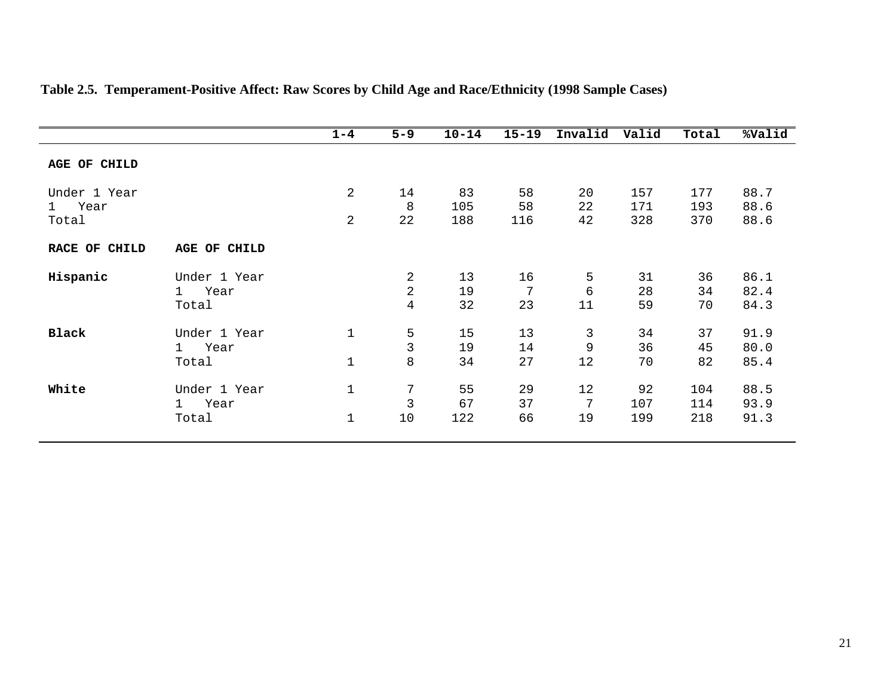**Table 2.5. Temperament-Positive Affect: Raw Scores by Child Age and Race/Ethnicity (1998 Sample Cases)**

| | | 1-4 | 5-9 | 10-14 | 15-19 | Invalid | Valid | Total | %Valid |
|---|---|---|---|---|---|---|---|---|---|
| **AGE OF CHILD** | | | | | | | | | |
| Under 1 Year | | 2 | 14 | 83 | 58 | 20 | 157 | 177 | 88.7 |
| 1 Year | | | 8 | 105 | 58 | 22 | 171 | 193 | 88.6 |
| Total | | 2 | 22 | 188 | 116 | 42 | 328 | 370 | 88.6 |
| **RACE OF CHILD** | **AGE OF CHILD** | | | | | | | | |
| **Hispanic** | Under 1 Year | | 2 | 13 | 16 | 5 | 31 | 36 | 86.1 |
| | 1 Year | | 2 | 19 | 7 | 6 | 28 | 34 | 82.4 |
| | Total | | 4 | 32 | 23 | 11 | 59 | 70 | 84.3 |
| **Black** | Under 1 Year | 1 | 5 | 15 | 13 | 3 | 34 | 37 | 91.9 |
| | 1 Year | | 3 | 19 | 14 | 9 | 36 | 45 | 80.0 |
| | Total | 1 | 8 | 34 | 27 | 12 | 70 | 82 | 85.4 |
| **White** | Under 1 Year | 1 | 7 | 55 | 29 | 12 | 92 | 104 | 88.5 |
| | 1 Year | | 3 | 67 | 37 | 7 | 107 | 114 | 93.9 |
| | Total | 1 | 10 | 122 | 66 | 19 | 199 | 218 | 91.3 |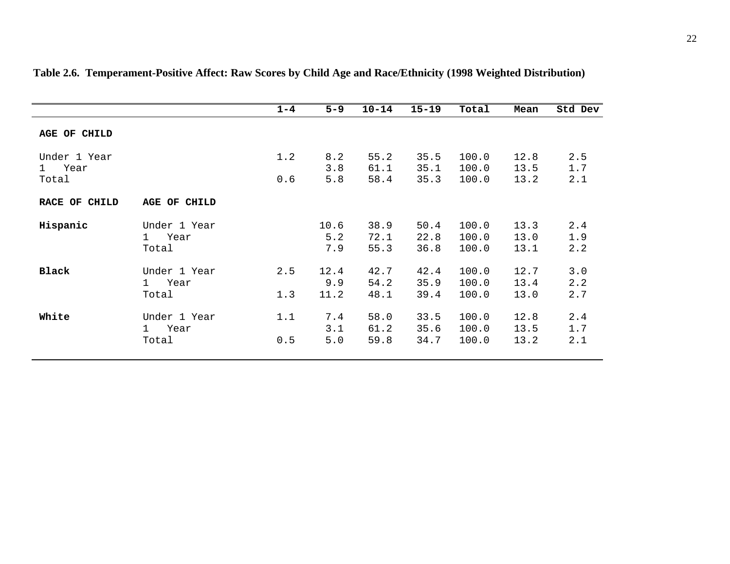**Table 2.6. Temperament-Positive Affect: Raw Scores by Child Age and Race/Ethnicity (1998 Weighted Distribution)**

| | | 1-4 | 5-9 | 10-14 | 15-19 | Total | Mean | Std Dev |
|---|---|---|---|---|---|---|---|---|
| **AGE OF CHILD** | | | | | | | | |
| Under 1 Year | | 1.2 | 8.2 | 55.2 | 35.5 | 100.0 | 12.8 | 2.5 |
| 1 Year | | | 3.8 | 61.1 | 35.1 | 100.0 | 13.5 | 1.7 |
| Total | | 0.6 | 5.8 | 58.4 | 35.3 | 100.0 | 13.2 | 2.1 |
| **RACE OF CHILD** | **AGE OF CHILD** | | | | | | | |
| **Hispanic** | Under 1 Year | | 10.6 | 38.9 | 50.4 | 100.0 | 13.3 | 2.4 |
| | 1 Year | | 5.2 | 72.1 | 22.8 | 100.0 | 13.0 | 1.9 |
| | Total | | 7.9 | 55.3 | 36.8 | 100.0 | 13.1 | 2.2 |
| **Black** | Under 1 Year | 2.5 | 12.4 | 42.7 | 42.4 | 100.0 | 12.7 | 3.0 |
| | 1 Year | | 9.9 | 54.2 | 35.9 | 100.0 | 13.4 | 2.2 |
| | Total | 1.3 | 11.2 | 48.1 | 39.4 | 100.0 | 13.0 | 2.7 |
| **White** | Under 1 Year | 1.1 | 7.4 | 58.0 | 33.5 | 100.0 | 12.8 | 2.4 |
| | 1 Year | | 3.1 | 61.2 | 35.6 | 100.0 | 13.5 | 1.7 |
| | Total | 0.5 | 5.0 | 59.8 | 34.7 | 100.0 | 13.2 | 2.1 |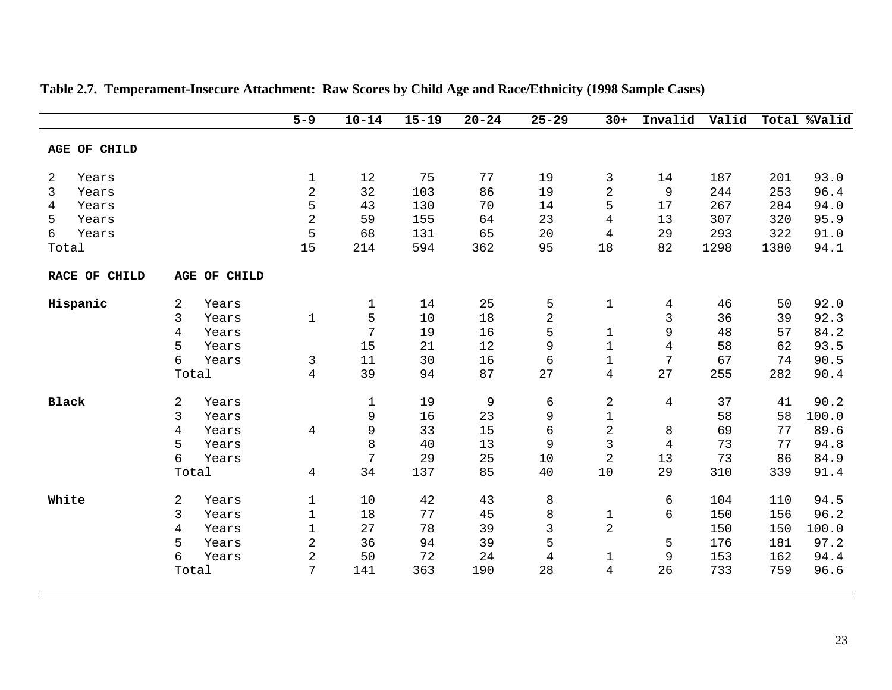**Table 2.7. Temperament-Insecure Attachment: Raw Scores by Child Age and Race/Ethnicity (1998 Sample Cases)**

| | | 5-9 | 10-14 | 15-19 | 20-24 | 25-29 | 30+ | Invalid | Valid | Total | %Valid |
|---|---|---|---|---|---|---|---|---|---|---|---|
| **AGE OF CHILD** | | | | | | | | | | | |
| 2 Years | | 1 | 12 | 75 | 77 | 19 | 3 | 14 | 187 | 201 | 93.0 |
| 3 Years | | 2 | 32 | 103 | 86 | 19 | 2 | 9 | 244 | 253 | 96.4 |
| 4 Years | | 5 | 43 | 130 | 70 | 14 | 5 | 17 | 267 | 284 | 94.0 |
| 5 Years | | 2 | 59 | 155 | 64 | 23 | 4 | 13 | 307 | 320 | 95.9 |
| 6 Years | | 5 | 68 | 131 | 65 | 20 | 4 | 29 | 293 | 322 | 91.0 |
| Total | | 15 | 214 | 594 | 362 | 95 | 18 | 82 | 1298 | 1380 | 94.1 |
| **RACE OF CHILD** | **AGE OF CHILD** | | | | | | | | | | |
| **Hispanic** | 2 Years | | 1 | 14 | 25 | 5 | 1 | 4 | 46 | 50 | 92.0 |
| | 3 Years | 1 | 5 | 10 | 18 | 2 | | 3 | 36 | 39 | 92.3 |
| | 4 Years | | 7 | 19 | 16 | 5 | 1 | 9 | 48 | 57 | 84.2 |
| | 5 Years | | 15 | 21 | 12 | 9 | 1 | 4 | 58 | 62 | 93.5 |
| | 6 Years | 3 | 11 | 30 | 16 | 6 | 1 | 7 | 67 | 74 | 90.5 |
| | Total | 4 | 39 | 94 | 87 | 27 | 4 | 27 | 255 | 282 | 90.4 |
| **Black** | 2 Years | | 1 | 19 | 9 | 6 | 2 | 4 | 37 | 41 | 90.2 |
| | 3 Years | | 9 | 16 | 23 | 9 | 1 | | 58 | 58 | 100.0 |
| | 4 Years | 4 | 9 | 33 | 15 | 6 | 2 | 8 | 69 | 77 | 89.6 |
| | 5 Years | | 8 | 40 | 13 | 9 | 3 | 4 | 73 | 77 | 94.8 |
| | 6 Years | | 7 | 29 | 25 | 10 | 2 | 13 | 73 | 86 | 84.9 |
| | Total | 4 | 34 | 137 | 85 | 40 | 10 | 29 | 310 | 339 | 91.4 |
| **White** | 2 Years | 1 | 10 | 42 | 43 | 8 | | 6 | 104 | 110 | 94.5 |
| | 3 Years | 1 | 18 | 77 | 45 | 8 | 1 | 6 | 150 | 156 | 96.2 |
| | 4 Years | 1 | 27 | 78 | 39 | 3 | 2 | | 150 | 150 | 100.0 |
| | 5 Years | 2 | 36 | 94 | 39 | 5 | | 5 | 176 | 181 | 97.2 |
| | 6 Years | 2 | 50 | 72 | 24 | 4 | 1 | 9 | 153 | 162 | 94.4 |
| | Total | 7 | 141 | 363 | 190 | 28 | 4 | 26 | 733 | 759 | 96.6 |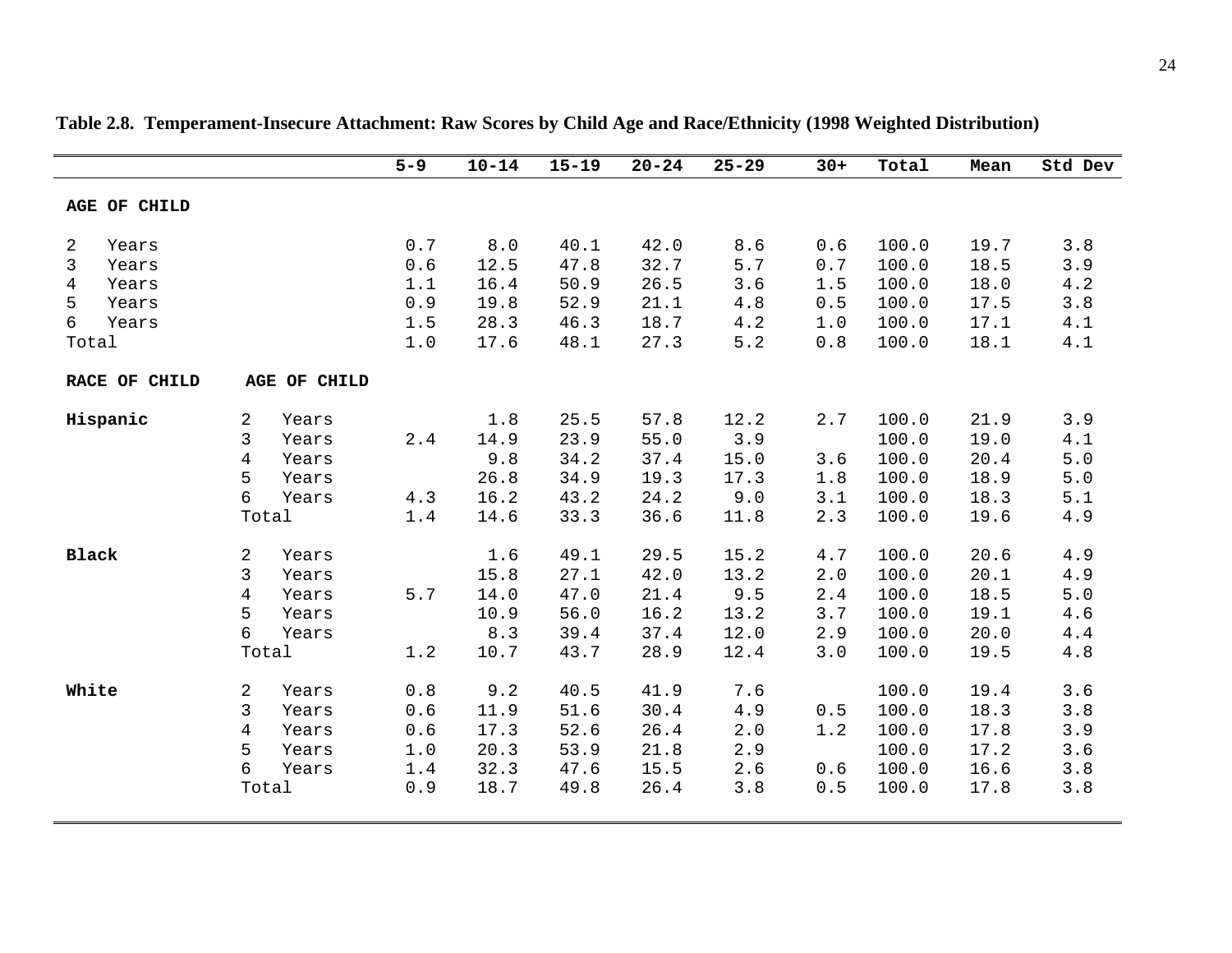**Table 2.8. Temperament-Insecure Attachment: Raw Scores by Child Age and Race/Ethnicity (1998 Weighted Distribution)**

| | | 5-9 | 10-14 | 15-19 | 20-24 | 25-29 | 30+ | Total | Mean | Std Dev |
|---|---|---|---|---|---|---|---|---|---|---|
| **AGE OF CHILD** | | | | | | | | | | |
| 2 Years | | 0.7 | 8.0 | 40.1 | 42.0 | 8.6 | 0.6 | 100.0 | 19.7 | 3.8 |
| 3 Years | | 0.6 | 12.5 | 47.8 | 32.7 | 5.7 | 0.7 | 100.0 | 18.5 | 3.9 |
| 4 Years | | 1.1 | 16.4 | 50.9 | 26.5 | 3.6 | 1.5 | 100.0 | 18.0 | 4.2 |
| 5 Years | | 0.9 | 19.8 | 52.9 | 21.1 | 4.8 | 0.5 | 100.0 | 17.5 | 3.8 |
| 6 Years | | 1.5 | 28.3 | 46.3 | 18.7 | 4.2 | 1.0 | 100.0 | 17.1 | 4.1 |
| Total | | 1.0 | 17.6 | 48.1 | 27.3 | 5.2 | 0.8 | 100.0 | 18.1 | 4.1 |
| **RACE OF CHILD** | **AGE OF CHILD** | | | | | | | | | |
| **Hispanic** | 2 Years | | 1.8 | 25.5 | 57.8 | 12.2 | 2.7 | 100.0 | 21.9 | 3.9 |
| | 3 Years | 2.4 | 14.9 | 23.9 | 55.0 | 3.9 | | 100.0 | 19.0 | 4.1 |
| | 4 Years | | 9.8 | 34.2 | 37.4 | 15.0 | 3.6 | 100.0 | 20.4 | 5.0 |
| | 5 Years | | 26.8 | 34.9 | 19.3 | 17.3 | 1.8 | 100.0 | 18.9 | 5.0 |
| | 6 Years | 4.3 | 16.2 | 43.2 | 24.2 | 9.0 | 3.1 | 100.0 | 18.3 | 5.1 |
| | Total | 1.4 | 14.6 | 33.3 | 36.6 | 11.8 | 2.3 | 100.0 | 19.6 | 4.9 |
| **Black** | 2 Years | | 1.6 | 49.1 | 29.5 | 15.2 | 4.7 | 100.0 | 20.6 | 4.9 |
| | 3 Years | | 15.8 | 27.1 | 42.0 | 13.2 | 2.0 | 100.0 | 20.1 | 4.9 |
| | 4 Years | 5.7 | 14.0 | 47.0 | 21.4 | 9.5 | 2.4 | 100.0 | 18.5 | 5.0 |
| | 5 Years | | 10.9 | 56.0 | 16.2 | 13.2 | 3.7 | 100.0 | 19.1 | 4.6 |
| | 6 Years | | 8.3 | 39.4 | 37.4 | 12.0 | 2.9 | 100.0 | 20.0 | 4.4 |
| | Total | 1.2 | 10.7 | 43.7 | 28.9 | 12.4 | 3.0 | 100.0 | 19.5 | 4.8 |
| **White** | 2 Years | 0.8 | 9.2 | 40.5 | 41.9 | 7.6 | | 100.0 | 19.4 | 3.6 |
| | 3 Years | 0.6 | 11.9 | 51.6 | 30.4 | 4.9 | 0.5 | 100.0 | 18.3 | 3.8 |
| | 4 Years | 0.6 | 17.3 | 52.6 | 26.4 | 2.0 | 1.2 | 100.0 | 17.8 | 3.9 |
| | 5 Years | 1.0 | 20.3 | 53.9 | 21.8 | 2.9 | | 100.0 | 17.2 | 3.6 |
| | 6 Years | 1.4 | 32.3 | 47.6 | 15.5 | 2.6 | 0.6 | 100.0 | 16.6 | 3.8 |
| | Total | 0.9 | 18.7 | 49.8 | 26.4 | 3.8 | 0.5 | 100.0 | 17.8 | 3.8 |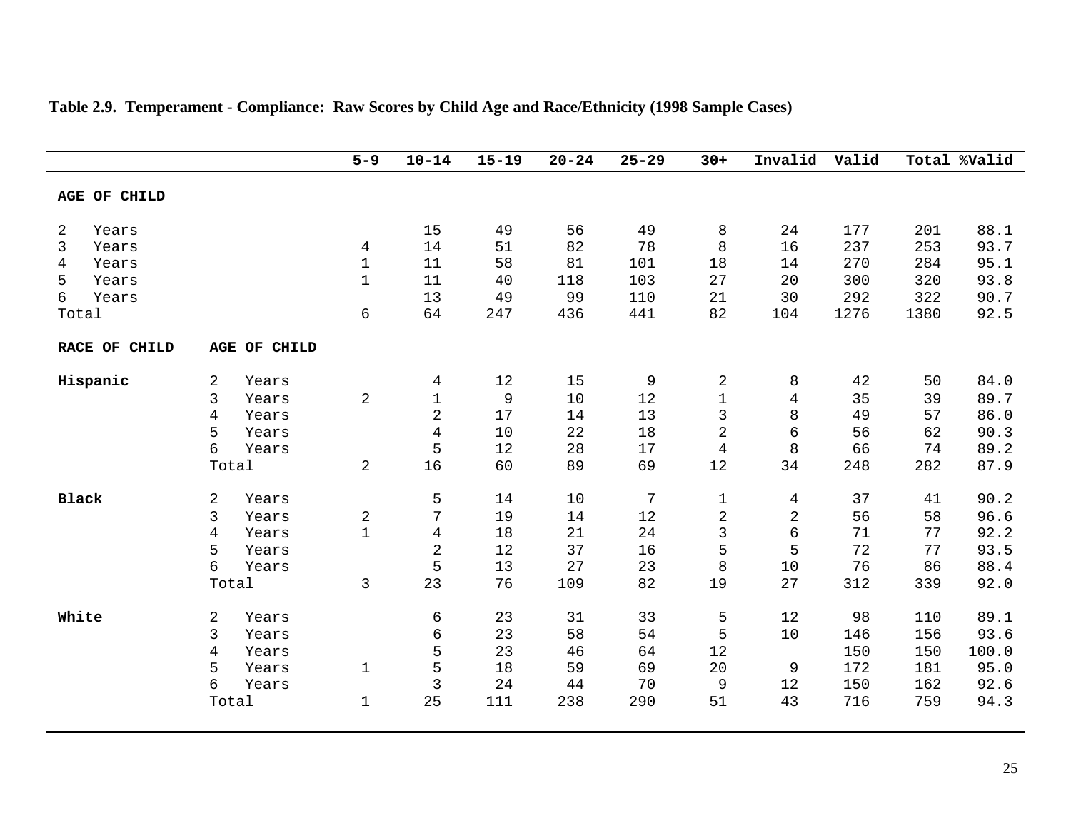**Table 2.9. Temperament - Compliance: Raw Scores by Child Age and Race/Ethnicity (1998 Sample Cases)**

| | | 5-9 | 10-14 | 15-19 | 20-24 | 25-29 | 30+ | Invalid | Valid | Total | %Valid |
|---|---|---|---|---|---|---|---|---|---|---|---|
| **AGE OF CHILD** | | | | | | | | | | | |
| 2 Years | | | 15 | 49 | 56 | 49 | 8 | 24 | 177 | 201 | 88.1 |
| 3 Years | | 4 | 14 | 51 | 82 | 78 | 8 | 16 | 237 | 253 | 93.7 |
| 4 Years | | 1 | 11 | 58 | 81 | 101 | 18 | 14 | 270 | 284 | 95.1 |
| 5 Years | | 1 | 11 | 40 | 118 | 103 | 27 | 20 | 300 | 320 | 93.8 |
| 6 Years | | | 13 | 49 | 99 | 110 | 21 | 30 | 292 | 322 | 90.7 |
| Total | | 6 | 64 | 247 | 436 | 441 | 82 | 104 | 1276 | 1380 | 92.5 |
| **RACE OF CHILD** | **AGE OF CHILD** | | | | | | | | | | |
| **Hispanic** | 2 Years | | 4 | 12 | 15 | 9 | 2 | 8 | 42 | 50 | 84.0 |
| | 3 Years | 2 | 1 | 9 | 10 | 12 | 1 | 4 | 35 | 39 | 89.7 |
| | 4 Years | | 2 | 17 | 14 | 13 | 3 | 8 | 49 | 57 | 86.0 |
| | 5 Years | | 4 | 10 | 22 | 18 | 2 | 6 | 56 | 62 | 90.3 |
| | 6 Years | | 5 | 12 | 28 | 17 | 4 | 8 | 66 | 74 | 89.2 |
| | Total | 2 | 16 | 60 | 89 | 69 | 12 | 34 | 248 | 282 | 87.9 |
| **Black** | 2 Years | | 5 | 14 | 10 | 7 | 1 | 4 | 37 | 41 | 90.2 |
| | 3 Years | 2 | 7 | 19 | 14 | 12 | 2 | 2 | 56 | 58 | 96.6 |
| | 4 Years | 1 | 4 | 18 | 21 | 24 | 3 | 6 | 71 | 77 | 92.2 |
| | 5 Years | | 2 | 12 | 37 | 16 | 5 | 5 | 72 | 77 | 93.5 |
| | 6 Years | | 5 | 13 | 27 | 23 | 8 | 10 | 76 | 86 | 88.4 |
| | Total | 3 | 23 | 76 | 109 | 82 | 19 | 27 | 312 | 339 | 92.0 |
| **White** | 2 Years | | 6 | 23 | 31 | 33 | 5 | 12 | 98 | 110 | 89.1 |
| | 3 Years | | 6 | 23 | 58 | 54 | 5 | 10 | 146 | 156 | 93.6 |
| | 4 Years | | 5 | 23 | 46 | 64 | 12 | | 150 | 150 | 100.0 |
| | 5 Years | 1 | 5 | 18 | 59 | 69 | 20 | 9 | 172 | 181 | 95.0 |
| | 6 Years | | 3 | 24 | 44 | 70 | 9 | 12 | 150 | 162 | 92.6 |
| | Total | 1 | 25 | 111 | 238 | 290 | 51 | 43 | 716 | 759 | 94.3 |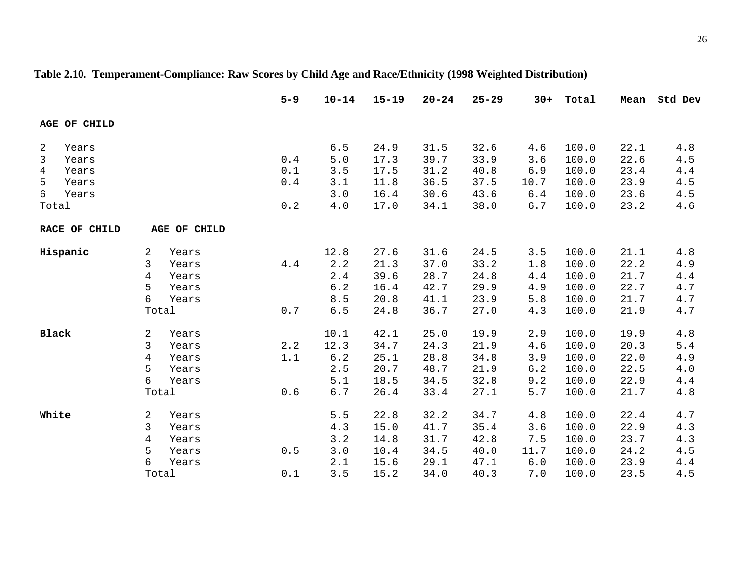**Table 2.10. Temperament-Compliance: Raw Scores by Child Age and Race/Ethnicity (1998 Weighted Distribution)**

| | | 5-9 | 10-14 | 15-19 | 20-24 | 25-29 | 30+ | Total | Mean | Std Dev |
|---|---|---|---|---|---|---|---|---|---|---|
| **AGE OF CHILD** | | | | | | | | | | |
| 2 Years | | | 6.5 | 24.9 | 31.5 | 32.6 | 4.6 | 100.0 | 22.1 | 4.8 |
| 3 Years | | 0.4 | 5.0 | 17.3 | 39.7 | 33.9 | 3.6 | 100.0 | 22.6 | 4.5 |
| 4 Years | | 0.1 | 3.5 | 17.5 | 31.2 | 40.8 | 6.9 | 100.0 | 23.4 | 4.4 |
| 5 Years | | 0.4 | 3.1 | 11.8 | 36.5 | 37.5 | 10.7 | 100.0 | 23.9 | 4.5 |
| 6 Years | | | 3.0 | 16.4 | 30.6 | 43.6 | 6.4 | 100.0 | 23.6 | 4.5 |
| Total | | 0.2 | 4.0 | 17.0 | 34.1 | 38.0 | 6.7 | 100.0 | 23.2 | 4.6 |
| **RACE OF CHILD** | **AGE OF CHILD** | | | | | | | | | |
| **Hispanic** | 2 Years | | 12.8 | 27.6 | 31.6 | 24.5 | 3.5 | 100.0 | 21.1 | 4.8 |
| | 3 Years | 4.4 | 2.2 | 21.3 | 37.0 | 33.2 | 1.8 | 100.0 | 22.2 | 4.9 |
| | 4 Years | | 2.4 | 39.6 | 28.7 | 24.8 | 4.4 | 100.0 | 21.7 | 4.4 |
| | 5 Years | | 6.2 | 16.4 | 42.7 | 29.9 | 4.9 | 100.0 | 22.7 | 4.7 |
| | 6 Years | | 8.5 | 20.8 | 41.1 | 23.9 | 5.8 | 100.0 | 21.7 | 4.7 |
| | Total | 0.7 | 6.5 | 24.8 | 36.7 | 27.0 | 4.3 | 100.0 | 21.9 | 4.7 |
| **Black** | 2 Years | | 10.1 | 42.1 | 25.0 | 19.9 | 2.9 | 100.0 | 19.9 | 4.8 |
| | 3 Years | 2.2 | 12.3 | 34.7 | 24.3 | 21.9 | 4.6 | 100.0 | 20.3 | 5.4 |
| | 4 Years | 1.1 | 6.2 | 25.1 | 28.8 | 34.8 | 3.9 | 100.0 | 22.0 | 4.9 |
| | 5 Years | | 2.5 | 20.7 | 48.7 | 21.9 | 6.2 | 100.0 | 22.5 | 4.0 |
| | 6 Years | | 5.1 | 18.5 | 34.5 | 32.8 | 9.2 | 100.0 | 22.9 | 4.4 |
| | Total | 0.6 | 6.7 | 26.4 | 33.4 | 27.1 | 5.7 | 100.0 | 21.7 | 4.8 |
| **White** | 2 Years | | 5.5 | 22.8 | 32.2 | 34.7 | 4.8 | 100.0 | 22.4 | 4.7 |
| | 3 Years | | 4.3 | 15.0 | 41.7 | 35.4 | 3.6 | 100.0 | 22.9 | 4.3 |
| | 4 Years | | 3.2 | 14.8 | 31.7 | 42.8 | 7.5 | 100.0 | 23.7 | 4.3 |
| | 5 Years | 0.5 | 3.0 | 10.4 | 34.5 | 40.0 | 11.7 | 100.0 | 24.2 | 4.5 |
| | 6 Years | | 2.1 | 15.6 | 29.1 | 47.1 | 6.0 | 100.0 | 23.9 | 4.4 |
| | Total | 0.1 | 3.5 | 15.2 | 34.0 | 40.3 | 7.0 | 100.0 | 23.5 | 4.5 |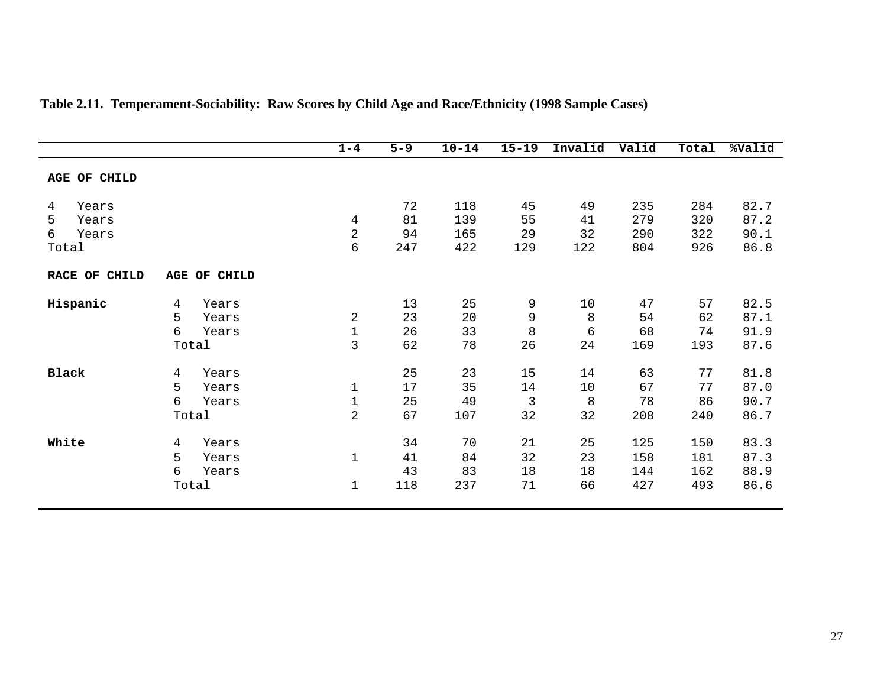**Table 2.11. Temperament-Sociability: Raw Scores by Child Age and Race/Ethnicity (1998 Sample Cases)**

| | | 1-4 | 5-9 | 10-14 | 15-19 | Invalid | Valid | Total | %Valid |
|---|---|---|---|---|---|---|---|---|---|
| **AGE OF CHILD** | | | | | | | | | |
| 4 Years | | | 72 | 118 | 45 | 49 | 235 | 284 | 82.7 |
| 5 Years | | 4 | 81 | 139 | 55 | 41 | 279 | 320 | 87.2 |
| 6 Years | | 2 | 94 | 165 | 29 | 32 | 290 | 322 | 90.1 |
| Total | | 6 | 247 | 422 | 129 | 122 | 804 | 926 | 86.8 |
| **RACE OF CHILD** | **AGE OF CHILD** | | | | | | | | |
| **Hispanic** | 4 Years | | 13 | 25 | 9 | 10 | 47 | 57 | 82.5 |
| | 5 Years | 2 | 23 | 20 | 9 | 8 | 54 | 62 | 87.1 |
| | 6 Years | 1 | 26 | 33 | 8 | 6 | 68 | 74 | 91.9 |
| | Total | 3 | 62 | 78 | 26 | 24 | 169 | 193 | 87.6 |
| **Black** | 4 Years | | 25 | 23 | 15 | 14 | 63 | 77 | 81.8 |
| | 5 Years | 1 | 17 | 35 | 14 | 10 | 67 | 77 | 87.0 |
| | 6 Years | 1 | 25 | 49 | 3 | 8 | 78 | 86 | 90.7 |
| | Total | 2 | 67 | 107 | 32 | 32 | 208 | 240 | 86.7 |
| **White** | 4 Years | | 34 | 70 | 21 | 25 | 125 | 150 | 83.3 |
| | 5 Years | 1 | 41 | 84 | 32 | 23 | 158 | 181 | 87.3 |
| | 6 Years | | 43 | 83 | 18 | 18 | 144 | 162 | 88.9 |
| | Total | 1 | 118 | 237 | 71 | 66 | 427 | 493 | 86.6 |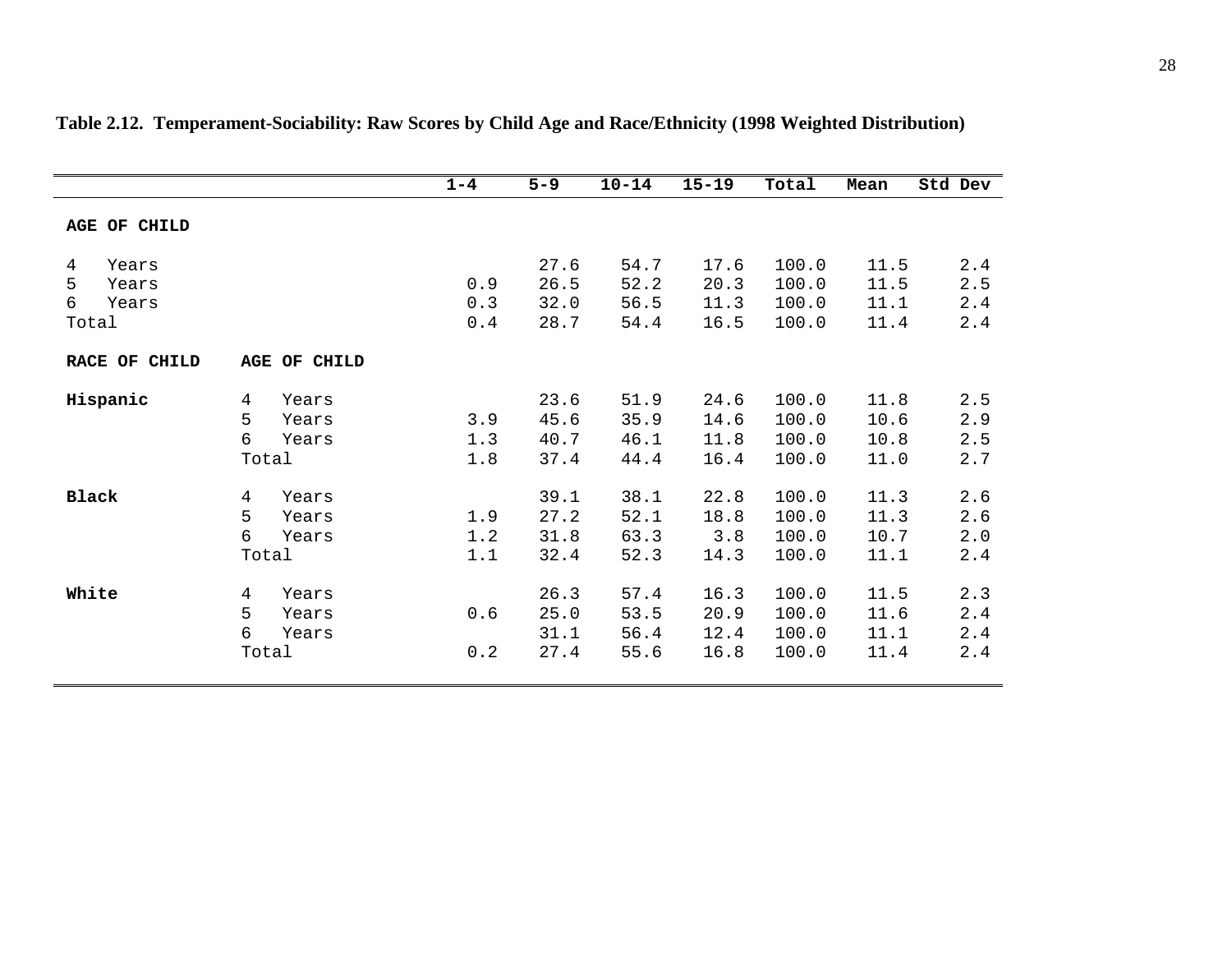**Table 2.12. Temperament-Sociability: Raw Scores by Child Age and Race/Ethnicity (1998 Weighted Distribution)**

| | | 1-4 | 5-9 | 10-14 | 15-19 | Total | Mean | Std Dev |
|---|---|---|---|---|---|---|---|---|
| **AGE OF CHILD** | | | | | | | | |
| 4 Years | | | 27.6 | 54.7 | 17.6 | 100.0 | 11.5 | 2.4 |
| 5 Years | | 0.9 | 26.5 | 52.2 | 20.3 | 100.0 | 11.5 | 2.5 |
| 6 Years | | 0.3 | 32.0 | 56.5 | 11.3 | 100.0 | 11.1 | 2.4 |
| Total | | 0.4 | 28.7 | 54.4 | 16.5 | 100.0 | 11.4 | 2.4 |
| **RACE OF CHILD** | **AGE OF CHILD** | | | | | | | |
| **Hispanic** | 4 Years | | 23.6 | 51.9 | 24.6 | 100.0 | 11.8 | 2.5 |
| | 5 Years | 3.9 | 45.6 | 35.9 | 14.6 | 100.0 | 10.6 | 2.9 |
| | 6 Years | 1.3 | 40.7 | 46.1 | 11.8 | 100.0 | 10.8 | 2.5 |
| | Total | 1.8 | 37.4 | 44.4 | 16.4 | 100.0 | 11.0 | 2.7 |
| **Black** | 4 Years | | 39.1 | 38.1 | 22.8 | 100.0 | 11.3 | 2.6 |
| | 5 Years | 1.9 | 27.2 | 52.1 | 18.8 | 100.0 | 11.3 | 2.6 |
| | 6 Years | 1.2 | 31.8 | 63.3 | 3.8 | 100.0 | 10.7 | 2.0 |
| | Total | 1.1 | 32.4 | 52.3 | 14.3 | 100.0 | 11.1 | 2.4 |
| **White** | 4 Years | | 26.3 | 57.4 | 16.3 | 100.0 | 11.5 | 2.3 |
| | 5 Years | 0.6 | 25.0 | 53.5 | 20.9 | 100.0 | 11.6 | 2.4 |
| | 6 Years | | 31.1 | 56.4 | 12.4 | 100.0 | 11.1 | 2.4 |
| | Total | 0.2 | 27.4 | 55.6 | 16.8 | 100.0 | 11.4 | 2.4 |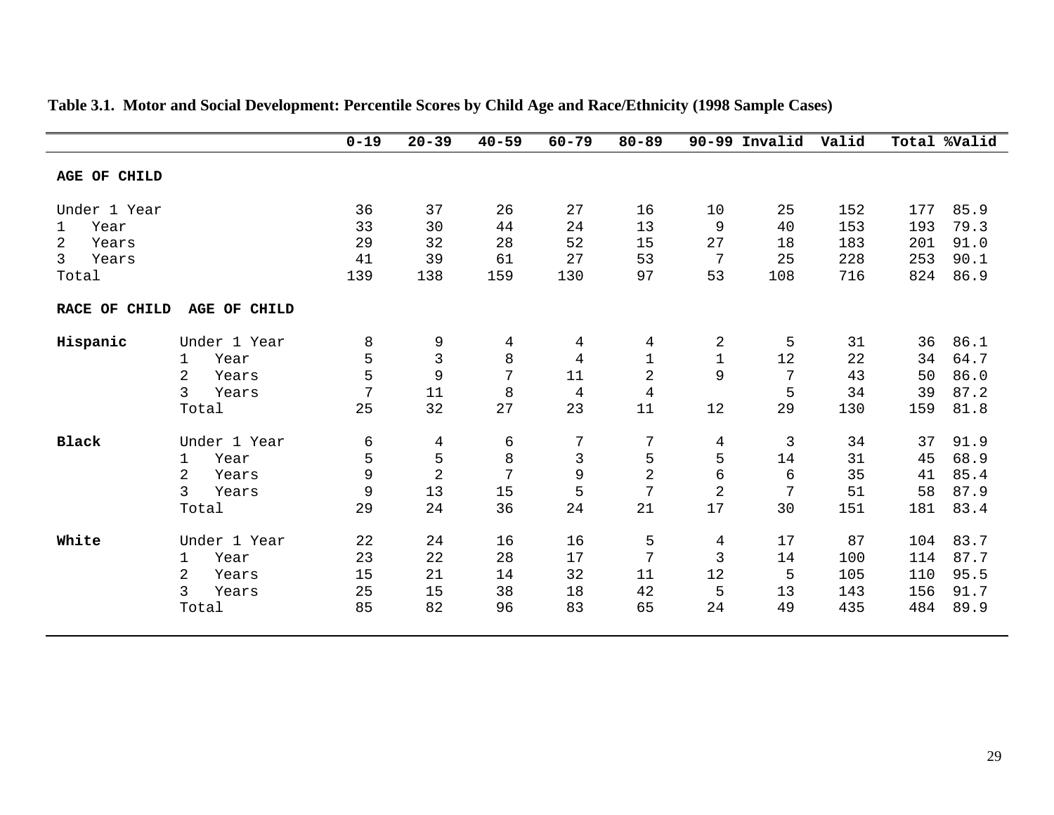**Table 3.1. Motor and Social Development: Percentile Scores by Child Age and Race/Ethnicity (1998 Sample Cases)**

| | | 0-19 | 20-39 | 40-59 | 60-79 | 80-89 | 90-99 | Invalid | Valid | Total | %Valid |
|---|---|---|---|---|---|---|---|---|---|---|---|
| **AGE OF CHILD** | | | | | | | | | | | |
| Under 1 Year | | 36 | 37 | 26 | 27 | 16 | 10 | 25 | 152 | 177 | 85.9 |
| 1 Year | | 33 | 30 | 44 | 24 | 13 | 9 | 40 | 153 | 193 | 79.3 |
| 2 Years | | 29 | 32 | 28 | 52 | 15 | 27 | 18 | 183 | 201 | 91.0 |
| 3 Years | | 41 | 39 | 61 | 27 | 53 | 7 | 25 | 228 | 253 | 90.1 |
| Total | | 139 | 138 | 159 | 130 | 97 | 53 | 108 | 716 | 824 | 86.9 |
| **RACE OF CHILD** | **AGE OF CHILD** | | | | | | | | | | |
| **Hispanic** | Under 1 Year | 8 | 9 | 4 | 4 | 4 | 2 | 5 | 31 | 36 | 86.1 |
| | 1 Year | 5 | 3 | 8 | 4 | 1 | 1 | 12 | 22 | 34 | 64.7 |
| | 2 Years | 5 | 9 | 7 | 11 | 2 | 9 | 7 | 43 | 50 | 86.0 |
| | 3 Years | 7 | 11 | 8 | 4 | 4 | | 5 | 34 | 39 | 87.2 |
| | Total | 25 | 32 | 27 | 23 | 11 | 12 | 29 | 130 | 159 | 81.8 |
| **Black** | Under 1 Year | 6 | 4 | 6 | 7 | 7 | 4 | 3 | 34 | 37 | 91.9 |
| | 1 Year | 5 | 5 | 8 | 3 | 5 | 5 | 14 | 31 | 45 | 68.9 |
| | 2 Years | 9 | 2 | 7 | 9 | 2 | 6 | 6 | 35 | 41 | 85.4 |
| | 3 Years | 9 | 13 | 15 | 5 | 7 | 2 | 7 | 51 | 58 | 87.9 |
| | Total | 29 | 24 | 36 | 24 | 21 | 17 | 30 | 151 | 181 | 83.4 |
| **White** | Under 1 Year | 22 | 24 | 16 | 16 | 5 | 4 | 17 | 87 | 104 | 83.7 |
| | 1 Year | 23 | 22 | 28 | 17 | 7 | 3 | 14 | 100 | 114 | 87.7 |
| | 2 Years | 15 | 21 | 14 | 32 | 11 | 12 | 5 | 105 | 110 | 95.5 |
| | 3 Years | 25 | 15 | 38 | 18 | 42 | 5 | 13 | 143 | 156 | 91.7 |
| | Total | 85 | 82 | 96 | 83 | 65 | 24 | 49 | 435 | 484 | 89.9 |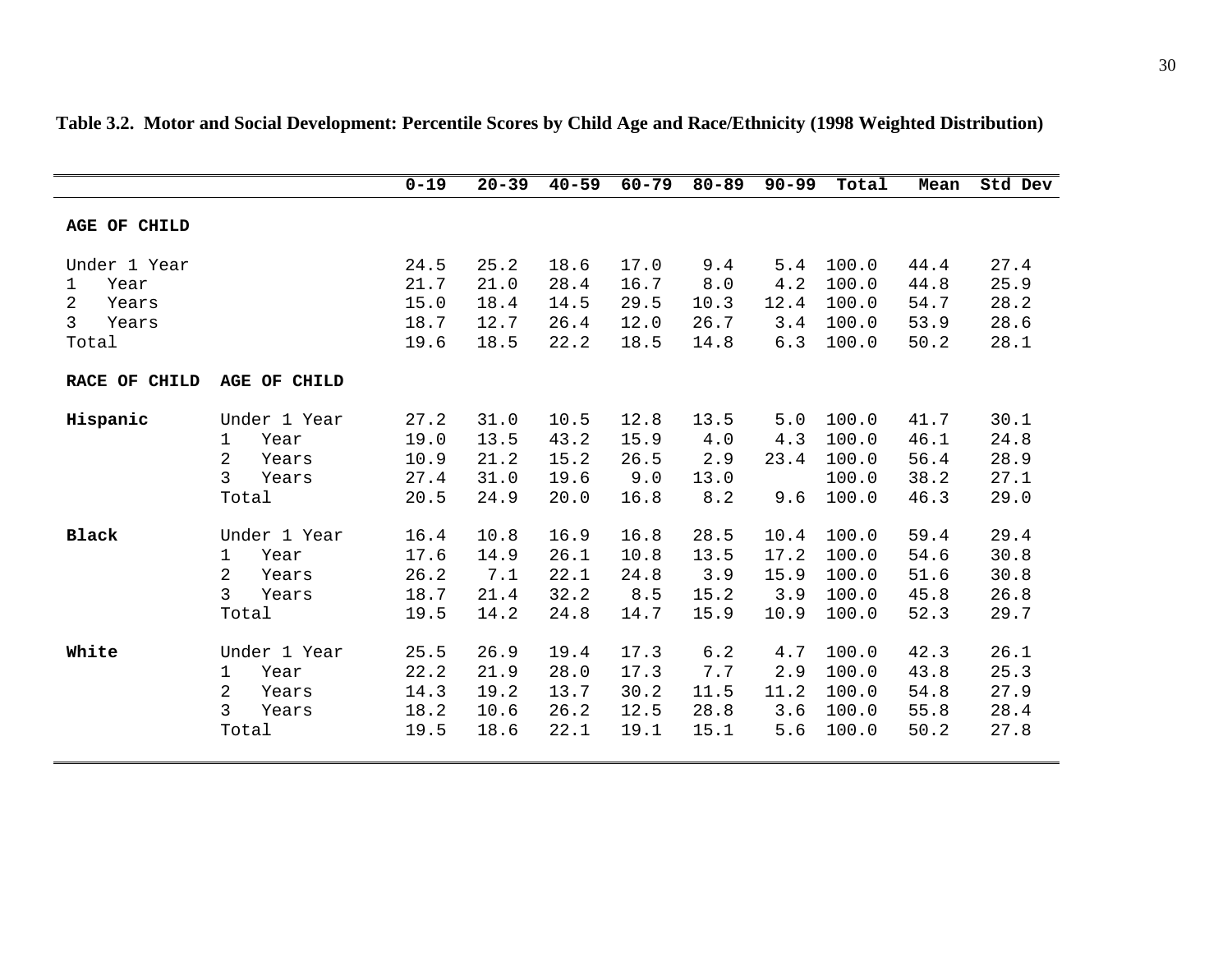**Table 3.2. Motor and Social Development: Percentile Scores by Child Age and Race/Ethnicity (1998 Weighted Distribution)**

| | | 0-19 | 20-39 | 40-59 | 60-79 | 80-89 | 90-99 | Total | Mean | Std Dev |
|---|---|---|---|---|---|---|---|---|---|---|
| **AGE OF CHILD** | | | | | | | | | | |
| Under 1 Year | | 24.5 | 25.2 | 18.6 | 17.0 | 9.4 | 5.4 | 100.0 | 44.4 | 27.4 |
| 1 Year | | 21.7 | 21.0 | 28.4 | 16.7 | 8.0 | 4.2 | 100.0 | 44.8 | 25.9 |
| 2 Years | | 15.0 | 18.4 | 14.5 | 29.5 | 10.3 | 12.4 | 100.0 | 54.7 | 28.2 |
| 3 Years | | 18.7 | 12.7 | 26.4 | 12.0 | 26.7 | 3.4 | 100.0 | 53.9 | 28.6 |
| Total | | 19.6 | 18.5 | 22.2 | 18.5 | 14.8 | 6.3 | 100.0 | 50.2 | 28.1 |
| **RACE OF CHILD** | **AGE OF CHILD** | | | | | | | | | |
| **Hispanic** | Under 1 Year | 27.2 | 31.0 | 10.5 | 12.8 | 13.5 | 5.0 | 100.0 | 41.7 | 30.1 |
| | 1 Year | 19.0 | 13.5 | 43.2 | 15.9 | 4.0 | 4.3 | 100.0 | 46.1 | 24.8 |
| | 2 Years | 10.9 | 21.2 | 15.2 | 26.5 | 2.9 | 23.4 | 100.0 | 56.4 | 28.9 |
| | 3 Years | 27.4 | 31.0 | 19.6 | 9.0 | 13.0 | | 100.0 | 38.2 | 27.1 |
| | Total | 20.5 | 24.9 | 20.0 | 16.8 | 8.2 | 9.6 | 100.0 | 46.3 | 29.0 |
| **Black** | Under 1 Year | 16.4 | 10.8 | 16.9 | 16.8 | 28.5 | 10.4 | 100.0 | 59.4 | 29.4 |
| | 1 Year | 17.6 | 14.9 | 26.1 | 10.8 | 13.5 | 17.2 | 100.0 | 54.6 | 30.8 |
| | 2 Years | 26.2 | 7.1 | 22.1 | 24.8 | 3.9 | 15.9 | 100.0 | 51.6 | 30.8 |
| | 3 Years | 18.7 | 21.4 | 32.2 | 8.5 | 15.2 | 3.9 | 100.0 | 45.8 | 26.8 |
| | Total | 19.5 | 14.2 | 24.8 | 14.7 | 15.9 | 10.9 | 100.0 | 52.3 | 29.7 |
| **White** | Under 1 Year | 25.5 | 26.9 | 19.4 | 17.3 | 6.2 | 4.7 | 100.0 | 42.3 | 26.1 |
| | 1 Year | 22.2 | 21.9 | 28.0 | 17.3 | 7.7 | 2.9 | 100.0 | 43.8 | 25.3 |
| | 2 Years | 14.3 | 19.2 | 13.7 | 30.2 | 11.5 | 11.2 | 100.0 | 54.8 | 27.9 |
| | 3 Years | 18.2 | 10.6 | 26.2 | 12.5 | 28.8 | 3.6 | 100.0 | 55.8 | 28.4 |
| | Total | 19.5 | 18.6 | 22.1 | 19.1 | 15.1 | 5.6 | 100.0 | 50.2 | 27.8 |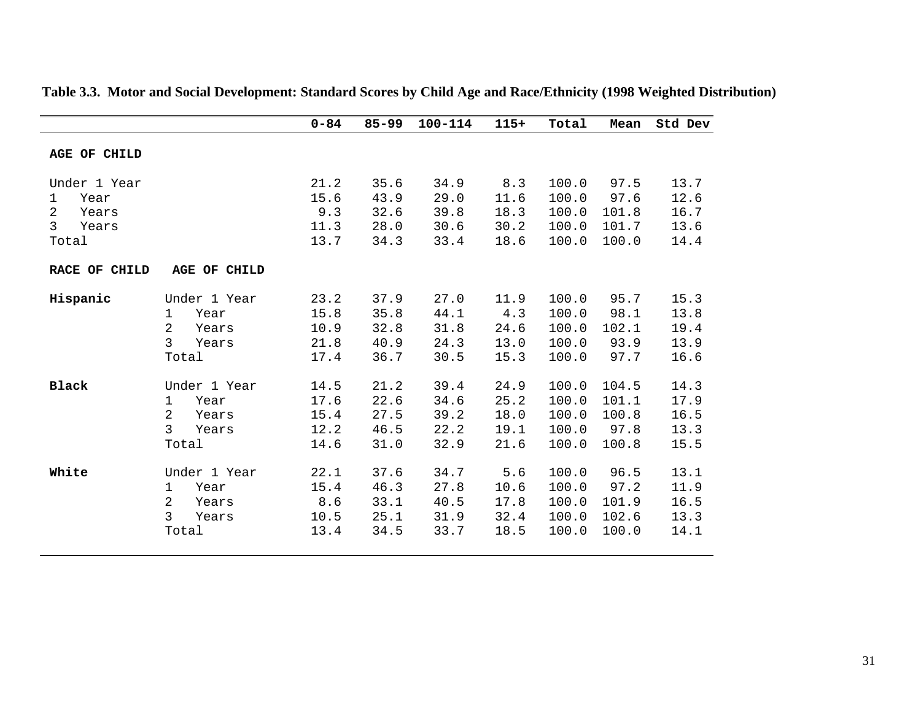**Table 3.3. Motor and Social Development: Standard Scores by Child Age and Race/Ethnicity (1998 Weighted Distribution)**

| | | 0-84 | 85-99 | 100-114 | 115+ | Total | Mean | Std Dev |
|---|---|---|---|---|---|---|---|---|
| **AGE OF CHILD** | | | | | | | | |
| Under 1 Year | | 21.2 | 35.6 | 34.9 | 8.3 | 100.0 | 97.5 | 13.7 |
| 1 Year | | 15.6 | 43.9 | 29.0 | 11.6 | 100.0 | 97.6 | 12.6 |
| 2 Years | | 9.3 | 32.6 | 39.8 | 18.3 | 100.0 | 101.8 | 16.7 |
| 3 Years | | 11.3 | 28.0 | 30.6 | 30.2 | 100.0 | 101.7 | 13.6 |
| Total | | 13.7 | 34.3 | 33.4 | 18.6 | 100.0 | 100.0 | 14.4 |
| **RACE OF CHILD** | **AGE OF CHILD** | | | | | | | |
| **Hispanic** | Under 1 Year | 23.2 | 37.9 | 27.0 | 11.9 | 100.0 | 95.7 | 15.3 |
| | 1 Year | 15.8 | 35.8 | 44.1 | 4.3 | 100.0 | 98.1 | 13.8 |
| | 2 Years | 10.9 | 32.8 | 31.8 | 24.6 | 100.0 | 102.1 | 19.4 |
| | 3 Years | 21.8 | 40.9 | 24.3 | 13.0 | 100.0 | 93.9 | 13.9 |
| | Total | 17.4 | 36.7 | 30.5 | 15.3 | 100.0 | 97.7 | 16.6 |
| **Black** | Under 1 Year | 14.5 | 21.2 | 39.4 | 24.9 | 100.0 | 104.5 | 14.3 |
| | 1 Year | 17.6 | 22.6 | 34.6 | 25.2 | 100.0 | 101.1 | 17.9 |
| | 2 Years | 15.4 | 27.5 | 39.2 | 18.0 | 100.0 | 100.8 | 16.5 |
| | 3 Years | 12.2 | 46.5 | 22.2 | 19.1 | 100.0 | 97.8 | 13.3 |
| | Total | 14.6 | 31.0 | 32.9 | 21.6 | 100.0 | 100.8 | 15.5 |
| **White** | Under 1 Year | 22.1 | 37.6 | 34.7 | 5.6 | 100.0 | 96.5 | 13.1 |
| | 1 Year | 15.4 | 46.3 | 27.8 | 10.6 | 100.0 | 97.2 | 11.9 |
| | 2 Years | 8.6 | 33.1 | 40.5 | 17.8 | 100.0 | 101.9 | 16.5 |
| | 3 Years | 10.5 | 25.1 | 31.9 | 32.4 | 100.0 | 102.6 | 13.3 |
| | Total | 13.4 | 34.5 | 33.7 | 18.5 | 100.0 | 100.0 | 14.1 |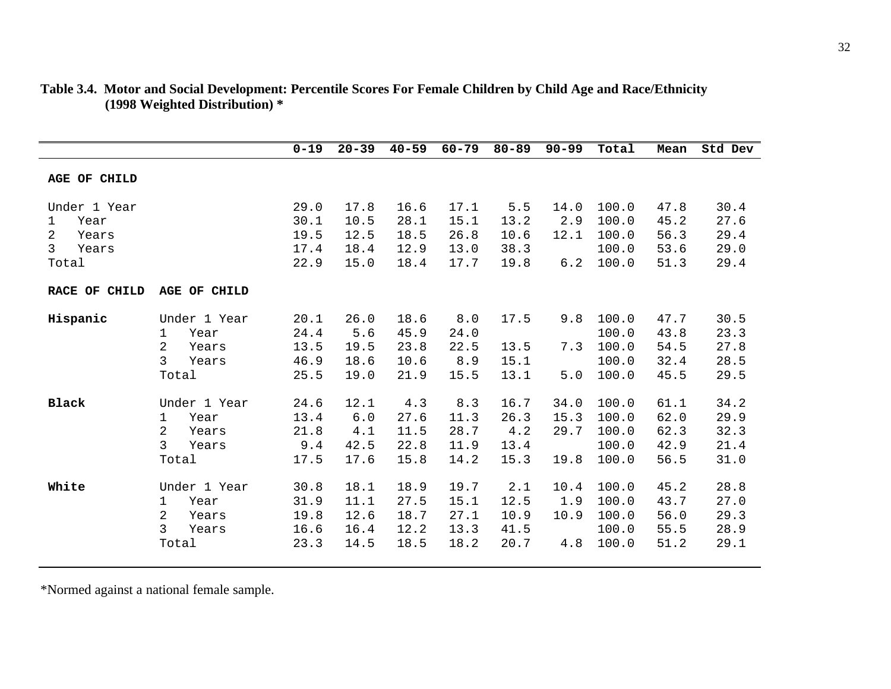**Table 3.4. Motor and Social Development: Percentile Scores For Female Children by Child Age and Race/Ethnicity (1998 Weighted Distribution) ***

| | | 0-19 | 20-39 | 40-59 | 60-79 | 80-89 | 90-99 | Total | Mean | Std Dev |
|---|---|---|---|---|---|---|---|---|---|---|
| **AGE OF CHILD** | | | | | | | | | | |
| Under 1 Year | | 29.0 | 17.8 | 16.6 | 17.1 | 5.5 | 14.0 | 100.0 | 47.8 | 30.4 |
| 1 Year | | 30.1 | 10.5 | 28.1 | 15.1 | 13.2 | 2.9 | 100.0 | 45.2 | 27.6 |
| 2 Years | | 19.5 | 12.5 | 18.5 | 26.8 | 10.6 | 12.1 | 100.0 | 56.3 | 29.4 |
| 3 Years | | 17.4 | 18.4 | 12.9 | 13.0 | 38.3 | | 100.0 | 53.6 | 29.0 |
| Total | | 22.9 | 15.0 | 18.4 | 17.7 | 19.8 | 6.2 | 100.0 | 51.3 | 29.4 |
| **RACE OF CHILD** | **AGE OF CHILD** | | | | | | | | | |
| **Hispanic** | Under 1 Year | 20.1 | 26.0 | 18.6 | 8.0 | 17.5 | 9.8 | 100.0 | 47.7 | 30.5 |
| | 1 Year | 24.4 | 5.6 | 45.9 | 24.0 | | | 100.0 | 43.8 | 23.3 |
| | 2 Years | 13.5 | 19.5 | 23.8 | 22.5 | 13.5 | 7.3 | 100.0 | 54.5 | 27.8 |
| | 3 Years | 46.9 | 18.6 | 10.6 | 8.9 | 15.1 | | 100.0 | 32.4 | 28.5 |
| | Total | 25.5 | 19.0 | 21.9 | 15.5 | 13.1 | 5.0 | 100.0 | 45.5 | 29.5 |
| **Black** | Under 1 Year | 24.6 | 12.1 | 4.3 | 8.3 | 16.7 | 34.0 | 100.0 | 61.1 | 34.2 |
| | 1 Year | 13.4 | 6.0 | 27.6 | 11.3 | 26.3 | 15.3 | 100.0 | 62.0 | 29.9 |
| | 2 Years | 21.8 | 4.1 | 11.5 | 28.7 | 4.2 | 29.7 | 100.0 | 62.3 | 32.3 |
| | 3 Years | 9.4 | 42.5 | 22.8 | 11.9 | 13.4 | | 100.0 | 42.9 | 21.4 |
| | Total | 17.5 | 17.6 | 15.8 | 14.2 | 15.3 | 19.8 | 100.0 | 56.5 | 31.0 |
| **White** | Under 1 Year | 30.8 | 18.1 | 18.9 | 19.7 | 2.1 | 10.4 | 100.0 | 45.2 | 28.8 |
| | 1 Year | 31.9 | 11.1 | 27.5 | 15.1 | 12.5 | 1.9 | 100.0 | 43.7 | 27.0 |
| | 2 Years | 19.8 | 12.6 | 18.7 | 27.1 | 10.9 | 10.9 | 100.0 | 56.0 | 29.3 |
| | 3 Years | 16.6 | 16.4 | 12.2 | 13.3 | 41.5 | | 100.0 | 55.5 | 28.9 |
| | Total | 23.3 | 14.5 | 18.5 | 18.2 | 20.7 | 4.8 | 100.0 | 51.2 | 29.1 |

*Normed against a national female sample.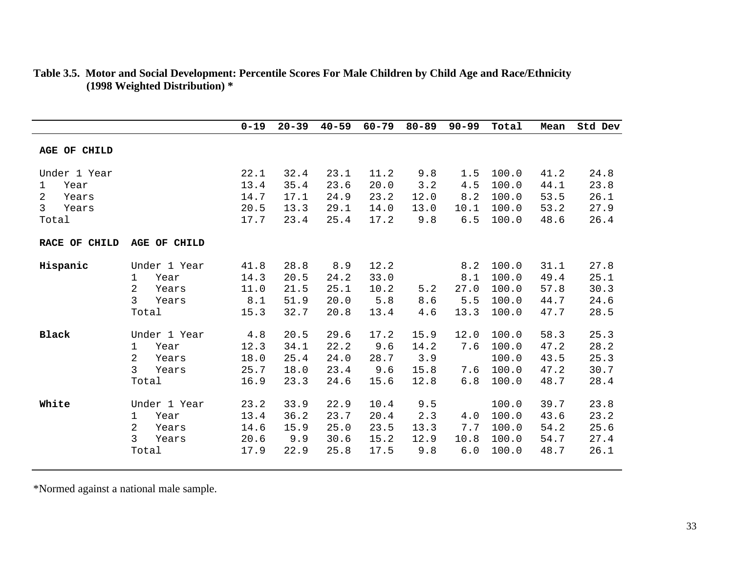**Table 3.5. Motor and Social Development: Percentile Scores For Male Children by Child Age and Race/Ethnicity (1998 Weighted Distribution) ***

| | | 0-19 | 20-39 | 40-59 | 60-79 | 80-89 | 90-99 | Total | Mean | Std Dev |
|---|---|---|---|---|---|---|---|---|---|---|
| **AGE OF CHILD** | | | | | | | | | | |
| Under 1 Year | | 22.1 | 32.4 | 23.1 | 11.2 | 9.8 | 1.5 | 100.0 | 41.2 | 24.8 |
| 1 Year | | 13.4 | 35.4 | 23.6 | 20.0 | 3.2 | 4.5 | 100.0 | 44.1 | 23.8 |
| 2 Years | | 14.7 | 17.1 | 24.9 | 23.2 | 12.0 | 8.2 | 100.0 | 53.5 | 26.1 |
| 3 Years | | 20.5 | 13.3 | 29.1 | 14.0 | 13.0 | 10.1 | 100.0 | 53.2 | 27.9 |
| Total | | 17.7 | 23.4 | 25.4 | 17.2 | 9.8 | 6.5 | 100.0 | 48.6 | 26.4 |
| **RACE OF CHILD** | **AGE OF CHILD** | | | | | | | | | |
| **Hispanic** | Under 1 Year | 41.8 | 28.8 | 8.9 | 12.2 | | 8.2 | 100.0 | 31.1 | 27.8 |
| | 1 Year | 14.3 | 20.5 | 24.2 | 33.0 | | 8.1 | 100.0 | 49.4 | 25.1 |
| | 2 Years | 11.0 | 21.5 | 25.1 | 10.2 | 5.2 | 27.0 | 100.0 | 57.8 | 30.3 |
| | 3 Years | 8.1 | 51.9 | 20.0 | 5.8 | 8.6 | 5.5 | 100.0 | 44.7 | 24.6 |
| | Total | 15.3 | 32.7 | 20.8 | 13.4 | 4.6 | 13.3 | 100.0 | 47.7 | 28.5 |
| **Black** | Under 1 Year | 4.8 | 20.5 | 29.6 | 17.2 | 15.9 | 12.0 | 100.0 | 58.3 | 25.3 |
| | 1 Year | 12.3 | 34.1 | 22.2 | 9.6 | 14.2 | 7.6 | 100.0 | 47.2 | 28.2 |
| | 2 Years | 18.0 | 25.4 | 24.0 | 28.7 | 3.9 | | 100.0 | 43.5 | 25.3 |
| | 3 Years | 25.7 | 18.0 | 23.4 | 9.6 | 15.8 | 7.6 | 100.0 | 47.2 | 30.7 |
| | Total | 16.9 | 23.3 | 24.6 | 15.6 | 12.8 | 6.8 | 100.0 | 48.7 | 28.4 |
| **White** | Under 1 Year | 23.2 | 33.9 | 22.9 | 10.4 | 9.5 | | 100.0 | 39.7 | 23.8 |
| | 1 Year | 13.4 | 36.2 | 23.7 | 20.4 | 2.3 | 4.0 | 100.0 | 43.6 | 23.2 |
| | 2 Years | 14.6 | 15.9 | 25.0 | 23.5 | 13.3 | 7.7 | 100.0 | 54.2 | 25.6 |
| | 3 Years | 20.6 | 9.9 | 30.6 | 15.2 | 12.9 | 10.8 | 100.0 | 54.7 | 27.4 |
| | Total | 17.9 | 22.9 | 25.8 | 17.5 | 9.8 | 6.0 | 100.0 | 48.7 | 26.1 |

*Normed against a national male sample.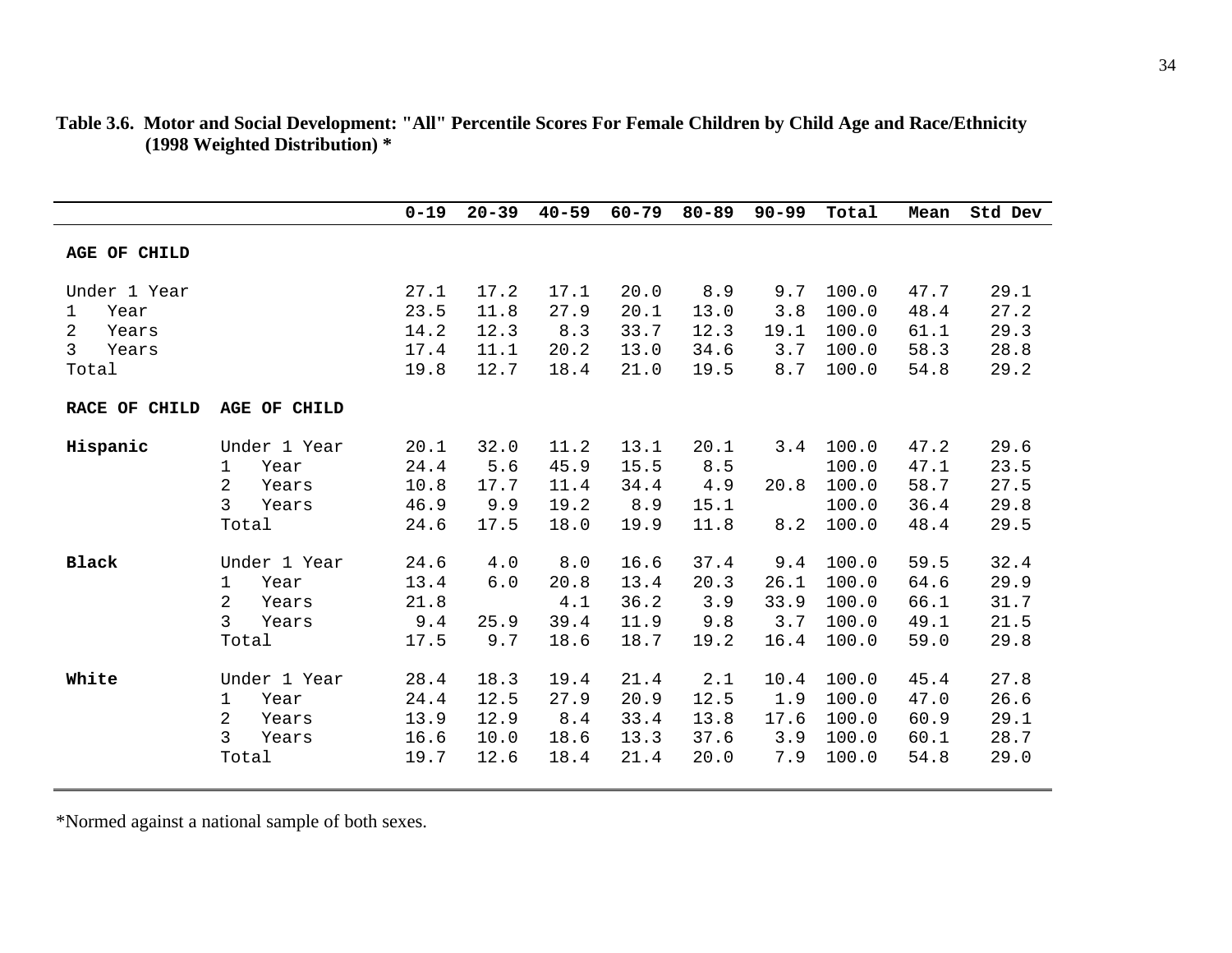**Table 3.6. Motor and Social Development: "All" Percentile Scores For Female Children by Child Age and Race/Ethnicity (1998 Weighted Distribution) ***

| | | 0-19 | 20-39 | 40-59 | 60-79 | 80-89 | 90-99 | Total | Mean | Std Dev |
|---|---|---|---|---|---|---|---|---|---|---|
| **AGE OF CHILD** | | | | | | | | | | |
| Under 1 Year | | 27.1 | 17.2 | 17.1 | 20.0 | 8.9 | 9.7 | 100.0 | 47.7 | 29.1 |
| 1 Year | | 23.5 | 11.8 | 27.9 | 20.1 | 13.0 | 3.8 | 100.0 | 48.4 | 27.2 |
| 2 Years | | 14.2 | 12.3 | 8.3 | 33.7 | 12.3 | 19.1 | 100.0 | 61.1 | 29.3 |
| 3 Years | | 17.4 | 11.1 | 20.2 | 13.0 | 34.6 | 3.7 | 100.0 | 58.3 | 28.8 |
| Total | | 19.8 | 12.7 | 18.4 | 21.0 | 19.5 | 8.7 | 100.0 | 54.8 | 29.2 |
| **RACE OF CHILD** | **AGE OF CHILD** | | | | | | | | | |
| **Hispanic** | Under 1 Year | 20.1 | 32.0 | 11.2 | 13.1 | 20.1 | 3.4 | 100.0 | 47.2 | 29.6 |
| | 1 Year | 24.4 | 5.6 | 45.9 | 15.5 | 8.5 | | 100.0 | 47.1 | 23.5 |
| | 2 Years | 10.8 | 17.7 | 11.4 | 34.4 | 4.9 | 20.8 | 100.0 | 58.7 | 27.5 |
| | 3 Years | 46.9 | 9.9 | 19.2 | 8.9 | 15.1 | | 100.0 | 36.4 | 29.8 |
| | Total | 24.6 | 17.5 | 18.0 | 19.9 | 11.8 | 8.2 | 100.0 | 48.4 | 29.5 |
| **Black** | Under 1 Year | 24.6 | 4.0 | 8.0 | 16.6 | 37.4 | 9.4 | 100.0 | 59.5 | 32.4 |
| | 1 Year | 13.4 | 6.0 | 20.8 | 13.4 | 20.3 | 26.1 | 100.0 | 64.6 | 29.9 |
| | 2 Years | 21.8 | | 4.1 | 36.2 | 3.9 | 33.9 | 100.0 | 66.1 | 31.7 |
| | 3 Years | 9.4 | 25.9 | 39.4 | 11.9 | 9.8 | 3.7 | 100.0 | 49.1 | 21.5 |
| | Total | 17.5 | 9.7 | 18.6 | 18.7 | 19.2 | 16.4 | 100.0 | 59.0 | 29.8 |
| **White** | Under 1 Year | 28.4 | 18.3 | 19.4 | 21.4 | 2.1 | 10.4 | 100.0 | 45.4 | 27.8 |
| | 1 Year | 24.4 | 12.5 | 27.9 | 20.9 | 12.5 | 1.9 | 100.0 | 47.0 | 26.6 |
| | 2 Years | 13.9 | 12.9 | 8.4 | 33.4 | 13.8 | 17.6 | 100.0 | 60.9 | 29.1 |
| | 3 Years | 16.6 | 10.0 | 18.6 | 13.3 | 37.6 | 3.9 | 100.0 | 60.1 | 28.7 |
| | Total | 19.7 | 12.6 | 18.4 | 21.4 | 20.0 | 7.9 | 100.0 | 54.8 | 29.0 |

*Normed against a national sample of both sexes.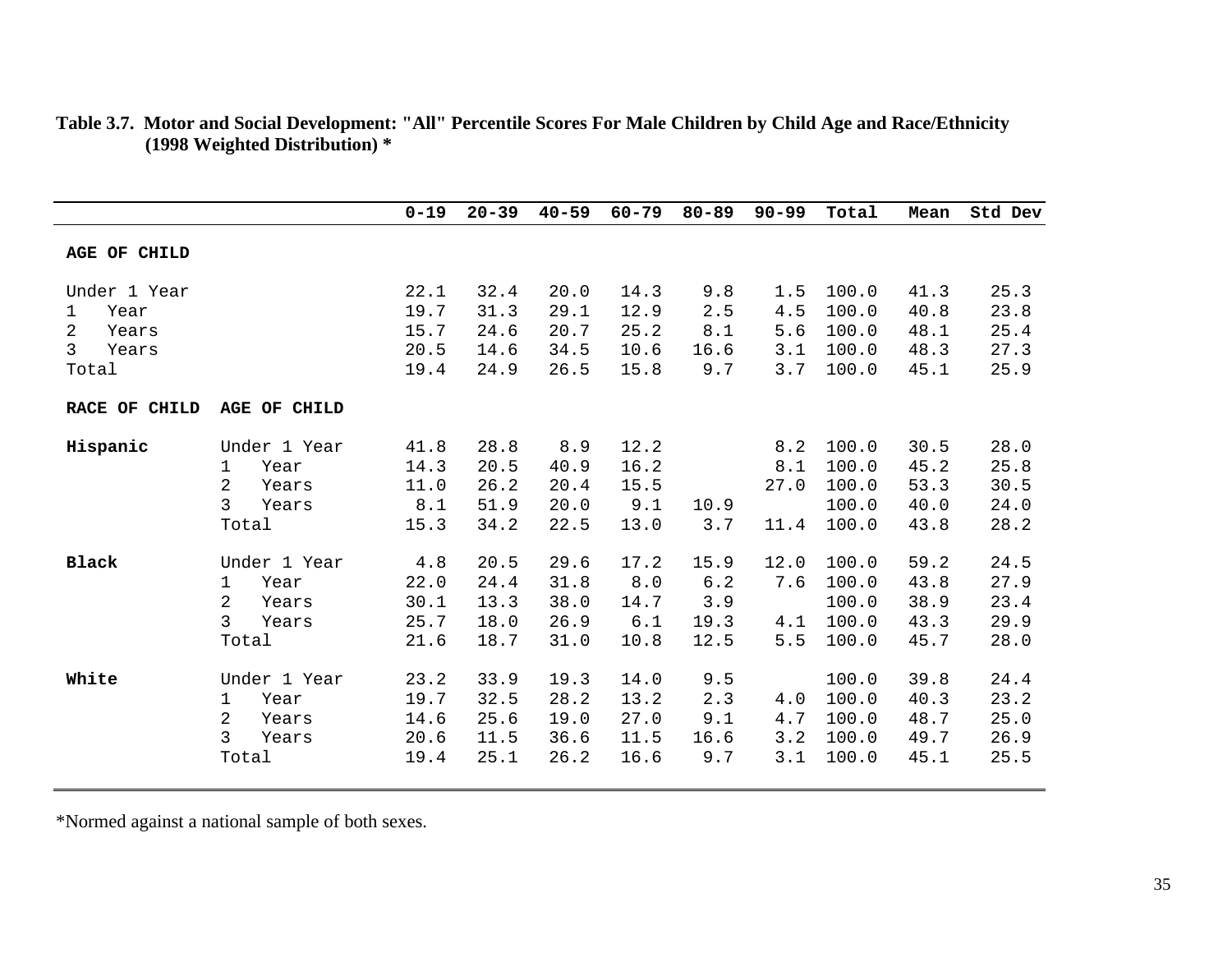**Table 3.7. Motor and Social Development: "All" Percentile Scores For Male Children by Child Age and Race/Ethnicity (1998 Weighted Distribution) ***

| | | 0-19 | 20-39 | 40-59 | 60-79 | 80-89 | 90-99 | Total | Mean | Std Dev |
|---|---|---|---|---|---|---|---|---|---|---|
| **AGE OF CHILD** | | | | | | | | | | |
| Under 1 Year | | 22.1 | 32.4 | 20.0 | 14.3 | 9.8 | 1.5 | 100.0 | 41.3 | 25.3 |
| 1 Year | | 19.7 | 31.3 | 29.1 | 12.9 | 2.5 | 4.5 | 100.0 | 40.8 | 23.8 |
| 2 Years | | 15.7 | 24.6 | 20.7 | 25.2 | 8.1 | 5.6 | 100.0 | 48.1 | 25.4 |
| 3 Years | | 20.5 | 14.6 | 34.5 | 10.6 | 16.6 | 3.1 | 100.0 | 48.3 | 27.3 |
| Total | | 19.4 | 24.9 | 26.5 | 15.8 | 9.7 | 3.7 | 100.0 | 45.1 | 25.9 |
| **RACE OF CHILD** | **AGE OF CHILD** | | | | | | | | | |
| **Hispanic** | Under 1 Year | 41.8 | 28.8 | 8.9 | 12.2 | | 8.2 | 100.0 | 30.5 | 28.0 |
| | 1 Year | 14.3 | 20.5 | 40.9 | 16.2 | | 8.1 | 100.0 | 45.2 | 25.8 |
| | 2 Years | 11.0 | 26.2 | 20.4 | 15.5 | | 27.0 | 100.0 | 53.3 | 30.5 |
| | 3 Years | 8.1 | 51.9 | 20.0 | 9.1 | 10.9 | | 100.0 | 40.0 | 24.0 |
| | Total | 15.3 | 34.2 | 22.5 | 13.0 | 3.7 | 11.4 | 100.0 | 43.8 | 28.2 |
| **Black** | Under 1 Year | 4.8 | 20.5 | 29.6 | 17.2 | 15.9 | 12.0 | 100.0 | 59.2 | 24.5 |
| | 1 Year | 22.0 | 24.4 | 31.8 | 8.0 | 6.2 | 7.6 | 100.0 | 43.8 | 27.9 |
| | 2 Years | 30.1 | 13.3 | 38.0 | 14.7 | 3.9 | | 100.0 | 38.9 | 23.4 |
| | 3 Years | 25.7 | 18.0 | 26.9 | 6.1 | 19.3 | 4.1 | 100.0 | 43.3 | 29.9 |
| | Total | 21.6 | 18.7 | 31.0 | 10.8 | 12.5 | 5.5 | 100.0 | 45.7 | 28.0 |
| **White** | Under 1 Year | 23.2 | 33.9 | 19.3 | 14.0 | 9.5 | | 100.0 | 39.8 | 24.4 |
| | 1 Year | 19.7 | 32.5 | 28.2 | 13.2 | 2.3 | 4.0 | 100.0 | 40.3 | 23.2 |
| | 2 Years | 14.6 | 25.6 | 19.0 | 27.0 | 9.1 | 4.7 | 100.0 | 48.7 | 25.0 |
| | 3 Years | 20.6 | 11.5 | 36.6 | 11.5 | 16.6 | 3.2 | 100.0 | 49.7 | 26.9 |
| | Total | 19.4 | 25.1 | 26.2 | 16.6 | 9.7 | 3.1 | 100.0 | 45.1 | 25.5 |

*Normed against a national sample of both sexes.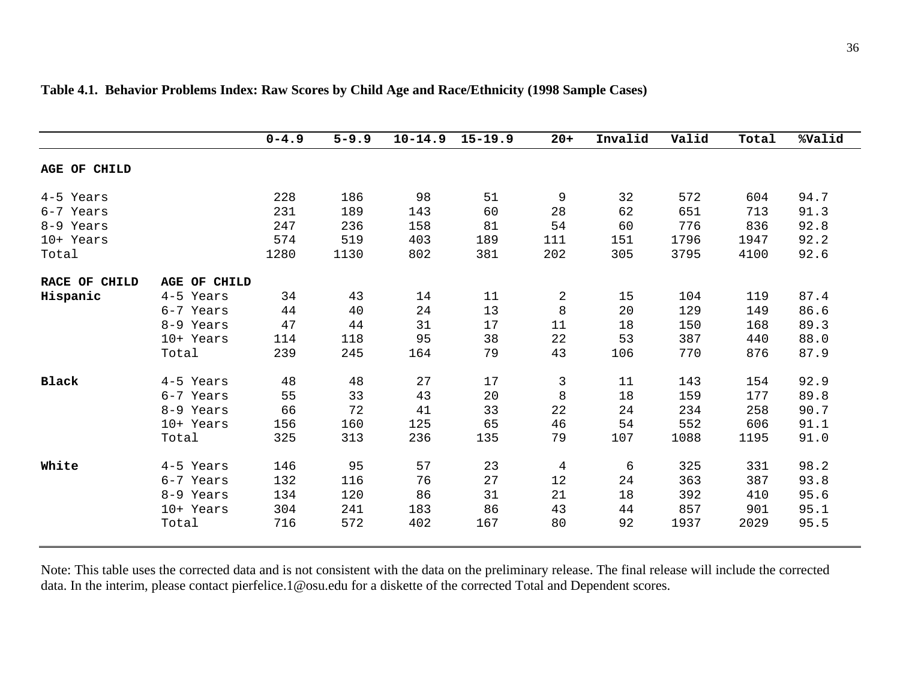**Table 4.1. Behavior Problems Index: Raw Scores by Child Age and Race/Ethnicity (1998 Sample Cases)**

| | | 0-4.9 | 5-9.9 | 10-14.9 | 15-19.9 | 20+ | Invalid | Valid | Total | %Valid |
|---|---|---|---|---|---|---|---|---|---|---|
| **AGE OF CHILD** | | | | | | | | | | |
| 4-5 Years | | 228 | 186 | 98 | 51 | 9 | 32 | 572 | 604 | 94.7 |
| 6-7 Years | | 231 | 189 | 143 | 60 | 28 | 62 | 651 | 713 | 91.3 |
| 8-9 Years | | 247 | 236 | 158 | 81 | 54 | 60 | 776 | 836 | 92.8 |
| 10+ Years | | 574 | 519 | 403 | 189 | 111 | 151 | 1796 | 1947 | 92.2 |
| Total | | 1280 | 1130 | 802 | 381 | 202 | 305 | 3795 | 4100 | 92.6 |
| **RACE OF CHILD** | **AGE OF CHILD** | | | | | | | | | |
| **Hispanic** | 4-5 Years | 34 | 43 | 14 | 11 | 2 | 15 | 104 | 119 | 87.4 |
| | 6-7 Years | 44 | 40 | 24 | 13 | 8 | 20 | 129 | 149 | 86.6 |
| | 8-9 Years | 47 | 44 | 31 | 17 | 11 | 18 | 150 | 168 | 89.3 |
| | 10+ Years | 114 | 118 | 95 | 38 | 22 | 53 | 387 | 440 | 88.0 |
| | Total | 239 | 245 | 164 | 79 | 43 | 106 | 770 | 876 | 87.9 |
| **Black** | 4-5 Years | 48 | 48 | 27 | 17 | 3 | 11 | 143 | 154 | 92.9 |
| | 6-7 Years | 55 | 33 | 43 | 20 | 8 | 18 | 159 | 177 | 89.8 |
| | 8-9 Years | 66 | 72 | 41 | 33 | 22 | 24 | 234 | 258 | 90.7 |
| | 10+ Years | 156 | 160 | 125 | 65 | 46 | 54 | 552 | 606 | 91.1 |
| | Total | 325 | 313 | 236 | 135 | 79 | 107 | 1088 | 1195 | 91.0 |
| **White** | 4-5 Years | 146 | 95 | 57 | 23 | 4 | 6 | 325 | 331 | 98.2 |
| | 6-7 Years | 132 | 116 | 76 | 27 | 12 | 24 | 363 | 387 | 93.8 |
| | 8-9 Years | 134 | 120 | 86 | 31 | 21 | 18 | 392 | 410 | 95.6 |
| | 10+ Years | 304 | 241 | 183 | 86 | 43 | 44 | 857 | 901 | 95.1 |
| | Total | 716 | 572 | 402 | 167 | 80 | 92 | 1937 | 2029 | 95.5 |

Note: This table uses the corrected data and is not consistent with the data on the preliminary release. The final release will include the corrected data. In the interim, please contact pierfelice.1@osu.edu for a diskette of the corrected Total and Dependent scores.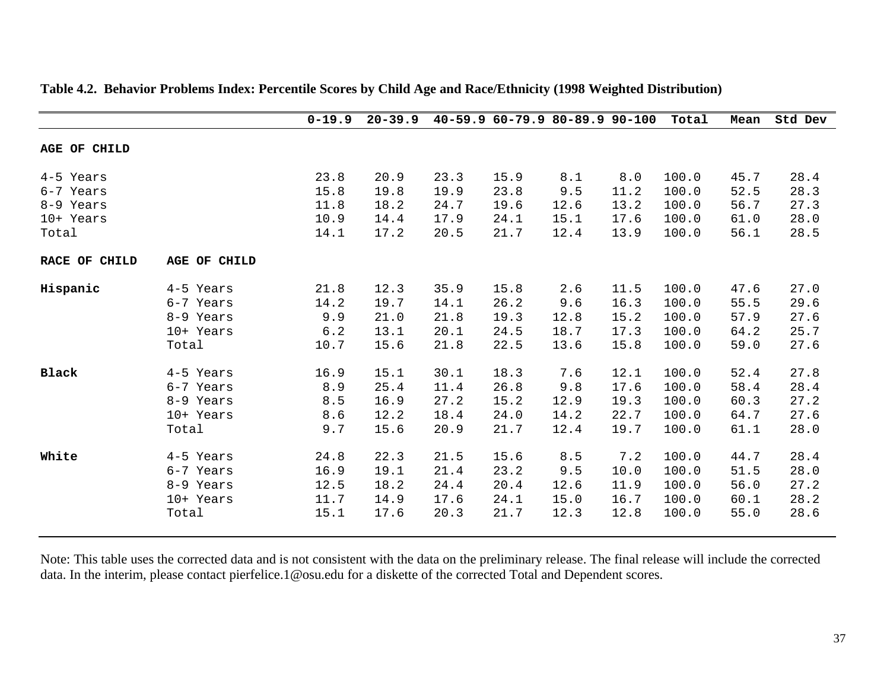**Table 4.2. Behavior Problems Index: Percentile Scores by Child Age and Race/Ethnicity (1998 Weighted Distribution)**

| | | 0-19.9 | 20-39.9 | 40-59.9 | 60-79.9 | 80-89.9 | 90-100 | Total | Mean | Std Dev |
|---|---|---|---|---|---|---|---|---|---|---|
| **AGE OF CHILD** | | | | | | | | | | |
| 4-5 Years | | 23.8 | 20.9 | 23.3 | 15.9 | 8.1 | 8.0 | 100.0 | 45.7 | 28.4 |
| 6-7 Years | | 15.8 | 19.8 | 19.9 | 23.8 | 9.5 | 11.2 | 100.0 | 52.5 | 28.3 |
| 8-9 Years | | 11.8 | 18.2 | 24.7 | 19.6 | 12.6 | 13.2 | 100.0 | 56.7 | 27.3 |
| 10+ Years | | 10.9 | 14.4 | 17.9 | 24.1 | 15.1 | 17.6 | 100.0 | 61.0 | 28.0 |
| Total | | 14.1 | 17.2 | 20.5 | 21.7 | 12.4 | 13.9 | 100.0 | 56.1 | 28.5 |
| **RACE OF CHILD** | **AGE OF CHILD** | | | | | | | | | |
| **Hispanic** | 4-5 Years | 21.8 | 12.3 | 35.9 | 15.8 | 2.6 | 11.5 | 100.0 | 47.6 | 27.0 |
| | 6-7 Years | 14.2 | 19.7 | 14.1 | 26.2 | 9.6 | 16.3 | 100.0 | 55.5 | 29.6 |
| | 8-9 Years | 9.9 | 21.0 | 21.8 | 19.3 | 12.8 | 15.2 | 100.0 | 57.9 | 27.6 |
| | 10+ Years | 6.2 | 13.1 | 20.1 | 24.5 | 18.7 | 17.3 | 100.0 | 64.2 | 25.7 |
| | Total | 10.7 | 15.6 | 21.8 | 22.5 | 13.6 | 15.8 | 100.0 | 59.0 | 27.6 |
| **Black** | 4-5 Years | 16.9 | 15.1 | 30.1 | 18.3 | 7.6 | 12.1 | 100.0 | 52.4 | 27.8 |
| | 6-7 Years | 8.9 | 25.4 | 11.4 | 26.8 | 9.8 | 17.6 | 100.0 | 58.4 | 28.4 |
| | 8-9 Years | 8.5 | 16.9 | 27.2 | 15.2 | 12.9 | 19.3 | 100.0 | 60.3 | 27.2 |
| | 10+ Years | 8.6 | 12.2 | 18.4 | 24.0 | 14.2 | 22.7 | 100.0 | 64.7 | 27.6 |
| | Total | 9.7 | 15.6 | 20.9 | 21.7 | 12.4 | 19.7 | 100.0 | 61.1 | 28.0 |
| **White** | 4-5 Years | 24.8 | 22.3 | 21.5 | 15.6 | 8.5 | 7.2 | 100.0 | 44.7 | 28.4 |
| | 6-7 Years | 16.9 | 19.1 | 21.4 | 23.2 | 9.5 | 10.0 | 100.0 | 51.5 | 28.0 |
| | 8-9 Years | 12.5 | 18.2 | 24.4 | 20.4 | 12.6 | 11.9 | 100.0 | 56.0 | 27.2 |
| | 10+ Years | 11.7 | 14.9 | 17.6 | 24.1 | 15.0 | 16.7 | 100.0 | 60.1 | 28.2 |
| | Total | 15.1 | 17.6 | 20.3 | 21.7 | 12.3 | 12.8 | 100.0 | 55.0 | 28.6 |

Note: This table uses the corrected data and is not consistent with the data on the preliminary release. The final release will include the corrected data. In the interim, please contact pierfelice.1@osu.edu for a diskette of the corrected Total and Dependent scores.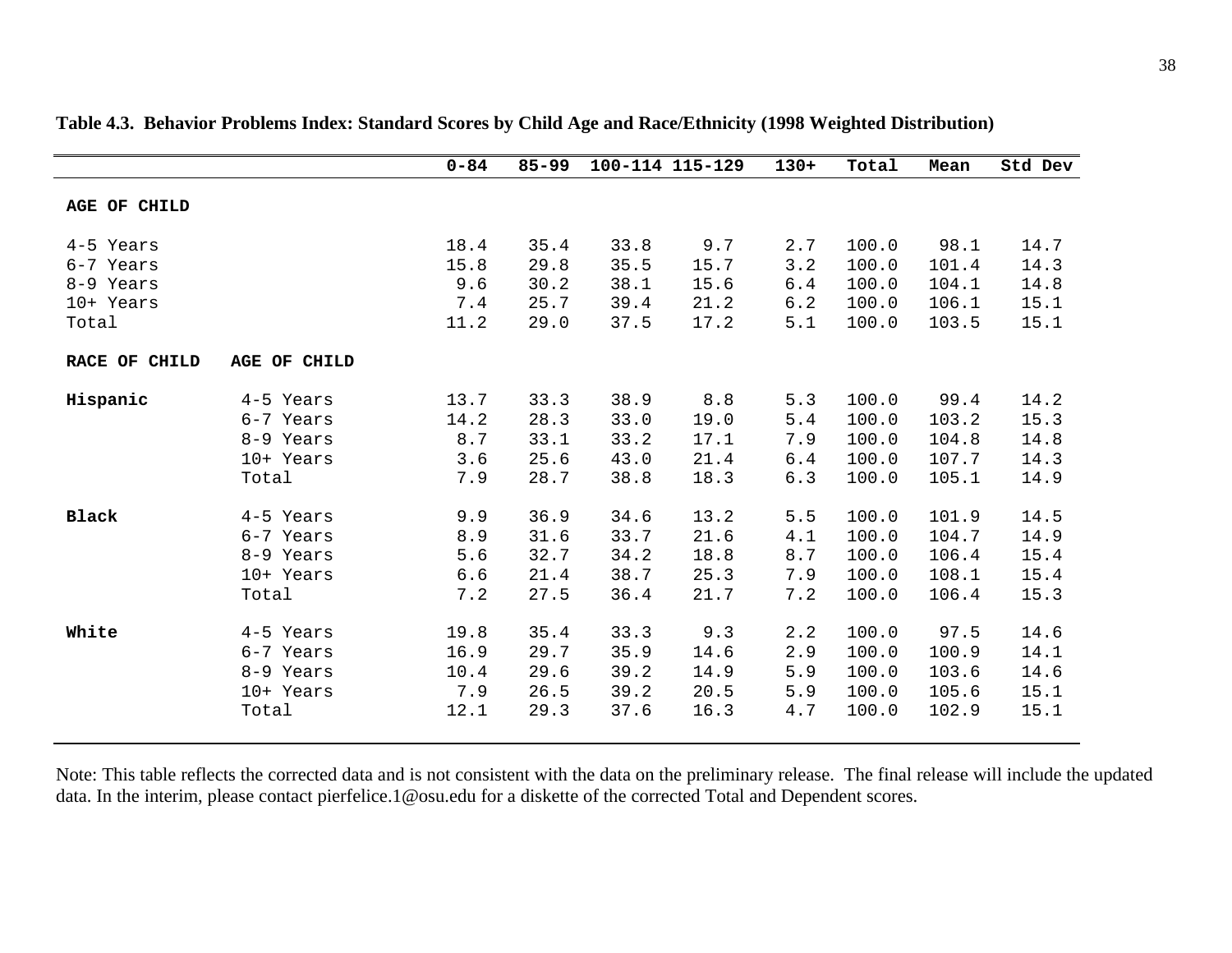**Table 4.3. Behavior Problems Index: Standard Scores by Child Age and Race/Ethnicity (1998 Weighted Distribution)**

| | | 0-84 | 85-99 | 100-114 | 115-129 | 130+ | Total | Mean | Std Dev |
|---|---|---|---|---|---|---|---|---|---|
| **AGE OF CHILD** | | | | | | | | | |
| 4-5 Years | | 18.4 | 35.4 | 33.8 | 9.7 | 2.7 | 100.0 | 98.1 | 14.7 |
| 6-7 Years | | 15.8 | 29.8 | 35.5 | 15.7 | 3.2 | 100.0 | 101.4 | 14.3 |
| 8-9 Years | | 9.6 | 30.2 | 38.1 | 15.6 | 6.4 | 100.0 | 104.1 | 14.8 |
| 10+ Years | | 7.4 | 25.7 | 39.4 | 21.2 | 6.2 | 100.0 | 106.1 | 15.1 |
| Total | | 11.2 | 29.0 | 37.5 | 17.2 | 5.1 | 100.0 | 103.5 | 15.1 |
| **RACE OF CHILD** | **AGE OF CHILD** | | | | | | | | |
| **Hispanic** | 4-5 Years | 13.7 | 33.3 | 38.9 | 8.8 | 5.3 | 100.0 | 99.4 | 14.2 |
| | 6-7 Years | 14.2 | 28.3 | 33.0 | 19.0 | 5.4 | 100.0 | 103.2 | 15.3 |
| | 8-9 Years | 8.7 | 33.1 | 33.2 | 17.1 | 7.9 | 100.0 | 104.8 | 14.8 |
| | 10+ Years | 3.6 | 25.6 | 43.0 | 21.4 | 6.4 | 100.0 | 107.7 | 14.3 |
| | Total | 7.9 | 28.7 | 38.8 | 18.3 | 6.3 | 100.0 | 105.1 | 14.9 |
| **Black** | 4-5 Years | 9.9 | 36.9 | 34.6 | 13.2 | 5.5 | 100.0 | 101.9 | 14.5 |
| | 6-7 Years | 8.9 | 31.6 | 33.7 | 21.6 | 4.1 | 100.0 | 104.7 | 14.9 |
| | 8-9 Years | 5.6 | 32.7 | 34.2 | 18.8 | 8.7 | 100.0 | 106.4 | 15.4 |
| | 10+ Years | 6.6 | 21.4 | 38.7 | 25.3 | 7.9 | 100.0 | 108.1 | 15.4 |
| | Total | 7.2 | 27.5 | 36.4 | 21.7 | 7.2 | 100.0 | 106.4 | 15.3 |
| **White** | 4-5 Years | 19.8 | 35.4 | 33.3 | 9.3 | 2.2 | 100.0 | 97.5 | 14.6 |
| | 6-7 Years | 16.9 | 29.7 | 35.9 | 14.6 | 2.9 | 100.0 | 100.9 | 14.1 |
| | 8-9 Years | 10.4 | 29.6 | 39.2 | 14.9 | 5.9 | 100.0 | 103.6 | 14.6 |
| | 10+ Years | 7.9 | 26.5 | 39.2 | 20.5 | 5.9 | 100.0 | 105.6 | 15.1 |
| | Total | 12.1 | 29.3 | 37.6 | 16.3 | 4.7 | 100.0 | 102.9 | 15.1 |

Note: This table reflects the corrected data and is not consistent with the data on the preliminary release. The final release will include the updated data. In the interim, please contact pierfelice.1@osu.edu for a diskette of the corrected Total and Dependent scores.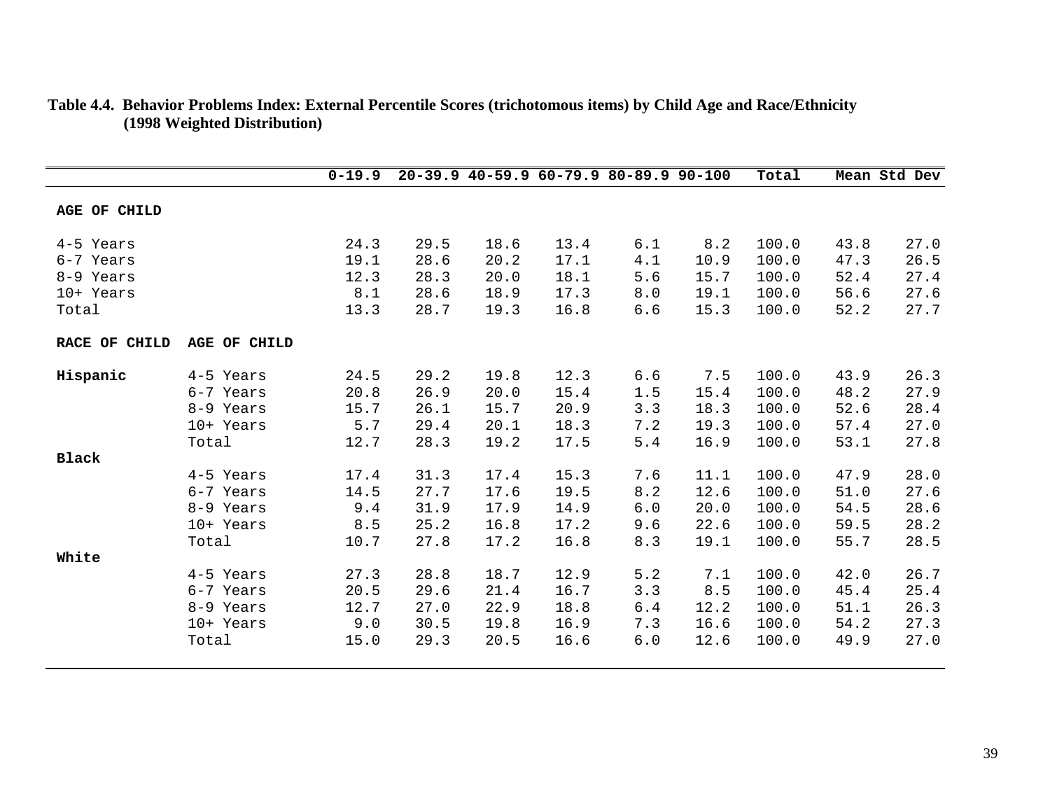**Table 4.4. Behavior Problems Index: External Percentile Scores (trichotomous items) by Child Age and Race/Ethnicity (1998 Weighted Distribution)**

| | | 0-19.9 | 20-39.9 | 40-59.9 | 60-79.9 | 80-89.9 | 90-100 | Total | Mean | Std Dev |
|---|---|---|---|---|---|---|---|---|---|---|
| **AGE OF CHILD** | | | | | | | | | | |
| 4-5 Years | | 24.3 | 29.5 | 18.6 | 13.4 | 6.1 | 8.2 | 100.0 | 43.8 | 27.0 |
| 6-7 Years | | 19.1 | 28.6 | 20.2 | 17.1 | 4.1 | 10.9 | 100.0 | 47.3 | 26.5 |
| 8-9 Years | | 12.3 | 28.3 | 20.0 | 18.1 | 5.6 | 15.7 | 100.0 | 52.4 | 27.4 |
| 10+ Years | | 8.1 | 28.6 | 18.9 | 17.3 | 8.0 | 19.1 | 100.0 | 56.6 | 27.6 |
| Total | | 13.3 | 28.7 | 19.3 | 16.8 | 6.6 | 15.3 | 100.0 | 52.2 | 27.7 |
| **RACE OF CHILD** | **AGE OF CHILD** | | | | | | | | | |
| **Hispanic** | 4-5 Years | 24.5 | 29.2 | 19.8 | 12.3 | 6.6 | 7.5 | 100.0 | 43.9 | 26.3 |
| | 6-7 Years | 20.8 | 26.9 | 20.0 | 15.4 | 1.5 | 15.4 | 100.0 | 48.2 | 27.9 |
| | 8-9 Years | 15.7 | 26.1 | 15.7 | 20.9 | 3.3 | 18.3 | 100.0 | 52.6 | 28.4 |
| | 10+ Years | 5.7 | 29.4 | 20.1 | 18.3 | 7.2 | 19.3 | 100.0 | 57.4 | 27.0 |
| | Total | 12.7 | 28.3 | 19.2 | 17.5 | 5.4 | 16.9 | 100.0 | 53.1 | 27.8 |
| **Black** | | | | | | | | | | |
| | 4-5 Years | 17.4 | 31.3 | 17.4 | 15.3 | 7.6 | 11.1 | 100.0 | 47.9 | 28.0 |
| | 6-7 Years | 14.5 | 27.7 | 17.6 | 19.5 | 8.2 | 12.6 | 100.0 | 51.0 | 27.6 |
| | 8-9 Years | 9.4 | 31.9 | 17.9 | 14.9 | 6.0 | 20.0 | 100.0 | 54.5 | 28.6 |
| | 10+ Years | 8.5 | 25.2 | 16.8 | 17.2 | 9.6 | 22.6 | 100.0 | 59.5 | 28.2 |
| | Total | 10.7 | 27.8 | 17.2 | 16.8 | 8.3 | 19.1 | 100.0 | 55.7 | 28.5 |
| **White** | | | | | | | | | | |
| | 4-5 Years | 27.3 | 28.8 | 18.7 | 12.9 | 5.2 | 7.1 | 100.0 | 42.0 | 26.7 |
| | 6-7 Years | 20.5 | 29.6 | 21.4 | 16.7 | 3.3 | 8.5 | 100.0 | 45.4 | 25.4 |
| | 8-9 Years | 12.7 | 27.0 | 22.9 | 18.8 | 6.4 | 12.2 | 100.0 | 51.1 | 26.3 |
| | 10+ Years | 9.0 | 30.5 | 19.8 | 16.9 | 7.3 | 16.6 | 100.0 | 54.2 | 27.3 |
| | Total | 15.0 | 29.3 | 20.5 | 16.6 | 6.0 | 12.6 | 100.0 | 49.9 | 27.0 |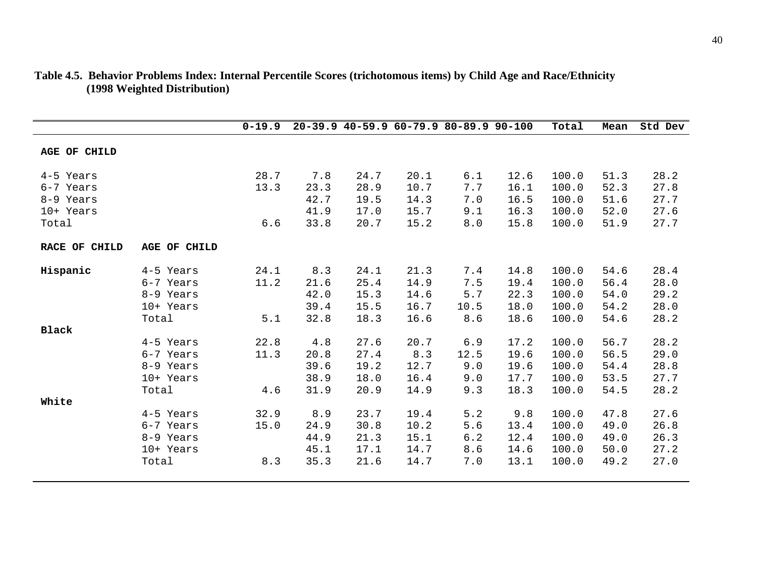**Table 4.5. Behavior Problems Index: Internal Percentile Scores (trichotomous items) by Child Age and Race/Ethnicity (1998 Weighted Distribution)**

| | | 0-19.9 | 20-39.9 | 40-59.9 | 60-79.9 | 80-89.9 | 90-100 | Total | Mean | Std Dev |
|---|---|---|---|---|---|---|---|---|---|---|
| **AGE OF CHILD** | | | | | | | | | | |
| 4-5 Years | | 28.7 | 7.8 | 24.7 | 20.1 | 6.1 | 12.6 | 100.0 | 51.3 | 28.2 |
| 6-7 Years | | 13.3 | 23.3 | 28.9 | 10.7 | 7.7 | 16.1 | 100.0 | 52.3 | 27.8 |
| 8-9 Years | | | 42.7 | 19.5 | 14.3 | 7.0 | 16.5 | 100.0 | 51.6 | 27.7 |
| 10+ Years | | | 41.9 | 17.0 | 15.7 | 9.1 | 16.3 | 100.0 | 52.0 | 27.6 |
| Total | | 6.6 | 33.8 | 20.7 | 15.2 | 8.0 | 15.8 | 100.0 | 51.9 | 27.7 |
| **RACE OF CHILD** | **AGE OF CHILD** | | | | | | | | | |
| **Hispanic** | 4-5 Years | 24.1 | 8.3 | 24.1 | 21.3 | 7.4 | 14.8 | 100.0 | 54.6 | 28.4 |
| | 6-7 Years | 11.2 | 21.6 | 25.4 | 14.9 | 7.5 | 19.4 | 100.0 | 56.4 | 28.0 |
| | 8-9 Years | | 42.0 | 15.3 | 14.6 | 5.7 | 22.3 | 100.0 | 54.0 | 29.2 |
| | 10+ Years | | 39.4 | 15.5 | 16.7 | 10.5 | 18.0 | 100.0 | 54.2 | 28.0 |
| | Total | 5.1 | 32.8 | 18.3 | 16.6 | 8.6 | 18.6 | 100.0 | 54.6 | 28.2 |
| **Black** | | | | | | | | | | |
| | 4-5 Years | 22.8 | 4.8 | 27.6 | 20.7 | 6.9 | 17.2 | 100.0 | 56.7 | 28.2 |
| | 6-7 Years | 11.3 | 20.8 | 27.4 | 8.3 | 12.5 | 19.6 | 100.0 | 56.5 | 29.0 |
| | 8-9 Years | | 39.6 | 19.2 | 12.7 | 9.0 | 19.6 | 100.0 | 54.4 | 28.8 |
| | 10+ Years | | 38.9 | 18.0 | 16.4 | 9.0 | 17.7 | 100.0 | 53.5 | 27.7 |
| | Total | 4.6 | 31.9 | 20.9 | 14.9 | 9.3 | 18.3 | 100.0 | 54.5 | 28.2 |
| **White** | | | | | | | | | | |
| | 4-5 Years | 32.9 | 8.9 | 23.7 | 19.4 | 5.2 | 9.8 | 100.0 | 47.8 | 27.6 |
| | 6-7 Years | 15.0 | 24.9 | 30.8 | 10.2 | 5.6 | 13.4 | 100.0 | 49.0 | 26.8 |
| | 8-9 Years | | 44.9 | 21.3 | 15.1 | 6.2 | 12.4 | 100.0 | 49.0 | 26.3 |
| | 10+ Years | | 45.1 | 17.1 | 14.7 | 8.6 | 14.6 | 100.0 | 50.0 | 27.2 |
| | Total | 8.3 | 35.3 | 21.6 | 14.7 | 7.0 | 13.1 | 100.0 | 49.2 | 27.0 |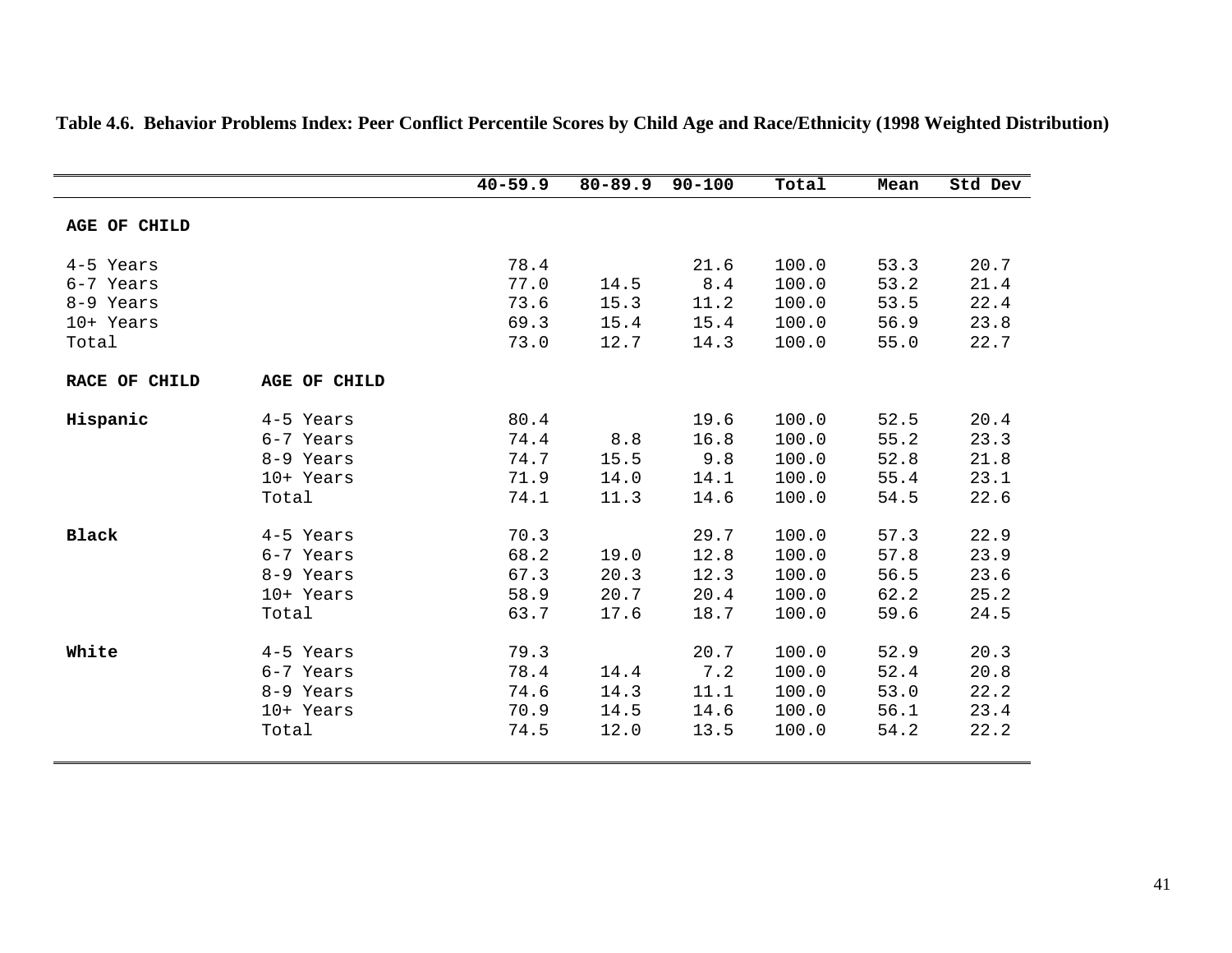**Table 4.6. Behavior Problems Index: Peer Conflict Percentile Scores by Child Age and Race/Ethnicity (1998 Weighted Distribution)**

| | | 40-59.9 | 80-89.9 | 90-100 | Total | Mean | Std Dev |
|---|---|---|---|---|---|---|---|
| **AGE OF CHILD** | | | | | | | |
| 4-5 Years | | 78.4 | | 21.6 | 100.0 | 53.3 | 20.7 |
| 6-7 Years | | 77.0 | 14.5 | 8.4 | 100.0 | 53.2 | 21.4 |
| 8-9 Years | | 73.6 | 15.3 | 11.2 | 100.0 | 53.5 | 22.4 |
| 10+ Years | | 69.3 | 15.4 | 15.4 | 100.0 | 56.9 | 23.8 |
| Total | | 73.0 | 12.7 | 14.3 | 100.0 | 55.0 | 22.7 |
| **RACE OF CHILD** | **AGE OF CHILD** | | | | | | |
| **Hispanic** | 4-5 Years | 80.4 | | 19.6 | 100.0 | 52.5 | 20.4 |
| | 6-7 Years | 74.4 | 8.8 | 16.8 | 100.0 | 55.2 | 23.3 |
| | 8-9 Years | 74.7 | 15.5 | 9.8 | 100.0 | 52.8 | 21.8 |
| | 10+ Years | 71.9 | 14.0 | 14.1 | 100.0 | 55.4 | 23.1 |
| | Total | 74.1 | 11.3 | 14.6 | 100.0 | 54.5 | 22.6 |
| **Black** | 4-5 Years | 70.3 | | 29.7 | 100.0 | 57.3 | 22.9 |
| | 6-7 Years | 68.2 | 19.0 | 12.8 | 100.0 | 57.8 | 23.9 |
| | 8-9 Years | 67.3 | 20.3 | 12.3 | 100.0 | 56.5 | 23.6 |
| | 10+ Years | 58.9 | 20.7 | 20.4 | 100.0 | 62.2 | 25.2 |
| | Total | 63.7 | 17.6 | 18.7 | 100.0 | 59.6 | 24.5 |
| **White** | 4-5 Years | 79.3 | | 20.7 | 100.0 | 52.9 | 20.3 |
| | 6-7 Years | 78.4 | 14.4 | 7.2 | 100.0 | 52.4 | 20.8 |
| | 8-9 Years | 74.6 | 14.3 | 11.1 | 100.0 | 53.0 | 22.2 |
| | 10+ Years | 70.9 | 14.5 | 14.6 | 100.0 | 56.1 | 23.4 |
| | Total | 74.5 | 12.0 | 13.5 | 100.0 | 54.2 | 22.2 |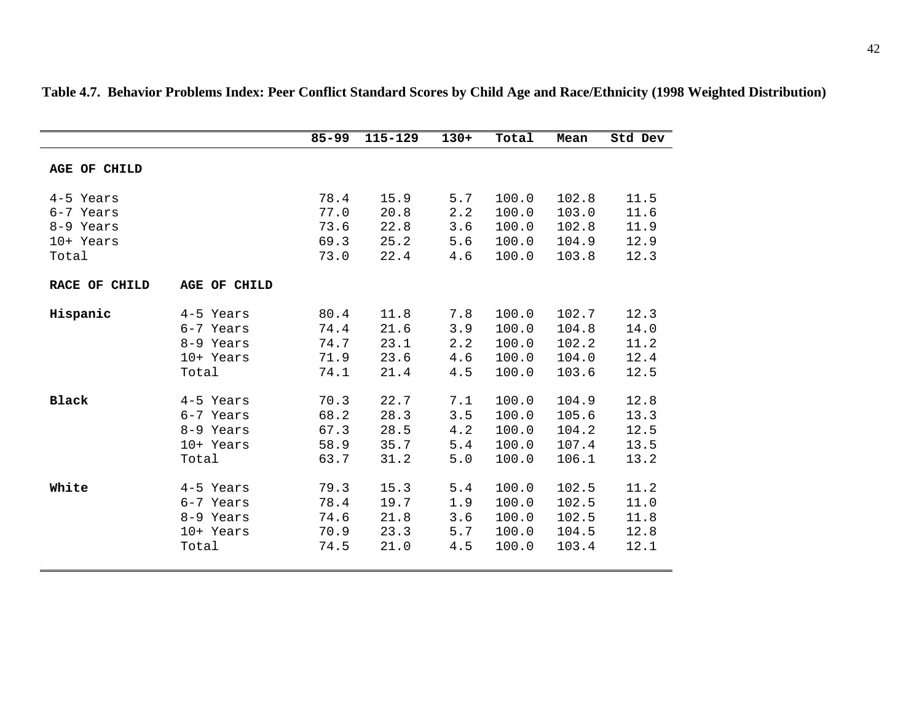**Table 4.7. Behavior Problems Index: Peer Conflict Standard Scores by Child Age and Race/Ethnicity (1998 Weighted Distribution)**

| | | 85-99 | 115-129 | 130+ | Total | Mean | Std Dev |
|---|---|---|---|---|---|---|---|
| **AGE OF CHILD** | | | | | | | |
| 4-5 Years | | 78.4 | 15.9 | 5.7 | 100.0 | 102.8 | 11.5 |
| 6-7 Years | | 77.0 | 20.8 | 2.2 | 100.0 | 103.0 | 11.6 |
| 8-9 Years | | 73.6 | 22.8 | 3.6 | 100.0 | 102.8 | 11.9 |
| 10+ Years | | 69.3 | 25.2 | 5.6 | 100.0 | 104.9 | 12.9 |
| Total | | 73.0 | 22.4 | 4.6 | 100.0 | 103.8 | 12.3 |
| **RACE OF CHILD** | **AGE OF CHILD** | | | | | | |
| **Hispanic** | 4-5 Years | 80.4 | 11.8 | 7.8 | 100.0 | 102.7 | 12.3 |
| | 6-7 Years | 74.4 | 21.6 | 3.9 | 100.0 | 104.8 | 14.0 |
| | 8-9 Years | 74.7 | 23.1 | 2.2 | 100.0 | 102.2 | 11.2 |
| | 10+ Years | 71.9 | 23.6 | 4.6 | 100.0 | 104.0 | 12.4 |
| | Total | 74.1 | 21.4 | 4.5 | 100.0 | 103.6 | 12.5 |
| **Black** | 4-5 Years | 70.3 | 22.7 | 7.1 | 100.0 | 104.9 | 12.8 |
| | 6-7 Years | 68.2 | 28.3 | 3.5 | 100.0 | 105.6 | 13.3 |
| | 8-9 Years | 67.3 | 28.5 | 4.2 | 100.0 | 104.2 | 12.5 |
| | 10+ Years | 58.9 | 35.7 | 5.4 | 100.0 | 107.4 | 13.5 |
| | Total | 63.7 | 31.2 | 5.0 | 100.0 | 106.1 | 13.2 |
| **White** | 4-5 Years | 79.3 | 15.3 | 5.4 | 100.0 | 102.5 | 11.2 |
| | 6-7 Years | 78.4 | 19.7 | 1.9 | 100.0 | 102.5 | 11.0 |
| | 8-9 Years | 74.6 | 21.8 | 3.6 | 100.0 | 102.5 | 11.8 |
| | 10+ Years | 70.9 | 23.3 | 5.7 | 100.0 | 104.5 | 12.8 |
| | Total | 74.5 | 21.0 | 4.5 | 100.0 | 103.4 | 12.1 |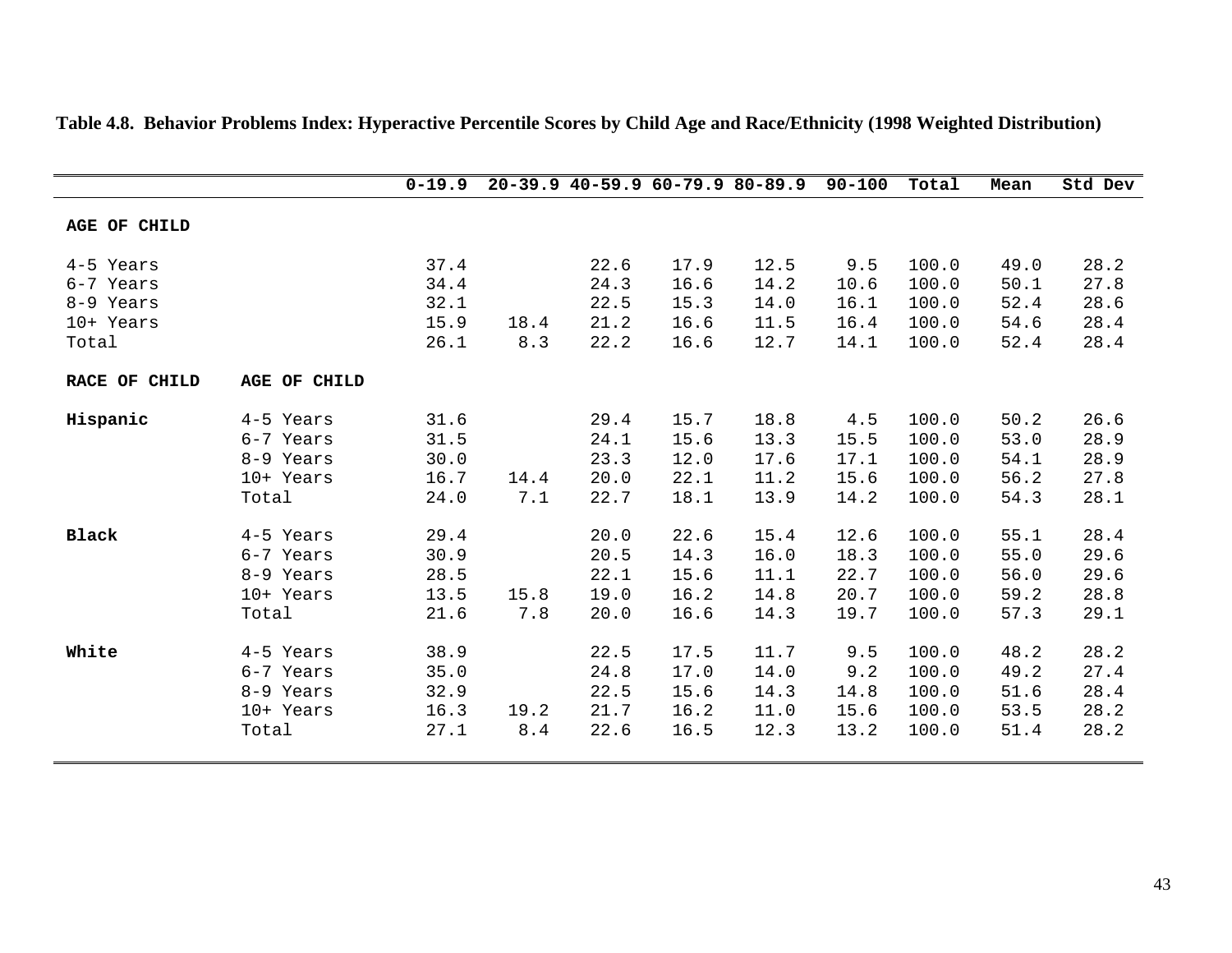**Table 4.8. Behavior Problems Index: Hyperactive Percentile Scores by Child Age and Race/Ethnicity (1998 Weighted Distribution)**

| | | 0-19.9 | 20-39.9 | 40-59.9 | 60-79.9 | 80-89.9 | 90-100 | Total | Mean | Std Dev |
|---|---|---|---|---|---|---|---|---|---|---|
| **AGE OF CHILD** | | | | | | | | | | |
| 4-5 Years | | 37.4 | | 22.6 | 17.9 | 12.5 | 9.5 | 100.0 | 49.0 | 28.2 |
| 6-7 Years | | 34.4 | | 24.3 | 16.6 | 14.2 | 10.6 | 100.0 | 50.1 | 27.8 |
| 8-9 Years | | 32.1 | | 22.5 | 15.3 | 14.0 | 16.1 | 100.0 | 52.4 | 28.6 |
| 10+ Years | | 15.9 | 18.4 | 21.2 | 16.6 | 11.5 | 16.4 | 100.0 | 54.6 | 28.4 |
| Total | | 26.1 | 8.3 | 22.2 | 16.6 | 12.7 | 14.1 | 100.0 | 52.4 | 28.4 |
| **RACE OF CHILD** | **AGE OF CHILD** | | | | | | | | | |
| **Hispanic** | 4-5 Years | 31.6 | | 29.4 | 15.7 | 18.8 | 4.5 | 100.0 | 50.2 | 26.6 |
| | 6-7 Years | 31.5 | | 24.1 | 15.6 | 13.3 | 15.5 | 100.0 | 53.0 | 28.9 |
| | 8-9 Years | 30.0 | | 23.3 | 12.0 | 17.6 | 17.1 | 100.0 | 54.1 | 28.9 |
| | 10+ Years | 16.7 | 14.4 | 20.0 | 22.1 | 11.2 | 15.6 | 100.0 | 56.2 | 27.8 |
| | Total | 24.0 | 7.1 | 22.7 | 18.1 | 13.9 | 14.2 | 100.0 | 54.3 | 28.1 |
| **Black** | 4-5 Years | 29.4 | | 20.0 | 22.6 | 15.4 | 12.6 | 100.0 | 55.1 | 28.4 |
| | 6-7 Years | 30.9 | | 20.5 | 14.3 | 16.0 | 18.3 | 100.0 | 55.0 | 29.6 |
| | 8-9 Years | 28.5 | | 22.1 | 15.6 | 11.1 | 22.7 | 100.0 | 56.0 | 29.6 |
| | 10+ Years | 13.5 | 15.8 | 19.0 | 16.2 | 14.8 | 20.7 | 100.0 | 59.2 | 28.8 |
| | Total | 21.6 | 7.8 | 20.0 | 16.6 | 14.3 | 19.7 | 100.0 | 57.3 | 29.1 |
| **White** | 4-5 Years | 38.9 | | 22.5 | 17.5 | 11.7 | 9.5 | 100.0 | 48.2 | 28.2 |
| | 6-7 Years | 35.0 | | 24.8 | 17.0 | 14.0 | 9.2 | 100.0 | 49.2 | 27.4 |
| | 8-9 Years | 32.9 | | 22.5 | 15.6 | 14.3 | 14.8 | 100.0 | 51.6 | 28.4 |
| | 10+ Years | 16.3 | 19.2 | 21.7 | 16.2 | 11.0 | 15.6 | 100.0 | 53.5 | 28.2 |
| | Total | 27.1 | 8.4 | 22.6 | 16.5 | 12.3 | 13.2 | 100.0 | 51.4 | 28.2 |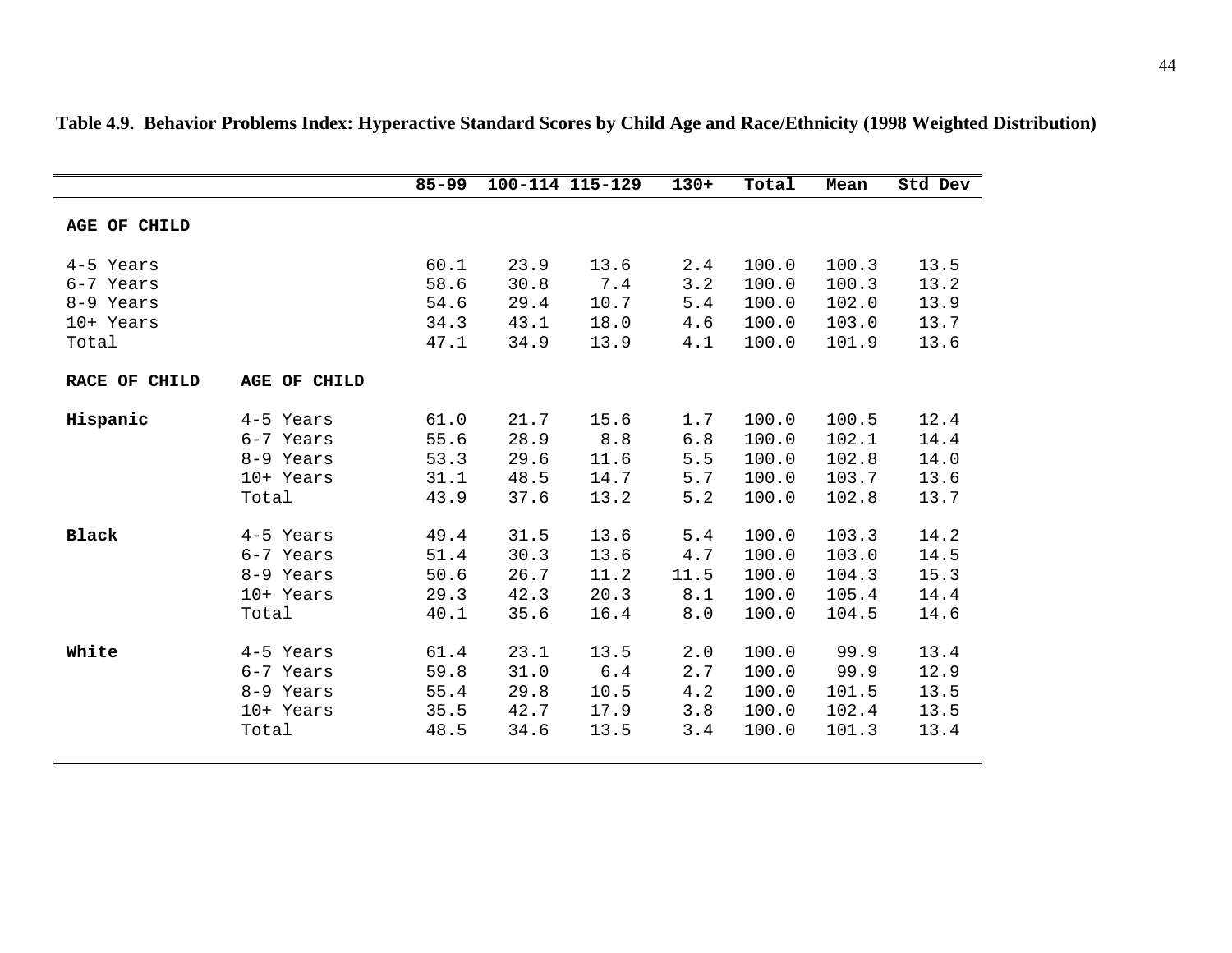**Table 4.9. Behavior Problems Index: Hyperactive Standard Scores by Child Age and Race/Ethnicity (1998 Weighted Distribution)**

| | | 85-99 | 100-114 | 115-129 | 130+ | Total | Mean | Std Dev |
|---|---|---|---|---|---|---|---|---|
| **AGE OF CHILD** | | | | | | | | |
| 4-5 Years | | 60.1 | 23.9 | 13.6 | 2.4 | 100.0 | 100.3 | 13.5 |
| 6-7 Years | | 58.6 | 30.8 | 7.4 | 3.2 | 100.0 | 100.3 | 13.2 |
| 8-9 Years | | 54.6 | 29.4 | 10.7 | 5.4 | 100.0 | 102.0 | 13.9 |
| 10+ Years | | 34.3 | 43.1 | 18.0 | 4.6 | 100.0 | 103.0 | 13.7 |
| Total | | 47.1 | 34.9 | 13.9 | 4.1 | 100.0 | 101.9 | 13.6 |
| **RACE OF CHILD** | **AGE OF CHILD** | | | | | | | |
| **Hispanic** | 4-5 Years | 61.0 | 21.7 | 15.6 | 1.7 | 100.0 | 100.5 | 12.4 |
| | 6-7 Years | 55.6 | 28.9 | 8.8 | 6.8 | 100.0 | 102.1 | 14.4 |
| | 8-9 Years | 53.3 | 29.6 | 11.6 | 5.5 | 100.0 | 102.8 | 14.0 |
| | 10+ Years | 31.1 | 48.5 | 14.7 | 5.7 | 100.0 | 103.7 | 13.6 |
| | Total | 43.9 | 37.6 | 13.2 | 5.2 | 100.0 | 102.8 | 13.7 |
| **Black** | 4-5 Years | 49.4 | 31.5 | 13.6 | 5.4 | 100.0 | 103.3 | 14.2 |
| | 6-7 Years | 51.4 | 30.3 | 13.6 | 4.7 | 100.0 | 103.0 | 14.5 |
| | 8-9 Years | 50.6 | 26.7 | 11.2 | 11.5 | 100.0 | 104.3 | 15.3 |
| | 10+ Years | 29.3 | 42.3 | 20.3 | 8.1 | 100.0 | 105.4 | 14.4 |
| | Total | 40.1 | 35.6 | 16.4 | 8.0 | 100.0 | 104.5 | 14.6 |
| **White** | 4-5 Years | 61.4 | 23.1 | 13.5 | 2.0 | 100.0 | 99.9 | 13.4 |
| | 6-7 Years | 59.8 | 31.0 | 6.4 | 2.7 | 100.0 | 99.9 | 12.9 |
| | 8-9 Years | 55.4 | 29.8 | 10.5 | 4.2 | 100.0 | 101.5 | 13.5 |
| | 10+ Years | 35.5 | 42.7 | 17.9 | 3.8 | 100.0 | 102.4 | 13.5 |
| | Total | 48.5 | 34.6 | 13.5 | 3.4 | 100.0 | 101.3 | 13.4 |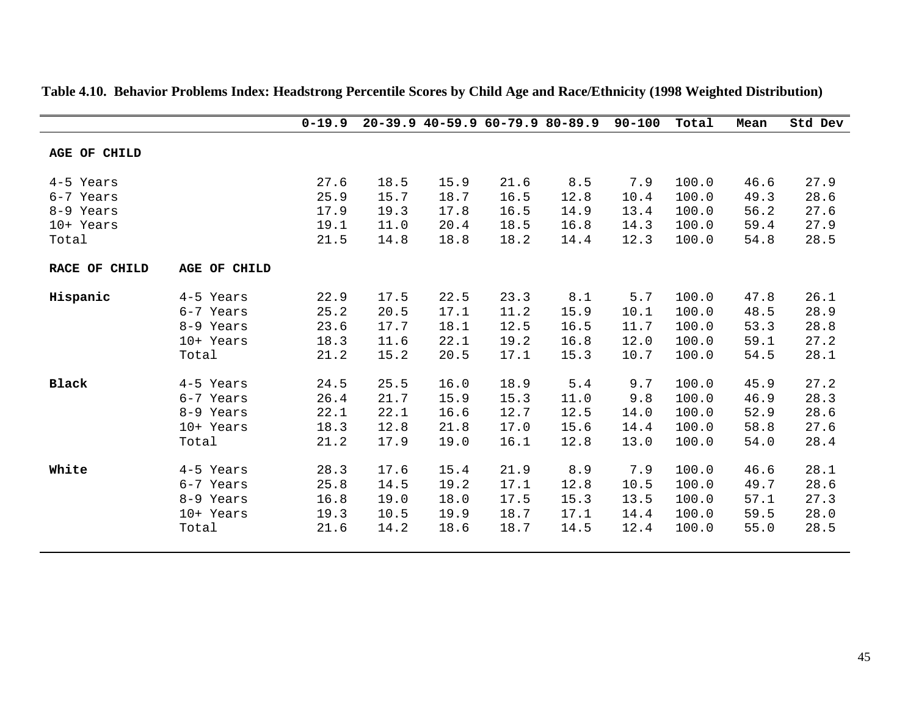**Table 4.10. Behavior Problems Index: Headstrong Percentile Scores by Child Age and Race/Ethnicity (1998 Weighted Distribution)**

| | | 0-19.9 | 20-39.9 | 40-59.9 | 60-79.9 | 80-89.9 | 90-100 | Total | Mean | Std Dev |
|---|---|---|---|---|---|---|---|---|---|---|
| **AGE OF CHILD** | | | | | | | | | | |
| 4-5 Years | | 27.6 | 18.5 | 15.9 | 21.6 | 8.5 | 7.9 | 100.0 | 46.6 | 27.9 |
| 6-7 Years | | 25.9 | 15.7 | 18.7 | 16.5 | 12.8 | 10.4 | 100.0 | 49.3 | 28.6 |
| 8-9 Years | | 17.9 | 19.3 | 17.8 | 16.5 | 14.9 | 13.4 | 100.0 | 56.2 | 27.6 |
| 10+ Years | | 19.1 | 11.0 | 20.4 | 18.5 | 16.8 | 14.3 | 100.0 | 59.4 | 27.9 |
| Total | | 21.5 | 14.8 | 18.8 | 18.2 | 14.4 | 12.3 | 100.0 | 54.8 | 28.5 |
| **RACE OF CHILD** | **AGE OF CHILD** | | | | | | | | | |
| **Hispanic** | 4-5 Years | 22.9 | 17.5 | 22.5 | 23.3 | 8.1 | 5.7 | 100.0 | 47.8 | 26.1 |
| | 6-7 Years | 25.2 | 20.5 | 17.1 | 11.2 | 15.9 | 10.1 | 100.0 | 48.5 | 28.9 |
| | 8-9 Years | 23.6 | 17.7 | 18.1 | 12.5 | 16.5 | 11.7 | 100.0 | 53.3 | 28.8 |
| | 10+ Years | 18.3 | 11.6 | 22.1 | 19.2 | 16.8 | 12.0 | 100.0 | 59.1 | 27.2 |
| | Total | 21.2 | 15.2 | 20.5 | 17.1 | 15.3 | 10.7 | 100.0 | 54.5 | 28.1 |
| **Black** | 4-5 Years | 24.5 | 25.5 | 16.0 | 18.9 | 5.4 | 9.7 | 100.0 | 45.9 | 27.2 |
| | 6-7 Years | 26.4 | 21.7 | 15.9 | 15.3 | 11.0 | 9.8 | 100.0 | 46.9 | 28.3 |
| | 8-9 Years | 22.1 | 22.1 | 16.6 | 12.7 | 12.5 | 14.0 | 100.0 | 52.9 | 28.6 |
| | 10+ Years | 18.3 | 12.8 | 21.8 | 17.0 | 15.6 | 14.4 | 100.0 | 58.8 | 27.6 |
| | Total | 21.2 | 17.9 | 19.0 | 16.1 | 12.8 | 13.0 | 100.0 | 54.0 | 28.4 |
| **White** | 4-5 Years | 28.3 | 17.6 | 15.4 | 21.9 | 8.9 | 7.9 | 100.0 | 46.6 | 28.1 |
| | 6-7 Years | 25.8 | 14.5 | 19.2 | 17.1 | 12.8 | 10.5 | 100.0 | 49.7 | 28.6 |
| | 8-9 Years | 16.8 | 19.0 | 18.0 | 17.5 | 15.3 | 13.5 | 100.0 | 57.1 | 27.3 |
| | 10+ Years | 19.3 | 10.5 | 19.9 | 18.7 | 17.1 | 14.4 | 100.0 | 59.5 | 28.0 |
| | Total | 21.6 | 14.2 | 18.6 | 18.7 | 14.5 | 12.4 | 100.0 | 55.0 | 28.5 |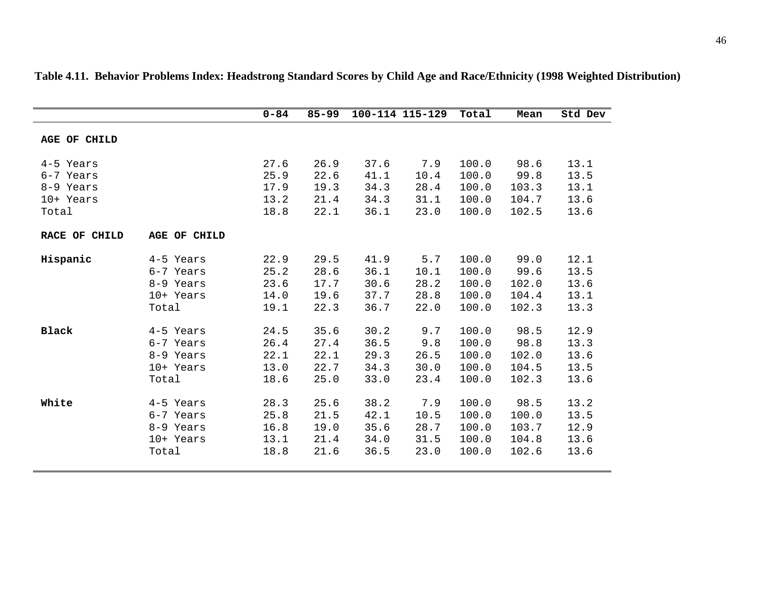**Table 4.11. Behavior Problems Index: Headstrong Standard Scores by Child Age and Race/Ethnicity (1998 Weighted Distribution)**

| | | 0-84 | 85-99 | 100-114 | 115-129 | Total | Mean | Std Dev |
|---|---|---|---|---|---|---|---|---|
| **AGE OF CHILD** | | | | | | | | |
| 4-5 Years | | 27.6 | 26.9 | 37.6 | 7.9 | 100.0 | 98.6 | 13.1 |
| 6-7 Years | | 25.9 | 22.6 | 41.1 | 10.4 | 100.0 | 99.8 | 13.5 |
| 8-9 Years | | 17.9 | 19.3 | 34.3 | 28.4 | 100.0 | 103.3 | 13.1 |
| 10+ Years | | 13.2 | 21.4 | 34.3 | 31.1 | 100.0 | 104.7 | 13.6 |
| Total | | 18.8 | 22.1 | 36.1 | 23.0 | 100.0 | 102.5 | 13.6 |
| **RACE OF CHILD** | **AGE OF CHILD** | | | | | | | |
| **Hispanic** | 4-5 Years | 22.9 | 29.5 | 41.9 | 5.7 | 100.0 | 99.0 | 12.1 |
| | 6-7 Years | 25.2 | 28.6 | 36.1 | 10.1 | 100.0 | 99.6 | 13.5 |
| | 8-9 Years | 23.6 | 17.7 | 30.6 | 28.2 | 100.0 | 102.0 | 13.6 |
| | 10+ Years | 14.0 | 19.6 | 37.7 | 28.8 | 100.0 | 104.4 | 13.1 |
| | Total | 19.1 | 22.3 | 36.7 | 22.0 | 100.0 | 102.3 | 13.3 |
| **Black** | 4-5 Years | 24.5 | 35.6 | 30.2 | 9.7 | 100.0 | 98.5 | 12.9 |
| | 6-7 Years | 26.4 | 27.4 | 36.5 | 9.8 | 100.0 | 98.8 | 13.3 |
| | 8-9 Years | 22.1 | 22.1 | 29.3 | 26.5 | 100.0 | 102.0 | 13.6 |
| | 10+ Years | 13.0 | 22.7 | 34.3 | 30.0 | 100.0 | 104.5 | 13.5 |
| | Total | 18.6 | 25.0 | 33.0 | 23.4 | 100.0 | 102.3 | 13.6 |
| **White** | 4-5 Years | 28.3 | 25.6 | 38.2 | 7.9 | 100.0 | 98.5 | 13.2 |
| | 6-7 Years | 25.8 | 21.5 | 42.1 | 10.5 | 100.0 | 100.0 | 13.5 |
| | 8-9 Years | 16.8 | 19.0 | 35.6 | 28.7 | 100.0 | 103.7 | 12.9 |
| | 10+ Years | 13.1 | 21.4 | 34.0 | 31.5 | 100.0 | 104.8 | 13.6 |
| | Total | 18.8 | 21.6 | 36.5 | 23.0 | 100.0 | 102.6 | 13.6 |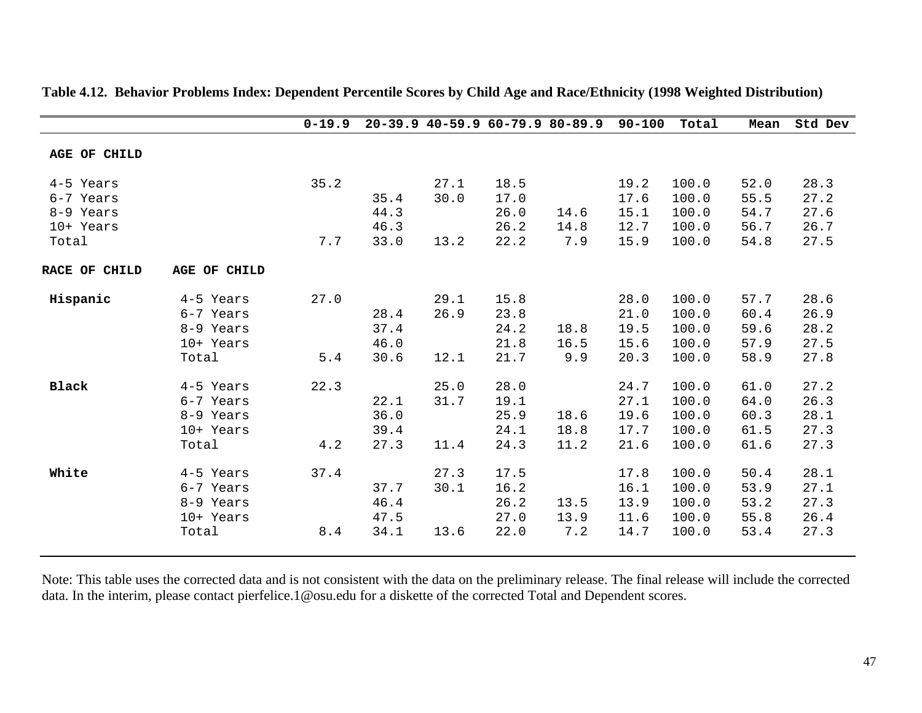**Table 4.12. Behavior Problems Index: Dependent Percentile Scores by Child Age and Race/Ethnicity (1998 Weighted Distribution)**

| | | 0-19.9 | 20-39.9 | 40-59.9 | 60-79.9 | 80-89.9 | 90-100 | Total | Mean | Std Dev |
|---|---|---|---|---|---|---|---|---|---|---|
| **AGE OF CHILD** | | | | | | | | | | |
| 4-5 Years | | 35.2 | | 27.1 | 18.5 | | 19.2 | 100.0 | 52.0 | 28.3 |
| 6-7 Years | | | 35.4 | 30.0 | 17.0 | | 17.6 | 100.0 | 55.5 | 27.2 |
| 8-9 Years | | | 44.3 | | 26.0 | 14.6 | 15.1 | 100.0 | 54.7 | 27.6 |
| 10+ Years | | | 46.3 | | 26.2 | 14.8 | 12.7 | 100.0 | 56.7 | 26.7 |
| Total | | 7.7 | 33.0 | 13.2 | 22.2 | 7.9 | 15.9 | 100.0 | 54.8 | 27.5 |
| **RACE OF CHILD** | **AGE OF CHILD** | | | | | | | | | |
| **Hispanic** | 4-5 Years | 27.0 | | 29.1 | 15.8 | | 28.0 | 100.0 | 57.7 | 28.6 |
| | 6-7 Years | | 28.4 | 26.9 | 23.8 | | 21.0 | 100.0 | 60.4 | 26.9 |
| | 8-9 Years | | 37.4 | | 24.2 | 18.8 | 19.5 | 100.0 | 59.6 | 28.2 |
| | 10+ Years | | 46.0 | | 21.8 | 16.5 | 15.6 | 100.0 | 57.9 | 27.5 |
| | Total | 5.4 | 30.6 | 12.1 | 21.7 | 9.9 | 20.3 | 100.0 | 58.9 | 27.8 |
| **Black** | 4-5 Years | 22.3 | | 25.0 | 28.0 | | 24.7 | 100.0 | 61.0 | 27.2 |
| | 6-7 Years | | 22.1 | 31.7 | 19.1 | | 27.1 | 100.0 | 64.0 | 26.3 |
| | 8-9 Years | | 36.0 | | 25.9 | 18.6 | 19.6 | 100.0 | 60.3 | 28.1 |
| | 10+ Years | | 39.4 | | 24.1 | 18.8 | 17.7 | 100.0 | 61.5 | 27.3 |
| | Total | 4.2 | 27.3 | 11.4 | 24.3 | 11.2 | 21.6 | 100.0 | 61.6 | 27.3 |
| **White** | 4-5 Years | 37.4 | | 27.3 | 17.5 | | 17.8 | 100.0 | 50.4 | 28.1 |
| | 6-7 Years | | 37.7 | 30.1 | 16.2 | | 16.1 | 100.0 | 53.9 | 27.1 |
| | 8-9 Years | | 46.4 | | 26.2 | 13.5 | 13.9 | 100.0 | 53.2 | 27.3 |
| | 10+ Years | | 47.5 | | 27.0 | 13.9 | 11.6 | 100.0 | 55.8 | 26.4 |
| | Total | 8.4 | 34.1 | 13.6 | 22.0 | 7.2 | 14.7 | 100.0 | 53.4 | 27.3 |

Note: This table uses the corrected data and is not consistent with the data on the preliminary release. The final release will include the corrected data. In the interim, please contact pierfelice.1@osu.edu for a diskette of the corrected Total and Dependent scores.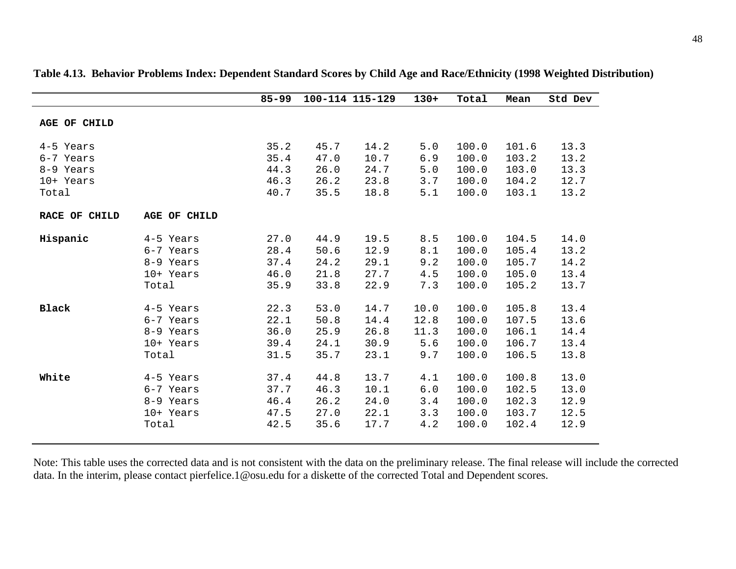**Table 4.13. Behavior Problems Index: Dependent Standard Scores by Child Age and Race/Ethnicity (1998 Weighted Distribution)**

| | | 85-99 | 100-114 | 115-129 | 130+ | Total | Mean | Std Dev |
|---|---|---|---|---|---|---|---|---|
| **AGE OF CHILD** | | | | | | | | |
| 4-5 Years | | 35.2 | 45.7 | 14.2 | 5.0 | 100.0 | 101.6 | 13.3 |
| 6-7 Years | | 35.4 | 47.0 | 10.7 | 6.9 | 100.0 | 103.2 | 13.2 |
| 8-9 Years | | 44.3 | 26.0 | 24.7 | 5.0 | 100.0 | 103.0 | 13.3 |
| 10+ Years | | 46.3 | 26.2 | 23.8 | 3.7 | 100.0 | 104.2 | 12.7 |
| Total | | 40.7 | 35.5 | 18.8 | 5.1 | 100.0 | 103.1 | 13.2 |
| **RACE OF CHILD** | **AGE OF CHILD** | | | | | | | |
| **Hispanic** | 4-5 Years | 27.0 | 44.9 | 19.5 | 8.5 | 100.0 | 104.5 | 14.0 |
| | 6-7 Years | 28.4 | 50.6 | 12.9 | 8.1 | 100.0 | 105.4 | 13.2 |
| | 8-9 Years | 37.4 | 24.2 | 29.1 | 9.2 | 100.0 | 105.7 | 14.2 |
| | 10+ Years | 46.0 | 21.8 | 27.7 | 4.5 | 100.0 | 105.0 | 13.4 |
| | Total | 35.9 | 33.8 | 22.9 | 7.3 | 100.0 | 105.2 | 13.7 |
| **Black** | 4-5 Years | 22.3 | 53.0 | 14.7 | 10.0 | 100.0 | 105.8 | 13.4 |
| | 6-7 Years | 22.1 | 50.8 | 14.4 | 12.8 | 100.0 | 107.5 | 13.6 |
| | 8-9 Years | 36.0 | 25.9 | 26.8 | 11.3 | 100.0 | 106.1 | 14.4 |
| | 10+ Years | 39.4 | 24.1 | 30.9 | 5.6 | 100.0 | 106.7 | 13.4 |
| | Total | 31.5 | 35.7 | 23.1 | 9.7 | 100.0 | 106.5 | 13.8 |
| **White** | 4-5 Years | 37.4 | 44.8 | 13.7 | 4.1 | 100.0 | 100.8 | 13.0 |
| | 6-7 Years | 37.7 | 46.3 | 10.1 | 6.0 | 100.0 | 102.5 | 13.0 |
| | 8-9 Years | 46.4 | 26.2 | 24.0 | 3.4 | 100.0 | 102.3 | 12.9 |
| | 10+ Years | 47.5 | 27.0 | 22.1 | 3.3 | 100.0 | 103.7 | 12.5 |
| | Total | 42.5 | 35.6 | 17.7 | 4.2 | 100.0 | 102.4 | 12.9 |

Note: This table uses the corrected data and is not consistent with the data on the preliminary release. The final release will include the corrected data. In the interim, please contact pierfelice.1@osu.edu for a diskette of the corrected Total and Dependent scores.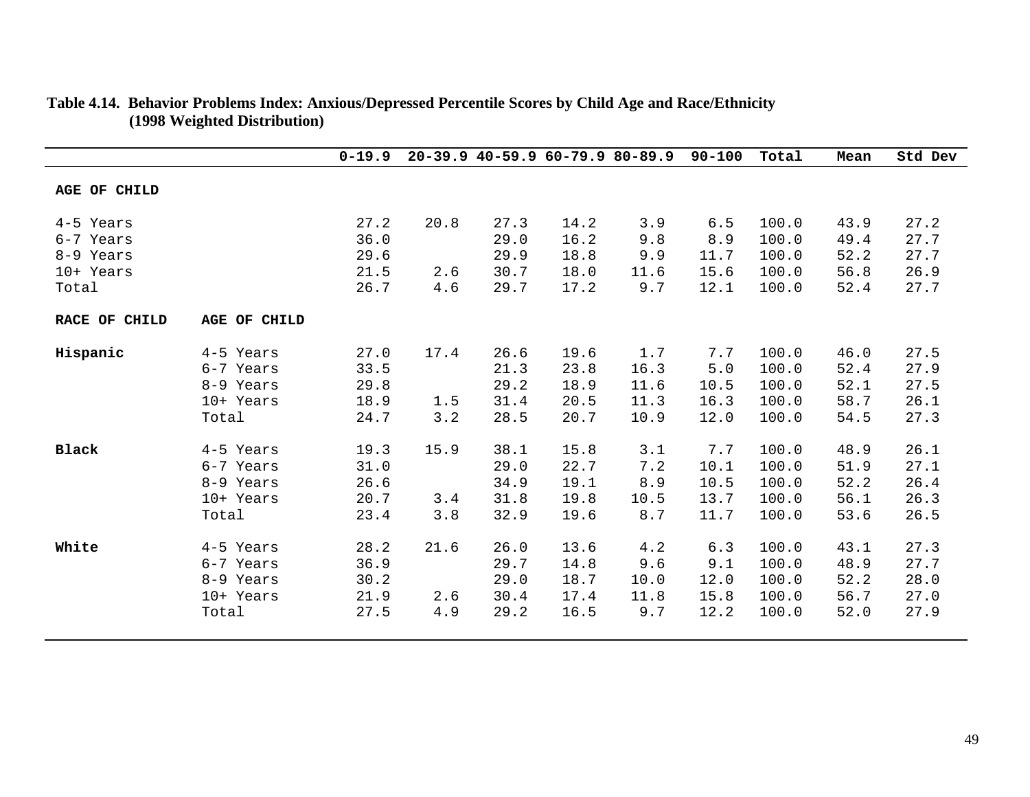**Table 4.14. Behavior Problems Index: Anxious/Depressed Percentile Scores by Child Age and Race/Ethnicity (1998 Weighted Distribution)**

| | | 0-19.9 | 20-39.9 | 40-59.9 | 60-79.9 | 80-89.9 | 90-100 | Total | Mean | Std Dev |
|---|---|---|---|---|---|---|---|---|---|---|
| **AGE OF CHILD** | | | | | | | | | | |
| 4-5 Years | | 27.2 | 20.8 | 27.3 | 14.2 | 3.9 | 6.5 | 100.0 | 43.9 | 27.2 |
| 6-7 Years | | 36.0 | | 29.0 | 16.2 | 9.8 | 8.9 | 100.0 | 49.4 | 27.7 |
| 8-9 Years | | 29.6 | | 29.9 | 18.8 | 9.9 | 11.7 | 100.0 | 52.2 | 27.7 |
| 10+ Years | | 21.5 | 2.6 | 30.7 | 18.0 | 11.6 | 15.6 | 100.0 | 56.8 | 26.9 |
| Total | | 26.7 | 4.6 | 29.7 | 17.2 | 9.7 | 12.1 | 100.0 | 52.4 | 27.7 |
| **RACE OF CHILD** | **AGE OF CHILD** | | | | | | | | | |
| **Hispanic** | 4-5 Years | 27.0 | 17.4 | 26.6 | 19.6 | 1.7 | 7.7 | 100.0 | 46.0 | 27.5 |
| | 6-7 Years | 33.5 | | 21.3 | 23.8 | 16.3 | 5.0 | 100.0 | 52.4 | 27.9 |
| | 8-9 Years | 29.8 | | 29.2 | 18.9 | 11.6 | 10.5 | 100.0 | 52.1 | 27.5 |
| | 10+ Years | 18.9 | 1.5 | 31.4 | 20.5 | 11.3 | 16.3 | 100.0 | 58.7 | 26.1 |
| | Total | 24.7 | 3.2 | 28.5 | 20.7 | 10.9 | 12.0 | 100.0 | 54.5 | 27.3 |
| **Black** | 4-5 Years | 19.3 | 15.9 | 38.1 | 15.8 | 3.1 | 7.7 | 100.0 | 48.9 | 26.1 |
| | 6-7 Years | 31.0 | | 29.0 | 22.7 | 7.2 | 10.1 | 100.0 | 51.9 | 27.1 |
| | 8-9 Years | 26.6 | | 34.9 | 19.1 | 8.9 | 10.5 | 100.0 | 52.2 | 26.4 |
| | 10+ Years | 20.7 | 3.4 | 31.8 | 19.8 | 10.5 | 13.7 | 100.0 | 56.1 | 26.3 |
| | Total | 23.4 | 3.8 | 32.9 | 19.6 | 8.7 | 11.7 | 100.0 | 53.6 | 26.5 |
| **White** | 4-5 Years | 28.2 | 21.6 | 26.0 | 13.6 | 4.2 | 6.3 | 100.0 | 43.1 | 27.3 |
| | 6-7 Years | 36.9 | | 29.7 | 14.8 | 9.6 | 9.1 | 100.0 | 48.9 | 27.7 |
| | 8-9 Years | 30.2 | | 29.0 | 18.7 | 10.0 | 12.0 | 100.0 | 52.2 | 28.0 |
| | 10+ Years | 21.9 | 2.6 | 30.4 | 17.4 | 11.8 | 15.8 | 100.0 | 56.7 | 27.0 |
| | Total | 27.5 | 4.9 | 29.2 | 16.5 | 9.7 | 12.2 | 100.0 | 52.0 | 27.9 |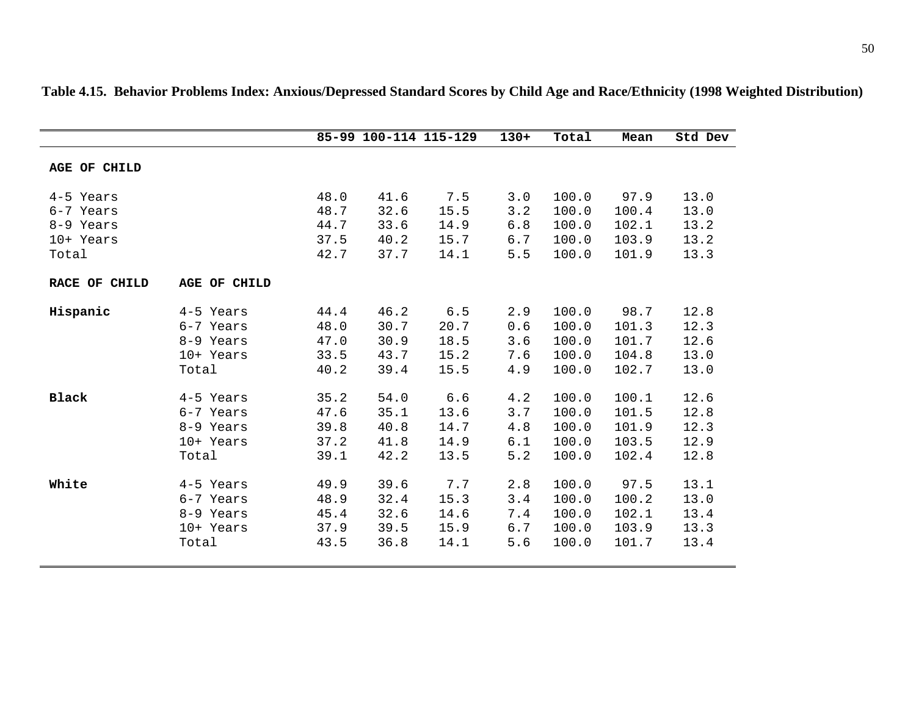**Table 4.15. Behavior Problems Index: Anxious/Depressed Standard Scores by Child Age and Race/Ethnicity (1998 Weighted Distribution)**

| | | 85-99 | 100-114 | 115-129 | 130+ | Total | Mean | Std Dev |
|---|---|---|---|---|---|---|---|---|
| **AGE OF CHILD** | | | | | | | | |
| 4-5 Years | | 48.0 | 41.6 | 7.5 | 3.0 | 100.0 | 97.9 | 13.0 |
| 6-7 Years | | 48.7 | 32.6 | 15.5 | 3.2 | 100.0 | 100.4 | 13.0 |
| 8-9 Years | | 44.7 | 33.6 | 14.9 | 6.8 | 100.0 | 102.1 | 13.2 |
| 10+ Years | | 37.5 | 40.2 | 15.7 | 6.7 | 100.0 | 103.9 | 13.2 |
| Total | | 42.7 | 37.7 | 14.1 | 5.5 | 100.0 | 101.9 | 13.3 |
| **RACE OF CHILD** | **AGE OF CHILD** | | | | | | | |
| **Hispanic** | 4-5 Years | 44.4 | 46.2 | 6.5 | 2.9 | 100.0 | 98.7 | 12.8 |
| | 6-7 Years | 48.0 | 30.7 | 20.7 | 0.6 | 100.0 | 101.3 | 12.3 |
| | 8-9 Years | 47.0 | 30.9 | 18.5 | 3.6 | 100.0 | 101.7 | 12.6 |
| | 10+ Years | 33.5 | 43.7 | 15.2 | 7.6 | 100.0 | 104.8 | 13.0 |
| | Total | 40.2 | 39.4 | 15.5 | 4.9 | 100.0 | 102.7 | 13.0 |
| **Black** | 4-5 Years | 35.2 | 54.0 | 6.6 | 4.2 | 100.0 | 100.1 | 12.6 |
| | 6-7 Years | 47.6 | 35.1 | 13.6 | 3.7 | 100.0 | 101.5 | 12.8 |
| | 8-9 Years | 39.8 | 40.8 | 14.7 | 4.8 | 100.0 | 101.9 | 12.3 |
| | 10+ Years | 37.2 | 41.8 | 14.9 | 6.1 | 100.0 | 103.5 | 12.9 |
| | Total | 39.1 | 42.2 | 13.5 | 5.2 | 100.0 | 102.4 | 12.8 |
| **White** | 4-5 Years | 49.9 | 39.6 | 7.7 | 2.8 | 100.0 | 97.5 | 13.1 |
| | 6-7 Years | 48.9 | 32.4 | 15.3 | 3.4 | 100.0 | 100.2 | 13.0 |
| | 8-9 Years | 45.4 | 32.6 | 14.6 | 7.4 | 100.0 | 102.1 | 13.4 |
| | 10+ Years | 37.9 | 39.5 | 15.9 | 6.7 | 100.0 | 103.9 | 13.3 |
| | Total | 43.5 | 36.8 | 14.1 | 5.6 | 100.0 | 101.7 | 13.4 |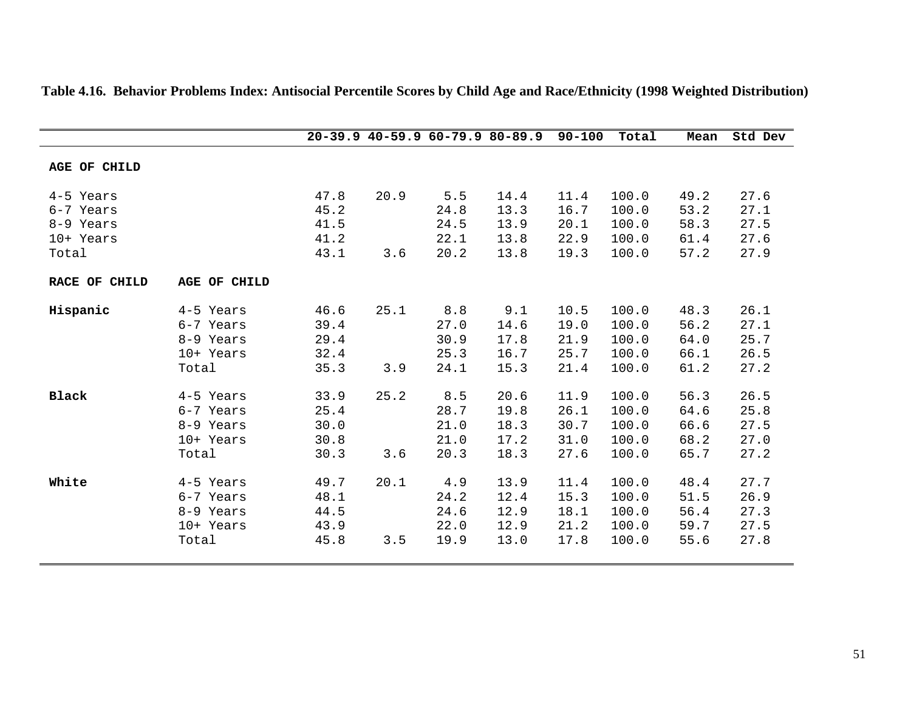**Table 4.16. Behavior Problems Index: Antisocial Percentile Scores by Child Age and Race/Ethnicity (1998 Weighted Distribution)**

| | | 20-39.9 | 40-59.9 | 60-79.9 | 80-89.9 | 90-100 | Total | Mean | Std Dev |
|---|---|---|---|---|---|---|---|---|---|
| **AGE OF CHILD** | | | | | | | | | |
| 4-5 Years | | 47.8 | 20.9 | 5.5 | 14.4 | 11.4 | 100.0 | 49.2 | 27.6 |
| 6-7 Years | | 45.2 | | 24.8 | 13.3 | 16.7 | 100.0 | 53.2 | 27.1 |
| 8-9 Years | | 41.5 | | 24.5 | 13.9 | 20.1 | 100.0 | 58.3 | 27.5 |
| 10+ Years | | 41.2 | | 22.1 | 13.8 | 22.9 | 100.0 | 61.4 | 27.6 |
| Total | | 43.1 | 3.6 | 20.2 | 13.8 | 19.3 | 100.0 | 57.2 | 27.9 |
| **RACE OF CHILD** | **AGE OF CHILD** | | | | | | | | |
| **Hispanic** | 4-5 Years | 46.6 | 25.1 | 8.8 | 9.1 | 10.5 | 100.0 | 48.3 | 26.1 |
| | 6-7 Years | 39.4 | | 27.0 | 14.6 | 19.0 | 100.0 | 56.2 | 27.1 |
| | 8-9 Years | 29.4 | | 30.9 | 17.8 | 21.9 | 100.0 | 64.0 | 25.7 |
| | 10+ Years | 32.4 | | 25.3 | 16.7 | 25.7 | 100.0 | 66.1 | 26.5 |
| | Total | 35.3 | 3.9 | 24.1 | 15.3 | 21.4 | 100.0 | 61.2 | 27.2 |
| **Black** | 4-5 Years | 33.9 | 25.2 | 8.5 | 20.6 | 11.9 | 100.0 | 56.3 | 26.5 |
| | 6-7 Years | 25.4 | | 28.7 | 19.8 | 26.1 | 100.0 | 64.6 | 25.8 |
| | 8-9 Years | 30.0 | | 21.0 | 18.3 | 30.7 | 100.0 | 66.6 | 27.5 |
| | 10+ Years | 30.8 | | 21.0 | 17.2 | 31.0 | 100.0 | 68.2 | 27.0 |
| | Total | 30.3 | 3.6 | 20.3 | 18.3 | 27.6 | 100.0 | 65.7 | 27.2 |
| **White** | 4-5 Years | 49.7 | 20.1 | 4.9 | 13.9 | 11.4 | 100.0 | 48.4 | 27.7 |
| | 6-7 Years | 48.1 | | 24.2 | 12.4 | 15.3 | 100.0 | 51.5 | 26.9 |
| | 8-9 Years | 44.5 | | 24.6 | 12.9 | 18.1 | 100.0 | 56.4 | 27.3 |
| | 10+ Years | 43.9 | | 22.0 | 12.9 | 21.2 | 100.0 | 59.7 | 27.5 |
| | Total | 45.8 | 3.5 | 19.9 | 13.0 | 17.8 | 100.0 | 55.6 | 27.8 |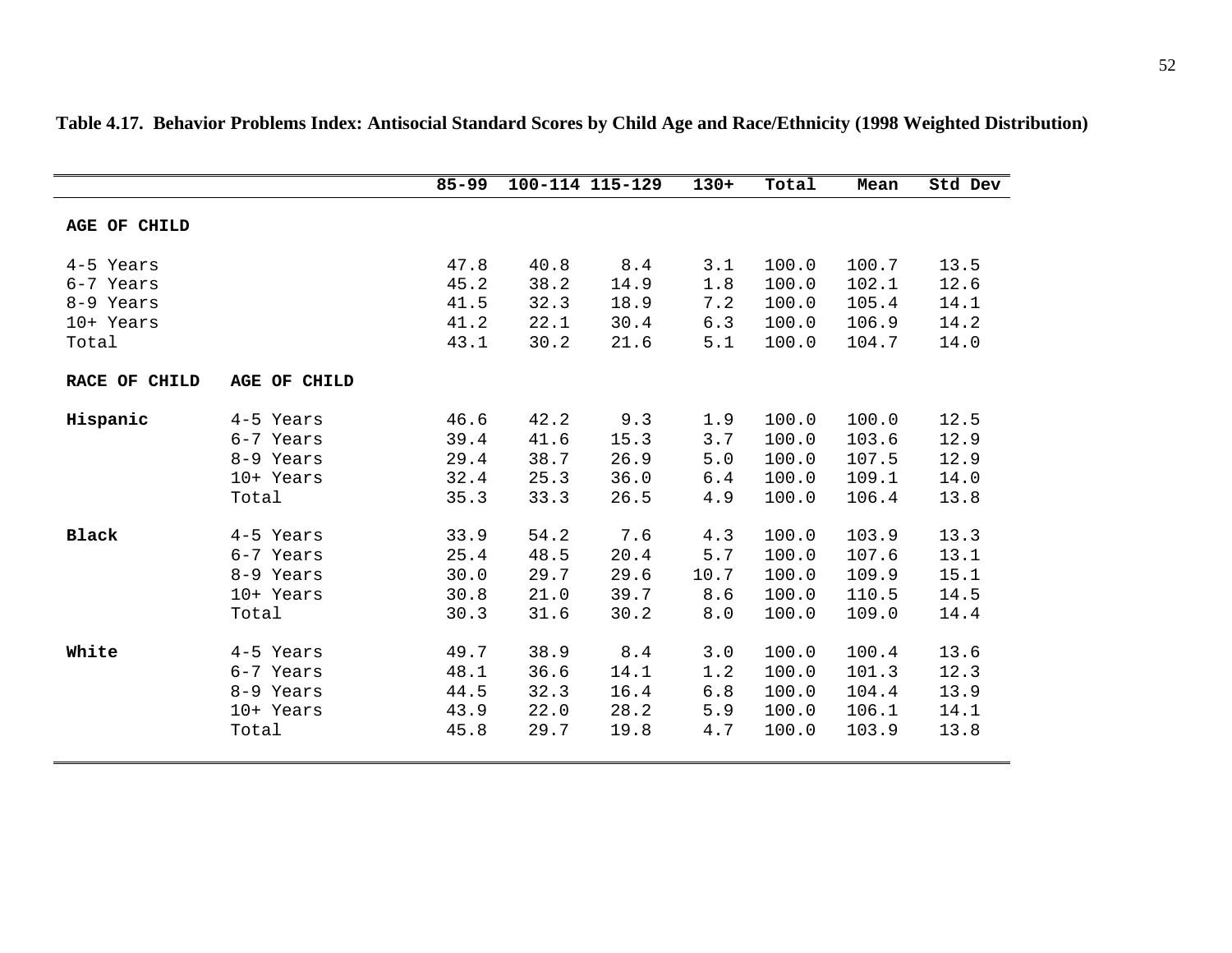**Table 4.17. Behavior Problems Index: Antisocial Standard Scores by Child Age and Race/Ethnicity (1998 Weighted Distribution)**

| | | 85-99 | 100-114 | 115-129 | 130+ | Total | Mean | Std Dev |
|---|---|---|---|---|---|---|---|---|
| **AGE OF CHILD** | | | | | | | | |
| 4-5 Years | | 47.8 | 40.8 | 8.4 | 3.1 | 100.0 | 100.7 | 13.5 |
| 6-7 Years | | 45.2 | 38.2 | 14.9 | 1.8 | 100.0 | 102.1 | 12.6 |
| 8-9 Years | | 41.5 | 32.3 | 18.9 | 7.2 | 100.0 | 105.4 | 14.1 |
| 10+ Years | | 41.2 | 22.1 | 30.4 | 6.3 | 100.0 | 106.9 | 14.2 |
| Total | | 43.1 | 30.2 | 21.6 | 5.1 | 100.0 | 104.7 | 14.0 |
| **RACE OF CHILD** | **AGE OF CHILD** | | | | | | | |
| **Hispanic** | 4-5 Years | 46.6 | 42.2 | 9.3 | 1.9 | 100.0 | 100.0 | 12.5 |
| | 6-7 Years | 39.4 | 41.6 | 15.3 | 3.7 | 100.0 | 103.6 | 12.9 |
| | 8-9 Years | 29.4 | 38.7 | 26.9 | 5.0 | 100.0 | 107.5 | 12.9 |
| | 10+ Years | 32.4 | 25.3 | 36.0 | 6.4 | 100.0 | 109.1 | 14.0 |
| | Total | 35.3 | 33.3 | 26.5 | 4.9 | 100.0 | 106.4 | 13.8 |
| **Black** | 4-5 Years | 33.9 | 54.2 | 7.6 | 4.3 | 100.0 | 103.9 | 13.3 |
| | 6-7 Years | 25.4 | 48.5 | 20.4 | 5.7 | 100.0 | 107.6 | 13.1 |
| | 8-9 Years | 30.0 | 29.7 | 29.6 | 10.7 | 100.0 | 109.9 | 15.1 |
| | 10+ Years | 30.8 | 21.0 | 39.7 | 8.6 | 100.0 | 110.5 | 14.5 |
| | Total | 30.3 | 31.6 | 30.2 | 8.0 | 100.0 | 109.0 | 14.4 |
| **White** | 4-5 Years | 49.7 | 38.9 | 8.4 | 3.0 | 100.0 | 100.4 | 13.6 |
| | 6-7 Years | 48.1 | 36.6 | 14.1 | 1.2 | 100.0 | 101.3 | 12.3 |
| | 8-9 Years | 44.5 | 32.3 | 16.4 | 6.8 | 100.0 | 104.4 | 13.9 |
| | 10+ Years | 43.9 | 22.0 | 28.2 | 5.9 | 100.0 | 106.1 | 14.1 |
| | Total | 45.8 | 29.7 | 19.8 | 4.7 | 100.0 | 103.9 | 13.8 |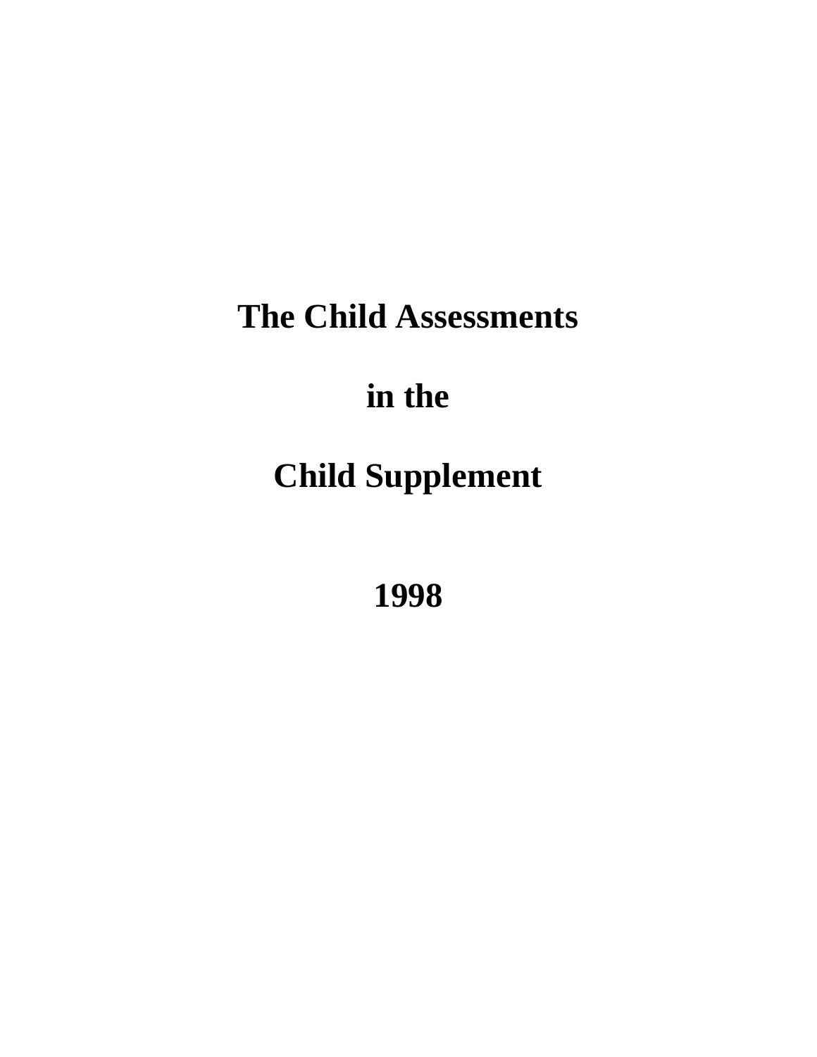# The Child Assessments

# in the

# Child Supplement

# 1998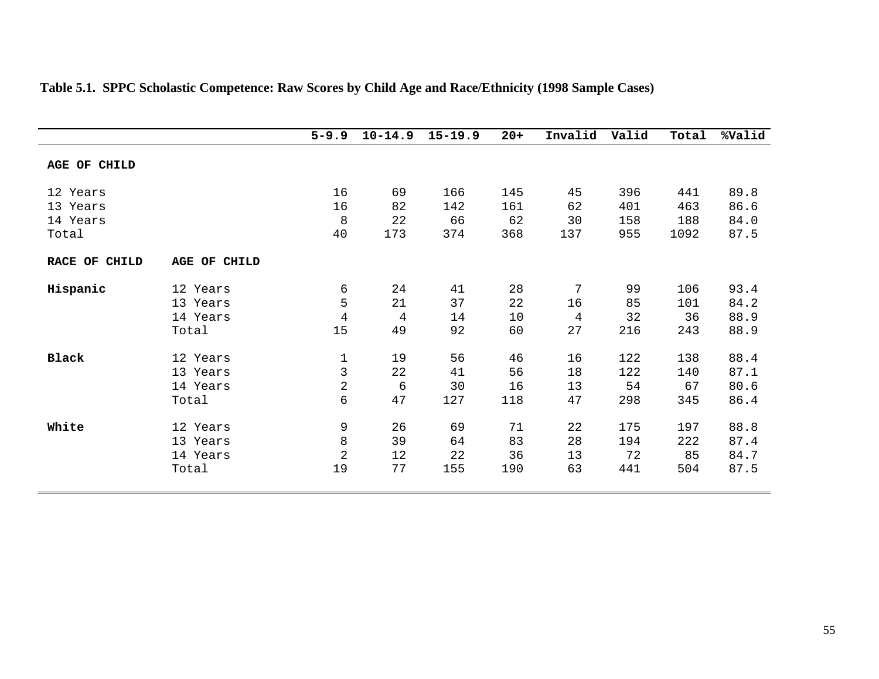**Table 5.1. SPPC Scholastic Competence: Raw Scores by Child Age and Race/Ethnicity (1998 Sample Cases)**

| | | 5-9.9 | 10-14.9 | 15-19.9 | 20+ | Invalid | Valid | Total | %Valid |
|---|---|---|---|---|---|---|---|---|---|
| **AGE OF CHILD** | | | | | | | | | |
| 12 Years | | 16 | 69 | 166 | 145 | 45 | 396 | 441 | 89.8 |
| 13 Years | | 16 | 82 | 142 | 161 | 62 | 401 | 463 | 86.6 |
| 14 Years | | 8 | 22 | 66 | 62 | 30 | 158 | 188 | 84.0 |
| Total | | 40 | 173 | 374 | 368 | 137 | 955 | 1092 | 87.5 |
| **RACE OF CHILD** | **AGE OF CHILD** | | | | | | | | |
| **Hispanic** | 12 Years | 6 | 24 | 41 | 28 | 7 | 99 | 106 | 93.4 |
| | 13 Years | 5 | 21 | 37 | 22 | 16 | 85 | 101 | 84.2 |
| | 14 Years | 4 | 4 | 14 | 10 | 4 | 32 | 36 | 88.9 |
| | Total | 15 | 49 | 92 | 60 | 27 | 216 | 243 | 88.9 |
| **Black** | 12 Years | 1 | 19 | 56 | 46 | 16 | 122 | 138 | 88.4 |
| | 13 Years | 3 | 22 | 41 | 56 | 18 | 122 | 140 | 87.1 |
| | 14 Years | 2 | 6 | 30 | 16 | 13 | 54 | 67 | 80.6 |
| | Total | 6 | 47 | 127 | 118 | 47 | 298 | 345 | 86.4 |
| **White** | 12 Years | 9 | 26 | 69 | 71 | 22 | 175 | 197 | 88.8 |
| | 13 Years | 8 | 39 | 64 | 83 | 28 | 194 | 222 | 87.4 |
| | 14 Years | 2 | 12 | 22 | 36 | 13 | 72 | 85 | 84.7 |
| | Total | 19 | 77 | 155 | 190 | 63 | 441 | 504 | 87.5 |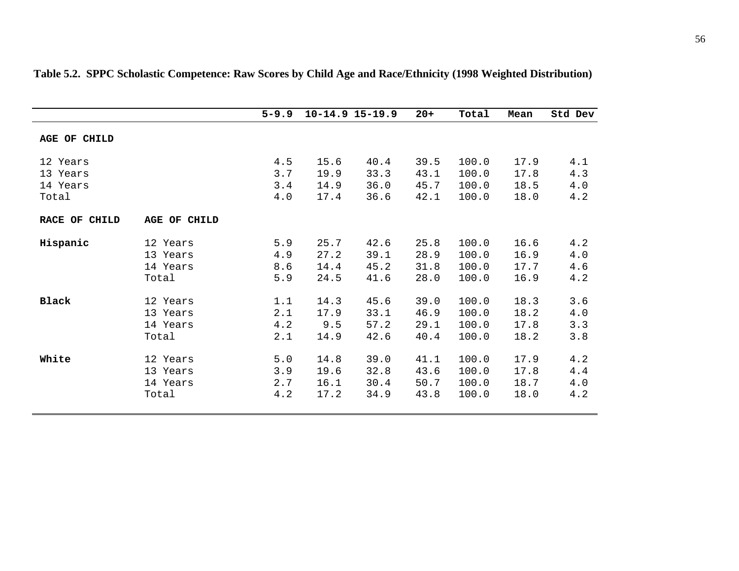**Table 5.2. SPPC Scholastic Competence: Raw Scores by Child Age and Race/Ethnicity (1998 Weighted Distribution)**

| | | 5-9.9 | 10-14.9 | 15-19.9 | 20+ | Total | Mean | Std Dev |
|---|---|---|---|---|---|---|---|---|
| **AGE OF CHILD** | | | | | | | | |
| 12 Years | | 4.5 | 15.6 | 40.4 | 39.5 | 100.0 | 17.9 | 4.1 |
| 13 Years | | 3.7 | 19.9 | 33.3 | 43.1 | 100.0 | 17.8 | 4.3 |
| 14 Years | | 3.4 | 14.9 | 36.0 | 45.7 | 100.0 | 18.5 | 4.0 |
| Total | | 4.0 | 17.4 | 36.6 | 42.1 | 100.0 | 18.0 | 4.2 |
| **RACE OF CHILD** | **AGE OF CHILD** | | | | | | | |
| **Hispanic** | 12 Years | 5.9 | 25.7 | 42.6 | 25.8 | 100.0 | 16.6 | 4.2 |
| | 13 Years | 4.9 | 27.2 | 39.1 | 28.9 | 100.0 | 16.9 | 4.0 |
| | 14 Years | 8.6 | 14.4 | 45.2 | 31.8 | 100.0 | 17.7 | 4.6 |
| | Total | 5.9 | 24.5 | 41.6 | 28.0 | 100.0 | 16.9 | 4.2 |
| **Black** | 12 Years | 1.1 | 14.3 | 45.6 | 39.0 | 100.0 | 18.3 | 3.6 |
| | 13 Years | 2.1 | 17.9 | 33.1 | 46.9 | 100.0 | 18.2 | 4.0 |
| | 14 Years | 4.2 | 9.5 | 57.2 | 29.1 | 100.0 | 17.8 | 3.3 |
| | Total | 2.1 | 14.9 | 42.6 | 40.4 | 100.0 | 18.2 | 3.8 |
| **White** | 12 Years | 5.0 | 14.8 | 39.0 | 41.1 | 100.0 | 17.9 | 4.2 |
| | 13 Years | 3.9 | 19.6 | 32.8 | 43.6 | 100.0 | 17.8 | 4.4 |
| | 14 Years | 2.7 | 16.1 | 30.4 | 50.7 | 100.0 | 18.7 | 4.0 |
| | Total | 4.2 | 17.2 | 34.9 | 43.8 | 100.0 | 18.0 | 4.2 |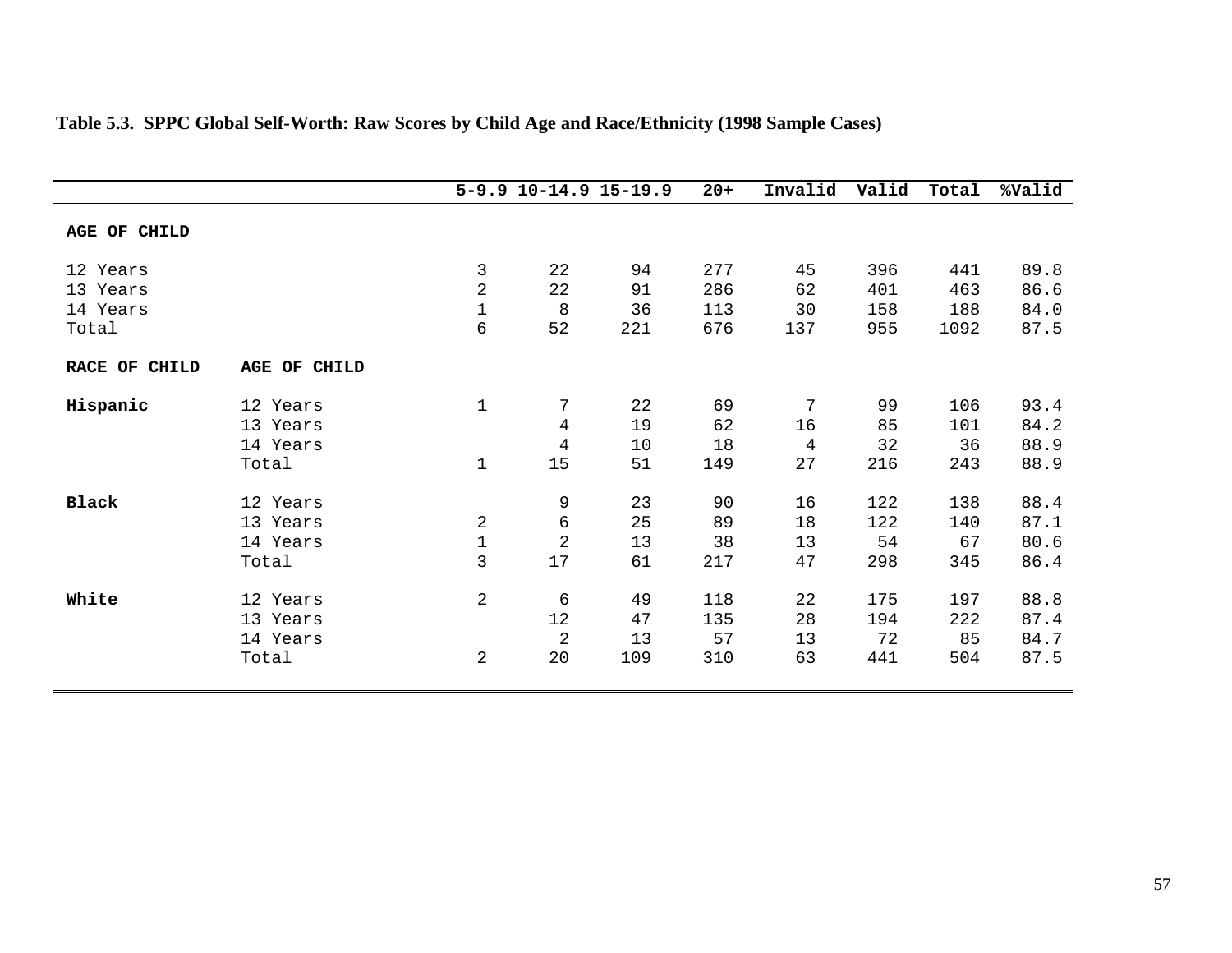**Table 5.3. SPPC Global Self-Worth: Raw Scores by Child Age and Race/Ethnicity (1998 Sample Cases)**

| | | 5-9.9 | 10-14.9 | 15-19.9 | 20+ | Invalid | Valid | Total | %Valid |
|---|---|---|---|---|---|---|---|---|---|
| **AGE OF CHILD** | | | | | | | | | |
| 12 Years | | 3 | 22 | 94 | 277 | 45 | 396 | 441 | 89.8 |
| 13 Years | | 2 | 22 | 91 | 286 | 62 | 401 | 463 | 86.6 |
| 14 Years | | 1 | 8 | 36 | 113 | 30 | 158 | 188 | 84.0 |
| Total | | 6 | 52 | 221 | 676 | 137 | 955 | 1092 | 87.5 |
| **RACE OF CHILD** | **AGE OF CHILD** | | | | | | | | |
| **Hispanic** | 12 Years | 1 | 7 | 22 | 69 | 7 | 99 | 106 | 93.4 |
| | 13 Years | | 4 | 19 | 62 | 16 | 85 | 101 | 84.2 |
| | 14 Years | | 4 | 10 | 18 | 4 | 32 | 36 | 88.9 |
| | Total | 1 | 15 | 51 | 149 | 27 | 216 | 243 | 88.9 |
| **Black** | 12 Years | | 9 | 23 | 90 | 16 | 122 | 138 | 88.4 |
| | 13 Years | 2 | 6 | 25 | 89 | 18 | 122 | 140 | 87.1 |
| | 14 Years | 1 | 2 | 13 | 38 | 13 | 54 | 67 | 80.6 |
| | Total | 3 | 17 | 61 | 217 | 47 | 298 | 345 | 86.4 |
| **White** | 12 Years | 2 | 6 | 49 | 118 | 22 | 175 | 197 | 88.8 |
| | 13 Years | | 12 | 47 | 135 | 28 | 194 | 222 | 87.4 |
| | 14 Years | | 2 | 13 | 57 | 13 | 72 | 85 | 84.7 |
| | Total | 2 | 20 | 109 | 310 | 63 | 441 | 504 | 87.5 |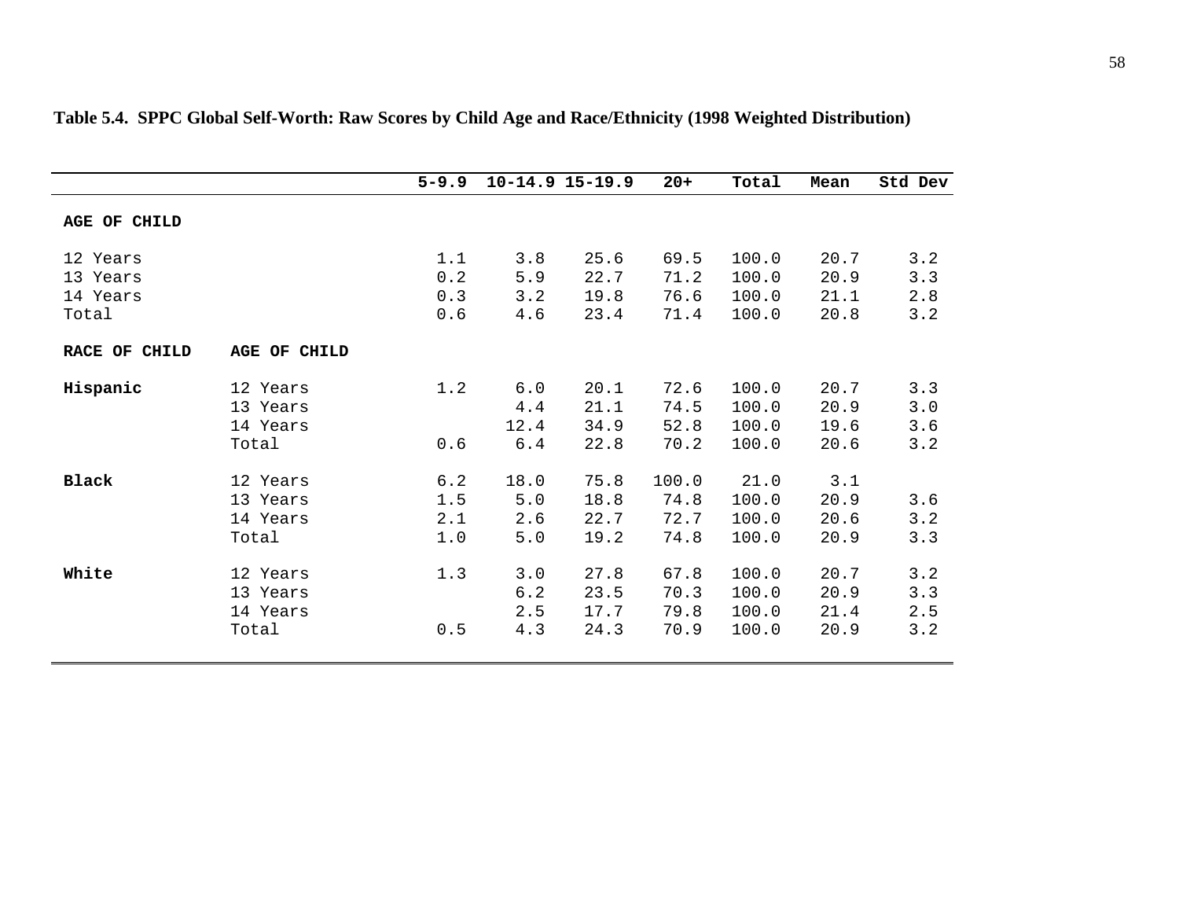**Table 5.4. SPPC Global Self-Worth: Raw Scores by Child Age and Race/Ethnicity (1998 Weighted Distribution)**

| | | 5-9.9 | 10-14.9 | 15-19.9 | 20+ | Total | Mean | Std Dev |
|---|---|---|---|---|---|---|---|---|
| **AGE OF CHILD** | | | | | | | | |
| 12 Years | | 1.1 | 3.8 | 25.6 | 69.5 | 100.0 | 20.7 | 3.2 |
| 13 Years | | 0.2 | 5.9 | 22.7 | 71.2 | 100.0 | 20.9 | 3.3 |
| 14 Years | | 0.3 | 3.2 | 19.8 | 76.6 | 100.0 | 21.1 | 2.8 |
| Total | | 0.6 | 4.6 | 23.4 | 71.4 | 100.0 | 20.8 | 3.2 |
| **RACE OF CHILD** | **AGE OF CHILD** | | | | | | | |
| **Hispanic** | 12 Years | 1.2 | 6.0 | 20.1 | 72.6 | 100.0 | 20.7 | 3.3 |
| | 13 Years | | 4.4 | 21.1 | 74.5 | 100.0 | 20.9 | 3.0 |
| | 14 Years | | 12.4 | 34.9 | 52.8 | 100.0 | 19.6 | 3.6 |
| | Total | 0.6 | 6.4 | 22.8 | 70.2 | 100.0 | 20.6 | 3.2 |
| **Black** | 12 Years | 6.2 | 18.0 | 75.8 | 100.0 | 21.0 | 3.1 | |
| | 13 Years | 1.5 | 5.0 | 18.8 | 74.8 | 100.0 | 20.9 | 3.6 |
| | 14 Years | 2.1 | 2.6 | 22.7 | 72.7 | 100.0 | 20.6 | 3.2 |
| | Total | 1.0 | 5.0 | 19.2 | 74.8 | 100.0 | 20.9 | 3.3 |
| **White** | 12 Years | 1.3 | 3.0 | 27.8 | 67.8 | 100.0 | 20.7 | 3.2 |
| | 13 Years | | 6.2 | 23.5 | 70.3 | 100.0 | 20.9 | 3.3 |
| | 14 Years | | 2.5 | 17.7 | 79.8 | 100.0 | 21.4 | 2.5 |
| | Total | 0.5 | 4.3 | 24.3 | 70.9 | 100.0 | 20.9 | 3.2 |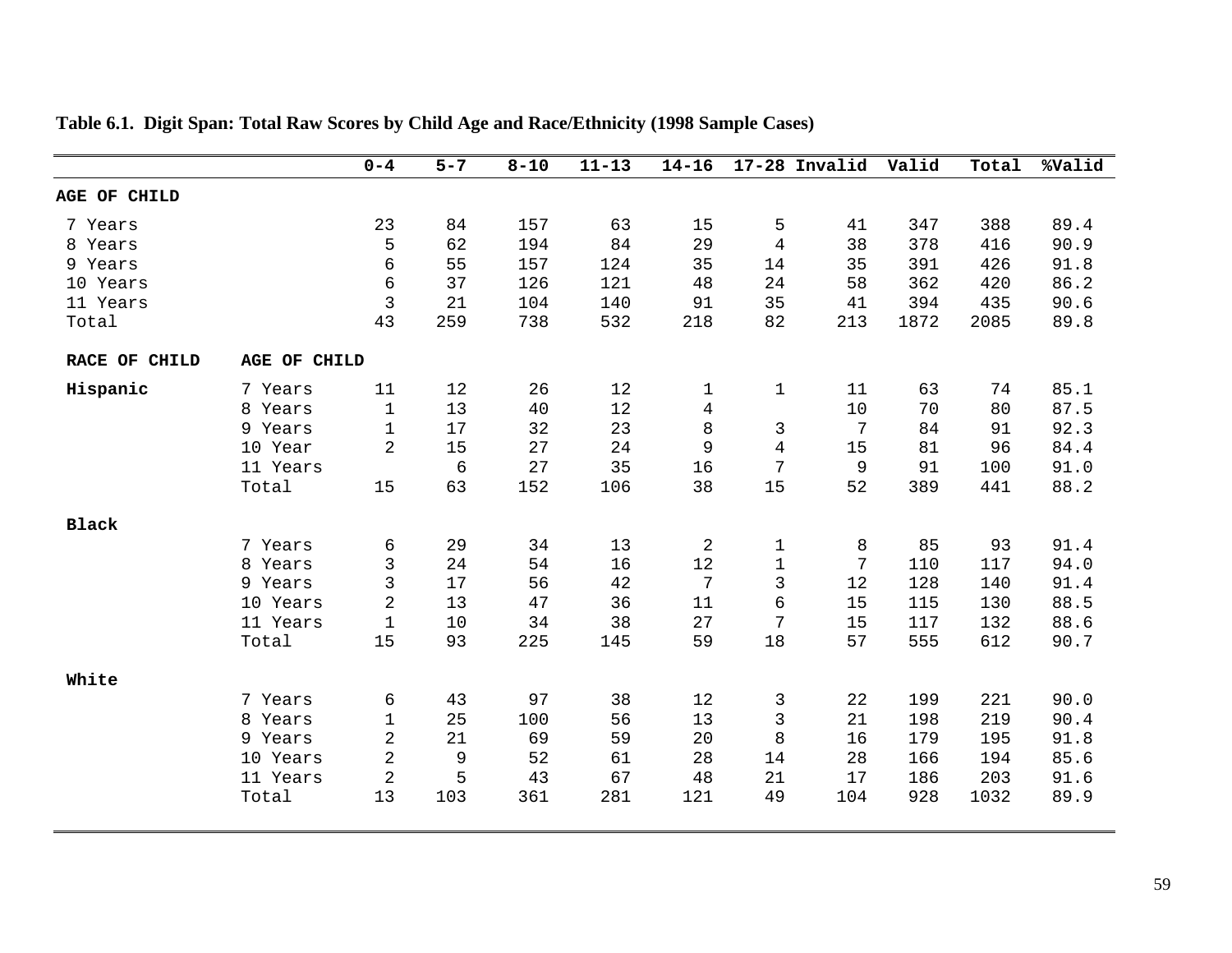**Table 6.1. Digit Span: Total Raw Scores by Child Age and Race/Ethnicity (1998 Sample Cases)**

| | | 0-4 | 5-7 | 8-10 | 11-13 | 14-16 | 17-28 | Invalid | Valid | Total | %Valid |
|---|---|---|---|---|---|---|---|---|---|---|---|
| **AGE OF CHILD** | | | | | | | | | | | |
| 7 Years | | 23 | 84 | 157 | 63 | 15 | 5 | 41 | 347 | 388 | 89.4 |
| 8 Years | | 5 | 62 | 194 | 84 | 29 | 4 | 38 | 378 | 416 | 90.9 |
| 9 Years | | 6 | 55 | 157 | 124 | 35 | 14 | 35 | 391 | 426 | 91.8 |
| 10 Years | | 6 | 37 | 126 | 121 | 48 | 24 | 58 | 362 | 420 | 86.2 |
| 11 Years | | 3 | 21 | 104 | 140 | 91 | 35 | 41 | 394 | 435 | 90.6 |
| Total | | 43 | 259 | 738 | 532 | 218 | 82 | 213 | 1872 | 2085 | 89.8 |
| **RACE OF CHILD** | **AGE OF CHILD** | | | | | | | | | | |
| **Hispanic** | 7 Years | 11 | 12 | 26 | 12 | 1 | 1 | 11 | 63 | 74 | 85.1 |
| | 8 Years | 1 | 13 | 40 | 12 | 4 | | 10 | 70 | 80 | 87.5 |
| | 9 Years | 1 | 17 | 32 | 23 | 8 | 3 | 7 | 84 | 91 | 92.3 |
| | 10 Year | 2 | 15 | 27 | 24 | 9 | 4 | 15 | 81 | 96 | 84.4 |
| | 11 Years | | 6 | 27 | 35 | 16 | 7 | 9 | 91 | 100 | 91.0 |
| | Total | 15 | 63 | 152 | 106 | 38 | 15 | 52 | 389 | 441 | 88.2 |
| **Black** | | | | | | | | | | | |
| | 7 Years | 6 | 29 | 34 | 13 | 2 | 1 | 8 | 85 | 93 | 91.4 |
| | 8 Years | 3 | 24 | 54 | 16 | 12 | 1 | 7 | 110 | 117 | 94.0 |
| | 9 Years | 3 | 17 | 56 | 42 | 7 | 3 | 12 | 128 | 140 | 91.4 |
| | 10 Years | 2 | 13 | 47 | 36 | 11 | 6 | 15 | 115 | 130 | 88.5 |
| | 11 Years | 1 | 10 | 34 | 38 | 27 | 7 | 15 | 117 | 132 | 88.6 |
| | Total | 15 | 93 | 225 | 145 | 59 | 18 | 57 | 555 | 612 | 90.7 |
| **White** | | | | | | | | | | | |
| | 7 Years | 6 | 43 | 97 | 38 | 12 | 3 | 22 | 199 | 221 | 90.0 |
| | 8 Years | 1 | 25 | 100 | 56 | 13 | 3 | 21 | 198 | 219 | 90.4 |
| | 9 Years | 2 | 21 | 69 | 59 | 20 | 8 | 16 | 179 | 195 | 91.8 |
| | 10 Years | 2 | 9 | 52 | 61 | 28 | 14 | 28 | 166 | 194 | 85.6 |
| | 11 Years | 2 | 5 | 43 | 67 | 48 | 21 | 17 | 186 | 203 | 91.6 |
| | Total | 13 | 103 | 361 | 281 | 121 | 49 | 104 | 928 | 1032 | 89.9 |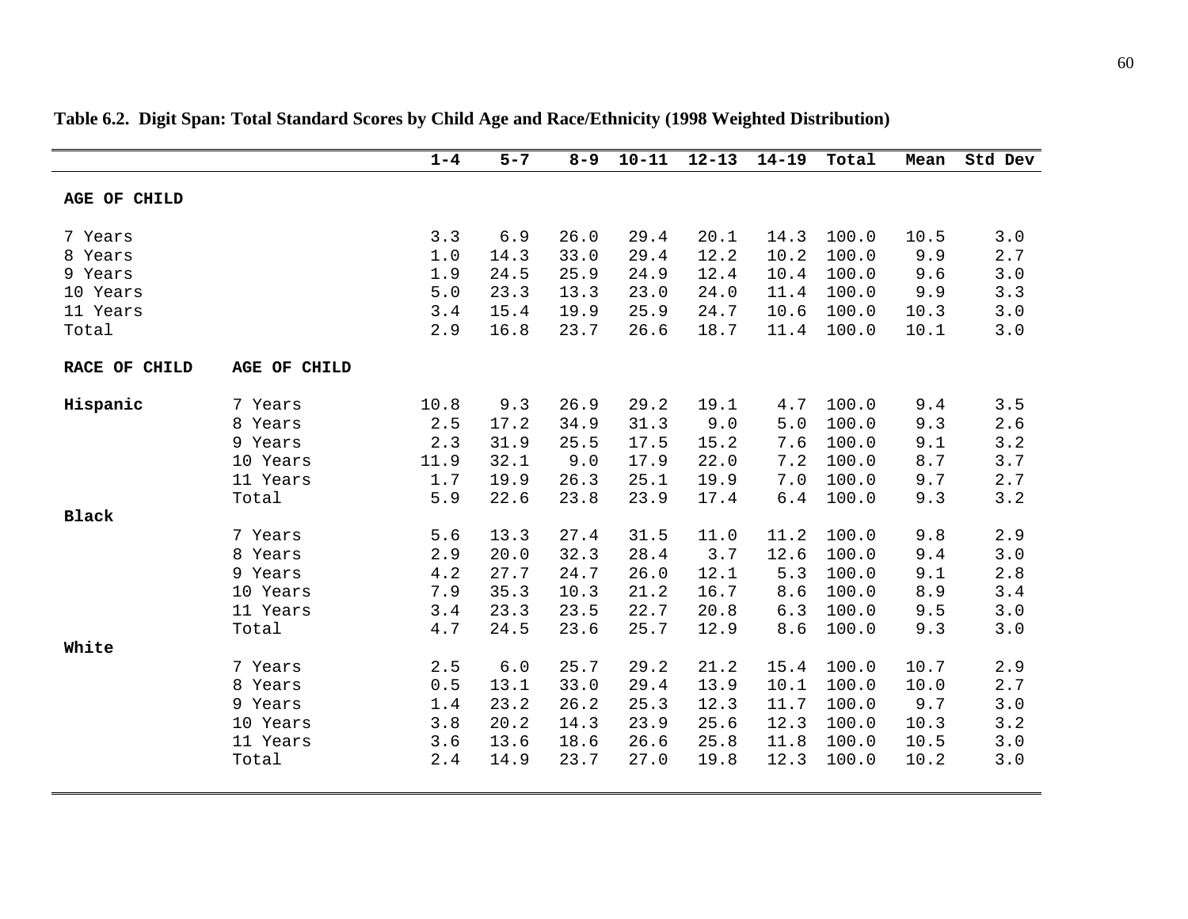**Table 6.2. Digit Span: Total Standard Scores by Child Age and Race/Ethnicity (1998 Weighted Distribution)**

| | | 1-4 | 5-7 | 8-9 | 10-11 | 12-13 | 14-19 | Total | Mean | Std Dev |
|---|---|---|---|---|---|---|---|---|---|---|
| **AGE OF CHILD** | | | | | | | | | | |
| 7 Years | | 3.3 | 6.9 | 26.0 | 29.4 | 20.1 | 14.3 | 100.0 | 10.5 | 3.0 |
| 8 Years | | 1.0 | 14.3 | 33.0 | 29.4 | 12.2 | 10.2 | 100.0 | 9.9 | 2.7 |
| 9 Years | | 1.9 | 24.5 | 25.9 | 24.9 | 12.4 | 10.4 | 100.0 | 9.6 | 3.0 |
| 10 Years | | 5.0 | 23.3 | 13.3 | 23.0 | 24.0 | 11.4 | 100.0 | 9.9 | 3.3 |
| 11 Years | | 3.4 | 15.4 | 19.9 | 25.9 | 24.7 | 10.6 | 100.0 | 10.3 | 3.0 |
| Total | | 2.9 | 16.8 | 23.7 | 26.6 | 18.7 | 11.4 | 100.0 | 10.1 | 3.0 |
| **RACE OF CHILD** | **AGE OF CHILD** | | | | | | | | | |
| **Hispanic** | 7 Years | 10.8 | 9.3 | 26.9 | 29.2 | 19.1 | 4.7 | 100.0 | 9.4 | 3.5 |
| | 8 Years | 2.5 | 17.2 | 34.9 | 31.3 | 9.0 | 5.0 | 100.0 | 9.3 | 2.6 |
| | 9 Years | 2.3 | 31.9 | 25.5 | 17.5 | 15.2 | 7.6 | 100.0 | 9.1 | 3.2 |
| | 10 Years | 11.9 | 32.1 | 9.0 | 17.9 | 22.0 | 7.2 | 100.0 | 8.7 | 3.7 |
| | 11 Years | 1.7 | 19.9 | 26.3 | 25.1 | 19.9 | 7.0 | 100.0 | 9.7 | 2.7 |
| | Total | 5.9 | 22.6 | 23.8 | 23.9 | 17.4 | 6.4 | 100.0 | 9.3 | 3.2 |
| **Black** | | | | | | | | | | |
| | 7 Years | 5.6 | 13.3 | 27.4 | 31.5 | 11.0 | 11.2 | 100.0 | 9.8 | 2.9 |
| | 8 Years | 2.9 | 20.0 | 32.3 | 28.4 | 3.7 | 12.6 | 100.0 | 9.4 | 3.0 |
| | 9 Years | 4.2 | 27.7 | 24.7 | 26.0 | 12.1 | 5.3 | 100.0 | 9.1 | 2.8 |
| | 10 Years | 7.9 | 35.3 | 10.3 | 21.2 | 16.7 | 8.6 | 100.0 | 8.9 | 3.4 |
| | 11 Years | 3.4 | 23.3 | 23.5 | 22.7 | 20.8 | 6.3 | 100.0 | 9.5 | 3.0 |
| | Total | 4.7 | 24.5 | 23.6 | 25.7 | 12.9 | 8.6 | 100.0 | 9.3 | 3.0 |
| **White** | | | | | | | | | | |
| | 7 Years | 2.5 | 6.0 | 25.7 | 29.2 | 21.2 | 15.4 | 100.0 | 10.7 | 2.9 |
| | 8 Years | 0.5 | 13.1 | 33.0 | 29.4 | 13.9 | 10.1 | 100.0 | 10.0 | 2.7 |
| | 9 Years | 1.4 | 23.2 | 26.2 | 25.3 | 12.3 | 11.7 | 100.0 | 9.7 | 3.0 |
| | 10 Years | 3.8 | 20.2 | 14.3 | 23.9 | 25.6 | 12.3 | 100.0 | 10.3 | 3.2 |
| | 11 Years | 3.6 | 13.6 | 18.6 | 26.6 | 25.8 | 11.8 | 100.0 | 10.5 | 3.0 |
| | Total | 2.4 | 14.9 | 23.7 | 27.0 | 19.8 | 12.3 | 100.0 | 10.2 | 3.0 |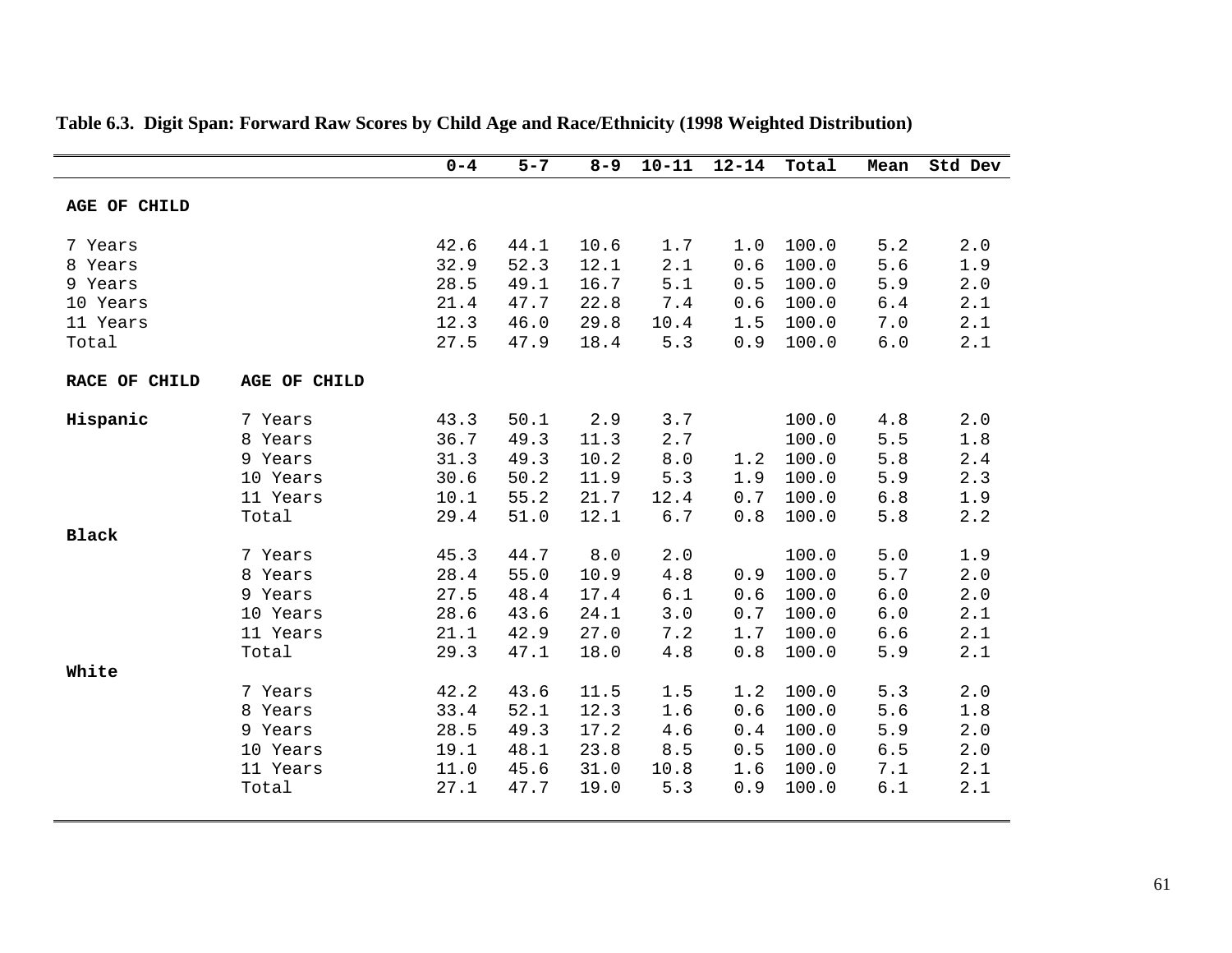**Table 6.3. Digit Span: Forward Raw Scores by Child Age and Race/Ethnicity (1998 Weighted Distribution)**

| | | 0-4 | 5-7 | 8-9 | 10-11 | 12-14 | Total | Mean | Std Dev |
|---|---|---|---|---|---|---|---|---|---|
| **AGE OF CHILD** | | | | | | | | | |
| 7 Years | | 42.6 | 44.1 | 10.6 | 1.7 | 1.0 | 100.0 | 5.2 | 2.0 |
| 8 Years | | 32.9 | 52.3 | 12.1 | 2.1 | 0.6 | 100.0 | 5.6 | 1.9 |
| 9 Years | | 28.5 | 49.1 | 16.7 | 5.1 | 0.5 | 100.0 | 5.9 | 2.0 |
| 10 Years | | 21.4 | 47.7 | 22.8 | 7.4 | 0.6 | 100.0 | 6.4 | 2.1 |
| 11 Years | | 12.3 | 46.0 | 29.8 | 10.4 | 1.5 | 100.0 | 7.0 | 2.1 |
| Total | | 27.5 | 47.9 | 18.4 | 5.3 | 0.9 | 100.0 | 6.0 | 2.1 |
| **RACE OF CHILD** | **AGE OF CHILD** | | | | | | | | |
| **Hispanic** | 7 Years | 43.3 | 50.1 | 2.9 | 3.7 | | 100.0 | 4.8 | 2.0 |
| | 8 Years | 36.7 | 49.3 | 11.3 | 2.7 | | 100.0 | 5.5 | 1.8 |
| | 9 Years | 31.3 | 49.3 | 10.2 | 8.0 | 1.2 | 100.0 | 5.8 | 2.4 |
| | 10 Years | 30.6 | 50.2 | 11.9 | 5.3 | 1.9 | 100.0 | 5.9 | 2.3 |
| | 11 Years | 10.1 | 55.2 | 21.7 | 12.4 | 0.7 | 100.0 | 6.8 | 1.9 |
| | Total | 29.4 | 51.0 | 12.1 | 6.7 | 0.8 | 100.0 | 5.8 | 2.2 |
| **Black** | | | | | | | | | |
| | 7 Years | 45.3 | 44.7 | 8.0 | 2.0 | | 100.0 | 5.0 | 1.9 |
| | 8 Years | 28.4 | 55.0 | 10.9 | 4.8 | 0.9 | 100.0 | 5.7 | 2.0 |
| | 9 Years | 27.5 | 48.4 | 17.4 | 6.1 | 0.6 | 100.0 | 6.0 | 2.0 |
| | 10 Years | 28.6 | 43.6 | 24.1 | 3.0 | 0.7 | 100.0 | 6.0 | 2.1 |
| | 11 Years | 21.1 | 42.9 | 27.0 | 7.2 | 1.7 | 100.0 | 6.6 | 2.1 |
| | Total | 29.3 | 47.1 | 18.0 | 4.8 | 0.8 | 100.0 | 5.9 | 2.1 |
| **White** | | | | | | | | | |
| | 7 Years | 42.2 | 43.6 | 11.5 | 1.5 | 1.2 | 100.0 | 5.3 | 2.0 |
| | 8 Years | 33.4 | 52.1 | 12.3 | 1.6 | 0.6 | 100.0 | 5.6 | 1.8 |
| | 9 Years | 28.5 | 49.3 | 17.2 | 4.6 | 0.4 | 100.0 | 5.9 | 2.0 |
| | 10 Years | 19.1 | 48.1 | 23.8 | 8.5 | 0.5 | 100.0 | 6.5 | 2.0 |
| | 11 Years | 11.0 | 45.6 | 31.0 | 10.8 | 1.6 | 100.0 | 7.1 | 2.1 |
| | Total | 27.1 | 47.7 | 19.0 | 5.3 | 0.9 | 100.0 | 6.1 | 2.1 |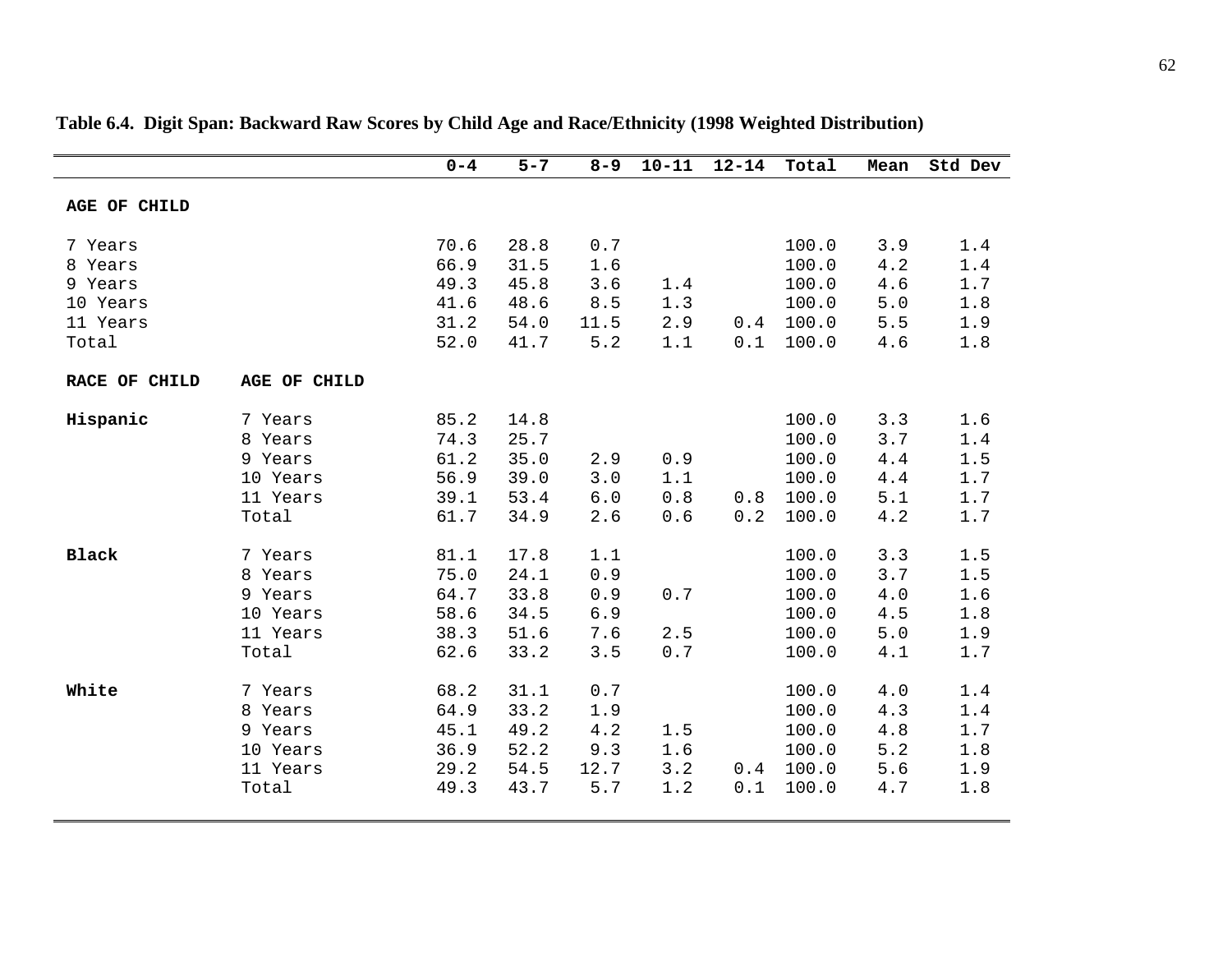**Table 6.4. Digit Span: Backward Raw Scores by Child Age and Race/Ethnicity (1998 Weighted Distribution)**

| | | 0-4 | 5-7 | 8-9 | 10-11 | 12-14 | Total | Mean | Std Dev |
|---|---|---|---|---|---|---|---|---|---|
| **AGE OF CHILD** | | | | | | | | | |
| 7 Years | | 70.6 | 28.8 | 0.7 | | | 100.0 | 3.9 | 1.4 |
| 8 Years | | 66.9 | 31.5 | 1.6 | | | 100.0 | 4.2 | 1.4 |
| 9 Years | | 49.3 | 45.8 | 3.6 | 1.4 | | 100.0 | 4.6 | 1.7 |
| 10 Years | | 41.6 | 48.6 | 8.5 | 1.3 | | 100.0 | 5.0 | 1.8 |
| 11 Years | | 31.2 | 54.0 | 11.5 | 2.9 | 0.4 | 100.0 | 5.5 | 1.9 |
| Total | | 52.0 | 41.7 | 5.2 | 1.1 | 0.1 | 100.0 | 4.6 | 1.8 |
| **RACE OF CHILD** | **AGE OF CHILD** | | | | | | | | |
| **Hispanic** | 7 Years | 85.2 | 14.8 | | | | 100.0 | 3.3 | 1.6 |
| | 8 Years | 74.3 | 25.7 | | | | 100.0 | 3.7 | 1.4 |
| | 9 Years | 61.2 | 35.0 | 2.9 | 0.9 | | 100.0 | 4.4 | 1.5 |
| | 10 Years | 56.9 | 39.0 | 3.0 | 1.1 | | 100.0 | 4.4 | 1.7 |
| | 11 Years | 39.1 | 53.4 | 6.0 | 0.8 | 0.8 | 100.0 | 5.1 | 1.7 |
| | Total | 61.7 | 34.9 | 2.6 | 0.6 | 0.2 | 100.0 | 4.2 | 1.7 |
| **Black** | 7 Years | 81.1 | 17.8 | 1.1 | | | 100.0 | 3.3 | 1.5 |
| | 8 Years | 75.0 | 24.1 | 0.9 | | | 100.0 | 3.7 | 1.5 |
| | 9 Years | 64.7 | 33.8 | 0.9 | 0.7 | | 100.0 | 4.0 | 1.6 |
| | 10 Years | 58.6 | 34.5 | 6.9 | | | 100.0 | 4.5 | 1.8 |
| | 11 Years | 38.3 | 51.6 | 7.6 | 2.5 | | 100.0 | 5.0 | 1.9 |
| | Total | 62.6 | 33.2 | 3.5 | 0.7 | | 100.0 | 4.1 | 1.7 |
| **White** | 7 Years | 68.2 | 31.1 | 0.7 | | | 100.0 | 4.0 | 1.4 |
| | 8 Years | 64.9 | 33.2 | 1.9 | | | 100.0 | 4.3 | 1.4 |
| | 9 Years | 45.1 | 49.2 | 4.2 | 1.5 | | 100.0 | 4.8 | 1.7 |
| | 10 Years | 36.9 | 52.2 | 9.3 | 1.6 | | 100.0 | 5.2 | 1.8 |
| | 11 Years | 29.2 | 54.5 | 12.7 | 3.2 | 0.4 | 100.0 | 5.6 | 1.9 |
| | Total | 49.3 | 43.7 | 5.7 | 1.2 | 0.1 | 100.0 | 4.7 | 1.8 |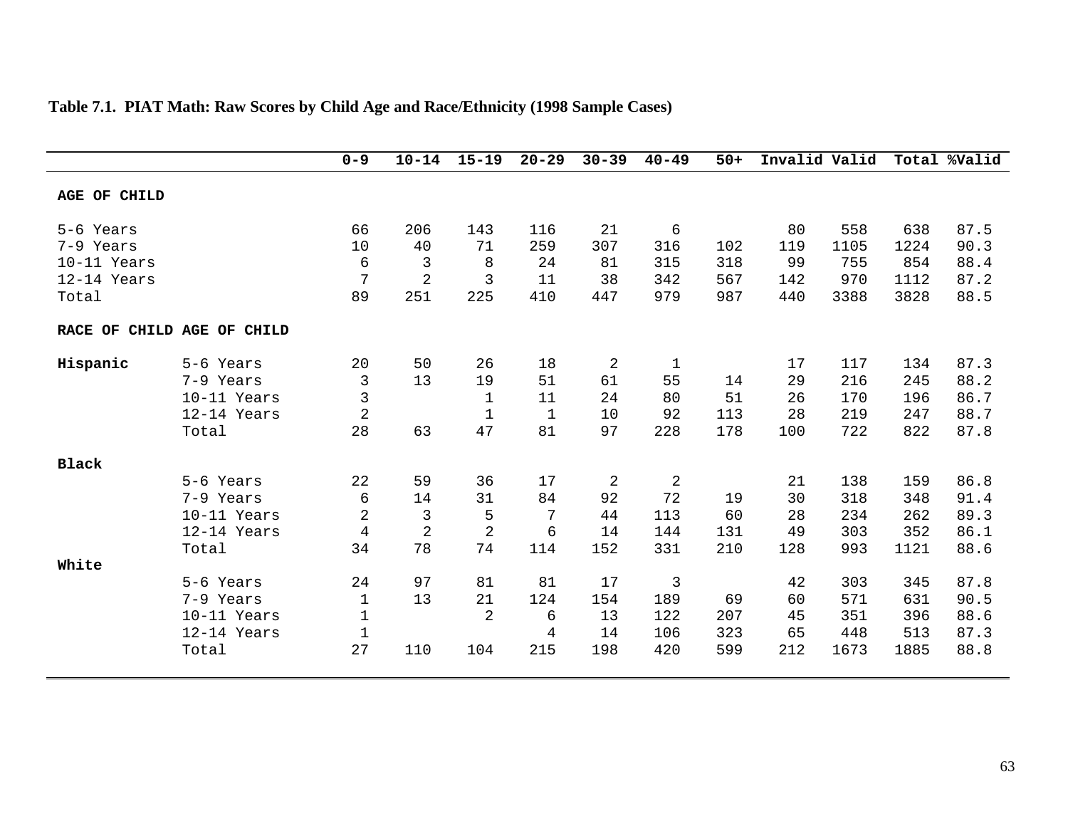**Table 7.1. PIAT Math: Raw Scores by Child Age and Race/Ethnicity (1998 Sample Cases)**

| | | 0-9 | 10-14 | 15-19 | 20-29 | 30-39 | 40-49 | 50+ | Invalid | Valid | Total | %Valid |
|---|---|---|---|---|---|---|---|---|---|---|---|---|
| **AGE OF CHILD** | | | | | | | | | | | | |
| 5-6 Years | | 66 | 206 | 143 | 116 | 21 | 6 | | 80 | 558 | 638 | 87.5 |
| 7-9 Years | | 10 | 40 | 71 | 259 | 307 | 316 | 102 | 119 | 1105 | 1224 | 90.3 |
| 10-11 Years | | 6 | 3 | 8 | 24 | 81 | 315 | 318 | 99 | 755 | 854 | 88.4 |
| 12-14 Years | | 7 | 2 | 3 | 11 | 38 | 342 | 567 | 142 | 970 | 1112 | 87.2 |
| Total | | 89 | 251 | 225 | 410 | 447 | 979 | 987 | 440 | 3388 | 3828 | 88.5 |
| **RACE OF CHILD** | **AGE OF CHILD** | | | | | | | | | | | |
| **Hispanic** | 5-6 Years | 20 | 50 | 26 | 18 | 2 | 1 | | 17 | 117 | 134 | 87.3 |
| | 7-9 Years | 3 | 13 | 19 | 51 | 61 | 55 | 14 | 29 | 216 | 245 | 88.2 |
| | 10-11 Years | 3 | | 1 | 11 | 24 | 80 | 51 | 26 | 170 | 196 | 86.7 |
| | 12-14 Years | 2 | | 1 | 1 | 10 | 92 | 113 | 28 | 219 | 247 | 88.7 |
| | Total | 28 | 63 | 47 | 81 | 97 | 228 | 178 | 100 | 722 | 822 | 87.8 |
| **Black** | | | | | | | | | | | | |
| | 5-6 Years | 22 | 59 | 36 | 17 | 2 | 2 | | 21 | 138 | 159 | 86.8 |
| | 7-9 Years | 6 | 14 | 31 | 84 | 92 | 72 | 19 | 30 | 318 | 348 | 91.4 |
| | 10-11 Years | 2 | 3 | 5 | 7 | 44 | 113 | 60 | 28 | 234 | 262 | 89.3 |
| | 12-14 Years | 4 | 2 | 2 | 6 | 14 | 144 | 131 | 49 | 303 | 352 | 86.1 |
| | Total | 34 | 78 | 74 | 114 | 152 | 331 | 210 | 128 | 993 | 1121 | 88.6 |
| **White** | | | | | | | | | | | | |
| | 5-6 Years | 24 | 97 | 81 | 81 | 17 | 3 | | 42 | 303 | 345 | 87.8 |
| | 7-9 Years | 1 | 13 | 21 | 124 | 154 | 189 | 69 | 60 | 571 | 631 | 90.5 |
| | 10-11 Years | 1 | | 2 | 6 | 13 | 122 | 207 | 45 | 351 | 396 | 88.6 |
| | 12-14 Years | 1 | | | 4 | 14 | 106 | 323 | 65 | 448 | 513 | 87.3 |
| | Total | 27 | 110 | 104 | 215 | 198 | 420 | 599 | 212 | 1673 | 1885 | 88.8 |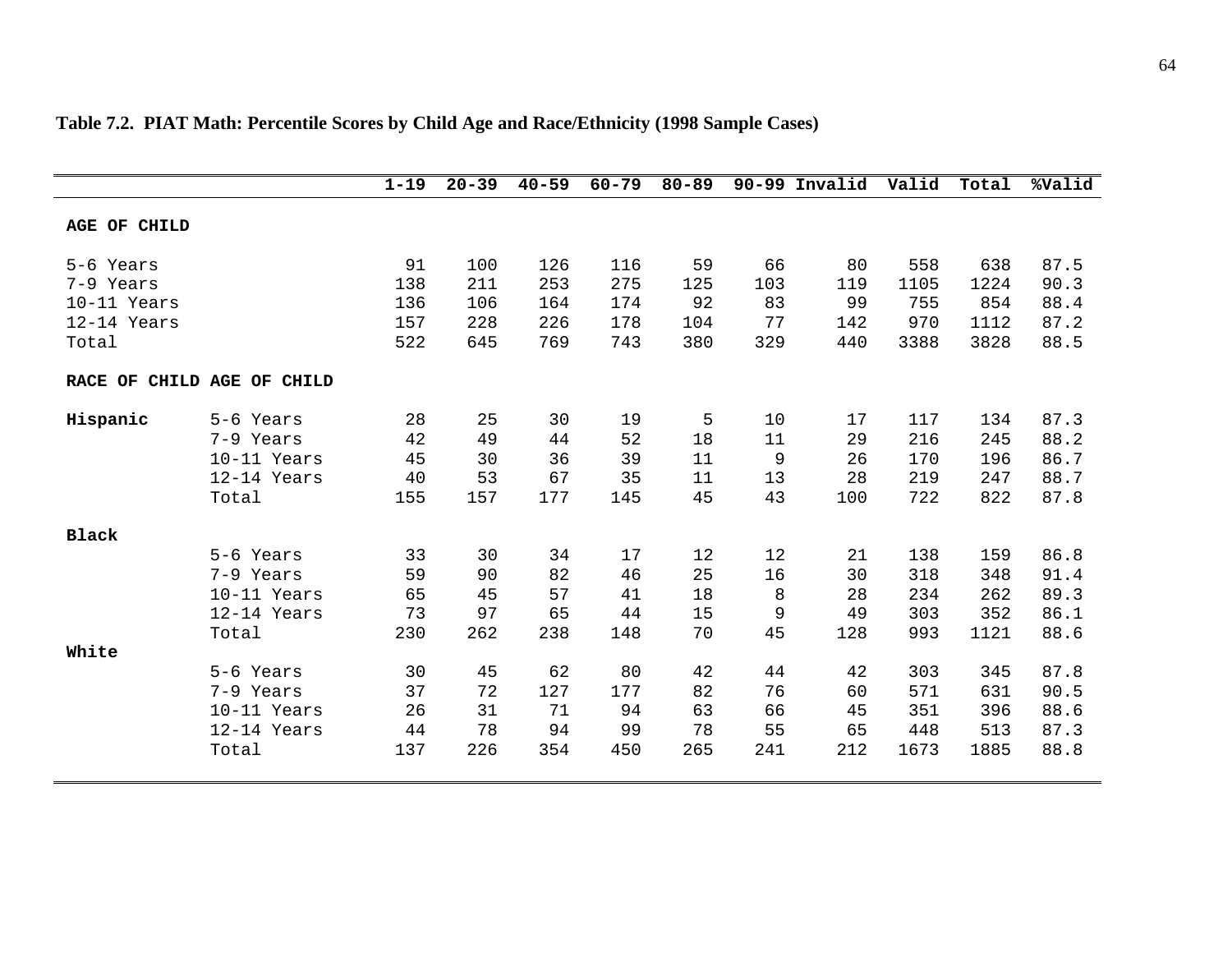**Table 7.2. PIAT Math: Percentile Scores by Child Age and Race/Ethnicity (1998 Sample Cases)**

| | | 1-19 | 20-39 | 40-59 | 60-79 | 80-89 | 90-99 | Invalid | Valid | Total | %Valid |
|---|---|---|---|---|---|---|---|---|---|---|---|
| **AGE OF CHILD** | | | | | | | | | | | |
| 5-6 Years | | 91 | 100 | 126 | 116 | 59 | 66 | 80 | 558 | 638 | 87.5 |
| 7-9 Years | | 138 | 211 | 253 | 275 | 125 | 103 | 119 | 1105 | 1224 | 90.3 |
| 10-11 Years | | 136 | 106 | 164 | 174 | 92 | 83 | 99 | 755 | 854 | 88.4 |
| 12-14 Years | | 157 | 228 | 226 | 178 | 104 | 77 | 142 | 970 | 1112 | 87.2 |
| Total | | 522 | 645 | 769 | 743 | 380 | 329 | 440 | 3388 | 3828 | 88.5 |
| **RACE OF CHILD** | **AGE OF CHILD** | | | | | | | | | | |
| **Hispanic** | 5-6 Years | 28 | 25 | 30 | 19 | 5 | 10 | 17 | 117 | 134 | 87.3 |
| | 7-9 Years | 42 | 49 | 44 | 52 | 18 | 11 | 29 | 216 | 245 | 88.2 |
| | 10-11 Years | 45 | 30 | 36 | 39 | 11 | 9 | 26 | 170 | 196 | 86.7 |
| | 12-14 Years | 40 | 53 | 67 | 35 | 11 | 13 | 28 | 219 | 247 | 88.7 |
| | Total | 155 | 157 | 177 | 145 | 45 | 43 | 100 | 722 | 822 | 87.8 |
| **Black** | | | | | | | | | | | |
| | 5-6 Years | 33 | 30 | 34 | 17 | 12 | 12 | 21 | 138 | 159 | 86.8 |
| | 7-9 Years | 59 | 90 | 82 | 46 | 25 | 16 | 30 | 318 | 348 | 91.4 |
| | 10-11 Years | 65 | 45 | 57 | 41 | 18 | 8 | 28 | 234 | 262 | 89.3 |
| | 12-14 Years | 73 | 97 | 65 | 44 | 15 | 9 | 49 | 303 | 352 | 86.1 |
| | Total | 230 | 262 | 238 | 148 | 70 | 45 | 128 | 993 | 1121 | 88.6 |
| **White** | | | | | | | | | | | |
| | 5-6 Years | 30 | 45 | 62 | 80 | 42 | 44 | 42 | 303 | 345 | 87.8 |
| | 7-9 Years | 37 | 72 | 127 | 177 | 82 | 76 | 60 | 571 | 631 | 90.5 |
| | 10-11 Years | 26 | 31 | 71 | 94 | 63 | 66 | 45 | 351 | 396 | 88.6 |
| | 12-14 Years | 44 | 78 | 94 | 99 | 78 | 55 | 65 | 448 | 513 | 87.3 |
| | Total | 137 | 226 | 354 | 450 | 265 | 241 | 212 | 1673 | 1885 | 88.8 |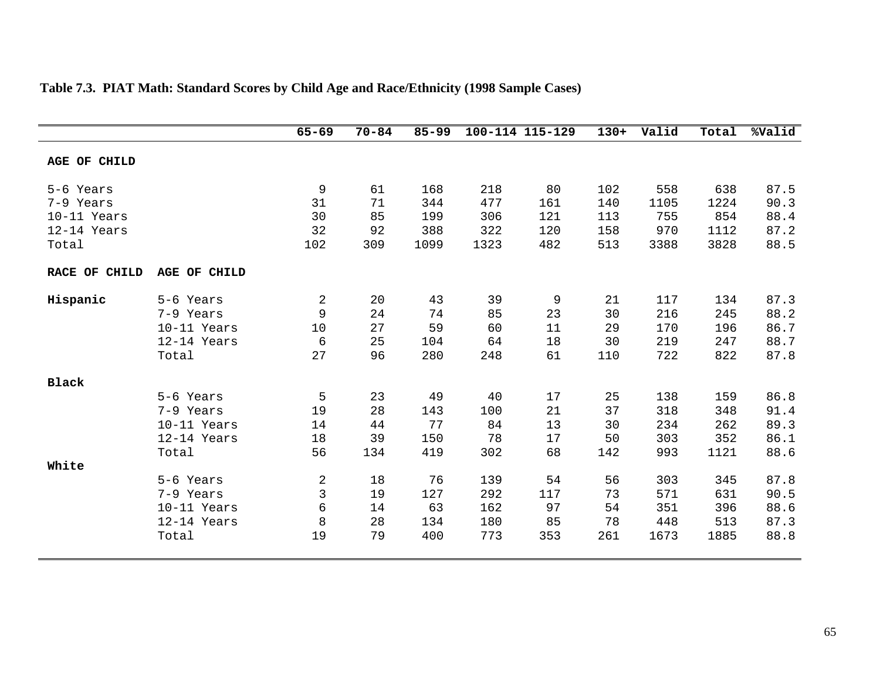**Table 7.3. PIAT Math: Standard Scores by Child Age and Race/Ethnicity (1998 Sample Cases)**

| | | 65-69 | 70-84 | 85-99 | 100-114 | 115-129 | 130+ | Valid | Total | %Valid |
|---|---|---|---|---|---|---|---|---|---|---|
| **AGE OF CHILD** | | | | | | | | | | |
| 5-6 Years | | 9 | 61 | 168 | 218 | 80 | 102 | 558 | 638 | 87.5 |
| 7-9 Years | | 31 | 71 | 344 | 477 | 161 | 140 | 1105 | 1224 | 90.3 |
| 10-11 Years | | 30 | 85 | 199 | 306 | 121 | 113 | 755 | 854 | 88.4 |
| 12-14 Years | | 32 | 92 | 388 | 322 | 120 | 158 | 970 | 1112 | 87.2 |
| Total | | 102 | 309 | 1099 | 1323 | 482 | 513 | 3388 | 3828 | 88.5 |
| **RACE OF CHILD** | **AGE OF CHILD** | | | | | | | | | |
| **Hispanic** | 5-6 Years | 2 | 20 | 43 | 39 | 9 | 21 | 117 | 134 | 87.3 |
| | 7-9 Years | 9 | 24 | 74 | 85 | 23 | 30 | 216 | 245 | 88.2 |
| | 10-11 Years | 10 | 27 | 59 | 60 | 11 | 29 | 170 | 196 | 86.7 |
| | 12-14 Years | 6 | 25 | 104 | 64 | 18 | 30 | 219 | 247 | 88.7 |
| | Total | 27 | 96 | 280 | 248 | 61 | 110 | 722 | 822 | 87.8 |
| **Black** | | | | | | | | | | |
| | 5-6 Years | 5 | 23 | 49 | 40 | 17 | 25 | 138 | 159 | 86.8 |
| | 7-9 Years | 19 | 28 | 143 | 100 | 21 | 37 | 318 | 348 | 91.4 |
| | 10-11 Years | 14 | 44 | 77 | 84 | 13 | 30 | 234 | 262 | 89.3 |
| | 12-14 Years | 18 | 39 | 150 | 78 | 17 | 50 | 303 | 352 | 86.1 |
| | Total | 56 | 134 | 419 | 302 | 68 | 142 | 993 | 1121 | 88.6 |
| **White** | | | | | | | | | | |
| | 5-6 Years | 2 | 18 | 76 | 139 | 54 | 56 | 303 | 345 | 87.8 |
| | 7-9 Years | 3 | 19 | 127 | 292 | 117 | 73 | 571 | 631 | 90.5 |
| | 10-11 Years | 6 | 14 | 63 | 162 | 97 | 54 | 351 | 396 | 88.6 |
| | 12-14 Years | 8 | 28 | 134 | 180 | 85 | 78 | 448 | 513 | 87.3 |
| | Total | 19 | 79 | 400 | 773 | 353 | 261 | 1673 | 1885 | 88.8 |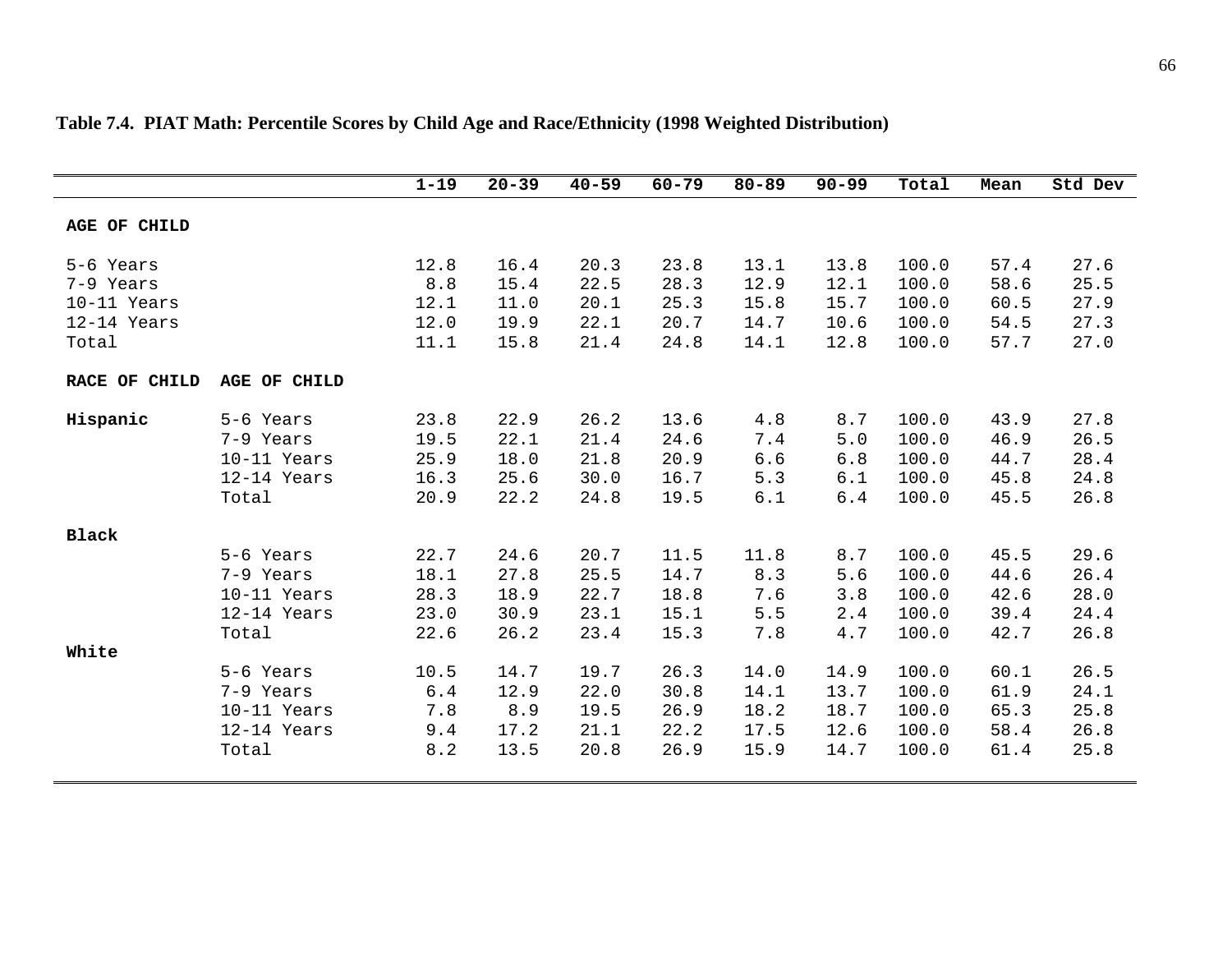**Table 7.4. PIAT Math: Percentile Scores by Child Age and Race/Ethnicity (1998 Weighted Distribution)**

| | | 1-19 | 20-39 | 40-59 | 60-79 | 80-89 | 90-99 | Total | Mean | Std Dev |
|---|---|---|---|---|---|---|---|---|---|---|
| **AGE OF CHILD** | | | | | | | | | | |
| 5-6 Years | | 12.8 | 16.4 | 20.3 | 23.8 | 13.1 | 13.8 | 100.0 | 57.4 | 27.6 |
| 7-9 Years | | 8.8 | 15.4 | 22.5 | 28.3 | 12.9 | 12.1 | 100.0 | 58.6 | 25.5 |
| 10-11 Years | | 12.1 | 11.0 | 20.1 | 25.3 | 15.8 | 15.7 | 100.0 | 60.5 | 27.9 |
| 12-14 Years | | 12.0 | 19.9 | 22.1 | 20.7 | 14.7 | 10.6 | 100.0 | 54.5 | 27.3 |
| Total | | 11.1 | 15.8 | 21.4 | 24.8 | 14.1 | 12.8 | 100.0 | 57.7 | 27.0 |
| **RACE OF CHILD** | **AGE OF CHILD** | | | | | | | | | |
| **Hispanic** | 5-6 Years | 23.8 | 22.9 | 26.2 | 13.6 | 4.8 | 8.7 | 100.0 | 43.9 | 27.8 |
| | 7-9 Years | 19.5 | 22.1 | 21.4 | 24.6 | 7.4 | 5.0 | 100.0 | 46.9 | 26.5 |
| | 10-11 Years | 25.9 | 18.0 | 21.8 | 20.9 | 6.6 | 6.8 | 100.0 | 44.7 | 28.4 |
| | 12-14 Years | 16.3 | 25.6 | 30.0 | 16.7 | 5.3 | 6.1 | 100.0 | 45.8 | 24.8 |
| | Total | 20.9 | 22.2 | 24.8 | 19.5 | 6.1 | 6.4 | 100.0 | 45.5 | 26.8 |
| **Black** | | | | | | | | | | |
| | 5-6 Years | 22.7 | 24.6 | 20.7 | 11.5 | 11.8 | 8.7 | 100.0 | 45.5 | 29.6 |
| | 7-9 Years | 18.1 | 27.8 | 25.5 | 14.7 | 8.3 | 5.6 | 100.0 | 44.6 | 26.4 |
| | 10-11 Years | 28.3 | 18.9 | 22.7 | 18.8 | 7.6 | 3.8 | 100.0 | 42.6 | 28.0 |
| | 12-14 Years | 23.0 | 30.9 | 23.1 | 15.1 | 5.5 | 2.4 | 100.0 | 39.4 | 24.4 |
| | Total | 22.6 | 26.2 | 23.4 | 15.3 | 7.8 | 4.7 | 100.0 | 42.7 | 26.8 |
| **White** | | | | | | | | | | |
| | 5-6 Years | 10.5 | 14.7 | 19.7 | 26.3 | 14.0 | 14.9 | 100.0 | 60.1 | 26.5 |
| | 7-9 Years | 6.4 | 12.9 | 22.0 | 30.8 | 14.1 | 13.7 | 100.0 | 61.9 | 24.1 |
| | 10-11 Years | 7.8 | 8.9 | 19.5 | 26.9 | 18.2 | 18.7 | 100.0 | 65.3 | 25.8 |
| | 12-14 Years | 9.4 | 17.2 | 21.1 | 22.2 | 17.5 | 12.6 | 100.0 | 58.4 | 26.8 |
| | Total | 8.2 | 13.5 | 20.8 | 26.9 | 15.9 | 14.7 | 100.0 | 61.4 | 25.8 |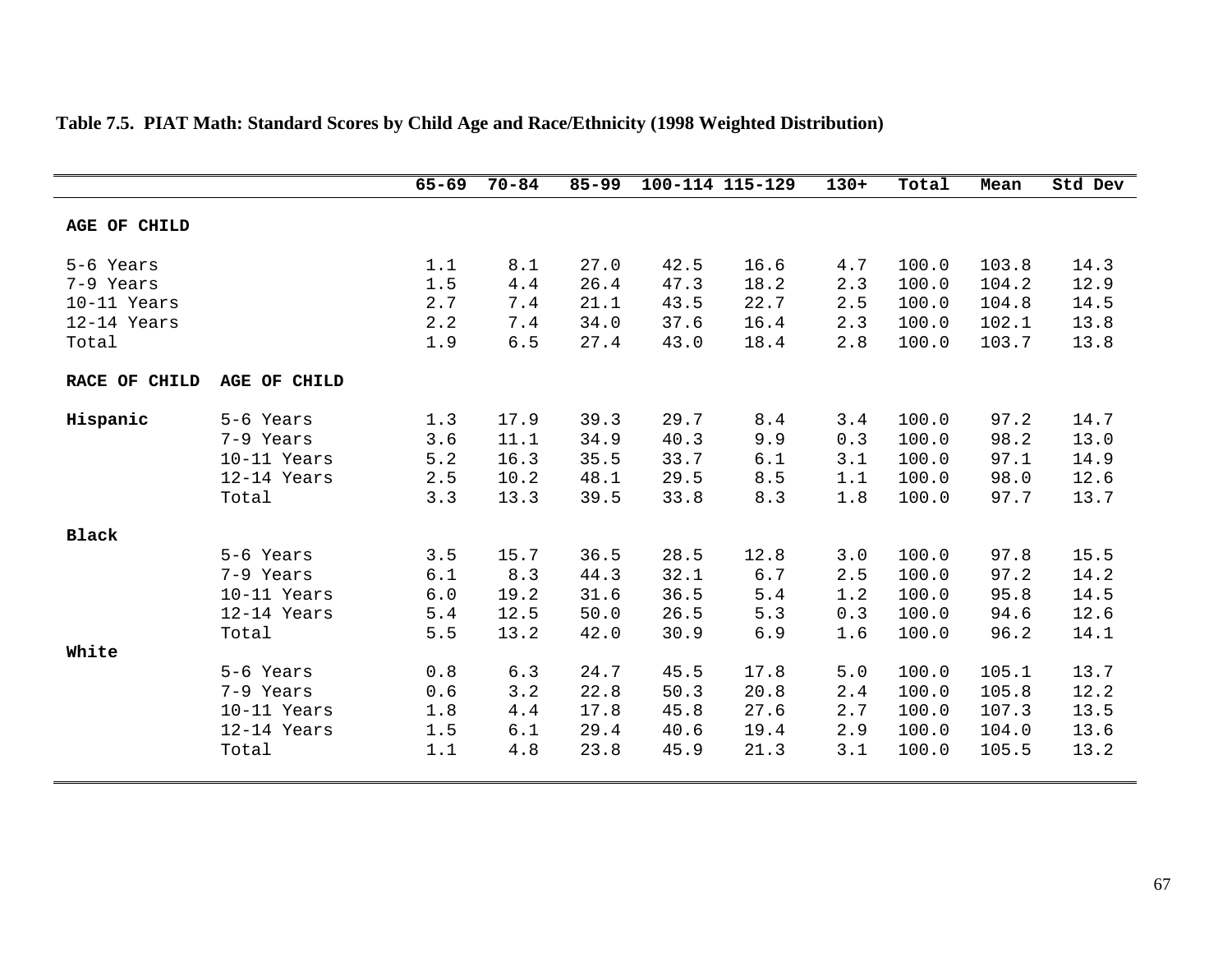**Table 7.5. PIAT Math: Standard Scores by Child Age and Race/Ethnicity (1998 Weighted Distribution)**

| | | 65-69 | 70-84 | 85-99 | 100-114 | 115-129 | 130+ | Total | Mean | Std Dev |
|---|---|---|---|---|---|---|---|---|---|---|
| **AGE OF CHILD** | | | | | | | | | | |
| 5-6 Years | | 1.1 | 8.1 | 27.0 | 42.5 | 16.6 | 4.7 | 100.0 | 103.8 | 14.3 |
| 7-9 Years | | 1.5 | 4.4 | 26.4 | 47.3 | 18.2 | 2.3 | 100.0 | 104.2 | 12.9 |
| 10-11 Years | | 2.7 | 7.4 | 21.1 | 43.5 | 22.7 | 2.5 | 100.0 | 104.8 | 14.5 |
| 12-14 Years | | 2.2 | 7.4 | 34.0 | 37.6 | 16.4 | 2.3 | 100.0 | 102.1 | 13.8 |
| Total | | 1.9 | 6.5 | 27.4 | 43.0 | 18.4 | 2.8 | 100.0 | 103.7 | 13.8 |
| **RACE OF CHILD** | **AGE OF CHILD** | | | | | | | | | |
| **Hispanic** | 5-6 Years | 1.3 | 17.9 | 39.3 | 29.7 | 8.4 | 3.4 | 100.0 | 97.2 | 14.7 |
| | 7-9 Years | 3.6 | 11.1 | 34.9 | 40.3 | 9.9 | 0.3 | 100.0 | 98.2 | 13.0 |
| | 10-11 Years | 5.2 | 16.3 | 35.5 | 33.7 | 6.1 | 3.1 | 100.0 | 97.1 | 14.9 |
| | 12-14 Years | 2.5 | 10.2 | 48.1 | 29.5 | 8.5 | 1.1 | 100.0 | 98.0 | 12.6 |
| | Total | 3.3 | 13.3 | 39.5 | 33.8 | 8.3 | 1.8 | 100.0 | 97.7 | 13.7 |
| **Black** | | | | | | | | | | |
| | 5-6 Years | 3.5 | 15.7 | 36.5 | 28.5 | 12.8 | 3.0 | 100.0 | 97.8 | 15.5 |
| | 7-9 Years | 6.1 | 8.3 | 44.3 | 32.1 | 6.7 | 2.5 | 100.0 | 97.2 | 14.2 |
| | 10-11 Years | 6.0 | 19.2 | 31.6 | 36.5 | 5.4 | 1.2 | 100.0 | 95.8 | 14.5 |
| | 12-14 Years | 5.4 | 12.5 | 50.0 | 26.5 | 5.3 | 0.3 | 100.0 | 94.6 | 12.6 |
| | Total | 5.5 | 13.2 | 42.0 | 30.9 | 6.9 | 1.6 | 100.0 | 96.2 | 14.1 |
| **White** | | | | | | | | | | |
| | 5-6 Years | 0.8 | 6.3 | 24.7 | 45.5 | 17.8 | 5.0 | 100.0 | 105.1 | 13.7 |
| | 7-9 Years | 0.6 | 3.2 | 22.8 | 50.3 | 20.8 | 2.4 | 100.0 | 105.8 | 12.2 |
| | 10-11 Years | 1.8 | 4.4 | 17.8 | 45.8 | 27.6 | 2.7 | 100.0 | 107.3 | 13.5 |
| | 12-14 Years | 1.5 | 6.1 | 29.4 | 40.6 | 19.4 | 2.9 | 100.0 | 104.0 | 13.6 |
| | Total | 1.1 | 4.8 | 23.8 | 45.9 | 21.3 | 3.1 | 100.0 | 105.5 | 13.2 |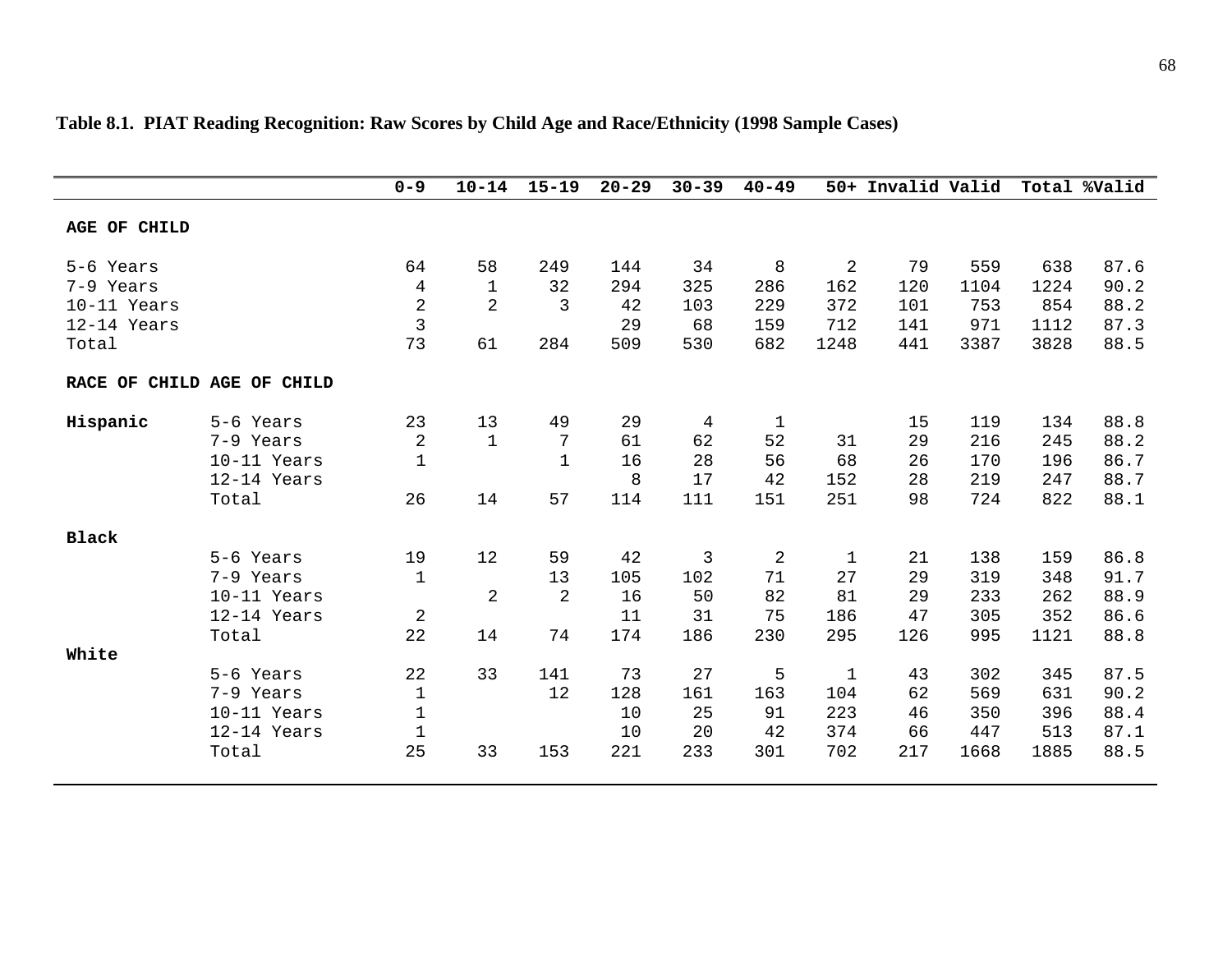**Table 8.1. PIAT Reading Recognition: Raw Scores by Child Age and Race/Ethnicity (1998 Sample Cases)**

| | | 0-9 | 10-14 | 15-19 | 20-29 | 30-39 | 40-49 | 50+ | Invalid | Valid | Total | %Valid |
|---|---|---|---|---|---|---|---|---|---|---|---|---|
| **AGE OF CHILD** | | | | | | | | | | | | |
| 5-6 Years | | 64 | 58 | 249 | 144 | 34 | 8 | 2 | 79 | 559 | 638 | 87.6 |
| 7-9 Years | | 4 | 1 | 32 | 294 | 325 | 286 | 162 | 120 | 1104 | 1224 | 90.2 |
| 10-11 Years | | 2 | 2 | 3 | 42 | 103 | 229 | 372 | 101 | 753 | 854 | 88.2 |
| 12-14 Years | | 3 | | | 29 | 68 | 159 | 712 | 141 | 971 | 1112 | 87.3 |
| Total | | 73 | 61 | 284 | 509 | 530 | 682 | 1248 | 441 | 3387 | 3828 | 88.5 |
| **RACE OF CHILD** | **AGE OF CHILD** | | | | | | | | | | | |
| **Hispanic** | 5-6 Years | 23 | 13 | 49 | 29 | 4 | 1 | | 15 | 119 | 134 | 88.8 |
| | 7-9 Years | 2 | 1 | 7 | 61 | 62 | 52 | 31 | 29 | 216 | 245 | 88.2 |
| | 10-11 Years | 1 | | 1 | 16 | 28 | 56 | 68 | 26 | 170 | 196 | 86.7 |
| | 12-14 Years | | | | 8 | 17 | 42 | 152 | 28 | 219 | 247 | 88.7 |
| | Total | 26 | 14 | 57 | 114 | 111 | 151 | 251 | 98 | 724 | 822 | 88.1 |
| **Black** | | | | | | | | | | | | |
| | 5-6 Years | 19 | 12 | 59 | 42 | 3 | 2 | 1 | 21 | 138 | 159 | 86.8 |
| | 7-9 Years | 1 | | 13 | 105 | 102 | 71 | 27 | 29 | 319 | 348 | 91.7 |
| | 10-11 Years | | 2 | 2 | 16 | 50 | 82 | 81 | 29 | 233 | 262 | 88.9 |
| | 12-14 Years | 2 | | | 11 | 31 | 75 | 186 | 47 | 305 | 352 | 86.6 |
| | Total | 22 | 14 | 74 | 174 | 186 | 230 | 295 | 126 | 995 | 1121 | 88.8 |
| **White** | | | | | | | | | | | | |
| | 5-6 Years | 22 | 33 | 141 | 73 | 27 | 5 | 1 | 43 | 302 | 345 | 87.5 |
| | 7-9 Years | 1 | | 12 | 128 | 161 | 163 | 104 | 62 | 569 | 631 | 90.2 |
| | 10-11 Years | 1 | | | 10 | 25 | 91 | 223 | 46 | 350 | 396 | 88.4 |
| | 12-14 Years | 1 | | | 10 | 20 | 42 | 374 | 66 | 447 | 513 | 87.1 |
| | Total | 25 | 33 | 153 | 221 | 233 | 301 | 702 | 217 | 1668 | 1885 | 88.5 |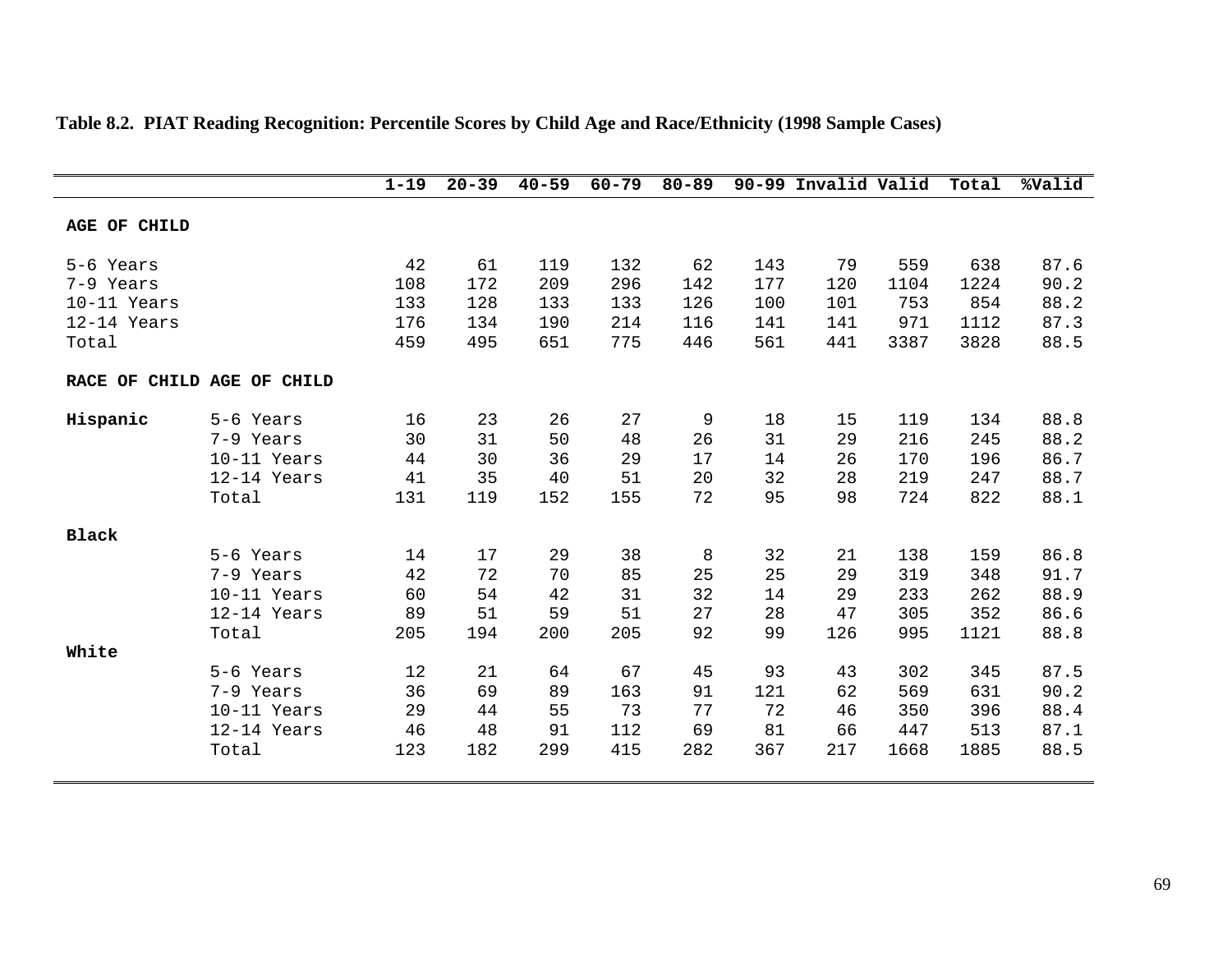**Table 8.2. PIAT Reading Recognition: Percentile Scores by Child Age and Race/Ethnicity (1998 Sample Cases)**

| | | 1-19 | 20-39 | 40-59 | 60-79 | 80-89 | 90-99 | Invalid | Valid | Total | %Valid |
|---|---|---|---|---|---|---|---|---|---|---|---|
| **AGE OF CHILD** | | | | | | | | | | | |
| 5-6 Years | | 42 | 61 | 119 | 132 | 62 | 143 | 79 | 559 | 638 | 87.6 |
| 7-9 Years | | 108 | 172 | 209 | 296 | 142 | 177 | 120 | 1104 | 1224 | 90.2 |
| 10-11 Years | | 133 | 128 | 133 | 133 | 126 | 100 | 101 | 753 | 854 | 88.2 |
| 12-14 Years | | 176 | 134 | 190 | 214 | 116 | 141 | 141 | 971 | 1112 | 87.3 |
| Total | | 459 | 495 | 651 | 775 | 446 | 561 | 441 | 3387 | 3828 | 88.5 |
| **RACE OF CHILD** | **AGE OF CHILD** | | | | | | | | | | |
| **Hispanic** | 5-6 Years | 16 | 23 | 26 | 27 | 9 | 18 | 15 | 119 | 134 | 88.8 |
| | 7-9 Years | 30 | 31 | 50 | 48 | 26 | 31 | 29 | 216 | 245 | 88.2 |
| | 10-11 Years | 44 | 30 | 36 | 29 | 17 | 14 | 26 | 170 | 196 | 86.7 |
| | 12-14 Years | 41 | 35 | 40 | 51 | 20 | 32 | 28 | 219 | 247 | 88.7 |
| | Total | 131 | 119 | 152 | 155 | 72 | 95 | 98 | 724 | 822 | 88.1 |
| **Black** | | | | | | | | | | | |
| | 5-6 Years | 14 | 17 | 29 | 38 | 8 | 32 | 21 | 138 | 159 | 86.8 |
| | 7-9 Years | 42 | 72 | 70 | 85 | 25 | 25 | 29 | 319 | 348 | 91.7 |
| | 10-11 Years | 60 | 54 | 42 | 31 | 32 | 14 | 29 | 233 | 262 | 88.9 |
| | 12-14 Years | 89 | 51 | 59 | 51 | 27 | 28 | 47 | 305 | 352 | 86.6 |
| | Total | 205 | 194 | 200 | 205 | 92 | 99 | 126 | 995 | 1121 | 88.8 |
| **White** | | | | | | | | | | | |
| | 5-6 Years | 12 | 21 | 64 | 67 | 45 | 93 | 43 | 302 | 345 | 87.5 |
| | 7-9 Years | 36 | 69 | 89 | 163 | 91 | 121 | 62 | 569 | 631 | 90.2 |
| | 10-11 Years | 29 | 44 | 55 | 73 | 77 | 72 | 46 | 350 | 396 | 88.4 |
| | 12-14 Years | 46 | 48 | 91 | 112 | 69 | 81 | 66 | 447 | 513 | 87.1 |
| | Total | 123 | 182 | 299 | 415 | 282 | 367 | 217 | 1668 | 1885 | 88.5 |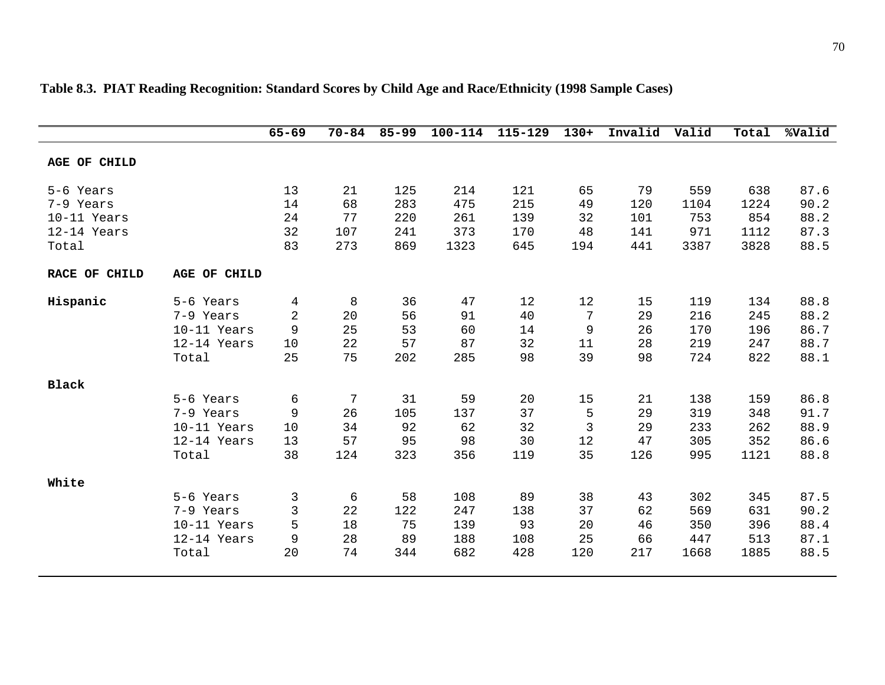**Table 8.3. PIAT Reading Recognition: Standard Scores by Child Age and Race/Ethnicity (1998 Sample Cases)**

| | | 65-69 | 70-84 | 85-99 | 100-114 | 115-129 | 130+ | Invalid | Valid | Total | %Valid |
|---|---|---|---|---|---|---|---|---|---|---|---|
| **AGE OF CHILD** | | | | | | | | | | | |
| 5-6 Years | | 13 | 21 | 125 | 214 | 121 | 65 | 79 | 559 | 638 | 87.6 |
| 7-9 Years | | 14 | 68 | 283 | 475 | 215 | 49 | 120 | 1104 | 1224 | 90.2 |
| 10-11 Years | | 24 | 77 | 220 | 261 | 139 | 32 | 101 | 753 | 854 | 88.2 |
| 12-14 Years | | 32 | 107 | 241 | 373 | 170 | 48 | 141 | 971 | 1112 | 87.3 |
| Total | | 83 | 273 | 869 | 1323 | 645 | 194 | 441 | 3387 | 3828 | 88.5 |
| **RACE OF CHILD** | **AGE OF CHILD** | | | | | | | | | | |
| **Hispanic** | 5-6 Years | 4 | 8 | 36 | 47 | 12 | 12 | 15 | 119 | 134 | 88.8 |
| | 7-9 Years | 2 | 20 | 56 | 91 | 40 | 7 | 29 | 216 | 245 | 88.2 |
| | 10-11 Years | 9 | 25 | 53 | 60 | 14 | 9 | 26 | 170 | 196 | 86.7 |
| | 12-14 Years | 10 | 22 | 57 | 87 | 32 | 11 | 28 | 219 | 247 | 88.7 |
| | Total | 25 | 75 | 202 | 285 | 98 | 39 | 98 | 724 | 822 | 88.1 |
| **Black** | | | | | | | | | | | |
| | 5-6 Years | 6 | 7 | 31 | 59 | 20 | 15 | 21 | 138 | 159 | 86.8 |
| | 7-9 Years | 9 | 26 | 105 | 137 | 37 | 5 | 29 | 319 | 348 | 91.7 |
| | 10-11 Years | 10 | 34 | 92 | 62 | 32 | 3 | 29 | 233 | 262 | 88.9 |
| | 12-14 Years | 13 | 57 | 95 | 98 | 30 | 12 | 47 | 305 | 352 | 86.6 |
| | Total | 38 | 124 | 323 | 356 | 119 | 35 | 126 | 995 | 1121 | 88.8 |
| **White** | | | | | | | | | | | |
| | 5-6 Years | 3 | 6 | 58 | 108 | 89 | 38 | 43 | 302 | 345 | 87.5 |
| | 7-9 Years | 3 | 22 | 122 | 247 | 138 | 37 | 62 | 569 | 631 | 90.2 |
| | 10-11 Years | 5 | 18 | 75 | 139 | 93 | 20 | 46 | 350 | 396 | 88.4 |
| | 12-14 Years | 9 | 28 | 89 | 188 | 108 | 25 | 66 | 447 | 513 | 87.1 |
| | Total | 20 | 74 | 344 | 682 | 428 | 120 | 217 | 1668 | 1885 | 88.5 |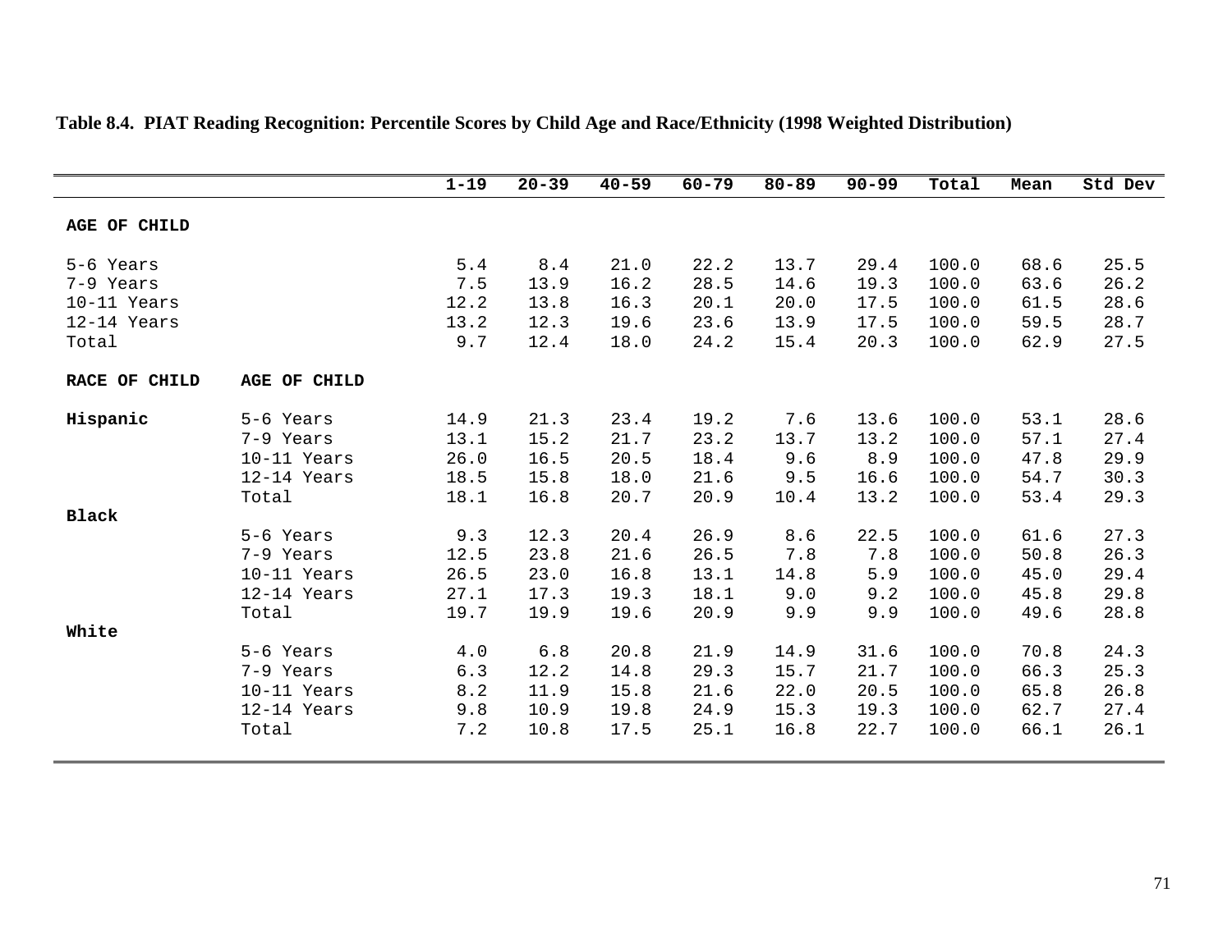**Table 8.4. PIAT Reading Recognition: Percentile Scores by Child Age and Race/Ethnicity (1998 Weighted Distribution)**

| | | 1-19 | 20-39 | 40-59 | 60-79 | 80-89 | 90-99 | Total | Mean | Std Dev |
|---|---|---|---|---|---|---|---|---|---|---|
| **AGE OF CHILD** | | | | | | | | | | |
| 5-6 Years | | 5.4 | 8.4 | 21.0 | 22.2 | 13.7 | 29.4 | 100.0 | 68.6 | 25.5 |
| 7-9 Years | | 7.5 | 13.9 | 16.2 | 28.5 | 14.6 | 19.3 | 100.0 | 63.6 | 26.2 |
| 10-11 Years | | 12.2 | 13.8 | 16.3 | 20.1 | 20.0 | 17.5 | 100.0 | 61.5 | 28.6 |
| 12-14 Years | | 13.2 | 12.3 | 19.6 | 23.6 | 13.9 | 17.5 | 100.0 | 59.5 | 28.7 |
| Total | | 9.7 | 12.4 | 18.0 | 24.2 | 15.4 | 20.3 | 100.0 | 62.9 | 27.5 |
| **RACE OF CHILD** | **AGE OF CHILD** | | | | | | | | | |
| **Hispanic** | 5-6 Years | 14.9 | 21.3 | 23.4 | 19.2 | 7.6 | 13.6 | 100.0 | 53.1 | 28.6 |
| | 7-9 Years | 13.1 | 15.2 | 21.7 | 23.2 | 13.7 | 13.2 | 100.0 | 57.1 | 27.4 |
| | 10-11 Years | 26.0 | 16.5 | 20.5 | 18.4 | 9.6 | 8.9 | 100.0 | 47.8 | 29.9 |
| | 12-14 Years | 18.5 | 15.8 | 18.0 | 21.6 | 9.5 | 16.6 | 100.0 | 54.7 | 30.3 |
| | Total | 18.1 | 16.8 | 20.7 | 20.9 | 10.4 | 13.2 | 100.0 | 53.4 | 29.3 |
| **Black** | | | | | | | | | | |
| | 5-6 Years | 9.3 | 12.3 | 20.4 | 26.9 | 8.6 | 22.5 | 100.0 | 61.6 | 27.3 |
| | 7-9 Years | 12.5 | 23.8 | 21.6 | 26.5 | 7.8 | 7.8 | 100.0 | 50.8 | 26.3 |
| | 10-11 Years | 26.5 | 23.0 | 16.8 | 13.1 | 14.8 | 5.9 | 100.0 | 45.0 | 29.4 |
| | 12-14 Years | 27.1 | 17.3 | 19.3 | 18.1 | 9.0 | 9.2 | 100.0 | 45.8 | 29.8 |
| | Total | 19.7 | 19.9 | 19.6 | 20.9 | 9.9 | 9.9 | 100.0 | 49.6 | 28.8 |
| **White** | | | | | | | | | | |
| | 5-6 Years | 4.0 | 6.8 | 20.8 | 21.9 | 14.9 | 31.6 | 100.0 | 70.8 | 24.3 |
| | 7-9 Years | 6.3 | 12.2 | 14.8 | 29.3 | 15.7 | 21.7 | 100.0 | 66.3 | 25.3 |
| | 10-11 Years | 8.2 | 11.9 | 15.8 | 21.6 | 22.0 | 20.5 | 100.0 | 65.8 | 26.8 |
| | 12-14 Years | 9.8 | 10.9 | 19.8 | 24.9 | 15.3 | 19.3 | 100.0 | 62.7 | 27.4 |
| | Total | 7.2 | 10.8 | 17.5 | 25.1 | 16.8 | 22.7 | 100.0 | 66.1 | 26.1 |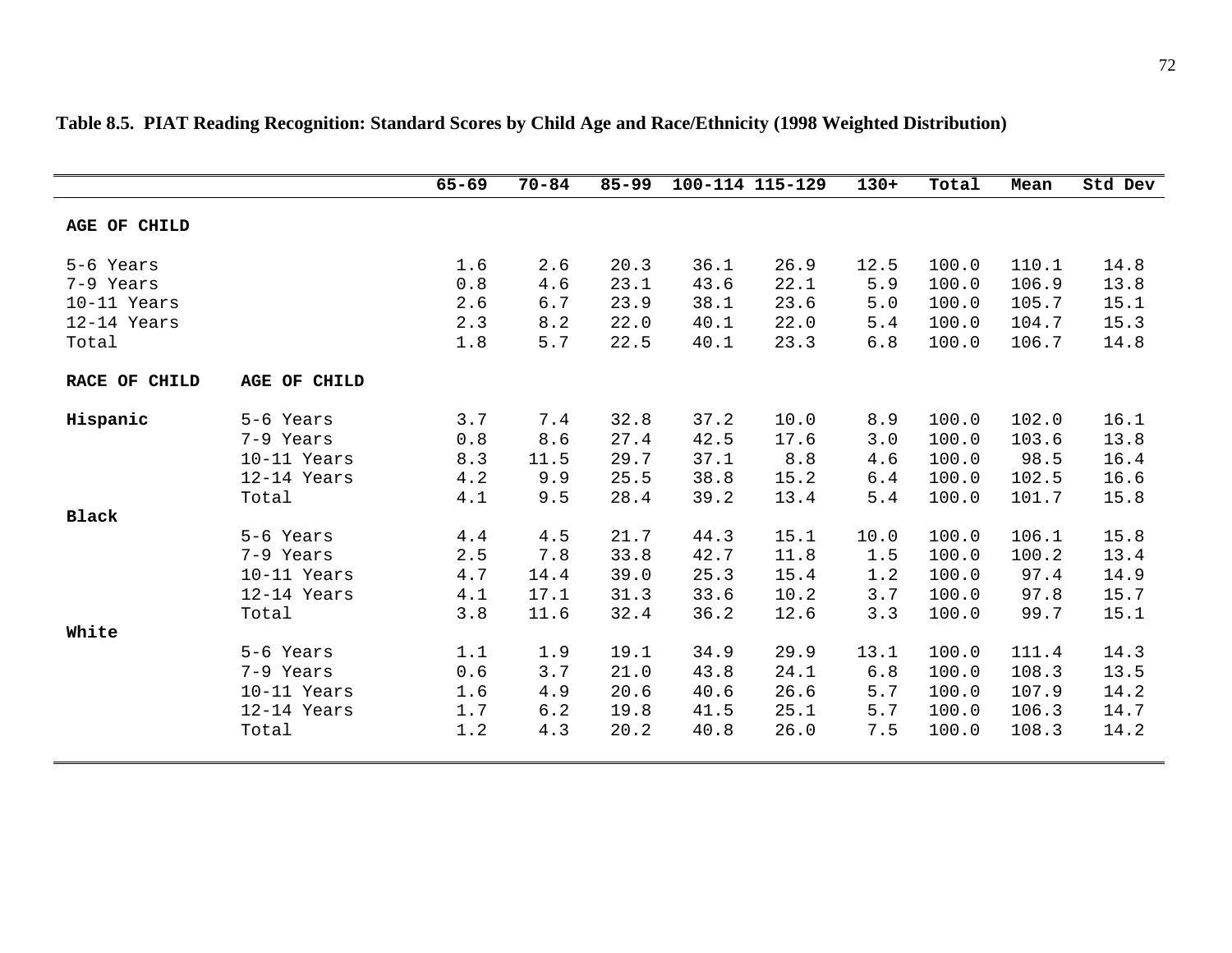**Table 8.5. PIAT Reading Recognition: Standard Scores by Child Age and Race/Ethnicity (1998 Weighted Distribution)**

| | | 65-69 | 70-84 | 85-99 | 100-114 | 115-129 | 130+ | Total | Mean | Std Dev |
|---|---|---|---|---|---|---|---|---|---|---|
| **AGE OF CHILD** | | | | | | | | | | |
| 5-6 Years | | 1.6 | 2.6 | 20.3 | 36.1 | 26.9 | 12.5 | 100.0 | 110.1 | 14.8 |
| 7-9 Years | | 0.8 | 4.6 | 23.1 | 43.6 | 22.1 | 5.9 | 100.0 | 106.9 | 13.8 |
| 10-11 Years | | 2.6 | 6.7 | 23.9 | 38.1 | 23.6 | 5.0 | 100.0 | 105.7 | 15.1 |
| 12-14 Years | | 2.3 | 8.2 | 22.0 | 40.1 | 22.0 | 5.4 | 100.0 | 104.7 | 15.3 |
| Total | | 1.8 | 5.7 | 22.5 | 40.1 | 23.3 | 6.8 | 100.0 | 106.7 | 14.8 |
| **RACE OF CHILD** | **AGE OF CHILD** | | | | | | | | | |
| **Hispanic** | 5-6 Years | 3.7 | 7.4 | 32.8 | 37.2 | 10.0 | 8.9 | 100.0 | 102.0 | 16.1 |
| | 7-9 Years | 0.8 | 8.6 | 27.4 | 42.5 | 17.6 | 3.0 | 100.0 | 103.6 | 13.8 |
| | 10-11 Years | 8.3 | 11.5 | 29.7 | 37.1 | 8.8 | 4.6 | 100.0 | 98.5 | 16.4 |
| | 12-14 Years | 4.2 | 9.9 | 25.5 | 38.8 | 15.2 | 6.4 | 100.0 | 102.5 | 16.6 |
| | Total | 4.1 | 9.5 | 28.4 | 39.2 | 13.4 | 5.4 | 100.0 | 101.7 | 15.8 |
| **Black** | | | | | | | | | | |
| | 5-6 Years | 4.4 | 4.5 | 21.7 | 44.3 | 15.1 | 10.0 | 100.0 | 106.1 | 15.8 |
| | 7-9 Years | 2.5 | 7.8 | 33.8 | 42.7 | 11.8 | 1.5 | 100.0 | 100.2 | 13.4 |
| | 10-11 Years | 4.7 | 14.4 | 39.0 | 25.3 | 15.4 | 1.2 | 100.0 | 97.4 | 14.9 |
| | 12-14 Years | 4.1 | 17.1 | 31.3 | 33.6 | 10.2 | 3.7 | 100.0 | 97.8 | 15.7 |
| | Total | 3.8 | 11.6 | 32.4 | 36.2 | 12.6 | 3.3 | 100.0 | 99.7 | 15.1 |
| **White** | | | | | | | | | | |
| | 5-6 Years | 1.1 | 1.9 | 19.1 | 34.9 | 29.9 | 13.1 | 100.0 | 111.4 | 14.3 |
| | 7-9 Years | 0.6 | 3.7 | 21.0 | 43.8 | 24.1 | 6.8 | 100.0 | 108.3 | 13.5 |
| | 10-11 Years | 1.6 | 4.9 | 20.6 | 40.6 | 26.6 | 5.7 | 100.0 | 107.9 | 14.2 |
| | 12-14 Years | 1.7 | 6.2 | 19.8 | 41.5 | 25.1 | 5.7 | 100.0 | 106.3 | 14.7 |
| | Total | 1.2 | 4.3 | 20.2 | 40.8 | 26.0 | 7.5 | 100.0 | 108.3 | 14.2 |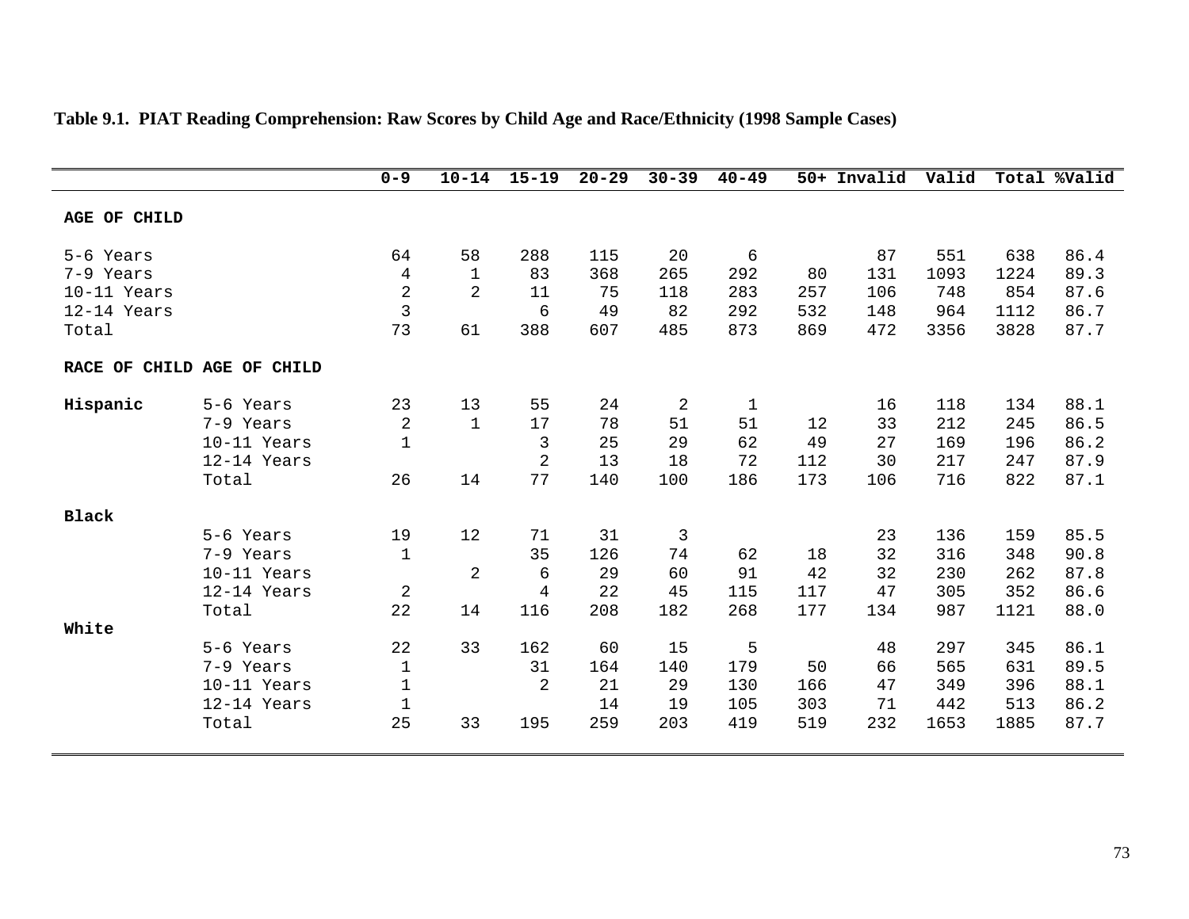**Table 9.1. PIAT Reading Comprehension: Raw Scores by Child Age and Race/Ethnicity (1998 Sample Cases)**

| | | 0-9 | 10-14 | 15-19 | 20-29 | 30-39 | 40-49 | 50+ | Invalid | Valid | Total | %Valid |
|---|---|---|---|---|---|---|---|---|---|---|---|---|
| **AGE OF CHILD** | | | | | | | | | | | | |
| 5-6 Years | | 64 | 58 | 288 | 115 | 20 | 6 | | 87 | 551 | 638 | 86.4 |
| 7-9 Years | | 4 | 1 | 83 | 368 | 265 | 292 | 80 | 131 | 1093 | 1224 | 89.3 |
| 10-11 Years | | 2 | 2 | 11 | 75 | 118 | 283 | 257 | 106 | 748 | 854 | 87.6 |
| 12-14 Years | | 3 | | 6 | 49 | 82 | 292 | 532 | 148 | 964 | 1112 | 86.7 |
| Total | | 73 | 61 | 388 | 607 | 485 | 873 | 869 | 472 | 3356 | 3828 | 87.7 |
| **RACE OF CHILD** | **AGE OF CHILD** | | | | | | | | | | | |
| **Hispanic** | 5-6 Years | 23 | 13 | 55 | 24 | 2 | 1 | | 16 | 118 | 134 | 88.1 |
| | 7-9 Years | 2 | 1 | 17 | 78 | 51 | 51 | 12 | 33 | 212 | 245 | 86.5 |
| | 10-11 Years | 1 | | 3 | 25 | 29 | 62 | 49 | 27 | 169 | 196 | 86.2 |
| | 12-14 Years | | | 2 | 13 | 18 | 72 | 112 | 30 | 217 | 247 | 87.9 |
| | Total | 26 | 14 | 77 | 140 | 100 | 186 | 173 | 106 | 716 | 822 | 87.1 |
| **Black** | | | | | | | | | | | | |
| | 5-6 Years | 19 | 12 | 71 | 31 | 3 | | | 23 | 136 | 159 | 85.5 |
| | 7-9 Years | 1 | | 35 | 126 | 74 | 62 | 18 | 32 | 316 | 348 | 90.8 |
| | 10-11 Years | | 2 | 6 | 29 | 60 | 91 | 42 | 32 | 230 | 262 | 87.8 |
| | 12-14 Years | 2 | | 4 | 22 | 45 | 115 | 117 | 47 | 305 | 352 | 86.6 |
| | Total | 22 | 14 | 116 | 208 | 182 | 268 | 177 | 134 | 987 | 1121 | 88.0 |
| **White** | | | | | | | | | | | | |
| | 5-6 Years | 22 | 33 | 162 | 60 | 15 | 5 | | 48 | 297 | 345 | 86.1 |
| | 7-9 Years | 1 | | 31 | 164 | 140 | 179 | 50 | 66 | 565 | 631 | 89.5 |
| | 10-11 Years | 1 | | 2 | 21 | 29 | 130 | 166 | 47 | 349 | 396 | 88.1 |
| | 12-14 Years | 1 | | | 14 | 19 | 105 | 303 | 71 | 442 | 513 | 86.2 |
| | Total | 25 | 33 | 195 | 259 | 203 | 419 | 519 | 232 | 1653 | 1885 | 87.7 |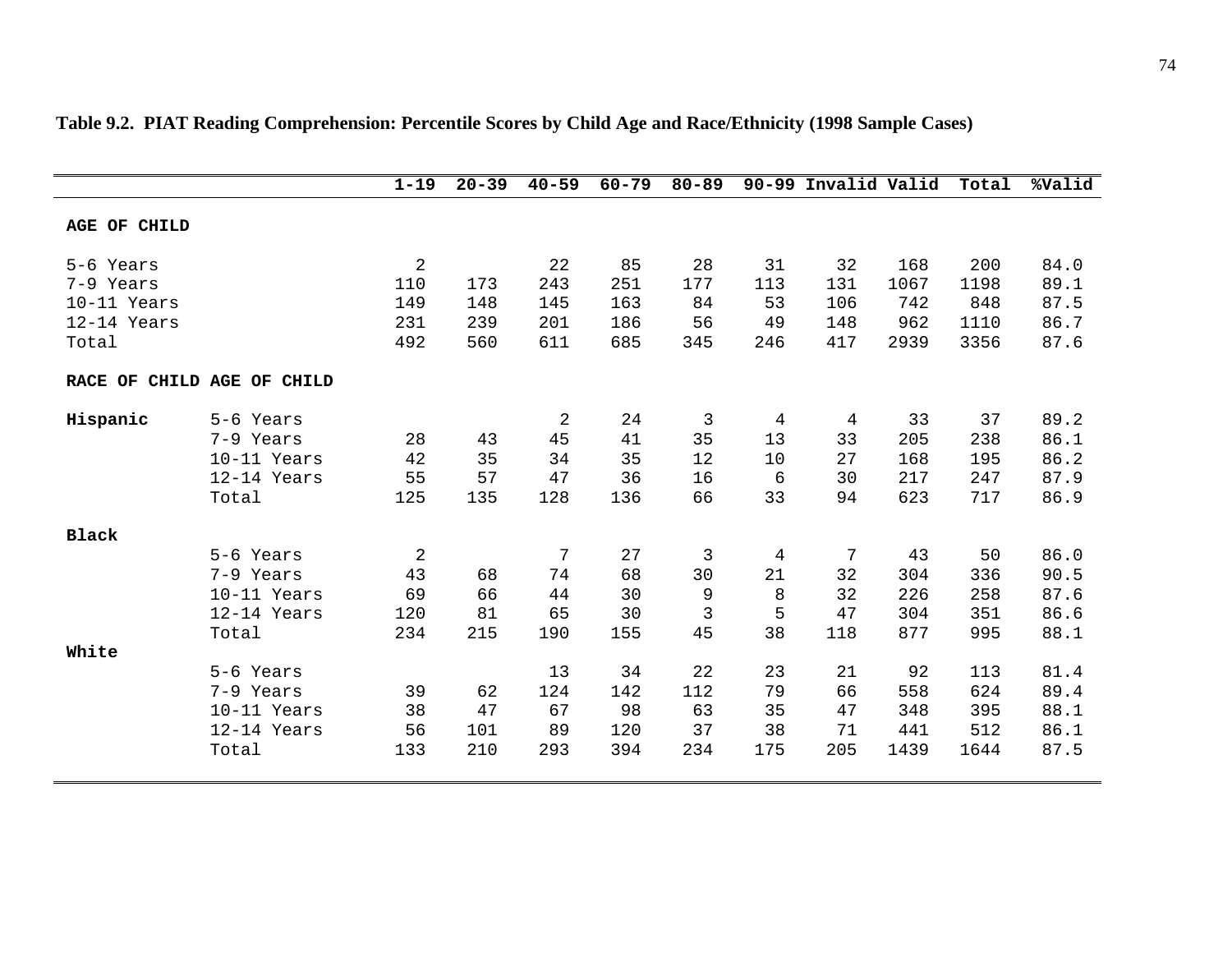**Table 9.2. PIAT Reading Comprehension: Percentile Scores by Child Age and Race/Ethnicity (1998 Sample Cases)**

| | | 1-19 | 20-39 | 40-59 | 60-79 | 80-89 | 90-99 | Invalid | Valid | Total | %Valid |
|---|---|---|---|---|---|---|---|---|---|---|---|
| **AGE OF CHILD** | | | | | | | | | | | |
| 5-6 Years | | 2 | | 22 | 85 | 28 | 31 | 32 | 168 | 200 | 84.0 |
| 7-9 Years | | 110 | 173 | 243 | 251 | 177 | 113 | 131 | 1067 | 1198 | 89.1 |
| 10-11 Years | | 149 | 148 | 145 | 163 | 84 | 53 | 106 | 742 | 848 | 87.5 |
| 12-14 Years | | 231 | 239 | 201 | 186 | 56 | 49 | 148 | 962 | 1110 | 86.7 |
| Total | | 492 | 560 | 611 | 685 | 345 | 246 | 417 | 2939 | 3356 | 87.6 |
| **RACE OF CHILD** | **AGE OF CHILD** | | | | | | | | | | |
| **Hispanic** | 5-6 Years | | | 2 | 24 | 3 | 4 | 4 | 33 | 37 | 89.2 |
| | 7-9 Years | 28 | 43 | 45 | 41 | 35 | 13 | 33 | 205 | 238 | 86.1 |
| | 10-11 Years | 42 | 35 | 34 | 35 | 12 | 10 | 27 | 168 | 195 | 86.2 |
| | 12-14 Years | 55 | 57 | 47 | 36 | 16 | 6 | 30 | 217 | 247 | 87.9 |
| | Total | 125 | 135 | 128 | 136 | 66 | 33 | 94 | 623 | 717 | 86.9 |
| **Black** | | | | | | | | | | | |
| | 5-6 Years | 2 | | 7 | 27 | 3 | 4 | 7 | 43 | 50 | 86.0 |
| | 7-9 Years | 43 | 68 | 74 | 68 | 30 | 21 | 32 | 304 | 336 | 90.5 |
| | 10-11 Years | 69 | 66 | 44 | 30 | 9 | 8 | 32 | 226 | 258 | 87.6 |
| | 12-14 Years | 120 | 81 | 65 | 30 | 3 | 5 | 47 | 304 | 351 | 86.6 |
| | Total | 234 | 215 | 190 | 155 | 45 | 38 | 118 | 877 | 995 | 88.1 |
| **White** | | | | | | | | | | | |
| | 5-6 Years | | | 13 | 34 | 22 | 23 | 21 | 92 | 113 | 81.4 |
| | 7-9 Years | 39 | 62 | 124 | 142 | 112 | 79 | 66 | 558 | 624 | 89.4 |
| | 10-11 Years | 38 | 47 | 67 | 98 | 63 | 35 | 47 | 348 | 395 | 88.1 |
| | 12-14 Years | 56 | 101 | 89 | 120 | 37 | 38 | 71 | 441 | 512 | 86.1 |
| | Total | 133 | 210 | 293 | 394 | 234 | 175 | 205 | 1439 | 1644 | 87.5 |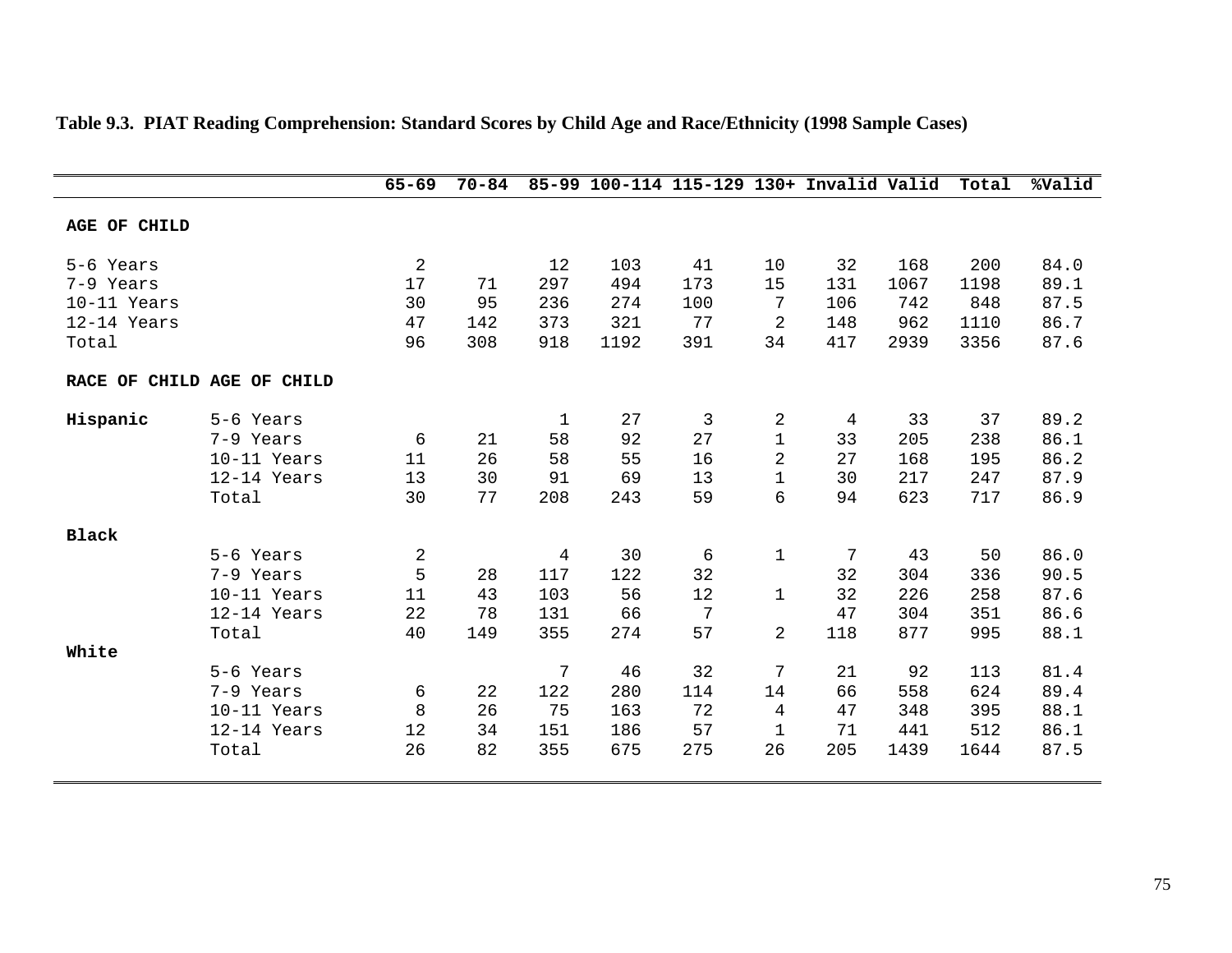**Table 9.3. PIAT Reading Comprehension: Standard Scores by Child Age and Race/Ethnicity (1998 Sample Cases)**

| | | 65-69 | 70-84 | 85-99 | 100-114 | 115-129 | 130+ | Invalid | Valid | Total | %Valid |
|---|---|---|---|---|---|---|---|---|---|---|---|
| **AGE OF CHILD** | | | | | | | | | | | |
| 5-6 Years | | 2 | | 12 | 103 | 41 | 10 | 32 | 168 | 200 | 84.0 |
| 7-9 Years | | 17 | 71 | 297 | 494 | 173 | 15 | 131 | 1067 | 1198 | 89.1 |
| 10-11 Years | | 30 | 95 | 236 | 274 | 100 | 7 | 106 | 742 | 848 | 87.5 |
| 12-14 Years | | 47 | 142 | 373 | 321 | 77 | 2 | 148 | 962 | 1110 | 86.7 |
| Total | | 96 | 308 | 918 | 1192 | 391 | 34 | 417 | 2939 | 3356 | 87.6 |
| **RACE OF CHILD** | **AGE OF CHILD** | | | | | | | | | | |
| **Hispanic** | 5-6 Years | | | 1 | 27 | 3 | 2 | 4 | 33 | 37 | 89.2 |
| | 7-9 Years | 6 | 21 | 58 | 92 | 27 | 1 | 33 | 205 | 238 | 86.1 |
| | 10-11 Years | 11 | 26 | 58 | 55 | 16 | 2 | 27 | 168 | 195 | 86.2 |
| | 12-14 Years | 13 | 30 | 91 | 69 | 13 | 1 | 30 | 217 | 247 | 87.9 |
| | Total | 30 | 77 | 208 | 243 | 59 | 6 | 94 | 623 | 717 | 86.9 |
| **Black** | | | | | | | | | | | |
| | 5-6 Years | 2 | | 4 | 30 | 6 | 1 | 7 | 43 | 50 | 86.0 |
| | 7-9 Years | 5 | 28 | 117 | 122 | 32 | | 32 | 304 | 336 | 90.5 |
| | 10-11 Years | 11 | 43 | 103 | 56 | 12 | 1 | 32 | 226 | 258 | 87.6 |
| | 12-14 Years | 22 | 78 | 131 | 66 | 7 | | 47 | 304 | 351 | 86.6 |
| | Total | 40 | 149 | 355 | 274 | 57 | 2 | 118 | 877 | 995 | 88.1 |
| **White** | | | | | | | | | | | |
| | 5-6 Years | | | 7 | 46 | 32 | 7 | 21 | 92 | 113 | 81.4 |
| | 7-9 Years | 6 | 22 | 122 | 280 | 114 | 14 | 66 | 558 | 624 | 89.4 |
| | 10-11 Years | 8 | 26 | 75 | 163 | 72 | 4 | 47 | 348 | 395 | 88.1 |
| | 12-14 Years | 12 | 34 | 151 | 186 | 57 | 1 | 71 | 441 | 512 | 86.1 |
| | Total | 26 | 82 | 355 | 675 | 275 | 26 | 205 | 1439 | 1644 | 87.5 |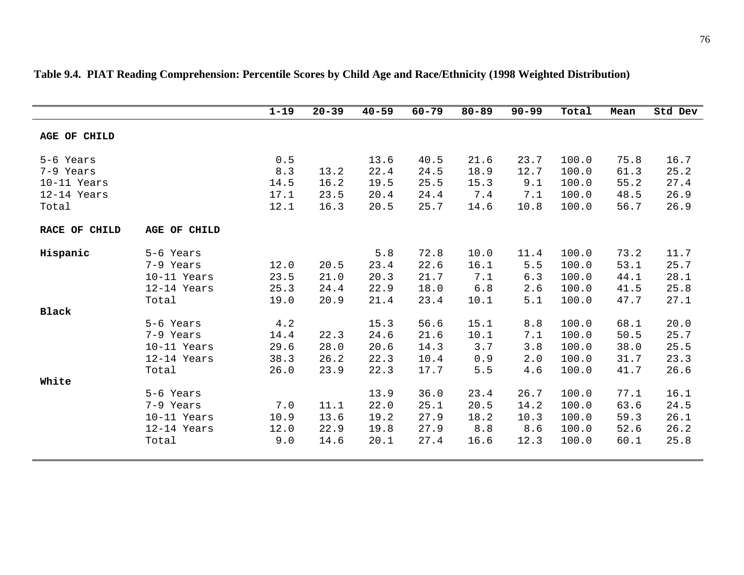**Table 9.4. PIAT Reading Comprehension: Percentile Scores by Child Age and Race/Ethnicity (1998 Weighted Distribution)**

| | | 1-19 | 20-39 | 40-59 | 60-79 | 80-89 | 90-99 | Total | Mean | Std Dev |
|---|---|---|---|---|---|---|---|---|---|---|
| **AGE OF CHILD** | | | | | | | | | | |
| 5-6 Years | | 0.5 | | 13.6 | 40.5 | 21.6 | 23.7 | 100.0 | 75.8 | 16.7 |
| 7-9 Years | | 8.3 | 13.2 | 22.4 | 24.5 | 18.9 | 12.7 | 100.0 | 61.3 | 25.2 |
| 10-11 Years | | 14.5 | 16.2 | 19.5 | 25.5 | 15.3 | 9.1 | 100.0 | 55.2 | 27.4 |
| 12-14 Years | | 17.1 | 23.5 | 20.4 | 24.4 | 7.4 | 7.1 | 100.0 | 48.5 | 26.9 |
| Total | | 12.1 | 16.3 | 20.5 | 25.7 | 14.6 | 10.8 | 100.0 | 56.7 | 26.9 |
| **RACE OF CHILD** | **AGE OF CHILD** | | | | | | | | | |
| **Hispanic** | 5-6 Years | | | 5.8 | 72.8 | 10.0 | 11.4 | 100.0 | 73.2 | 11.7 |
| | 7-9 Years | 12.0 | 20.5 | 23.4 | 22.6 | 16.1 | 5.5 | 100.0 | 53.1 | 25.7 |
| | 10-11 Years | 23.5 | 21.0 | 20.3 | 21.7 | 7.1 | 6.3 | 100.0 | 44.1 | 28.1 |
| | 12-14 Years | 25.3 | 24.4 | 22.9 | 18.0 | 6.8 | 2.6 | 100.0 | 41.5 | 25.8 |
| | Total | 19.0 | 20.9 | 21.4 | 23.4 | 10.1 | 5.1 | 100.0 | 47.7 | 27.1 |
| **Black** | | | | | | | | | | |
| | 5-6 Years | 4.2 | | 15.3 | 56.6 | 15.1 | 8.8 | 100.0 | 68.1 | 20.0 |
| | 7-9 Years | 14.4 | 22.3 | 24.6 | 21.6 | 10.1 | 7.1 | 100.0 | 50.5 | 25.7 |
| | 10-11 Years | 29.6 | 28.0 | 20.6 | 14.3 | 3.7 | 3.8 | 100.0 | 38.0 | 25.5 |
| | 12-14 Years | 38.3 | 26.2 | 22.3 | 10.4 | 0.9 | 2.0 | 100.0 | 31.7 | 23.3 |
| | Total | 26.0 | 23.9 | 22.3 | 17.7 | 5.5 | 4.6 | 100.0 | 41.7 | 26.6 |
| **White** | | | | | | | | | | |
| | 5-6 Years | | | 13.9 | 36.0 | 23.4 | 26.7 | 100.0 | 77.1 | 16.1 |
| | 7-9 Years | 7.0 | 11.1 | 22.0 | 25.1 | 20.5 | 14.2 | 100.0 | 63.6 | 24.5 |
| | 10-11 Years | 10.9 | 13.6 | 19.2 | 27.9 | 18.2 | 10.3 | 100.0 | 59.3 | 26.1 |
| | 12-14 Years | 12.0 | 22.9 | 19.8 | 27.9 | 8.8 | 8.6 | 100.0 | 52.6 | 26.2 |
| | Total | 9.0 | 14.6 | 20.1 | 27.4 | 16.6 | 12.3 | 100.0 | 60.1 | 25.8 |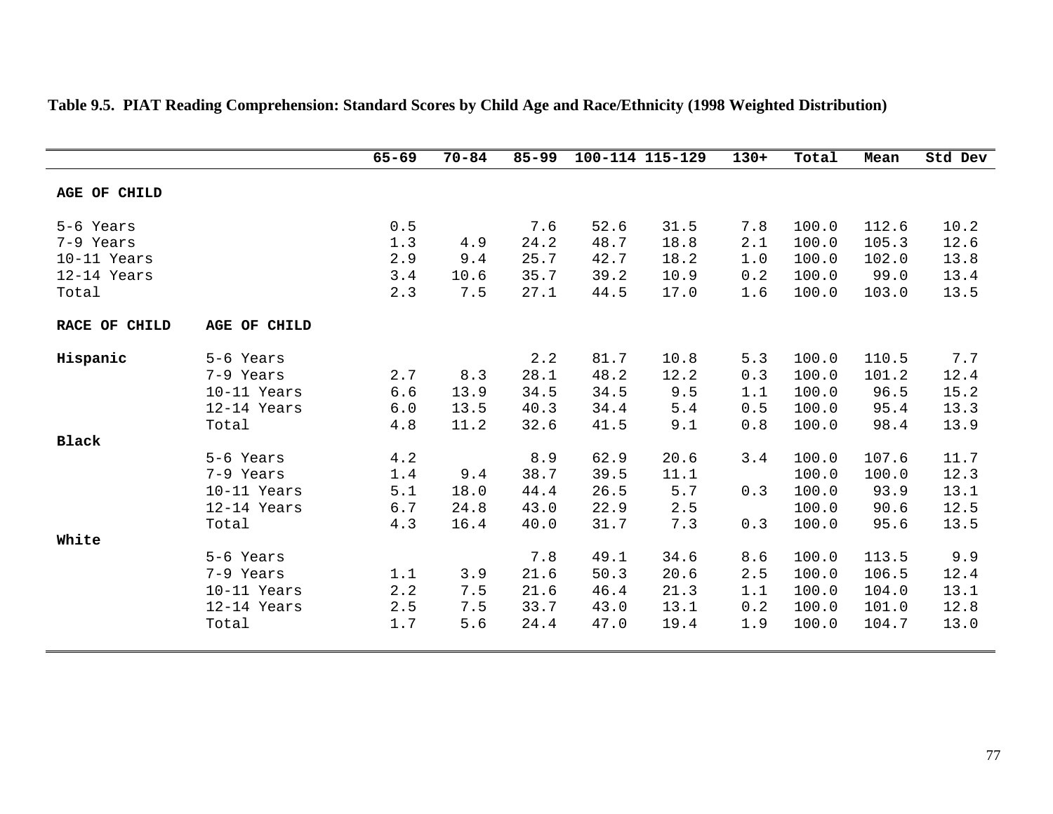**Table 9.5. PIAT Reading Comprehension: Standard Scores by Child Age and Race/Ethnicity (1998 Weighted Distribution)**

| | | 65-69 | 70-84 | 85-99 | 100-114 | 115-129 | 130+ | Total | Mean | Std Dev |
|---|---|---|---|---|---|---|---|---|---|---|
| **AGE OF CHILD** | | | | | | | | | | |
| 5-6 Years | | 0.5 | | 7.6 | 52.6 | 31.5 | 7.8 | 100.0 | 112.6 | 10.2 |
| 7-9 Years | | 1.3 | 4.9 | 24.2 | 48.7 | 18.8 | 2.1 | 100.0 | 105.3 | 12.6 |
| 10-11 Years | | 2.9 | 9.4 | 25.7 | 42.7 | 18.2 | 1.0 | 100.0 | 102.0 | 13.8 |
| 12-14 Years | | 3.4 | 10.6 | 35.7 | 39.2 | 10.9 | 0.2 | 100.0 | 99.0 | 13.4 |
| Total | | 2.3 | 7.5 | 27.1 | 44.5 | 17.0 | 1.6 | 100.0 | 103.0 | 13.5 |
| **RACE OF CHILD** | **AGE OF CHILD** | | | | | | | | | |
| **Hispanic** | 5-6 Years | | | 2.2 | 81.7 | 10.8 | 5.3 | 100.0 | 110.5 | 7.7 |
| | 7-9 Years | 2.7 | 8.3 | 28.1 | 48.2 | 12.2 | 0.3 | 100.0 | 101.2 | 12.4 |
| | 10-11 Years | 6.6 | 13.9 | 34.5 | 34.5 | 9.5 | 1.1 | 100.0 | 96.5 | 15.2 |
| | 12-14 Years | 6.0 | 13.5 | 40.3 | 34.4 | 5.4 | 0.5 | 100.0 | 95.4 | 13.3 |
| | Total | 4.8 | 11.2 | 32.6 | 41.5 | 9.1 | 0.8 | 100.0 | 98.4 | 13.9 |
| **Black** | | | | | | | | | | |
| | 5-6 Years | 4.2 | | 8.9 | 62.9 | 20.6 | 3.4 | 100.0 | 107.6 | 11.7 |
| | 7-9 Years | 1.4 | 9.4 | 38.7 | 39.5 | 11.1 | | 100.0 | 100.0 | 12.3 |
| | 10-11 Years | 5.1 | 18.0 | 44.4 | 26.5 | 5.7 | 0.3 | 100.0 | 93.9 | 13.1 |
| | 12-14 Years | 6.7 | 24.8 | 43.0 | 22.9 | 2.5 | | 100.0 | 90.6 | 12.5 |
| | Total | 4.3 | 16.4 | 40.0 | 31.7 | 7.3 | 0.3 | 100.0 | 95.6 | 13.5 |
| **White** | | | | | | | | | | |
| | 5-6 Years | | | 7.8 | 49.1 | 34.6 | 8.6 | 100.0 | 113.5 | 9.9 |
| | 7-9 Years | 1.1 | 3.9 | 21.6 | 50.3 | 20.6 | 2.5 | 100.0 | 106.5 | 12.4 |
| | 10-11 Years | 2.2 | 7.5 | 21.6 | 46.4 | 21.3 | 1.1 | 100.0 | 104.0 | 13.1 |
| | 12-14 Years | 2.5 | 7.5 | 33.7 | 43.0 | 13.1 | 0.2 | 100.0 | 101.0 | 12.8 |
| | Total | 1.7 | 5.6 | 24.4 | 47.0 | 19.4 | 1.9 | 100.0 | 104.7 | 13.0 |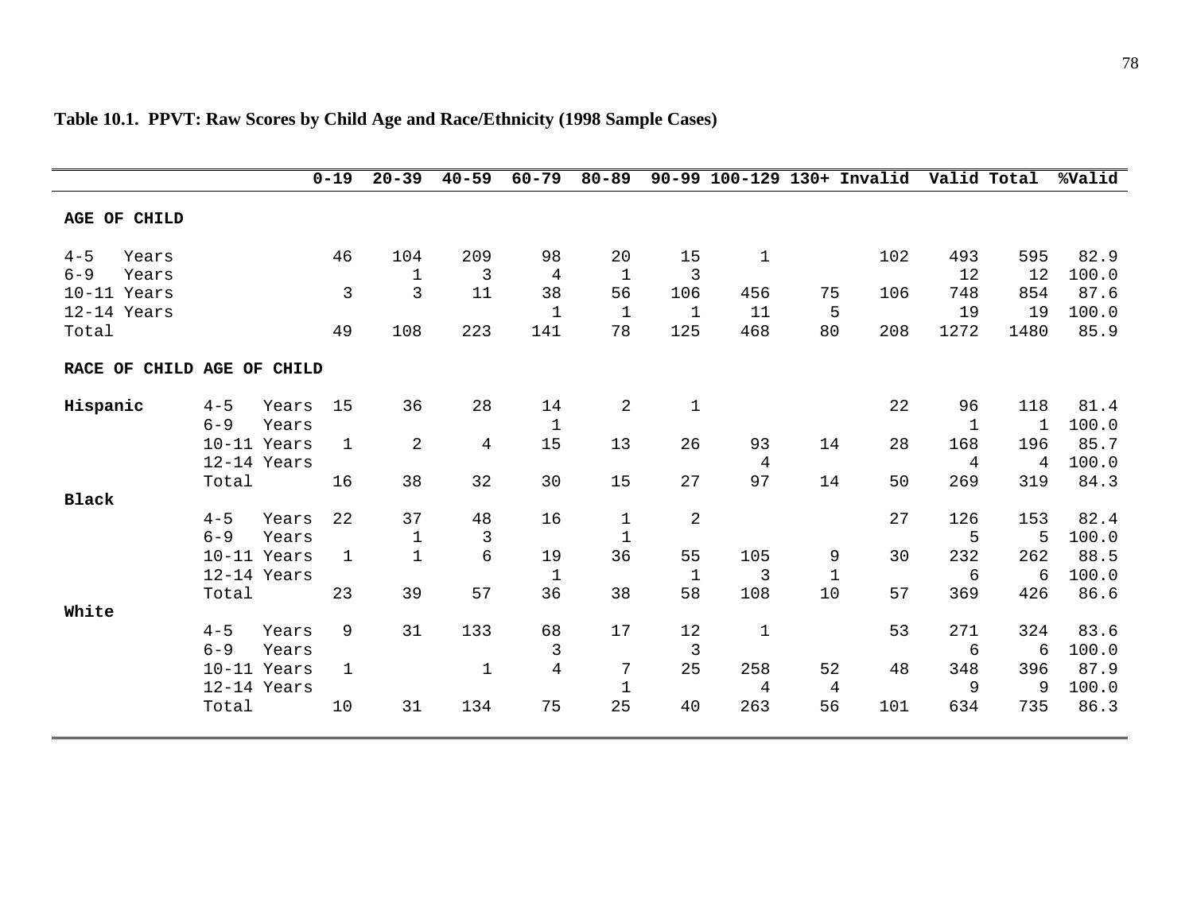**Table 10.1. PPVT: Raw Scores by Child Age and Race/Ethnicity (1998 Sample Cases)**

| | | 0-19 | 20-39 | 40-59 | 60-79 | 80-89 | 90-99 | 100-129 | 130+ | Invalid | Valid | Total | %Valid |
|---|---|---|---|---|---|---|---|---|---|---|---|---|---|
| **AGE OF CHILD** | | | | | | | | | | | | | |
| 4-5 Years | | 46 | 104 | 209 | 98 | 20 | 15 | 1 | | 102 | 493 | 595 | 82.9 |
| 6-9 Years | | | 1 | 3 | 4 | 1 | 3 | | | | 12 | 12 | 100.0 |
| 10-11 Years | | 3 | 3 | 11 | 38 | 56 | 106 | 456 | 75 | 106 | 748 | 854 | 87.6 |
| 12-14 Years | | | | | 1 | 1 | 1 | 11 | 5 | | 19 | 19 | 100.0 |
| Total | | 49 | 108 | 223 | 141 | 78 | 125 | 468 | 80 | 208 | 1272 | 1480 | 85.9 |
| **RACE OF CHILD** | **AGE OF CHILD** | | | | | | | | | | | | |
| **Hispanic** | 4-5 Years | 15 | 36 | 28 | 14 | 2 | 1 | | | 22 | 96 | 118 | 81.4 |
| | 6-9 Years | | | | 1 | | | | | | 1 | 1 | 100.0 |
| | 10-11 Years | 1 | 2 | 4 | 15 | 13 | 26 | 93 | 14 | 28 | 168 | 196 | 85.7 |
| | 12-14 Years | | | | | | | 4 | | | 4 | 4 | 100.0 |
| | Total | 16 | 38 | 32 | 30 | 15 | 27 | 97 | 14 | 50 | 269 | 319 | 84.3 |
| **Black** | | | | | | | | | | | | | |
| | 4-5 Years | 22 | 37 | 48 | 16 | 1 | 2 | | | 27 | 126 | 153 | 82.4 |
| | 6-9 Years | | 1 | 3 | | 1 | | | | | 5 | 5 | 100.0 |
| | 10-11 Years | 1 | 1 | 6 | 19 | 36 | 55 | 105 | 9 | 30 | 232 | 262 | 88.5 |
| | 12-14 Years | | | | 1 | | 1 | 3 | 1 | | 6 | 6 | 100.0 |
| | Total | 23 | 39 | 57 | 36 | 38 | 58 | 108 | 10 | 57 | 369 | 426 | 86.6 |
| **White** | | | | | | | | | | | | | |
| | 4-5 Years | 9 | 31 | 133 | 68 | 17 | 12 | 1 | | 53 | 271 | 324 | 83.6 |
| | 6-9 Years | | | | 3 | | 3 | | | | 6 | 6 | 100.0 |
| | 10-11 Years | 1 | | 1 | 4 | 7 | 25 | 258 | 52 | 48 | 348 | 396 | 87.9 |
| | 12-14 Years | | | | | 1 | | 4 | 4 | | 9 | 9 | 100.0 |
| | Total | 10 | 31 | 134 | 75 | 25 | 40 | 263 | 56 | 101 | 634 | 735 | 86.3 |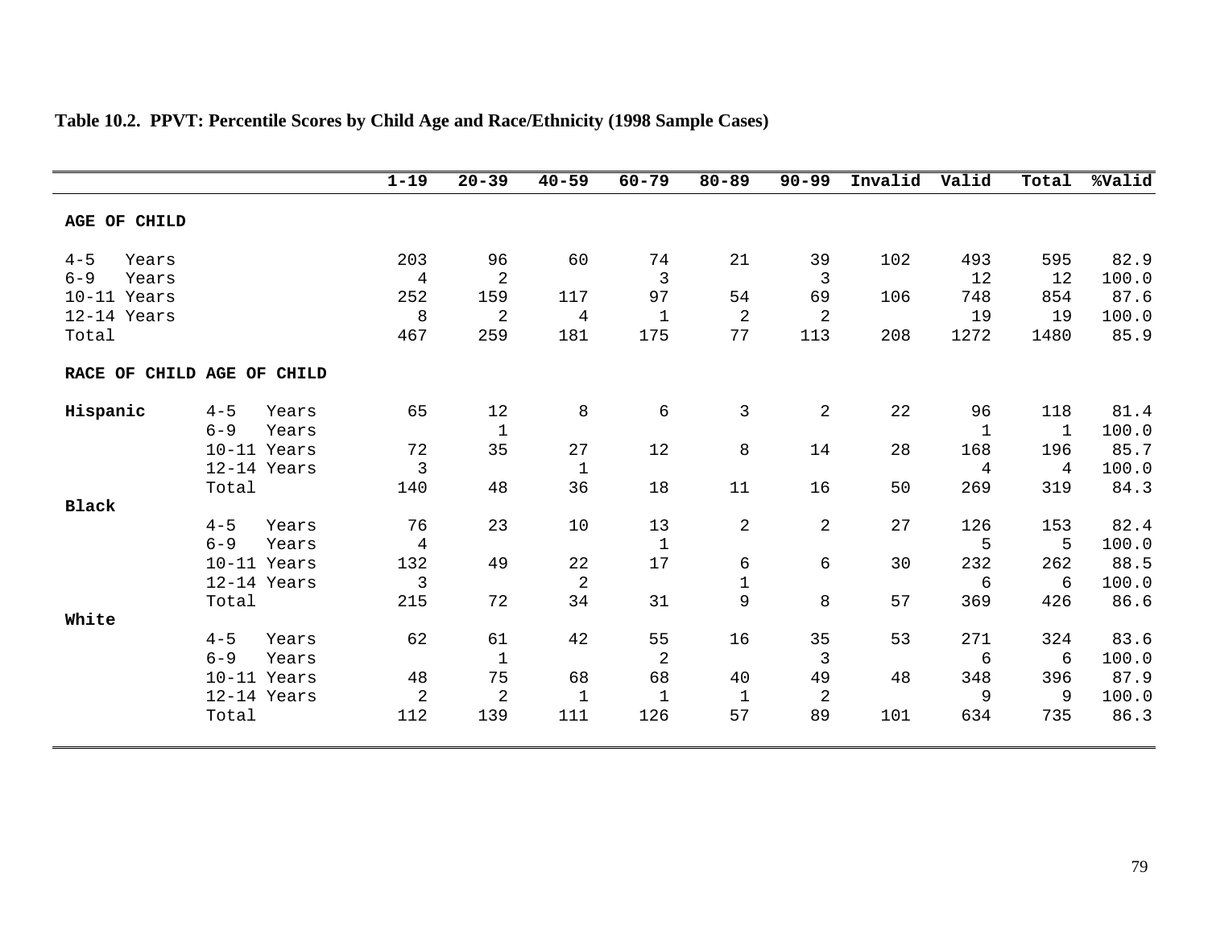**Table 10.2. PPVT: Percentile Scores by Child Age and Race/Ethnicity (1998 Sample Cases)**

| | | 1-19 | 20-39 | 40-59 | 60-79 | 80-89 | 90-99 | Invalid | Valid | Total | %Valid |
|---|---|---|---|---|---|---|---|---|---|---|---|
| **AGE OF CHILD** | | | | | | | | | | | |
| 4-5 Years | | 203 | 96 | 60 | 74 | 21 | 39 | 102 | 493 | 595 | 82.9 |
| 6-9 Years | | 4 | 2 | | 3 | | 3 | | 12 | 12 | 100.0 |
| 10-11 Years | | 252 | 159 | 117 | 97 | 54 | 69 | 106 | 748 | 854 | 87.6 |
| 12-14 Years | | 8 | 2 | 4 | 1 | 2 | 2 | | 19 | 19 | 100.0 |
| Total | | 467 | 259 | 181 | 175 | 77 | 113 | 208 | 1272 | 1480 | 85.9 |
| **RACE OF CHILD** | **AGE OF CHILD** | | | | | | | | | | |
| **Hispanic** | 4-5 Years | 65 | 12 | 8 | 6 | 3 | 2 | 22 | 96 | 118 | 81.4 |
| | 6-9 Years | | 1 | | | | | | 1 | 1 | 100.0 |
| | 10-11 Years | 72 | 35 | 27 | 12 | 8 | 14 | 28 | 168 | 196 | 85.7 |
| | 12-14 Years | 3 | | 1 | | | | | 4 | 4 | 100.0 |
| | Total | 140 | 48 | 36 | 18 | 11 | 16 | 50 | 269 | 319 | 84.3 |
| **Black** | | | | | | | | | | | |
| | 4-5 Years | 76 | 23 | 10 | 13 | 2 | 2 | 27 | 126 | 153 | 82.4 |
| | 6-9 Years | 4 | | | 1 | | | | 5 | 5 | 100.0 |
| | 10-11 Years | 132 | 49 | 22 | 17 | 6 | 6 | 30 | 232 | 262 | 88.5 |
| | 12-14 Years | 3 | | 2 | | 1 | | | 6 | 6 | 100.0 |
| | Total | 215 | 72 | 34 | 31 | 9 | 8 | 57 | 369 | 426 | 86.6 |
| **White** | | | | | | | | | | | |
| | 4-5 Years | 62 | 61 | 42 | 55 | 16 | 35 | 53 | 271 | 324 | 83.6 |
| | 6-9 Years | | 1 | | 2 | | 3 | | 6 | 6 | 100.0 |
| | 10-11 Years | 48 | 75 | 68 | 68 | 40 | 49 | 48 | 348 | 396 | 87.9 |
| | 12-14 Years | 2 | 2 | 1 | 1 | 1 | 2 | | 9 | 9 | 100.0 |
| | Total | 112 | 139 | 111 | 126 | 57 | 89 | 101 | 634 | 735 | 86.3 |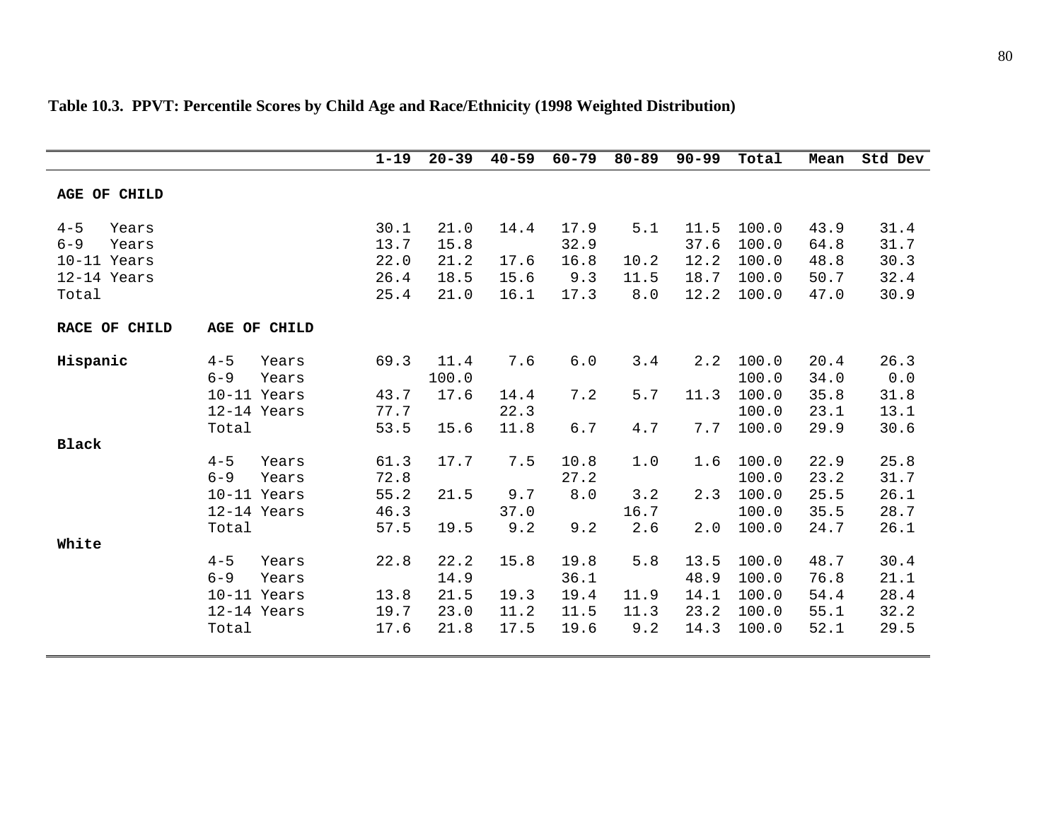**Table 10.3. PPVT: Percentile Scores by Child Age and Race/Ethnicity (1998 Weighted Distribution)**

| | | 1-19 | 20-39 | 40-59 | 60-79 | 80-89 | 90-99 | Total | Mean | Std Dev |
|---|---|---|---|---|---|---|---|---|---|---|
| **AGE OF CHILD** | | | | | | | | | | |
| 4-5 Years | | 30.1 | 21.0 | 14.4 | 17.9 | 5.1 | 11.5 | 100.0 | 43.9 | 31.4 |
| 6-9 Years | | 13.7 | 15.8 | | 32.9 | | 37.6 | 100.0 | 64.8 | 31.7 |
| 10-11 Years | | 22.0 | 21.2 | 17.6 | 16.8 | 10.2 | 12.2 | 100.0 | 48.8 | 30.3 |
| 12-14 Years | | 26.4 | 18.5 | 15.6 | 9.3 | 11.5 | 18.7 | 100.0 | 50.7 | 32.4 |
| Total | | 25.4 | 21.0 | 16.1 | 17.3 | 8.0 | 12.2 | 100.0 | 47.0 | 30.9 |
| **RACE OF CHILD** | **AGE OF CHILD** | | | | | | | | | |
| **Hispanic** | 4-5 Years | 69.3 | 11.4 | 7.6 | 6.0 | 3.4 | 2.2 | 100.0 | 20.4 | 26.3 |
| | 6-9 Years | | 100.0 | | | | | 100.0 | 34.0 | 0.0 |
| | 10-11 Years | 43.7 | 17.6 | 14.4 | 7.2 | 5.7 | 11.3 | 100.0 | 35.8 | 31.8 |
| | 12-14 Years | 77.7 | | 22.3 | | | | 100.0 | 23.1 | 13.1 |
| | Total | 53.5 | 15.6 | 11.8 | 6.7 | 4.7 | 7.7 | 100.0 | 29.9 | 30.6 |
| **Black** | | | | | | | | | | |
| | 4-5 Years | 61.3 | 17.7 | 7.5 | 10.8 | 1.0 | 1.6 | 100.0 | 22.9 | 25.8 |
| | 6-9 Years | 72.8 | | | 27.2 | | | 100.0 | 23.2 | 31.7 |
| | 10-11 Years | 55.2 | 21.5 | 9.7 | 8.0 | 3.2 | 2.3 | 100.0 | 25.5 | 26.1 |
| | 12-14 Years | 46.3 | | 37.0 | | 16.7 | | 100.0 | 35.5 | 28.7 |
| | Total | 57.5 | 19.5 | 9.2 | 9.2 | 2.6 | 2.0 | 100.0 | 24.7 | 26.1 |
| **White** | | | | | | | | | | |
| | 4-5 Years | 22.8 | 22.2 | 15.8 | 19.8 | 5.8 | 13.5 | 100.0 | 48.7 | 30.4 |
| | 6-9 Years | | 14.9 | | 36.1 | | 48.9 | 100.0 | 76.8 | 21.1 |
| | 10-11 Years | 13.8 | 21.5 | 19.3 | 19.4 | 11.9 | 14.1 | 100.0 | 54.4 | 28.4 |
| | 12-14 Years | 19.7 | 23.0 | 11.2 | 11.5 | 11.3 | 23.2 | 100.0 | 55.1 | 32.2 |
| | Total | 17.6 | 21.8 | 17.5 | 19.6 | 9.2 | 14.3 | 100.0 | 52.1 | 29.5 |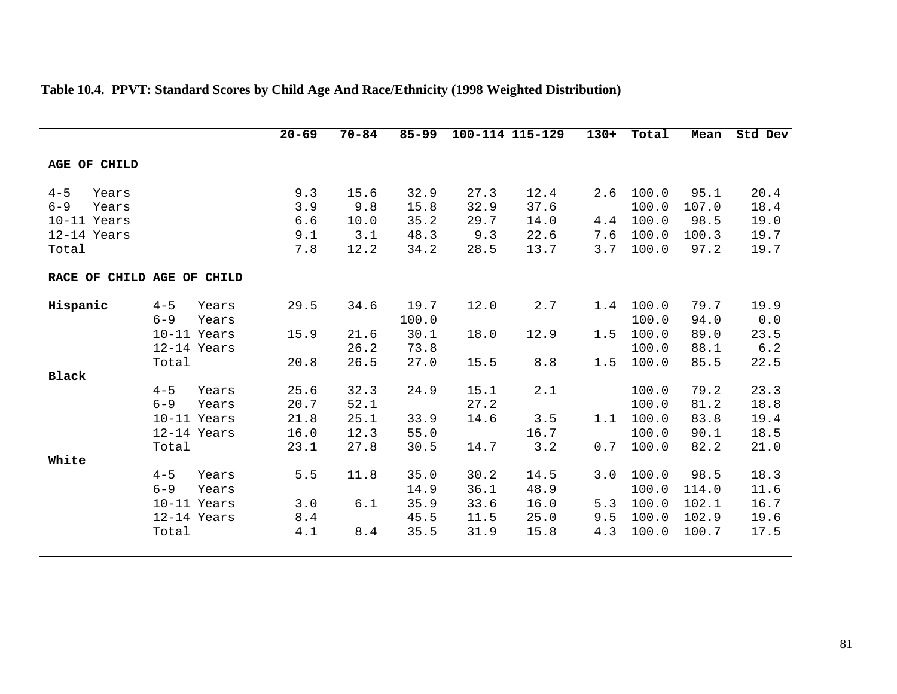**Table 10.4. PPVT: Standard Scores by Child Age And Race/Ethnicity (1998 Weighted Distribution)**

| | | 20-69 | 70-84 | 85-99 | 100-114 | 115-129 | 130+ | Total | Mean | Std Dev |
|---|---|---|---|---|---|---|---|---|---|---|
| **AGE OF CHILD** | | | | | | | | | | |
| 4-5 Years | | 9.3 | 15.6 | 32.9 | 27.3 | 12.4 | 2.6 | 100.0 | 95.1 | 20.4 |
| 6-9 Years | | 3.9 | 9.8 | 15.8 | 32.9 | 37.6 | | 100.0 | 107.0 | 18.4 |
| 10-11 Years | | 6.6 | 10.0 | 35.2 | 29.7 | 14.0 | 4.4 | 100.0 | 98.5 | 19.0 |
| 12-14 Years | | 9.1 | 3.1 | 48.3 | 9.3 | 22.6 | 7.6 | 100.0 | 100.3 | 19.7 |
| Total | | 7.8 | 12.2 | 34.2 | 28.5 | 13.7 | 3.7 | 100.0 | 97.2 | 19.7 |
| **RACE OF CHILD** | **AGE OF CHILD** | | | | | | | | | |
| **Hispanic** | 4-5 Years | 29.5 | 34.6 | 19.7 | 12.0 | 2.7 | 1.4 | 100.0 | 79.7 | 19.9 |
| | 6-9 Years | | | 100.0 | | | | 100.0 | 94.0 | 0.0 |
| | 10-11 Years | 15.9 | 21.6 | 30.1 | 18.0 | 12.9 | 1.5 | 100.0 | 89.0 | 23.5 |
| | 12-14 Years | | 26.2 | 73.8 | | | | 100.0 | 88.1 | 6.2 |
| | Total | 20.8 | 26.5 | 27.0 | 15.5 | 8.8 | 1.5 | 100.0 | 85.5 | 22.5 |
| **Black** | | | | | | | | | | |
| | 4-5 Years | 25.6 | 32.3 | 24.9 | 15.1 | 2.1 | | 100.0 | 79.2 | 23.3 |
| | 6-9 Years | 20.7 | 52.1 | | 27.2 | | | 100.0 | 81.2 | 18.8 |
| | 10-11 Years | 21.8 | 25.1 | 33.9 | 14.6 | 3.5 | 1.1 | 100.0 | 83.8 | 19.4 |
| | 12-14 Years | 16.0 | 12.3 | 55.0 | | 16.7 | | 100.0 | 90.1 | 18.5 |
| | Total | 23.1 | 27.8 | 30.5 | 14.7 | 3.2 | 0.7 | 100.0 | 82.2 | 21.0 |
| **White** | | | | | | | | | | |
| | 4-5 Years | 5.5 | 11.8 | 35.0 | 30.2 | 14.5 | 3.0 | 100.0 | 98.5 | 18.3 |
| | 6-9 Years | | | 14.9 | 36.1 | 48.9 | | 100.0 | 114.0 | 11.6 |
| | 10-11 Years | 3.0 | 6.1 | 35.9 | 33.6 | 16.0 | 5.3 | 100.0 | 102.1 | 16.7 |
| | 12-14 Years | 8.4 | | 45.5 | 11.5 | 25.0 | 9.5 | 100.0 | 102.9 | 19.6 |
| | Total | 4.1 | 8.4 | 35.5 | 31.9 | 15.8 | 4.3 | 100.0 | 100.7 | 17.5 |